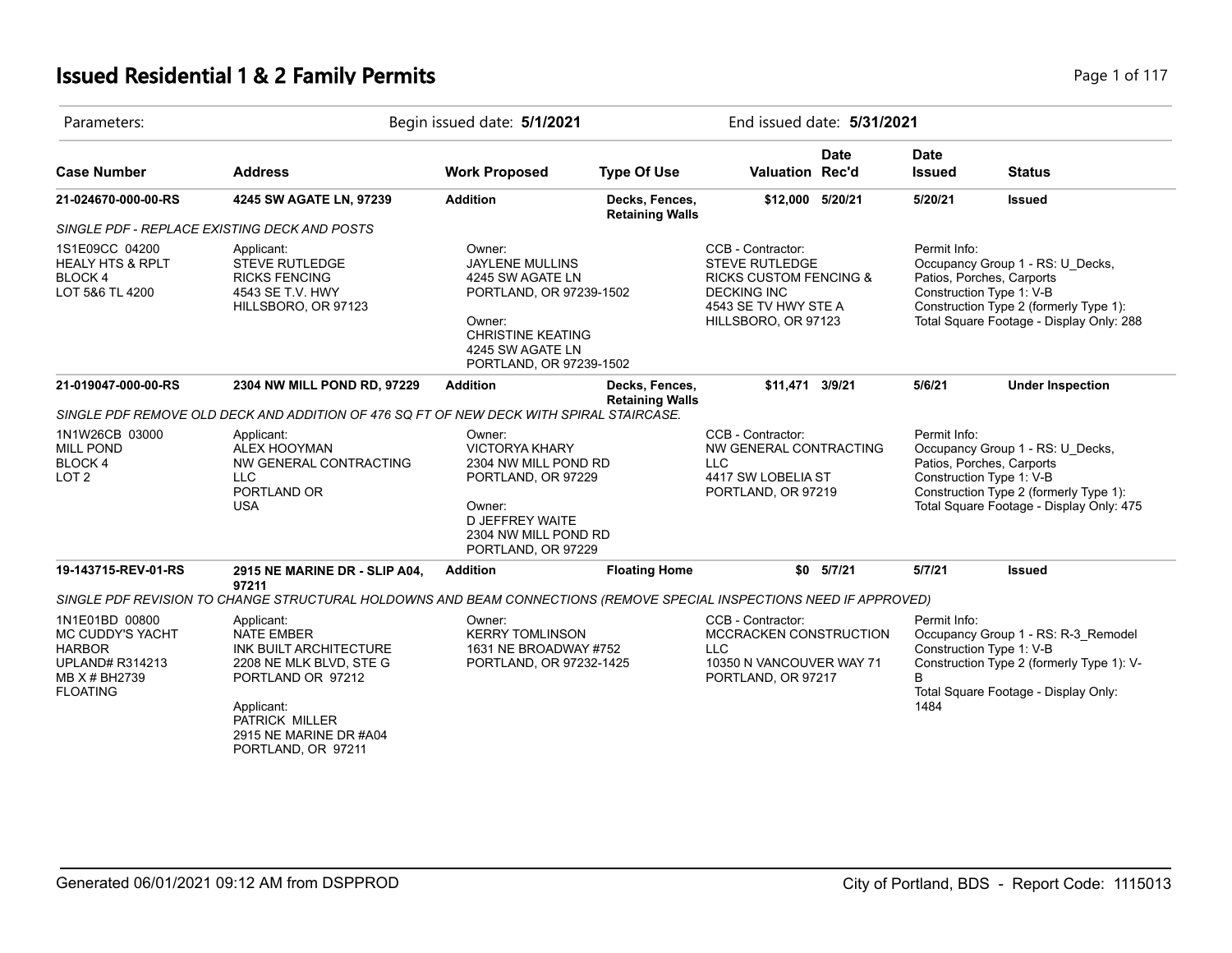# Issued Residential 1 & 2 Family Permits

Parameters: Begin issued date: **5/1/2021** End issued date: **5/31/2021**

| Case Number | Address | Work Proposed | Type Of Use | Valuation | Date Rec'd | Date Issued | Status |
|---|---|---|---|---|---|---|---|
| **21-024670-000-00-RS** | **4245 SW AGATE LN, 97239** | **Addition** | **Decks, Fences, Retaining Walls** | **$12,000** | **5/20/21** | **5/20/21** | **Issued** |

*SINGLE PDF - REPLACE EXISTING DECK AND POSTS*

1S1E09CC 04200
HEALY HTS & RPLT
BLOCK 4
LOT 5&6 TL 4200

Applicant:
STEVE RUTLEDGE
RICKS FENCING
4543 SE T.V. HWY
HILLSBORO, OR 97123

Owner:
JAYLENE MULLINS
4245 SW AGATE LN
PORTLAND, OR 97239-1502

Owner:
CHRISTINE KEATING
4245 SW AGATE LN
PORTLAND, OR 97239-1502

CCB - Contractor:
STEVE RUTLEDGE
RICKS CUSTOM FENCING & DECKING INC
4543 SE TV HWY STE A
HILLSBORO, OR 97123

Permit Info:
Occupancy Group 1 - RS: U_Decks, Patios, Porches, Carports
Construction Type 1: V-B
Construction Type 2 (formerly Type 1):
Total Square Footage - Display Only: 288

| Case Number | Address | Work Proposed | Type Of Use | Valuation | Date Rec'd | Date Issued | Status |
|---|---|---|---|---|---|---|---|
| **21-019047-000-00-RS** | **2304 NW MILL POND RD, 97229** | **Addition** | **Decks, Fences, Retaining Walls** | **$11,471** | **3/9/21** | **5/6/21** | **Under Inspection** |

*SINGLE PDF REMOVE OLD DECK AND ADDITION OF 476 SQ FT OF NEW DECK WITH SPIRAL STAIRCASE.*

1N1W26CB 03000
MILL POND
BLOCK 4
LOT 2

Applicant:
ALEX HOOYMAN
NW GENERAL CONTRACTING LLC
PORTLAND OR
USA

Owner:
VICTORYA KHARY
2304 NW MILL POND RD
PORTLAND, OR 97229

Owner:
D JEFFREY WAITE
2304 NW MILL POND RD
PORTLAND, OR 97229

CCB - Contractor:
NW GENERAL CONTRACTING LLC
4417 SW LOBELIA ST
PORTLAND, OR 97219

Permit Info:
Occupancy Group 1 - RS: U_Decks, Patios, Porches, Carports
Construction Type 1: V-B
Construction Type 2 (formerly Type 1):
Total Square Footage - Display Only: 475

| Case Number | Address | Work Proposed | Type Of Use | Valuation | Date Rec'd | Date Issued | Status |
|---|---|---|---|---|---|---|---|
| **19-143715-REV-01-RS** | **2915 NE MARINE DR - SLIP A04, 97211** | **Addition** | **Floating Home** | **$0** | **5/7/21** | **5/7/21** | **Issued** |

*SINGLE PDF REVISION TO CHANGE STRUCTURAL HOLDOWNS AND BEAM CONNECTIONS (REMOVE SPECIAL INSPECTIONS NEED IF APPROVED)*

1N1E01BD 00800
MC CUDDY'S YACHT HARBOR
UPLAND# R314213
MB X # BH2739
FLOATING

Applicant:
NATE EMBER
INK BUILT ARCHITECTURE
2208 NE MLK BLVD, STE G
PORTLAND OR 97212

Applicant:
PATRICK MILLER
2915 NE MARINE DR #A04
PORTLAND, OR 97211

Owner:
KERRY TOMLINSON
1631 NE BROADWAY #752
PORTLAND, OR 97232-1425

CCB - Contractor:
MCCRACKEN CONSTRUCTION LLC
10350 N VANCOUVER WAY 71
PORTLAND, OR 97217

Permit Info:
Occupancy Group 1 - RS: R-3_Remodel
Construction Type 1: V-B
Construction Type 2 (formerly Type 1): V-B
Total Square Footage - Display Only: 1484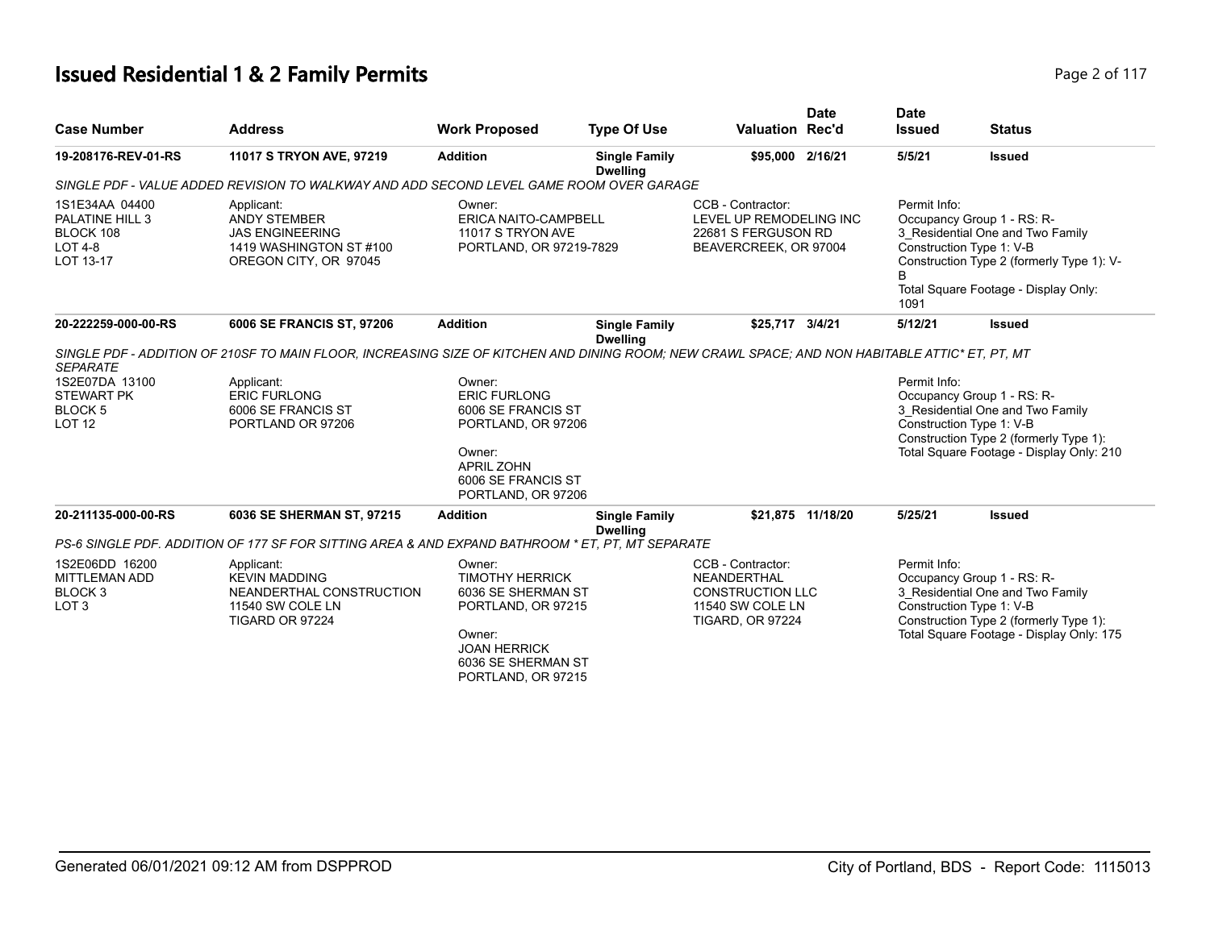# Issued Residential 1 & 2 Family Permits

| Case Number | Address | Work Proposed | Type Of Use | Valuation | Date Rec'd | Date Issued | Status |
|---|---|---|---|---|---|---|---|
| 19-208176-REV-01-RS | 11017 S TRYON AVE, 97219 | Addition | Single Family Dwelling | $95,000 | 2/16/21 | 5/5/21 | Issued |

*SINGLE PDF - VALUE ADDED REVISION TO WALKWAY AND ADD SECOND LEVEL GAME ROOM OVER GARAGE*

1S1E34AA 04400
PALATINE HILL 3
BLOCK 108
LOT 4-8
LOT 13-17

Applicant:
ANDY STEMBER
JAS ENGINEERING
1419 WASHINGTON ST #100
OREGON CITY, OR 97045

Owner:
ERICA NAITO-CAMPBELL
11017 S TRYON AVE
PORTLAND, OR 97219-7829

CCB - Contractor:
LEVEL UP REMODELING INC
22681 S FERGUSON RD
BEAVERCREEK, OR 97004

Permit Info:
Occupancy Group 1 - RS: R-3_Residential One and Two Family
Construction Type 1: V-B
Construction Type 2 (formerly Type 1): V-B
Total Square Footage - Display Only: 1091

| Case Number | Address | Work Proposed | Type Of Use | Valuation | Date Rec'd | Date Issued | Status |
|---|---|---|---|---|---|---|---|
| 20-222259-000-00-RS | 6006 SE FRANCIS ST, 97206 | Addition | Single Family Dwelling | $25,717 | 3/4/21 | 5/12/21 | Issued |

*SINGLE PDF - ADDITION OF 210SF TO MAIN FLOOR, INCREASING SIZE OF KITCHEN AND DINING ROOM; NEW CRAWL SPACE; AND NON HABITABLE ATTIC* ET, PT, MT SEPARATE*

1S2E07DA 13100
STEWART PK
BLOCK 5
LOT 12

Applicant:
ERIC FURLONG
6006 SE FRANCIS ST
PORTLAND OR 97206

Owner:
ERIC FURLONG
6006 SE FRANCIS ST
PORTLAND, OR 97206

Owner:
APRIL ZOHN
6006 SE FRANCIS ST
PORTLAND, OR 97206

Permit Info:
Occupancy Group 1 - RS: R-3_Residential One and Two Family
Construction Type 1: V-B
Construction Type 2 (formerly Type 1):
Total Square Footage - Display Only: 210

| Case Number | Address | Work Proposed | Type Of Use | Valuation | Date Rec'd | Date Issued | Status |
|---|---|---|---|---|---|---|---|
| 20-211135-000-00-RS | 6036 SE SHERMAN ST, 97215 | Addition | Single Family Dwelling | $21,875 | 11/18/20 | 5/25/21 | Issued |

*PS-6 SINGLE PDF. ADDITION OF 177 SF FOR SITTING AREA & AND EXPAND BATHROOM * ET, PT, MT SEPARATE*

1S2E06DD 16200
MITTLEMAN ADD
BLOCK 3
LOT 3

Applicant:
KEVIN MADDING
NEANDERTHAL CONSTRUCTION
11540 SW COLE LN
TIGARD OR 97224

Owner:
TIMOTHY HERRICK
6036 SE SHERMAN ST
PORTLAND, OR 97215

Owner:
JOAN HERRICK
6036 SE SHERMAN ST
PORTLAND, OR 97215

CCB - Contractor:
NEANDERTHAL CONSTRUCTION LLC
11540 SW COLE LN
TIGARD, OR 97224

Permit Info:
Occupancy Group 1 - RS: R-3_Residential One and Two Family
Construction Type 1: V-B
Construction Type 2 (formerly Type 1):
Total Square Footage - Display Only: 175

Generated 06/01/2021 09:12 AM from DSPPROD — City of Portland, BDS - Report Code: 1115013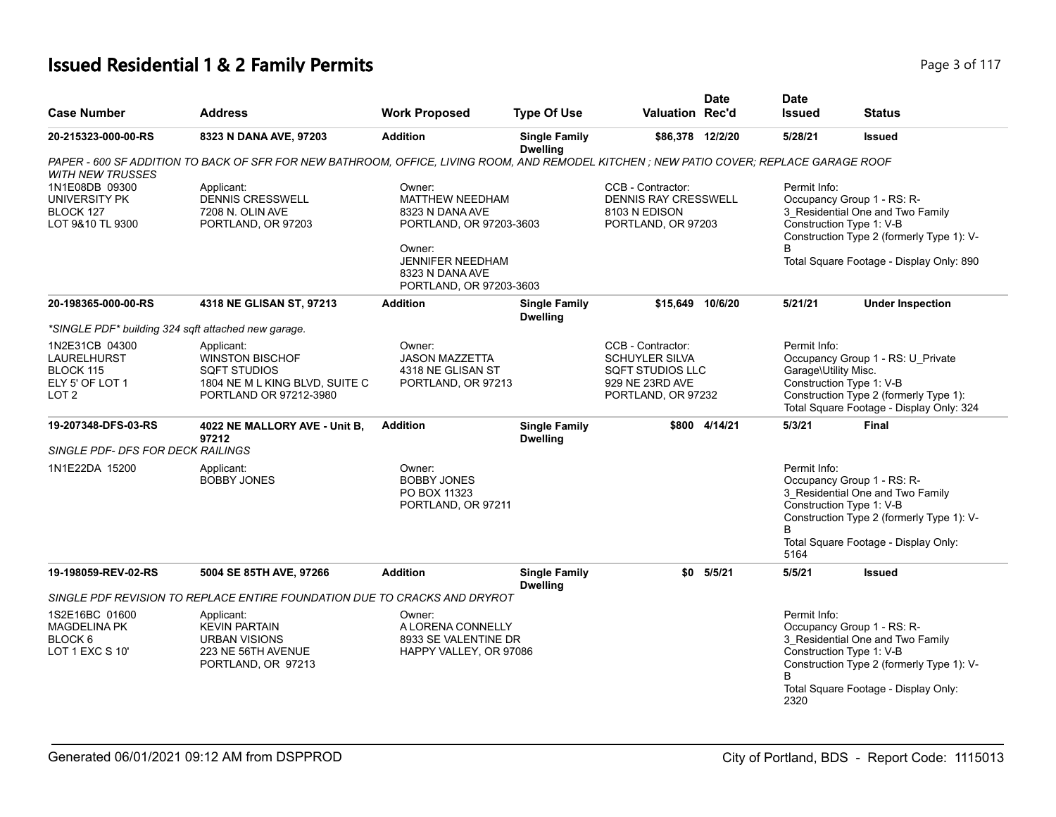# Issued Residential 1 & 2 Family Permits

| Case Number | Address | Work Proposed | Type Of Use | Valuation | Date Rec'd | Date Issued | Status |
|---|---|---|---|---|---|---|---|
| **20-215323-000-00-RS** | **8323 N DANA AVE, 97203** | **Addition** | **Single Family Dwelling** | **$86,378** | **12/2/20** | **5/28/21** | **Issued** |

*PAPER - 600 SF ADDITION TO BACK OF SFR FOR NEW BATHROOM, OFFICE, LIVING ROOM, AND REMODEL KITCHEN ; NEW PATIO COVER; REPLACE GARAGE ROOF WITH NEW TRUSSES*

1N1E08DB 09300
UNIVERSITY PK
BLOCK 127
LOT 9&10 TL 9300

Applicant:
DENNIS CRESSWELL
7208 N. OLIN AVE
PORTLAND, OR 97203

Owner:
MATTHEW NEEDHAM
8323 N DANA AVE
PORTLAND, OR 97203-3603

Owner:
JENNIFER NEEDHAM
8323 N DANA AVE
PORTLAND, OR 97203-3603

CCB - Contractor:
DENNIS RAY CRESSWELL
8103 N EDISON
PORTLAND, OR 97203

Permit Info:
Occupancy Group 1 - RS: R-3_Residential One and Two Family
Construction Type 1: V-B
Construction Type 2 (formerly Type 1): V-B
Total Square Footage - Display Only: 890

| Case Number | Address | Work Proposed | Type Of Use | Valuation | Date Rec'd | Date Issued | Status |
|---|---|---|---|---|---|---|---|
| **20-198365-000-00-RS** | **4318 NE GLISAN ST, 97213** | **Addition** | **Single Family Dwelling** | **$15,649** | **10/6/20** | **5/21/21** | **Under Inspection** |

*\*SINGLE PDF\* building 324 sqft attached new garage.*

1N2E31CB 04300
LAURELHURST
BLOCK 115
ELY 5' OF LOT 1
LOT 2

Applicant:
WINSTON BISCHOF
SQFT STUDIOS
1804 NE M L KING BLVD, SUITE C
PORTLAND OR 97212-3980

Owner:
JASON MAZZETTA
4318 NE GLISAN ST
PORTLAND, OR 97213

CCB - Contractor:
SCHUYLER SILVA
SQFT STUDIOS LLC
929 NE 23RD AVE
PORTLAND, OR 97232

Permit Info:
Occupancy Group 1 - RS: U_Private Garage\Utility Misc.
Construction Type 1: V-B
Construction Type 2 (formerly Type 1):
Total Square Footage - Display Only: 324

| Case Number | Address | Work Proposed | Type Of Use | Valuation | Date Rec'd | Date Issued | Status |
|---|---|---|---|---|---|---|---|
| **19-207348-DFS-03-RS** | **4022 NE MALLORY AVE - Unit B, 97212** | **Addition** | **Single Family Dwelling** | **$800** | **4/14/21** | **5/3/21** | **Final** |

*SINGLE PDF- DFS FOR DECK RAILINGS*

1N1E22DA 15200

Applicant:
BOBBY JONES

Owner:
BOBBY JONES
PO BOX 11323
PORTLAND, OR 97211

Permit Info:
Occupancy Group 1 - RS: R-3_Residential One and Two Family
Construction Type 1: V-B
Construction Type 2 (formerly Type 1): V-B
Total Square Footage - Display Only: 5164

| Case Number | Address | Work Proposed | Type Of Use | Valuation | Date Rec'd | Date Issued | Status |
|---|---|---|---|---|---|---|---|
| **19-198059-REV-02-RS** | **5004 SE 85TH AVE, 97266** | **Addition** | **Single Family Dwelling** | **$0** | **5/5/21** | **5/5/21** | **Issued** |

*SINGLE PDF REVISION TO REPLACE ENTIRE FOUNDATION DUE TO CRACKS AND DRYROT*

1S2E16BC 01600
MAGDELINA PK
BLOCK 6
LOT 1 EXC S 10'

Applicant:
KEVIN PARTAIN
URBAN VISIONS
223 NE 56TH AVENUE
PORTLAND, OR 97213

Owner:
A LORENA CONNELLY
8933 SE VALENTINE DR
HAPPY VALLEY, OR 97086

Permit Info:
Occupancy Group 1 - RS: R-3_Residential One and Two Family
Construction Type 1: V-B
Construction Type 2 (formerly Type 1): V-B
Total Square Footage - Display Only: 2320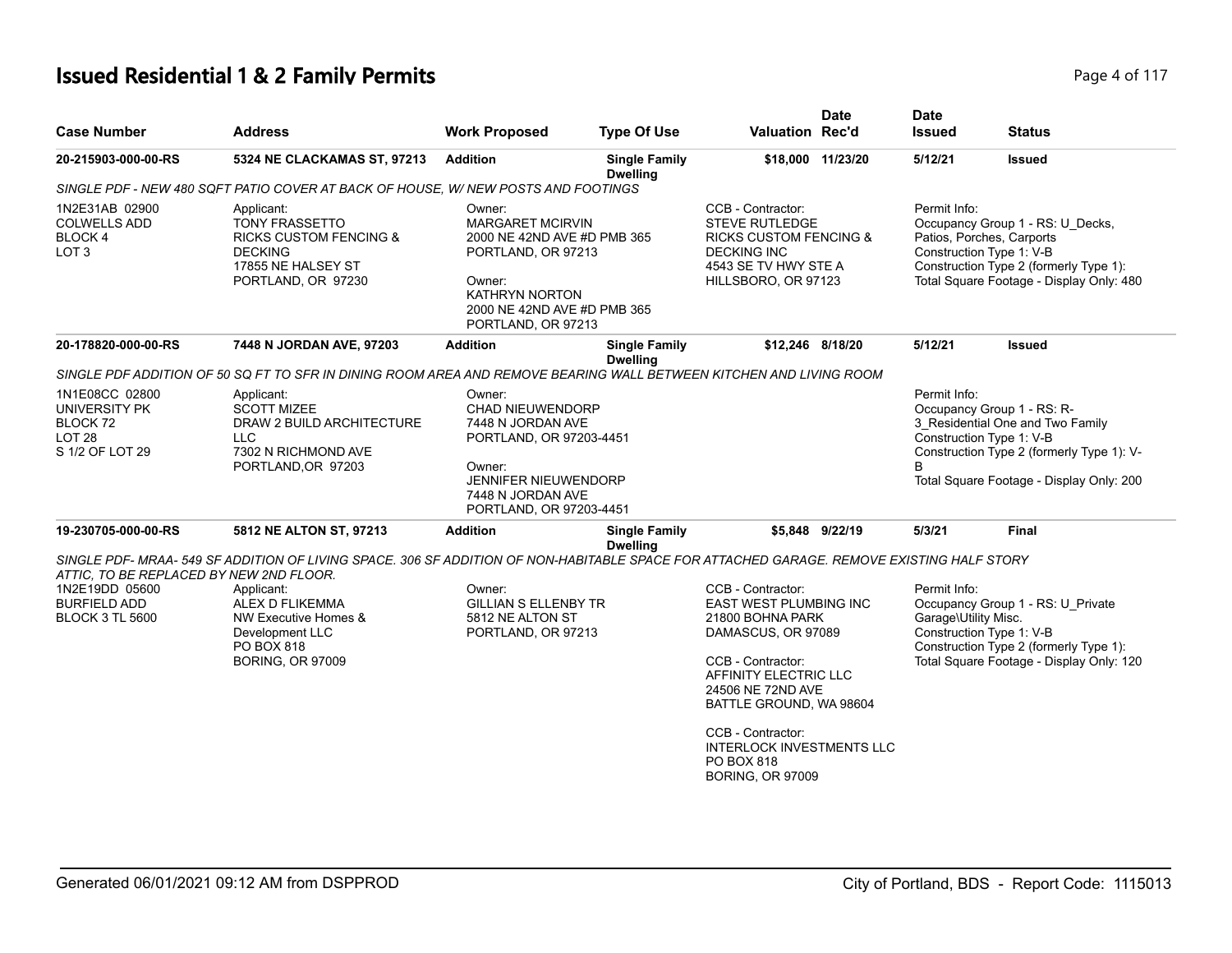# Issued Residential 1 & 2 Family Permits

| Case Number | Address | Work Proposed | Type Of Use | Valuation | Date Rec'd | Date Issued | Status |
|---|---|---|---|---|---|---|---|
| 20-215903-000-00-RS | 5324 NE CLACKAMAS ST, 97213 | Addition | Single Family Dwelling | $18,000 | 11/23/20 | 5/12/21 | Issued |

*SINGLE PDF - NEW 480 SQFT PATIO COVER AT BACK OF HOUSE, W/ NEW POSTS AND FOOTINGS*

1N2E31AB 02900
COLWELLS ADD
BLOCK 4
LOT 3

Applicant:
TONY FRASSETTO
RICKS CUSTOM FENCING & DECKING
17855 NE HALSEY ST
PORTLAND, OR 97230

Owner:
MARGARET MCIRVIN
2000 NE 42ND AVE #D PMB 365
PORTLAND, OR 97213

Owner:
KATHRYN NORTON
2000 NE 42ND AVE #D PMB 365
PORTLAND, OR 97213

CCB - Contractor:
STEVE RUTLEDGE
RICKS CUSTOM FENCING & DECKING INC
4543 SE TV HWY STE A
HILLSBORO, OR 97123

Permit Info:
Occupancy Group 1 - RS: U_Decks, Patios, Porches, Carports
Construction Type 1: V-B
Construction Type 2 (formerly Type 1):
Total Square Footage - Display Only: 480

| Case Number | Address | Work Proposed | Type Of Use | Valuation | Date Rec'd | Date Issued | Status |
|---|---|---|---|---|---|---|---|
| 20-178820-000-00-RS | 7448 N JORDAN AVE, 97203 | Addition | Single Family Dwelling | $12,246 | 8/18/20 | 5/12/21 | Issued |

*SINGLE PDF ADDITION OF 50 SQ FT TO SFR IN DINING ROOM AREA AND REMOVE BEARING WALL BETWEEN KITCHEN AND LIVING ROOM*

1N1E08CC 02800
UNIVERSITY PK
BLOCK 72
LOT 28
S 1/2 OF LOT 29

Applicant:
SCOTT MIZEE
DRAW 2 BUILD ARCHITECTURE LLC
7302 N RICHMOND AVE
PORTLAND,OR 97203

Owner:
CHAD NIEUWENDORP
7448 N JORDAN AVE
PORTLAND, OR 97203-4451

Owner:
JENNIFER NIEUWENDORP
7448 N JORDAN AVE
PORTLAND, OR 97203-4451

Permit Info:
Occupancy Group 1 - RS: R-3_Residential One and Two Family
Construction Type 1: V-B
Construction Type 2 (formerly Type 1): V-B
Total Square Footage - Display Only: 200

| Case Number | Address | Work Proposed | Type Of Use | Valuation | Date Rec'd | Date Issued | Status |
|---|---|---|---|---|---|---|---|
| 19-230705-000-00-RS | 5812 NE ALTON ST, 97213 | Addition | Single Family Dwelling | $5,848 | 9/22/19 | 5/3/21 | Final |

*SINGLE PDF- MRAA- 549 SF ADDITION OF LIVING SPACE. 306 SF ADDITION OF NON-HABITABLE SPACE FOR ATTACHED GARAGE. REMOVE EXISTING HALF STORY ATTIC, TO BE REPLACED BY NEW 2ND FLOOR.*

1N2E19DD 05600
BURFIELD ADD
BLOCK 3 TL 5600

Applicant:
ALEX D FLIKEMMA
NW Executive Homes & Development LLC
PO BOX 818
BORING, OR 97009

Owner:
GILLIAN S ELLENBY TR
5812 NE ALTON ST
PORTLAND, OR 97213

CCB - Contractor:
EAST WEST PLUMBING INC
21800 BOHNA PARK
DAMASCUS, OR 97089

CCB - Contractor:
AFFINITY ELECTRIC LLC
24506 NE 72ND AVE
BATTLE GROUND, WA 98604

CCB - Contractor:
INTERLOCK INVESTMENTS LLC
PO BOX 818
BORING, OR 97009

Permit Info:
Occupancy Group 1 - RS: U_Private Garage\Utility Misc.
Construction Type 1: V-B
Construction Type 2 (formerly Type 1):
Total Square Footage - Display Only: 120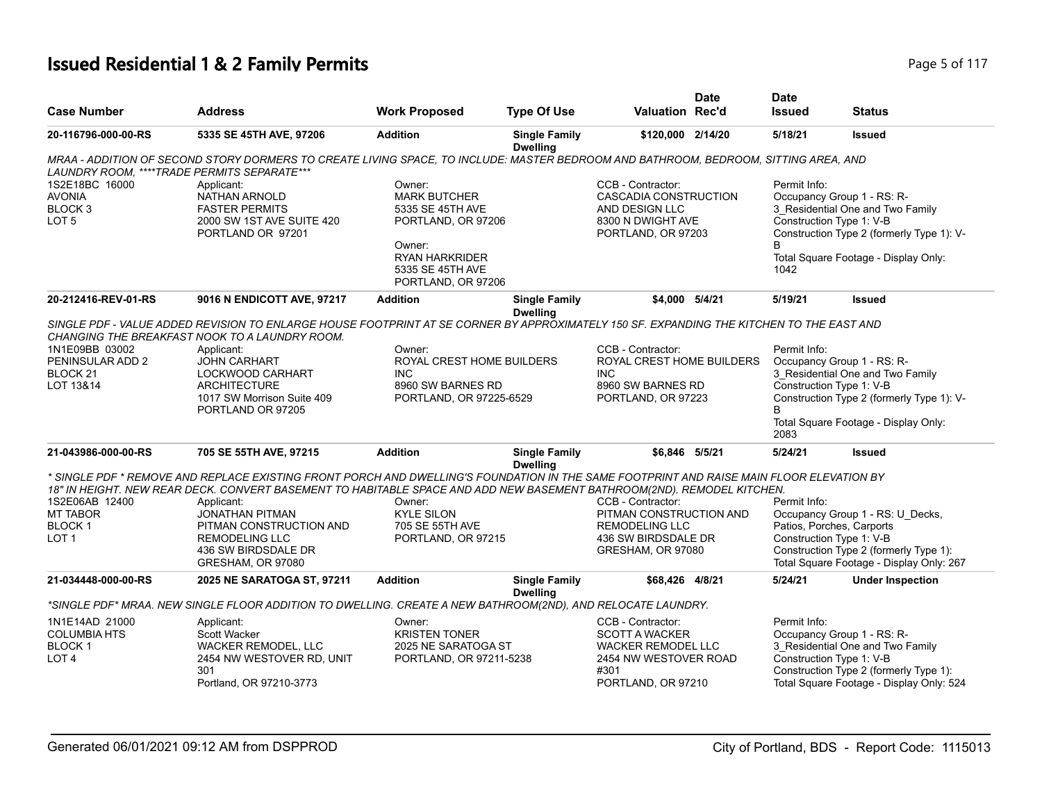# Issued Residential 1 & 2 Family Permits

| Case Number | Address | Work Proposed | Type Of Use | Valuation | Date Rec'd | Date Issued | Status |
|---|---|---|---|---|---|---|---|
| 20-116796-000-00-RS | 5335 SE 45TH AVE, 97206 | Addition | Single Family Dwelling | $120,000 | 2/14/20 | 5/18/21 | Issued |

MRAA - ADDITION OF SECOND STORY DORMERS TO CREATE LIVING SPACE, TO INCLUDE: MASTER BEDROOM AND BATHROOM, BEDROOM, SITTING AREA, AND LAUNDRY ROOM, ****TRADE PERMITS SEPARATE***

1S2E18BC 16000
AVONIA
BLOCK 3
LOT 5

Applicant:
NATHAN ARNOLD
FASTER PERMITS
2000 SW 1ST AVE SUITE 420
PORTLAND OR 97201

Owner:
MARK BUTCHER
5335 SE 45TH AVE
PORTLAND, OR 97206

Owner:
RYAN HARKRIDER
5335 SE 45TH AVE
PORTLAND, OR 97206

CCB - Contractor:
CASCADIA CONSTRUCTION AND DESIGN LLC
8300 N DWIGHT AVE
PORTLAND, OR 97203

Permit Info:
Occupancy Group 1 - RS: R-3_Residential One and Two Family
Construction Type 1: V-B
Construction Type 2 (formerly Type 1): V-B
Total Square Footage - Display Only: 1042

---

| Case Number | Address | Work Proposed | Type Of Use | Valuation | Date Rec'd | Date Issued | Status |
|---|---|---|---|---|---|---|---|
| 20-212416-REV-01-RS | 9016 N ENDICOTT AVE, 97217 | Addition | Single Family Dwelling | $4,000 | 5/4/21 | 5/19/21 | Issued |

SINGLE PDF - VALUE ADDED REVISION TO ENLARGE HOUSE FOOTPRINT AT SE CORNER BY APPROXIMATELY 150 SF. EXPANDING THE KITCHEN TO THE EAST AND CHANGING THE BREAKFAST NOOK TO A LAUNDRY ROOM.

1N1E09BB 03002
PENINSULAR ADD 2
BLOCK 21
LOT 13&14

Applicant:
JOHN CARHART
LOCKWOOD CARHART ARCHITECTURE
1017 SW Morrison Suite 409
PORTLAND OR 97205

Owner:
ROYAL CREST HOME BUILDERS INC
8960 SW BARNES RD
PORTLAND, OR 97225-6529

CCB - Contractor:
ROYAL CREST HOME BUILDERS INC
8960 SW BARNES RD
PORTLAND, OR 97223

Permit Info:
Occupancy Group 1 - RS: R-3_Residential One and Two Family
Construction Type 1: V-B
Construction Type 2 (formerly Type 1): V-B
Total Square Footage - Display Only: 2083

---

| Case Number | Address | Work Proposed | Type Of Use | Valuation | Date Rec'd | Date Issued | Status |
|---|---|---|---|---|---|---|---|
| 21-043986-000-00-RS | 705 SE 55TH AVE, 97215 | Addition | Single Family Dwelling | $6,846 | 5/5/21 | 5/24/21 | Issued |

* SINGLE PDF * REMOVE AND REPLACE EXISTING FRONT PORCH AND DWELLING'S FOUNDATION IN THE SAME FOOTPRINT AND RAISE MAIN FLOOR ELEVATION BY 18" IN HEIGHT. NEW REAR DECK. CONVERT BASEMENT TO HABITABLE SPACE AND ADD NEW BASEMENT BATHROOM(2ND). REMODEL KITCHEN.

1S2E06AB 12400
MT TABOR
BLOCK 1
LOT 1

Applicant:
JONATHAN PITMAN
PITMAN CONSTRUCTION AND REMODELING LLC
436 SW BIRDSDALE DR
GRESHAM, OR 97080

Owner:
KYLE SILON
705 SE 55TH AVE
PORTLAND, OR 97215

CCB - Contractor:
PITMAN CONSTRUCTION AND REMODELING LLC
436 SW BIRDSDALE DR
GRESHAM, OR 97080

Permit Info:
Occupancy Group 1 - RS: U_Decks, Patios, Porches, Carports
Construction Type 1: V-B
Construction Type 2 (formerly Type 1):
Total Square Footage - Display Only: 267

---

| Case Number | Address | Work Proposed | Type Of Use | Valuation | Date Rec'd | Date Issued | Status |
|---|---|---|---|---|---|---|---|
| 21-034448-000-00-RS | 2025 NE SARATOGA ST, 97211 | Addition | Single Family Dwelling | $68,426 | 4/8/21 | 5/24/21 | Under Inspection |

*SINGLE PDF* MRAA. NEW SINGLE FLOOR ADDITION TO DWELLING. CREATE A NEW BATHROOM(2ND), AND RELOCATE LAUNDRY.

1N1E14AD 21000
COLUMBIA HTS
BLOCK 1
LOT 4

Applicant:
Scott Wacker
WACKER REMODEL, LLC
2454 NW WESTOVER RD, UNIT 301
Portland, OR 97210-3773

Owner:
KRISTEN TONER
2025 NE SARATOGA ST
PORTLAND, OR 97211-5238

CCB - Contractor:
SCOTT A WACKER
WACKER REMODEL LLC
2454 NW WESTOVER ROAD #301
PORTLAND, OR 97210

Permit Info:
Occupancy Group 1 - RS: R-3_Residential One and Two Family
Construction Type 1: V-B
Construction Type 2 (formerly Type 1):
Total Square Footage - Display Only: 524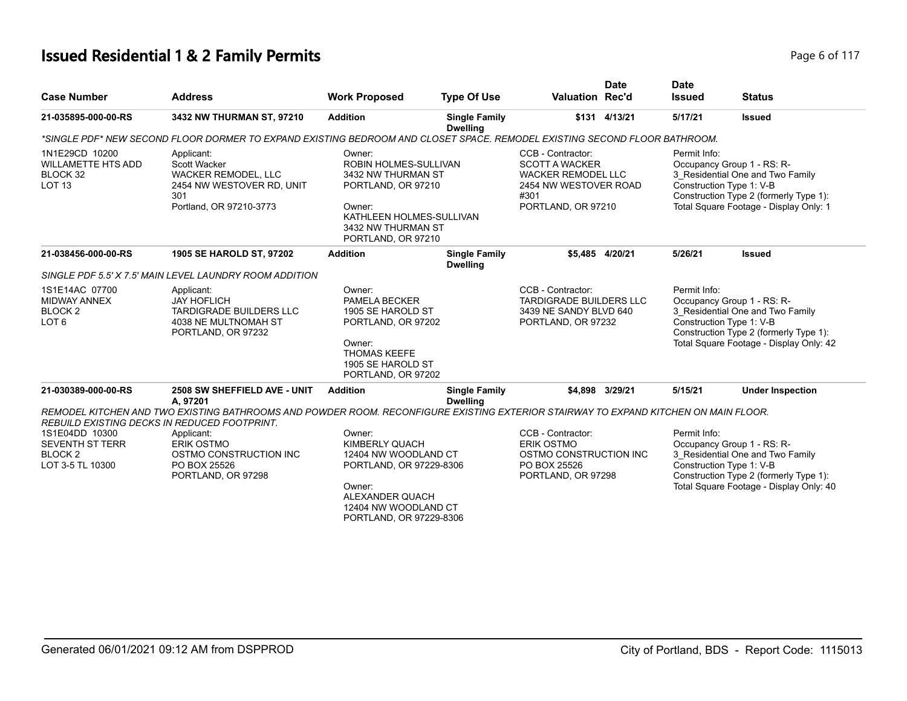# Issued Residential 1 & 2 Family Permits

| Case Number | Address | Work Proposed | Type Of Use | Valuation | Date Rec'd | Date Issued | Status |
|---|---|---|---|---|---|---|---|
| 21-035895-000-00-RS | 3432 NW THURMAN ST, 97210 | Addition | Single Family Dwelling | $131 | 4/13/21 | 5/17/21 | Issued |

*SINGLE PDF* NEW SECOND FLOOR DORMER TO EXPAND EXISTING BEDROOM AND CLOSET SPACE. REMODEL EXISTING SECOND FLOOR BATHROOM.

1N1E29CD 10200
WILLAMETTE HTS ADD
BLOCK 32
LOT 13

Applicant:
Scott Wacker
WACKER REMODEL, LLC
2454 NW WESTOVER RD, UNIT 301
Portland, OR 97210-3773

Owner:
ROBIN HOLMES-SULLIVAN
3432 NW THURMAN ST
PORTLAND, OR 97210

Owner:
KATHLEEN HOLMES-SULLIVAN
3432 NW THURMAN ST
PORTLAND, OR 97210

CCB - Contractor:
SCOTT A WACKER
WACKER REMODEL LLC
2454 NW WESTOVER ROAD #301
PORTLAND, OR 97210

Permit Info:
Occupancy Group 1 - RS: R-3_Residential One and Two Family
Construction Type 1: V-B
Construction Type 2 (formerly Type 1):
Total Square Footage - Display Only: 1

| Case Number | Address | Work Proposed | Type Of Use | Valuation | Date Rec'd | Date Issued | Status |
|---|---|---|---|---|---|---|---|
| 21-038456-000-00-RS | 1905 SE HAROLD ST, 97202 | Addition | Single Family Dwelling | $5,485 | 4/20/21 | 5/26/21 | Issued |

SINGLE PDF 5.5' X 7.5' MAIN LEVEL LAUNDRY ROOM ADDITION

1S1E14AC 07700
MIDWAY ANNEX
BLOCK 2
LOT 6

Applicant:
JAY HOFLICH
TARDIGRADE BUILDERS LLC
4038 NE MULTNOMAH ST
PORTLAND, OR 97232

Owner:
PAMELA BECKER
1905 SE HAROLD ST
PORTLAND, OR 97202

Owner:
THOMAS KEEFE
1905 SE HAROLD ST
PORTLAND, OR 97202

CCB - Contractor:
TARDIGRADE BUILDERS LLC
3439 NE SANDY BLVD 640
PORTLAND, OR 97232

Permit Info:
Occupancy Group 1 - RS: R-3_Residential One and Two Family
Construction Type 1: V-B
Construction Type 2 (formerly Type 1):
Total Square Footage - Display Only: 42

| Case Number | Address | Work Proposed | Type Of Use | Valuation | Date Rec'd | Date Issued | Status |
|---|---|---|---|---|---|---|---|
| 21-030389-000-00-RS | 2508 SW SHEFFIELD AVE - UNIT A, 97201 | Addition | Single Family Dwelling | $4,898 | 3/29/21 | 5/15/21 | Under Inspection |

REMODEL KITCHEN AND TWO EXISTING BATHROOMS AND POWDER ROOM. RECONFIGURE EXISTING EXTERIOR STAIRWAY TO EXPAND KITCHEN ON MAIN FLOOR. REBUILD EXISTING DECKS IN REDUCED FOOTPRINT.

1S1E04DD 10300
SEVENTH ST TERR
BLOCK 2
LOT 3-5 TL 10300

Applicant:
ERIK OSTMO
OSTMO CONSTRUCTION INC
PO BOX 25526
PORTLAND, OR 97298

Owner:
KIMBERLY QUACH
12404 NW WOODLAND CT
PORTLAND, OR 97229-8306

Owner:
ALEXANDER QUACH
12404 NW WOODLAND CT
PORTLAND, OR 97229-8306

CCB - Contractor:
ERIK OSTMO
OSTMO CONSTRUCTION INC
PO BOX 25526
PORTLAND, OR 97298

Permit Info:
Occupancy Group 1 - RS: R-3_Residential One and Two Family
Construction Type 1: V-B
Construction Type 2 (formerly Type 1):
Total Square Footage - Display Only: 40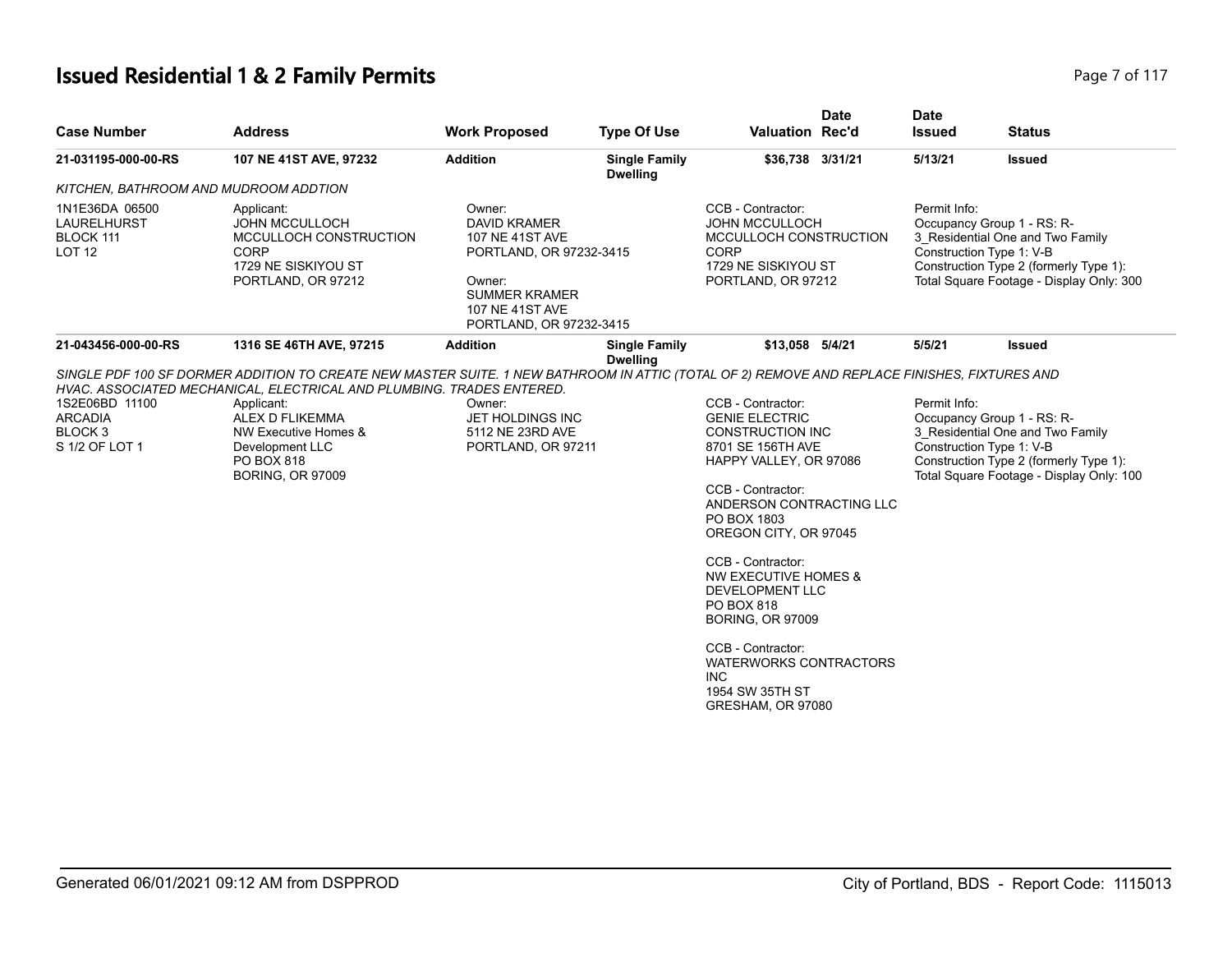# Issued Residential 1 & 2 Family Permits

| Case Number | Address | Work Proposed | Type Of Use | Valuation | Date Rec'd | Date Issued | Status |
|---|---|---|---|---|---|---|---|
| 21-031195-000-00-RS | 107 NE 41ST AVE, 97232 | Addition | Single Family Dwelling | $36,738 | 3/31/21 | 5/13/21 | Issued |

*KITCHEN, BATHROOM AND MUDROOM ADDTION*

1N1E36DA 06500
LAURELHURST
BLOCK 111
LOT 12

Applicant:
JOHN MCCULLOCH
MCCULLOCH CONSTRUCTION CORP
1729 NE SISKIYOU ST
PORTLAND, OR 97212

Owner:
DAVID KRAMER
107 NE 41ST AVE
PORTLAND, OR 97232-3415

Owner:
SUMMER KRAMER
107 NE 41ST AVE
PORTLAND, OR 97232-3415

CCB - Contractor:
JOHN MCCULLOCH
MCCULLOCH CONSTRUCTION CORP
1729 NE SISKIYOU ST
PORTLAND, OR 97212

Permit Info:
Occupancy Group 1 - RS: R-3_Residential One and Two Family
Construction Type 1: V-B
Construction Type 2 (formerly Type 1):
Total Square Footage - Display Only: 300

| Case Number | Address | Work Proposed | Type Of Use | Valuation | Date Rec'd | Date Issued | Status |
|---|---|---|---|---|---|---|---|
| 21-043456-000-00-RS | 1316 SE 46TH AVE, 97215 | Addition | Single Family Dwelling | $13,058 | 5/4/21 | 5/5/21 | Issued |

*SINGLE PDF 100 SF DORMER ADDITION TO CREATE NEW MASTER SUITE. 1 NEW BATHROOM IN ATTIC (TOTAL OF 2) REMOVE AND REPLACE FINISHES, FIXTURES AND HVAC. ASSOCIATED MECHANICAL, ELECTRICAL AND PLUMBING. TRADES ENTERED.*

1S2E06BD 11100
ARCADIA
BLOCK 3
S 1/2 OF LOT 1

Applicant:
ALEX D FLIKEMMA
NW Executive Homes & Development LLC
PO BOX 818
BORING, OR 97009

Owner:
JET HOLDINGS INC
5112 NE 23RD AVE
PORTLAND, OR 97211

CCB - Contractor:
GENIE ELECTRIC CONSTRUCTION INC
8701 SE 156TH AVE
HAPPY VALLEY, OR 97086

CCB - Contractor:
ANDERSON CONTRACTING LLC
PO BOX 1803
OREGON CITY, OR 97045

CCB - Contractor:
NW EXECUTIVE HOMES & DEVELOPMENT LLC
PO BOX 818
BORING, OR 97009

CCB - Contractor:
WATERWORKS CONTRACTORS INC
1954 SW 35TH ST
GRESHAM, OR 97080

Permit Info:
Occupancy Group 1 - RS: R-3_Residential One and Two Family
Construction Type 1: V-B
Construction Type 2 (formerly Type 1):
Total Square Footage - Display Only: 100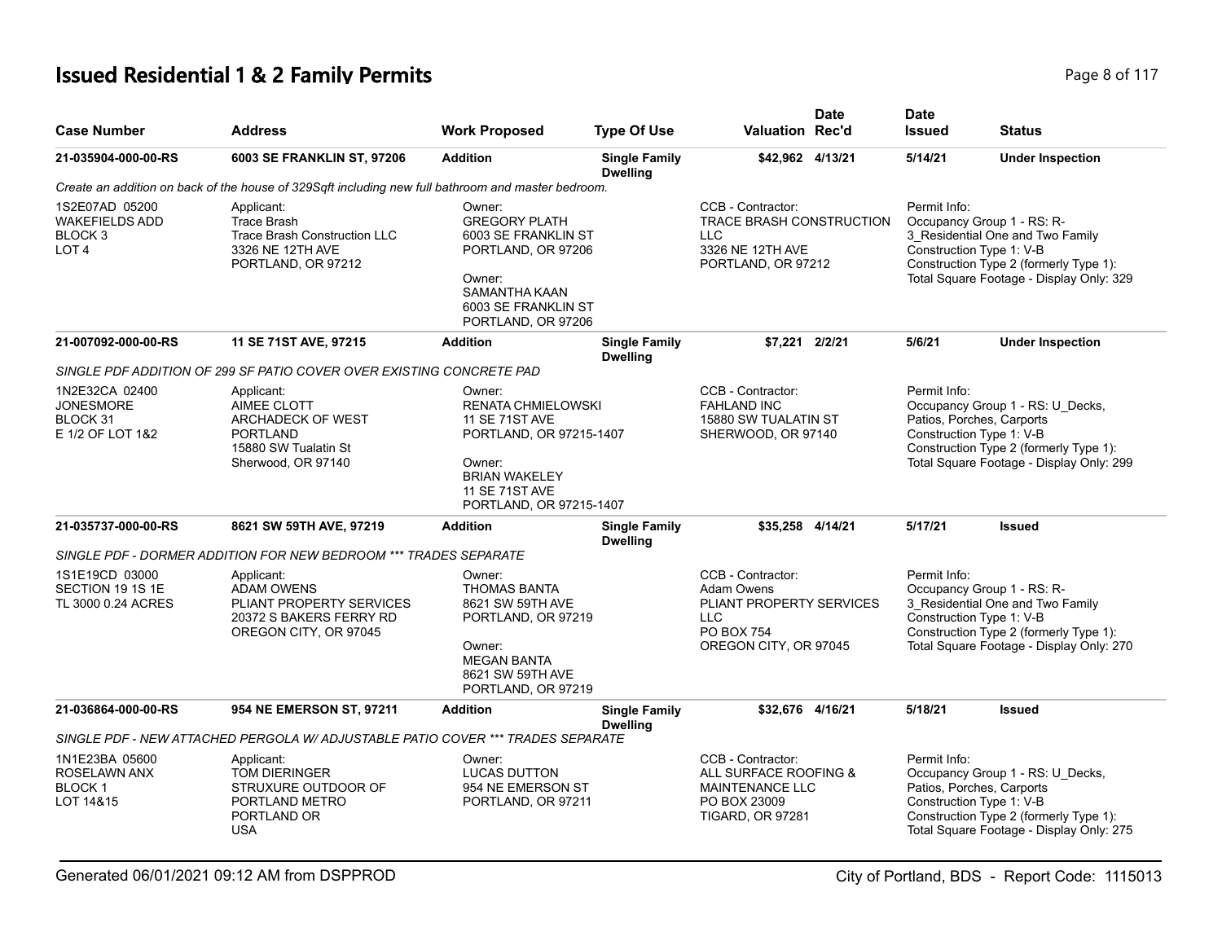# Issued Residential 1 & 2 Family Permits

| Case Number | Address | Work Proposed | Type Of Use | Valuation | Date Rec'd | Date Issued | Status |
|---|---|---|---|---|---|---|---|
| 21-035904-000-00-RS | 6003 SE FRANKLIN ST, 97206 | Addition | Single Family Dwelling | $42,962 | 4/13/21 | 5/14/21 | Under Inspection |

*Create an addition on back of the house of 329Sqft including new full bathroom and master bedroom.*

1S2E07AD 05200
WAKEFIELDS ADD
BLOCK 3
LOT 4

Applicant:
Trace Brash
Trace Brash Construction LLC
3326 NE 12TH AVE
PORTLAND, OR 97212

Owner:
GREGORY PLATH
6003 SE FRANKLIN ST
PORTLAND, OR 97206

Owner:
SAMANTHA KAAN
6003 SE FRANKLIN ST
PORTLAND, OR 97206

CCB - Contractor:
TRACE BRASH CONSTRUCTION LLC
3326 NE 12TH AVE
PORTLAND, OR 97212

Permit Info:
Occupancy Group 1 - RS: R-3_Residential One and Two Family
Construction Type 1: V-B
Construction Type 2 (formerly Type 1):
Total Square Footage - Display Only: 329

| Case Number | Address | Work Proposed | Type Of Use | Valuation | Date Rec'd | Date Issued | Status |
|---|---|---|---|---|---|---|---|
| 21-007092-000-00-RS | 11 SE 71ST AVE, 97215 | Addition | Single Family Dwelling | $7,221 | 2/2/21 | 5/6/21 | Under Inspection |

*SINGLE PDF ADDITION OF 299 SF PATIO COVER OVER EXISTING CONCRETE PAD*

1N2E32CA 02400
JONESMORE
BLOCK 31
E 1/2 OF LOT 1&2

Applicant:
AIMEE CLOTT
ARCHADECK OF WEST PORTLAND
15880 SW Tualatin St
Sherwood, OR 97140

Owner:
RENATA CHMIELOWSKI
11 SE 71ST AVE
PORTLAND, OR 97215-1407

Owner:
BRIAN WAKELEY
11 SE 71ST AVE
PORTLAND, OR 97215-1407

CCB - Contractor:
FAHLAND INC
15880 SW TUALATIN ST
SHERWOOD, OR 97140

Permit Info:
Occupancy Group 1 - RS: U_Decks, Patios, Porches, Carports
Construction Type 1: V-B
Construction Type 2 (formerly Type 1):
Total Square Footage - Display Only: 299

| Case Number | Address | Work Proposed | Type Of Use | Valuation | Date Rec'd | Date Issued | Status |
|---|---|---|---|---|---|---|---|
| 21-035737-000-00-RS | 8621 SW 59TH AVE, 97219 | Addition | Single Family Dwelling | $35,258 | 4/14/21 | 5/17/21 | Issued |

*SINGLE PDF - DORMER ADDITION FOR NEW BEDROOM *** TRADES SEPARATE*

1S1E19CD 03000
SECTION 19 1S 1E
TL 3000 0.24 ACRES

Applicant:
ADAM OWENS
PLIANT PROPERTY SERVICES
20372 S BAKERS FERRY RD
OREGON CITY, OR 97045

Owner:
THOMAS BANTA
8621 SW 59TH AVE
PORTLAND, OR 97219

Owner:
MEGAN BANTA
8621 SW 59TH AVE
PORTLAND, OR 97219

CCB - Contractor:
Adam Owens
PLIANT PROPERTY SERVICES LLC
PO BOX 754
OREGON CITY, OR 97045

Permit Info:
Occupancy Group 1 - RS: R-3_Residential One and Two Family
Construction Type 1: V-B
Construction Type 2 (formerly Type 1):
Total Square Footage - Display Only: 270

| Case Number | Address | Work Proposed | Type Of Use | Valuation | Date Rec'd | Date Issued | Status |
|---|---|---|---|---|---|---|---|
| 21-036864-000-00-RS | 954 NE EMERSON ST, 97211 | Addition | Single Family Dwelling | $32,676 | 4/16/21 | 5/18/21 | Issued |

*SINGLE PDF - NEW ATTACHED PERGOLA W/ ADJUSTABLE PATIO COVER *** TRADES SEPARATE*

1N1E23BA 05600
ROSELAWN ANX
BLOCK 1
LOT 14&15

Applicant:
TOM DIERINGER
STRUXURE OUTDOOR OF PORTLAND METRO
PORTLAND OR
USA

Owner:
LUCAS DUTTON
954 NE EMERSON ST
PORTLAND, OR 97211

CCB - Contractor:
ALL SURFACE ROOFING & MAINTENANCE LLC
PO BOX 23009
TIGARD, OR 97281

Permit Info:
Occupancy Group 1 - RS: U_Decks, Patios, Porches, Carports
Construction Type 1: V-B
Construction Type 2 (formerly Type 1):
Total Square Footage - Display Only: 275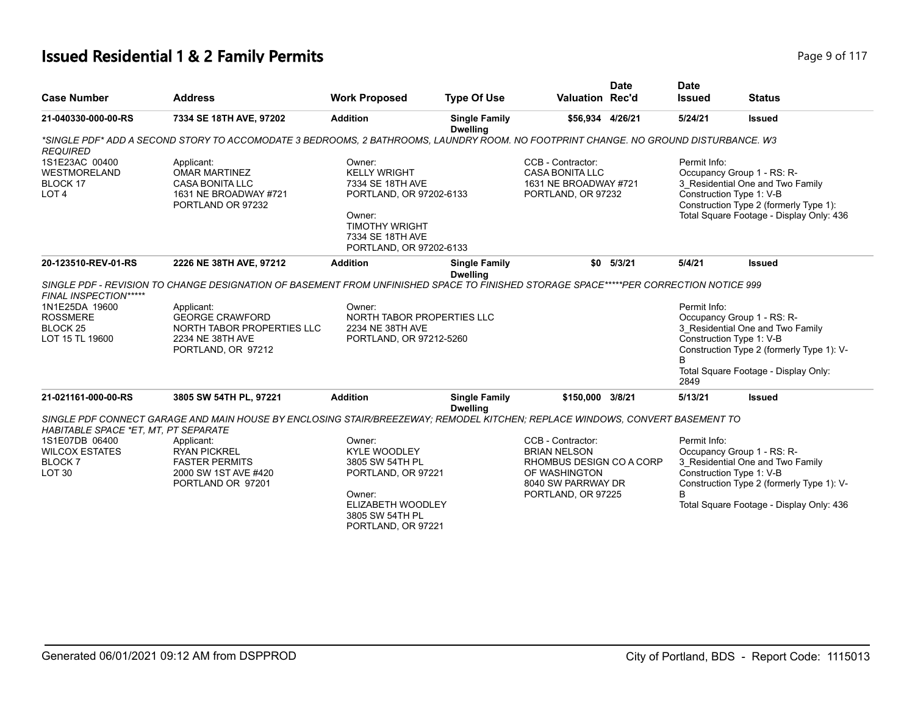# Issued Residential 1 & 2 Family Permits

| Case Number | Address | Work Proposed | Type Of Use | Valuation | Date Rec'd | Date Issued | Status |
|---|---|---|---|---|---|---|---|
| 21-040330-000-00-RS | 7334 SE 18TH AVE, 97202 | Addition | Single Family Dwelling | $56,934 | 4/26/21 | 5/24/21 | Issued |

*SINGLE PDF* ADD A SECOND STORY TO ACCOMODATE 3 BEDROOMS, 2 BATHROOMS, LAUNDRY ROOM. NO FOOTPRINT CHANGE. NO GROUND DISTURBANCE. W3 REQUIRED

1S1E23AC 00400
WESTMORELAND
BLOCK 17
LOT 4

Applicant:
OMAR MARTINEZ
CASA BONITA LLC
1631 NE BROADWAY #721
PORTLAND OR 97232

Owner:
KELLY WRIGHT
7334 SE 18TH AVE
PORTLAND, OR 97202-6133

Owner:
TIMOTHY WRIGHT
7334 SE 18TH AVE
PORTLAND, OR 97202-6133

CCB - Contractor:
CASA BONITA LLC
1631 NE BROADWAY #721
PORTLAND, OR 97232

Permit Info:
Occupancy Group 1 - RS: R-3_Residential One and Two Family
Construction Type 1: V-B
Construction Type 2 (formerly Type 1):
Total Square Footage - Display Only: 436

---

| Case Number | Address | Work Proposed | Type Of Use | Valuation | Date Rec'd | Date Issued | Status |
|---|---|---|---|---|---|---|---|
| 20-123510-REV-01-RS | 2226 NE 38TH AVE, 97212 | Addition | Single Family Dwelling | $0 | 5/3/21 | 5/4/21 | Issued |

SINGLE PDF - REVISION TO CHANGE DESIGNATION OF BASEMENT FROM UNFINISHED SPACE TO FINISHED STORAGE SPACE*****PER CORRECTION NOTICE 999 FINAL INSPECTION*****

1N1E25DA 19600
ROSSMERE
BLOCK 25
LOT 15 TL 19600

Applicant:
GEORGE CRAWFORD
NORTH TABOR PROPERTIES LLC
2234 NE 38TH AVE
PORTLAND, OR 97212

Owner:
NORTH TABOR PROPERTIES LLC
2234 NE 38TH AVE
PORTLAND, OR 97212-5260

Permit Info:
Occupancy Group 1 - RS: R-3_Residential One and Two Family
Construction Type 1: V-B
Construction Type 2 (formerly Type 1): V-B
Total Square Footage - Display Only: 2849

---

| Case Number | Address | Work Proposed | Type Of Use | Valuation | Date Rec'd | Date Issued | Status |
|---|---|---|---|---|---|---|---|
| 21-021161-000-00-RS | 3805 SW 54TH PL, 97221 | Addition | Single Family Dwelling | $150,000 | 3/8/21 | 5/13/21 | Issued |

SINGLE PDF CONNECT GARAGE AND MAIN HOUSE BY ENCLOSING STAIR/BREEZEWAY; REMODEL KITCHEN; REPLACE WINDOWS, CONVERT BASEMENT TO HABITABLE SPACE *ET, MT, PT SEPARATE

1S1E07DB 06400
WILCOX ESTATES
BLOCK 7
LOT 30

Applicant:
RYAN PICKREL
FASTER PERMITS
2000 SW 1ST AVE #420
PORTLAND OR 97201

Owner:
KYLE WOODLEY
3805 SW 54TH PL
PORTLAND, OR 97221

Owner:
ELIZABETH WOODLEY
3805 SW 54TH PL
PORTLAND, OR 97221

CCB - Contractor:
BRIAN NELSON
RHOMBUS DESIGN CO A CORP OF WASHINGTON
8040 SW PARRWAY DR
PORTLAND, OR 97225

Permit Info:
Occupancy Group 1 - RS: R-3_Residential One and Two Family
Construction Type 1: V-B
Construction Type 2 (formerly Type 1): V-B
Total Square Footage - Display Only: 436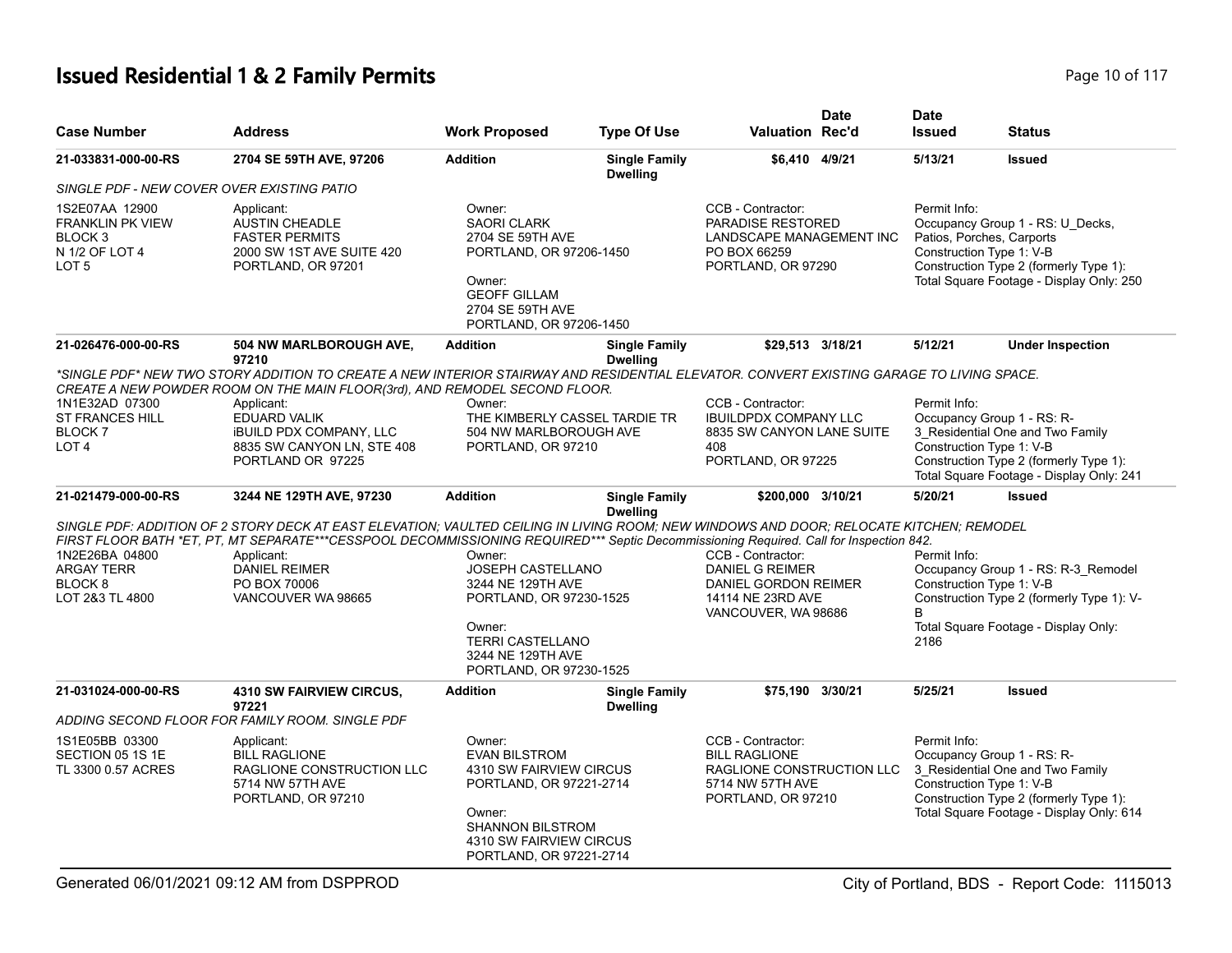# Issued Residential 1 & 2 Family Permits

| Case Number | Address | Work Proposed | Type Of Use | Valuation | Date Rec'd | Date Issued | Status |
|---|---|---|---|---|---|---|---|
| 21-033831-000-00-RS | 2704 SE 59TH AVE, 97206 | Addition | Single Family Dwelling | $6,410 | 4/9/21 | 5/13/21 | Issued |

*SINGLE PDF - NEW COVER OVER EXISTING PATIO*

1S2E07AA 12900
FRANKLIN PK VIEW
BLOCK 3
N 1/2 OF LOT 4
LOT 5

Applicant:
AUSTIN CHEADLE
FASTER PERMITS
2000 SW 1ST AVE SUITE 420
PORTLAND, OR 97201

Owner:
SAORI CLARK
2704 SE 59TH AVE
PORTLAND, OR 97206-1450

Owner:
GEOFF GILLAM
2704 SE 59TH AVE
PORTLAND, OR 97206-1450

CCB - Contractor:
PARADISE RESTORED
LANDSCAPE MANAGEMENT INC
PO BOX 66259
PORTLAND, OR 97290

Permit Info:
Occupancy Group 1 - RS: U_Decks, Patios, Porches, Carports
Construction Type 1: V-B
Construction Type 2 (formerly Type 1):
Total Square Footage - Display Only: 250

| Case Number | Address | Work Proposed | Type Of Use | Valuation | Date Rec'd | Date Issued | Status |
|---|---|---|---|---|---|---|---|
| 21-026476-000-00-RS | 504 NW MARLBOROUGH AVE, 97210 | Addition | Single Family Dwelling | $29,513 | 3/18/21 | 5/12/21 | Under Inspection |

*\*SINGLE PDF\* NEW TWO STORY ADDITION TO CREATE A NEW INTERIOR STAIRWAY AND RESIDENTIAL ELEVATOR. CONVERT EXISTING GARAGE TO LIVING SPACE. CREATE A NEW POWDER ROOM ON THE MAIN FLOOR(3rd), AND REMODEL SECOND FLOOR.*

1N1E32AD 07300
ST FRANCES HILL
BLOCK 7
LOT 4

Applicant:
EDUARD VALIK
iBUILD PDX COMPANY, LLC
8835 SW CANYON LN, STE 408
PORTLAND OR 97225

Owner:
THE KIMBERLY CASSEL TARDIE TR
504 NW MARLBOROUGH AVE
PORTLAND, OR 97210

CCB - Contractor:
IBUILDPDX COMPANY LLC
8835 SW CANYON LANE SUITE 408
PORTLAND, OR 97225

Permit Info:
Occupancy Group 1 - RS: R-3_Residential One and Two Family
Construction Type 1: V-B
Construction Type 2 (formerly Type 1):
Total Square Footage - Display Only: 241

| Case Number | Address | Work Proposed | Type Of Use | Valuation | Date Rec'd | Date Issued | Status |
|---|---|---|---|---|---|---|---|
| 21-021479-000-00-RS | 3244 NE 129TH AVE, 97230 | Addition | Single Family Dwelling | $200,000 | 3/10/21 | 5/20/21 | Issued |

*SINGLE PDF: ADDITION OF 2 STORY DECK AT EAST ELEVATION; VAULTED CEILING IN LIVING ROOM; NEW WINDOWS AND DOOR; RELOCATE KITCHEN; REMODEL FIRST FLOOR BATH \*ET, PT, MT SEPARATE\*\*\*CESSPOOL DECOMMISSIONING REQUIRED\*\*\* Septic Decommissioning Required. Call for Inspection 842.*

1N2E26BA 04800
ARGAY TERR
BLOCK 8
LOT 2&3 TL 4800

Applicant:
DANIEL REIMER
PO BOX 70006
VANCOUVER WA 98665

Owner:
JOSEPH CASTELLANO
3244 NE 129TH AVE
PORTLAND, OR 97230-1525

Owner:
TERRI CASTELLANO
3244 NE 129TH AVE
PORTLAND, OR 97230-1525

CCB - Contractor:
DANIEL G REIMER
DANIEL GORDON REIMER
14114 NE 23RD AVE
VANCOUVER, WA 98686

Permit Info:
Occupancy Group 1 - RS: R-3_Remodel
Construction Type 1: V-B
Construction Type 2 (formerly Type 1): V-B
Total Square Footage - Display Only: 2186

| Case Number | Address | Work Proposed | Type Of Use | Valuation | Date Rec'd | Date Issued | Status |
|---|---|---|---|---|---|---|---|
| 21-031024-000-00-RS | 4310 SW FAIRVIEW CIRCUS, 97221 | Addition | Single Family Dwelling | $75,190 | 3/30/21 | 5/25/21 | Issued |

*ADDING SECOND FLOOR FOR FAMILY ROOM. SINGLE PDF*

1S1E05BB 03300
SECTION 05 1S 1E
TL 3300 0.57 ACRES

Applicant:
BILL RAGLIONE
RAGLIONE CONSTRUCTION LLC
5714 NW 57TH AVE
PORTLAND, OR 97210

Owner:
EVAN BILSTROM
4310 SW FAIRVIEW CIRCUS
PORTLAND, OR 97221-2714

Owner:
SHANNON BILSTROM
4310 SW FAIRVIEW CIRCUS
PORTLAND, OR 97221-2714

CCB - Contractor:
BILL RAGLIONE
RAGLIONE CONSTRUCTION LLC
5714 NW 57TH AVE
PORTLAND, OR 97210

Permit Info:
Occupancy Group 1 - RS: R-3_Residential One and Two Family
Construction Type 1: V-B
Construction Type 2 (formerly Type 1):
Total Square Footage - Display Only: 614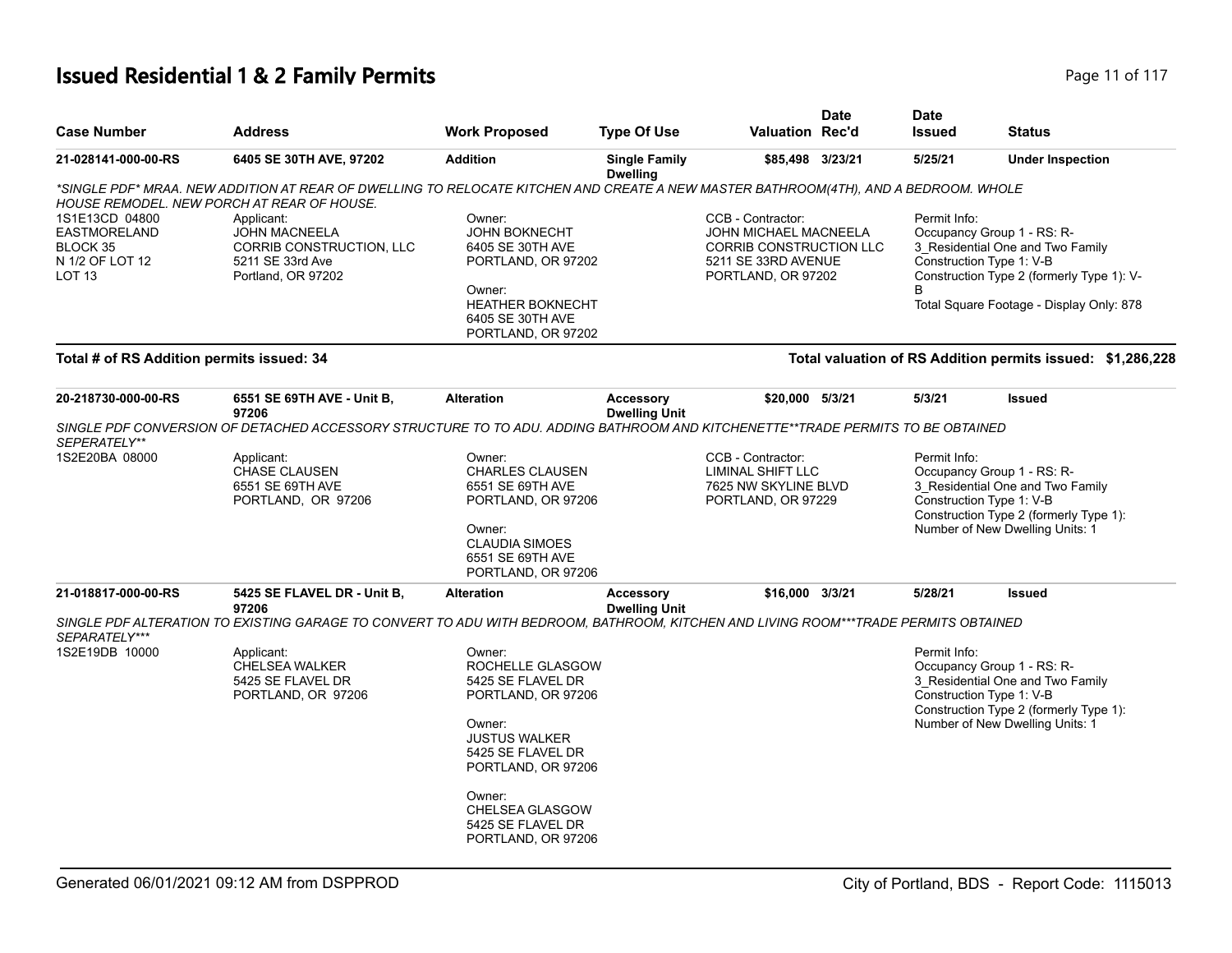# Issued Residential 1 & 2 Family Permits

| Case Number | Address | Work Proposed | Type Of Use | Valuation | Date Rec'd | Date Issued | Status |
|---|---|---|---|---|---|---|---|
| 21-028141-000-00-RS | 6405 SE 30TH AVE, 97202 | Addition | Single Family Dwelling | $85,498 | 3/23/21 | 5/25/21 | Under Inspection |

*SINGLE PDF* MRAA. NEW ADDITION AT REAR OF DWELLING TO RELOCATE KITCHEN AND CREATE A NEW MASTER BATHROOM(4TH), AND A BEDROOM. WHOLE HOUSE REMODEL. NEW PORCH AT REAR OF HOUSE.*

1S1E13CD 04800
EASTMORELAND
BLOCK 35
N 1/2 OF LOT 12
LOT 13

Applicant:
JOHN MACNEELA
CORRIB CONSTRUCTION, LLC
5211 SE 33rd Ave
Portland, OR 97202

Owner:
JOHN BOKNECHT
6405 SE 30TH AVE
PORTLAND, OR 97202

Owner:
HEATHER BOKNECHT
6405 SE 30TH AVE
PORTLAND, OR 97202

CCB - Contractor:
JOHN MICHAEL MACNEELA
CORRIB CONSTRUCTION LLC
5211 SE 33RD AVENUE
PORTLAND, OR 97202

Permit Info:
Occupancy Group 1 - RS: R-3_Residential One and Two Family
Construction Type 1: V-B
Construction Type 2 (formerly Type 1): V-B
Total Square Footage - Display Only: 878

**Total # of RS Addition permits issued: 34**

**Total valuation of RS Addition permits issued: $1,286,228**

| Case Number | Address | Work Proposed | Type Of Use | Valuation | Date Rec'd | Date Issued | Status |
|---|---|---|---|---|---|---|---|
| 20-218730-000-00-RS | 6551 SE 69TH AVE - Unit B, 97206 | Alteration | Accessory Dwelling Unit | $20,000 | 5/3/21 | 5/3/21 | Issued |

*SINGLE PDF CONVERSION OF DETACHED ACCESSORY STRUCTURE TO TO ADU. ADDING BATHROOM AND KITCHENETTE**TRADE PERMITS TO BE OBTAINED SEPERATELY***

1S2E20BA 08000

Applicant:
CHASE CLAUSEN
6551 SE 69TH AVE
PORTLAND, OR 97206

Owner:
CHARLES CLAUSEN
6551 SE 69TH AVE
PORTLAND, OR 97206

Owner:
CLAUDIA SIMOES
6551 SE 69TH AVE
PORTLAND, OR 97206

CCB - Contractor:
LIMINAL SHIFT LLC
7625 NW SKYLINE BLVD
PORTLAND, OR 97229

Permit Info:
Occupancy Group 1 - RS: R-3_Residential One and Two Family
Construction Type 1: V-B
Construction Type 2 (formerly Type 1):
Number of New Dwelling Units: 1

| Case Number | Address | Work Proposed | Type Of Use | Valuation | Date Rec'd | Date Issued | Status |
|---|---|---|---|---|---|---|---|
| 21-018817-000-00-RS | 5425 SE FLAVEL DR - Unit B, 97206 | Alteration | Accessory Dwelling Unit | $16,000 | 3/3/21 | 5/28/21 | Issued |

*SINGLE PDF ALTERATION TO EXISTING GARAGE TO CONVERT TO ADU WITH BEDROOM, BATHROOM, KITCHEN AND LIVING ROOM***TRADE PERMITS OBTAINED SEPARATELY****

1S2E19DB 10000

Applicant:
CHELSEA WALKER
5425 SE FLAVEL DR
PORTLAND, OR 97206

Owner:
ROCHELLE GLASGOW
5425 SE FLAVEL DR
PORTLAND, OR 97206

Owner:
JUSTUS WALKER
5425 SE FLAVEL DR
PORTLAND, OR 97206

Owner:
CHELSEA GLASGOW
5425 SE FLAVEL DR
PORTLAND, OR 97206

Permit Info:
Occupancy Group 1 - RS: R-3_Residential One and Two Family
Construction Type 1: V-B
Construction Type 2 (formerly Type 1):
Number of New Dwelling Units: 1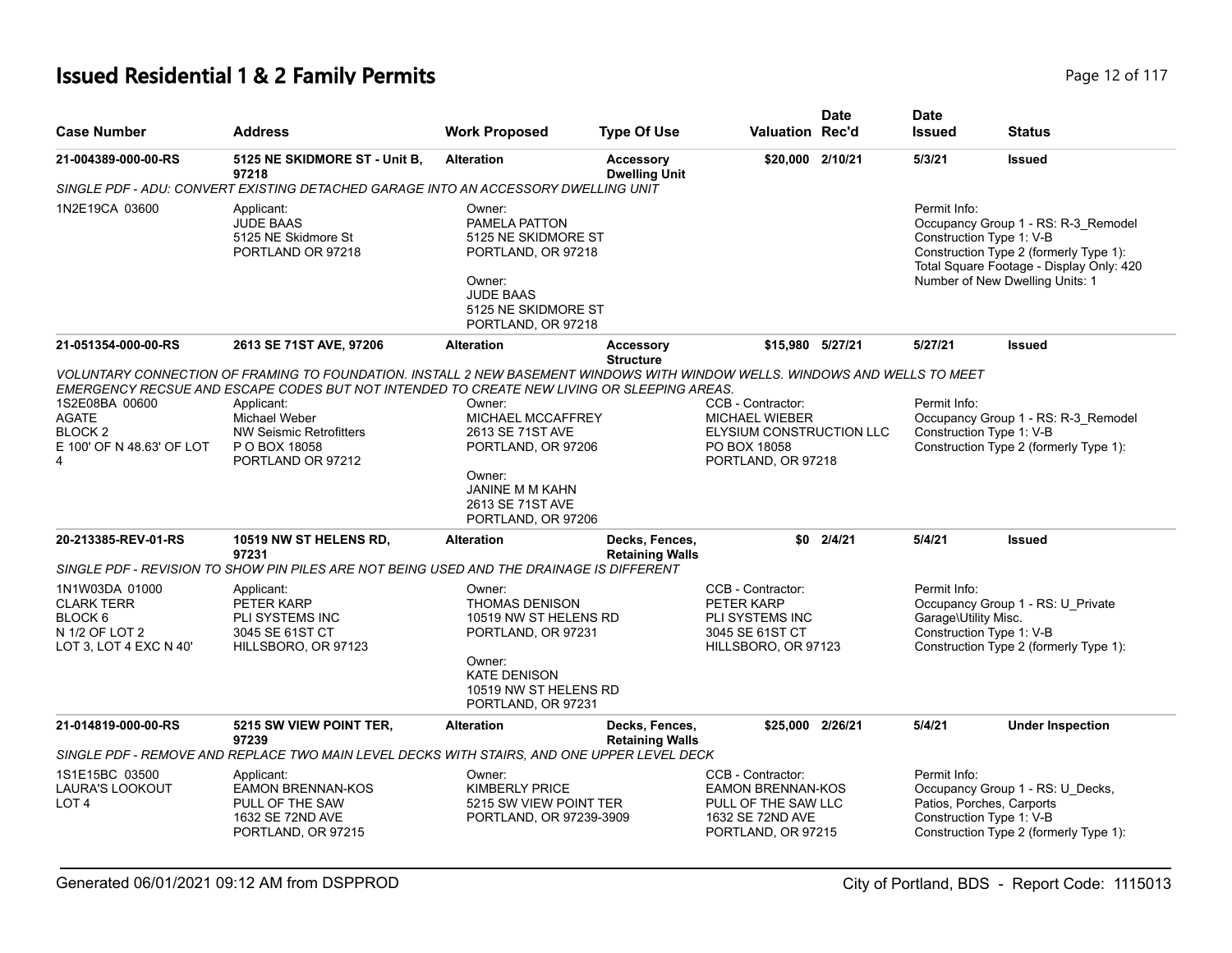# Issued Residential 1 & 2 Family Permits

| Case Number | Address | Work Proposed | Type Of Use | Valuation | Date Rec'd | Date Issued | Status |
|---|---|---|---|---|---|---|---|
| 21-004389-000-00-RS | 5125 NE SKIDMORE ST - Unit B, 97218 | Alteration | Accessory Dwelling Unit | $20,000 | 2/10/21 | 5/3/21 | Issued |
| *SINGLE PDF - ADU: CONVERT EXISTING DETACHED GARAGE INTO AN ACCESSORY DWELLING UNIT* | | | | | | | |
| 1N2E19CA 03600 | Applicant: JUDE BAAS 5125 NE Skidmore St PORTLAND OR 97218 | Owner: PAMELA PATTON 5125 NE SKIDMORE ST PORTLAND, OR 97218 Owner: JUDE BAAS 5125 NE SKIDMORE ST PORTLAND, OR 97218 | | | | Permit Info: Occupancy Group 1 - RS: R-3_Remodel Construction Type 1: V-B Construction Type 2 (formerly Type 1): Total Square Footage - Display Only: 420 Number of New Dwelling Units: 1 | |
| 21-051354-000-00-RS | 2613 SE 71ST AVE, 97206 | Alteration | Accessory Structure | $15,980 | 5/27/21 | 5/27/21 | Issued |
| *VOLUNTARY CONNECTION OF FRAMING TO FOUNDATION. INSTALL 2 NEW BASEMENT WINDOWS WITH WINDOW WELLS. WINDOWS AND WELLS TO MEET EMERGENCY RECSUE AND ESCAPE CODES BUT NOT INTENDED TO CREATE NEW LIVING OR SLEEPING AREAS.* | | | | | | | |
| 1S2E08BA 00600 AGATE BLOCK 2 E 100' OF N 48.63' OF LOT 4 | Applicant: Michael Weber NW Seismic Retrofitters P O BOX 18058 PORTLAND OR 97212 | Owner: MICHAEL MCCAFFREY 2613 SE 71ST AVE PORTLAND, OR 97206 Owner: JANINE M M KAHN 2613 SE 71ST AVE PORTLAND, OR 97206 | | CCB - Contractor: MICHAEL WIEBER ELYSIUM CONSTRUCTION LLC PO BOX 18058 PORTLAND, OR 97218 | | Permit Info: Occupancy Group 1 - RS: R-3_Remodel Construction Type 1: V-B Construction Type 2 (formerly Type 1): | |
| 20-213385-REV-01-RS | 10519 NW ST HELENS RD, 97231 | Alteration | Decks, Fences, Retaining Walls | $0 | 2/4/21 | 5/4/21 | Issued |
| *SINGLE PDF - REVISION TO SHOW PIN PILES ARE NOT BEING USED AND THE DRAINAGE IS DIFFERENT* | | | | | | | |
| 1N1W03DA 01000 CLARK TERR BLOCK 6 N 1/2 OF LOT 2 LOT 3, LOT 4 EXC N 40' | Applicant: PETER KARP PLI SYSTEMS INC 3045 SE 61ST CT HILLSBORO, OR 97123 | Owner: THOMAS DENISON 10519 NW ST HELENS RD PORTLAND, OR 97231 Owner: KATE DENISON 10519 NW ST HELENS RD PORTLAND, OR 97231 | | CCB - Contractor: PETER KARP PLI SYSTEMS INC 3045 SE 61ST CT HILLSBORO, OR 97123 | | Permit Info: Occupancy Group 1 - RS: U_Private Garage\Utility Misc. Construction Type 1: V-B Construction Type 2 (formerly Type 1): | |
| 21-014819-000-00-RS | 5215 SW VIEW POINT TER, 97239 | Alteration | Decks, Fences, Retaining Walls | $25,000 | 2/26/21 | 5/4/21 | Under Inspection |
| *SINGLE PDF - REMOVE AND REPLACE TWO MAIN LEVEL DECKS WITH STAIRS, AND ONE UPPER LEVEL DECK* | | | | | | | |
| 1S1E15BC 03500 LAURA'S LOOKOUT LOT 4 | Applicant: EAMON BRENNAN-KOS PULL OF THE SAW 1632 SE 72ND AVE PORTLAND, OR 97215 | Owner: KIMBERLY PRICE 5215 SW VIEW POINT TER PORTLAND, OR 97239-3909 | | CCB - Contractor: EAMON BRENNAN-KOS PULL OF THE SAW LLC 1632 SE 72ND AVE PORTLAND, OR 97215 | | Permit Info: Occupancy Group 1 - RS: U_Decks, Patios, Porches, Carports Construction Type 1: V-B Construction Type 2 (formerly Type 1): | |

Generated 06/01/2021 09:12 AM from DSPPROD — City of Portland, BDS - Report Code: 1115013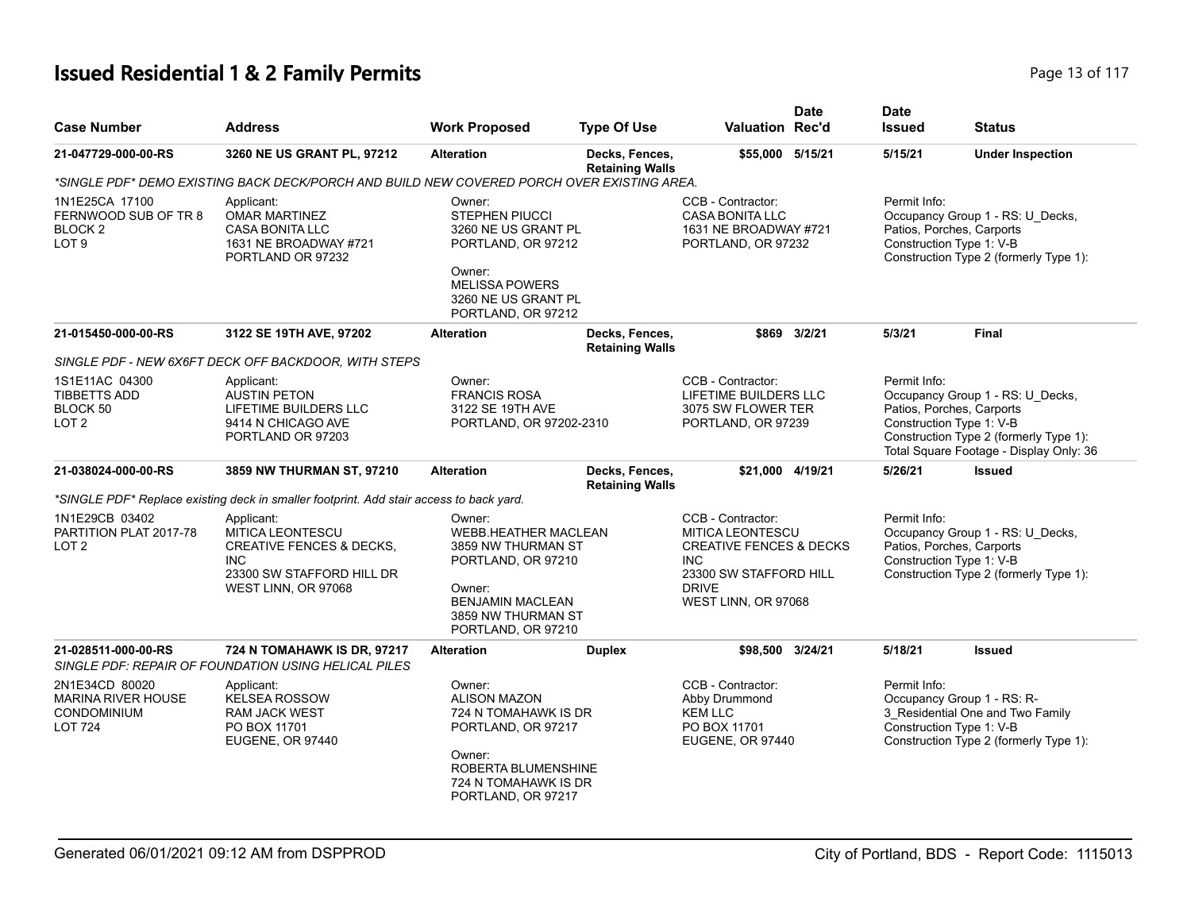# Issued Residential 1 & 2 Family Permits

| Case Number | Address | Work Proposed | Type Of Use | Valuation | Date Rec'd | Date Issued | Status |
|---|---|---|---|---|---|---|---|
| **21-047729-000-00-RS** | **3260 NE US GRANT PL, 97212** | **Alteration** | **Decks, Fences, Retaining Walls** | **$55,000** | **5/15/21** | **5/15/21** | **Under Inspection** |

*\*SINGLE PDF\* DEMO EXISTING BACK DECK/PORCH AND BUILD NEW COVERED PORCH OVER EXISTING AREA.*

1N1E25CA 17100
FERNWOOD SUB OF TR 8
BLOCK 2
LOT 9

Applicant:
OMAR MARTINEZ
CASA BONITA LLC
1631 NE BROADWAY #721
PORTLAND OR 97232

Owner:
STEPHEN PIUCCI
3260 NE US GRANT PL
PORTLAND, OR 97212

Owner:
MELISSA POWERS
3260 NE US GRANT PL
PORTLAND, OR 97212

CCB - Contractor:
CASA BONITA LLC
1631 NE BROADWAY #721
PORTLAND, OR 97232

Permit Info:
Occupancy Group 1 - RS: U_Decks, Patios, Porches, Carports
Construction Type 1: V-B
Construction Type 2 (formerly Type 1):

| Case Number | Address | Work Proposed | Type Of Use | Valuation | Date Rec'd | Date Issued | Status |
|---|---|---|---|---|---|---|---|
| **21-015450-000-00-RS** | **3122 SE 19TH AVE, 97202** | **Alteration** | **Decks, Fences, Retaining Walls** | **$869** | **3/2/21** | **5/3/21** | **Final** |

*SINGLE PDF - NEW 6X6FT DECK OFF BACKDOOR, WITH STEPS*

1S1E11AC 04300
TIBBETTS ADD
BLOCK 50
LOT 2

Applicant:
AUSTIN PETON
LIFETIME BUILDERS LLC
9414 N CHICAGO AVE
PORTLAND OR 97203

Owner:
FRANCIS ROSA
3122 SE 19TH AVE
PORTLAND, OR 97202-2310

CCB - Contractor:
LIFETIME BUILDERS LLC
3075 SW FLOWER TER
PORTLAND, OR 97239

Permit Info:
Occupancy Group 1 - RS: U_Decks, Patios, Porches, Carports
Construction Type 1: V-B
Construction Type 2 (formerly Type 1):
Total Square Footage - Display Only: 36

| Case Number | Address | Work Proposed | Type Of Use | Valuation | Date Rec'd | Date Issued | Status |
|---|---|---|---|---|---|---|---|
| **21-038024-000-00-RS** | **3859 NW THURMAN ST, 97210** | **Alteration** | **Decks, Fences, Retaining Walls** | **$21,000** | **4/19/21** | **5/26/21** | **Issued** |

*\*SINGLE PDF\* Replace existing deck in smaller footprint. Add stair access to back yard.*

1N1E29CB 03402
PARTITION PLAT 2017-78
LOT 2

Applicant:
MITICA LEONTESCU
CREATIVE FENCES & DECKS, INC
23300 SW STAFFORD HILL DR
WEST LINN, OR 97068

Owner:
WEBB.HEATHER MACLEAN
3859 NW THURMAN ST
PORTLAND, OR 97210

Owner:
BENJAMIN MACLEAN
3859 NW THURMAN ST
PORTLAND, OR 97210

CCB - Contractor:
MITICA LEONTESCU
CREATIVE FENCES & DECKS INC
23300 SW STAFFORD HILL DRIVE
WEST LINN, OR 97068

Permit Info:
Occupancy Group 1 - RS: U_Decks, Patios, Porches, Carports
Construction Type 1: V-B
Construction Type 2 (formerly Type 1):

| Case Number | Address | Work Proposed | Type Of Use | Valuation | Date Rec'd | Date Issued | Status |
|---|---|---|---|---|---|---|---|
| **21-028511-000-00-RS** | **724 N TOMAHAWK IS DR, 97217** | **Alteration** | **Duplex** | **$98,500** | **3/24/21** | **5/18/21** | **Issued** |

*SINGLE PDF: REPAIR OF FOUNDATION USING HELICAL PILES*

2N1E34CD 80020
MARINA RIVER HOUSE CONDOMINIUM
LOT 724

Applicant:
KELSEA ROSSOW
RAM JACK WEST
PO BOX 11701
EUGENE, OR 97440

Owner:
ALISON MAZON
724 N TOMAHAWK IS DR
PORTLAND, OR 97217

Owner:
ROBERTA BLUMENSHINE
724 N TOMAHAWK IS DR
PORTLAND, OR 97217

CCB - Contractor:
Abby Drummond
KEM LLC
PO BOX 11701
EUGENE, OR 97440

Permit Info:
Occupancy Group 1 - RS: R-3_Residential One and Two Family
Construction Type 1: V-B
Construction Type 2 (formerly Type 1):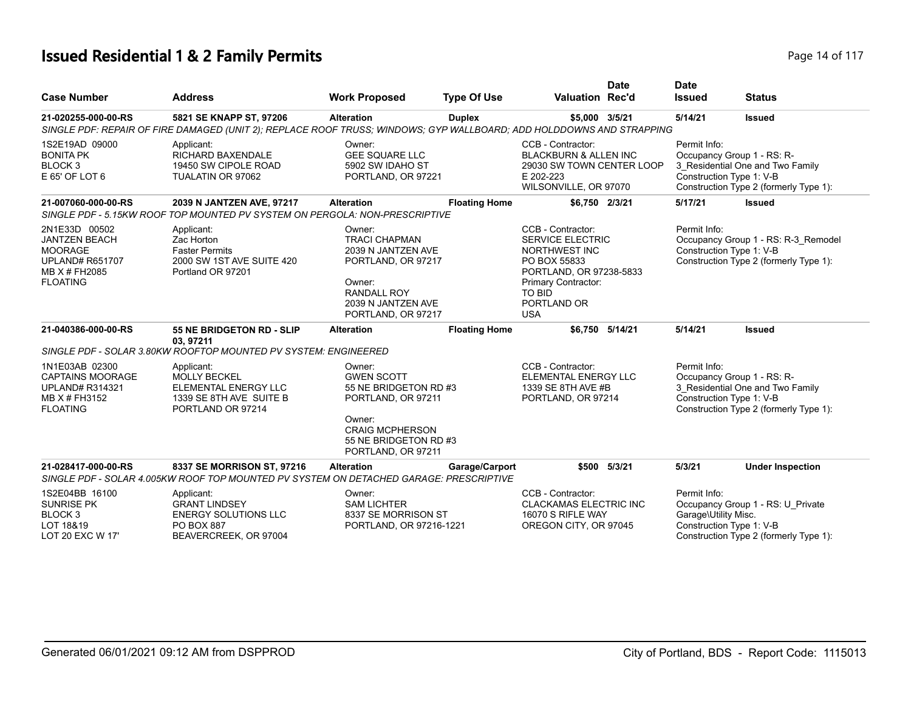# Issued Residential 1 & 2 Family Permits

| Case Number | Address | Work Proposed | Type Of Use | Valuation | Date Rec'd | Date Issued | Status |
|---|---|---|---|---|---|---|---|
| **21-020255-000-00-RS** | **5821 SE KNAPP ST, 97206** | **Alteration** | **Duplex** | **$5,000** | **3/5/21** | **5/14/21** | **Issued** |
| *SINGLE PDF: REPAIR OF FIRE DAMAGED (UNIT 2); REPLACE ROOF TRUSS; WINDOWS; GYP WALLBOARD; ADD HOLDDOWNS AND STRAPPING* | | | | | | | |
| 1S2E19AD 09000<br>BONITA PK<br>BLOCK 3<br>E 65' OF LOT 6 | Applicant:<br>RICHARD BAXENDALE<br>19450 SW CIPOLE ROAD<br>TUALATIN OR 97062 | Owner:<br>GEE SQUARE LLC<br>5902 SW IDAHO ST<br>PORTLAND, OR 97221 | | CCB - Contractor:<br>BLACKBURN & ALLEN INC<br>29030 SW TOWN CENTER LOOP<br>E 202-223<br>WILSONVILLE, OR 97070 | | Permit Info:<br>Occupancy Group 1 - RS: R-3_Residential One and Two Family<br>Construction Type 1: V-B<br>Construction Type 2 (formerly Type 1): | |
| **21-007060-000-00-RS** | **2039 N JANTZEN AVE, 97217** | **Alteration** | **Floating Home** | **$6,750** | **2/3/21** | **5/17/21** | **Issued** |
| *SINGLE PDF - 5.15KW ROOF TOP MOUNTED PV SYSTEM ON PERGOLA: NON-PRESCRIPTIVE* | | | | | | | |
| 2N1E33D 00502<br>JANTZEN BEACH MOORAGE<br>UPLAND# R651707<br>MB X # FH2085<br>FLOATING | Applicant:<br>Zac Horton<br>Faster Permits<br>2000 SW 1ST AVE SUITE 420<br>Portland OR 97201 | Owner:<br>TRACI CHAPMAN<br>2039 N JANTZEN AVE<br>PORTLAND, OR 97217<br>Owner:<br>RANDALL ROY<br>2039 N JANTZEN AVE<br>PORTLAND, OR 97217 | | CCB - Contractor:<br>SERVICE ELECTRIC NORTHWEST INC<br>PO BOX 55833<br>PORTLAND, OR 97238-5833<br>Primary Contractor:<br>TO BID<br>PORTLAND OR<br>USA | | Permit Info:<br>Occupancy Group 1 - RS: R-3_Remodel<br>Construction Type 1: V-B<br>Construction Type 2 (formerly Type 1): | |
| **21-040386-000-00-RS** | **55 NE BRIDGETON RD - SLIP 03, 97211** | **Alteration** | **Floating Home** | **$6,750** | **5/14/21** | **5/14/21** | **Issued** |
| *SINGLE PDF - SOLAR 3.80KW ROOFTOP MOUNTED PV SYSTEM: ENGINEERED* | | | | | | | |
| 1N1E03AB 02300<br>CAPTAINS MOORAGE<br>UPLAND# R314321<br>MB X # FH3152<br>FLOATING | Applicant:<br>MOLLY BECKEL<br>ELEMENTAL ENERGY LLC<br>1339 SE 8TH AVE SUITE B<br>PORTLAND OR 97214 | Owner:<br>GWEN SCOTT<br>55 NE BRIDGETON RD #3<br>PORTLAND, OR 97211<br>Owner:<br>CRAIG MCPHERSON<br>55 NE BRIDGETON RD #3<br>PORTLAND, OR 97211 | | CCB - Contractor:<br>ELEMENTAL ENERGY LLC<br>1339 SE 8TH AVE #B<br>PORTLAND, OR 97214 | | Permit Info:<br>Occupancy Group 1 - RS: R-3_Residential One and Two Family<br>Construction Type 1: V-B<br>Construction Type 2 (formerly Type 1): | |
| **21-028417-000-00-RS** | **8337 SE MORRISON ST, 97216** | **Alteration** | **Garage/Carport** | **$500** | **5/3/21** | **5/3/21** | **Under Inspection** |
| *SINGLE PDF - SOLAR 4.005KW ROOF TOP MOUNTED PV SYSTEM ON DETACHED GARAGE: PRESCRIPTIVE* | | | | | | | |
| 1S2E04BB 16100<br>SUNRISE PK<br>BLOCK 3<br>LOT 18&19<br>LOT 20 EXC W 17' | Applicant:<br>GRANT LINDSEY<br>ENERGY SOLUTIONS LLC<br>PO BOX 887<br>BEAVERCREEK, OR 97004 | Owner:<br>SAM LICHTER<br>8337 SE MORRISON ST<br>PORTLAND, OR 97216-1221 | | CCB - Contractor:<br>CLACKAMAS ELECTRIC INC<br>16070 S RIFLE WAY<br>OREGON CITY, OR 97045 | | Permit Info:<br>Occupancy Group 1 - RS: U_Private Garage\Utility Misc.<br>Construction Type 1: V-B<br>Construction Type 2 (formerly Type 1): | |

Generated 06/01/2021 09:12 AM from DSPPROD — City of Portland, BDS - Report Code: 1115013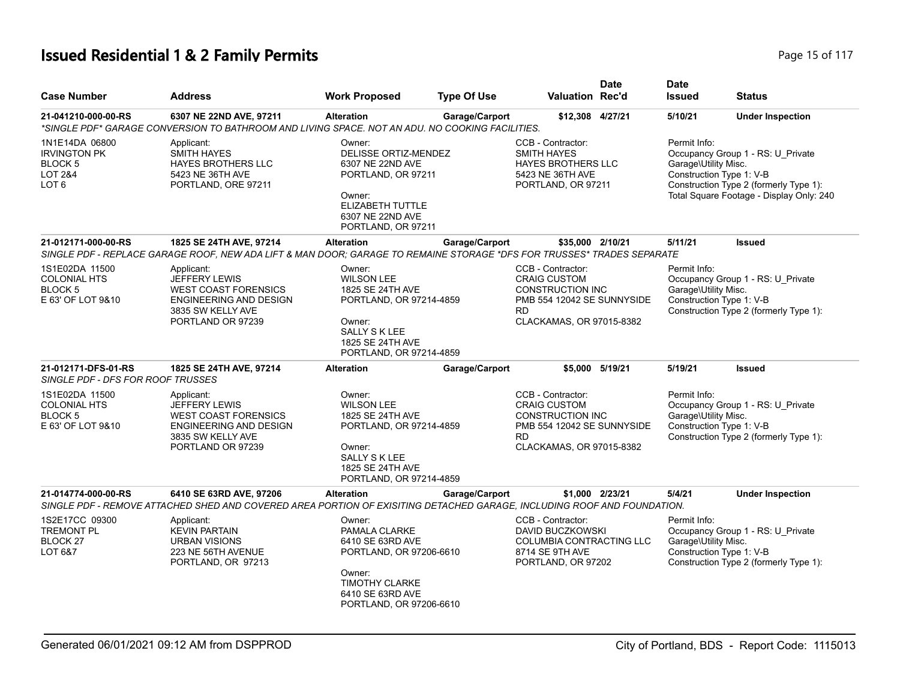# Issued Residential 1 & 2 Family Permits

| Case Number | Address | Work Proposed | Type Of Use | Valuation | Date Rec'd | Date Issued | Status |
|---|---|---|---|---|---|---|---|
| 21-041210-000-00-RS | 6307 NE 22ND AVE, 97211 | Alteration | Garage/Carport | $12,308 | 4/27/21 | 5/10/21 | Under Inspection |

*SINGLE PDF* GARAGE CONVERSION TO BATHROOM AND LIVING SPACE. NOT AN ADU. NO COOKING FACILITIES.

- 1N1E14DA 06800, IRVINGTON PK, BLOCK 5, LOT 2&4, LOT 6
- Applicant: SMITH HAYES, HAYES BROTHERS LLC, 5423 NE 36TH AVE, PORTLAND, ORE 97211
- Owner: DELISSE ORTIZ-MENDEZ, 6307 NE 22ND AVE, PORTLAND, OR 97211
- Owner: ELIZABETH TUTTLE, 6307 NE 22ND AVE, PORTLAND, OR 97211
- CCB - Contractor: SMITH HAYES, HAYES BROTHERS LLC, 5423 NE 36TH AVE, PORTLAND, OR 97211
- Permit Info: Occupancy Group 1 - RS: U_Private Garage\Utility Misc.; Construction Type 1: V-B; Construction Type 2 (formerly Type 1):; Total Square Footage - Display Only: 240

| Case Number | Address | Work Proposed | Type Of Use | Valuation | Date Rec'd | Date Issued | Status |
|---|---|---|---|---|---|---|---|
| 21-012171-000-00-RS | 1825 SE 24TH AVE, 97214 | Alteration | Garage/Carport | $35,000 | 2/10/21 | 5/11/21 | Issued |

SINGLE PDF - REPLACE GARAGE ROOF, NEW ADA LIFT & MAN DOOR; GARAGE TO REMAINE STORAGE *DFS FOR TRUSSES* TRADES SEPARATE

- 1S1E02DA 11500, COLONIAL HTS, BLOCK 5, E 63' OF LOT 9&10
- Applicant: JEFFERY LEWIS, WEST COAST FORENSICS, ENGINEERING AND DESIGN, 3835 SW KELLY AVE, PORTLAND OR 97239
- Owner: WILSON LEE, 1825 SE 24TH AVE, PORTLAND, OR 97214-4859
- Owner: SALLY S K LEE, 1825 SE 24TH AVE, PORTLAND, OR 97214-4859
- CCB - Contractor: CRAIG CUSTOM CONSTRUCTION INC, PMB 554 12042 SE SUNNYSIDE RD, CLACKAMAS, OR 97015-8382
- Permit Info: Occupancy Group 1 - RS: U_Private Garage\Utility Misc.; Construction Type 1: V-B; Construction Type 2 (formerly Type 1):

| Case Number | Address | Work Proposed | Type Of Use | Valuation | Date Rec'd | Date Issued | Status |
|---|---|---|---|---|---|---|---|
| 21-012171-DFS-01-RS | 1825 SE 24TH AVE, 97214 | Alteration | Garage/Carport | $5,000 | 5/19/21 | 5/19/21 | Issued |

SINGLE PDF - DFS FOR ROOF TRUSSES

- 1S1E02DA 11500, COLONIAL HTS, BLOCK 5, E 63' OF LOT 9&10
- Applicant: JEFFERY LEWIS, WEST COAST FORENSICS, ENGINEERING AND DESIGN, 3835 SW KELLY AVE, PORTLAND OR 97239
- Owner: WILSON LEE, 1825 SE 24TH AVE, PORTLAND, OR 97214-4859
- Owner: SALLY S K LEE, 1825 SE 24TH AVE, PORTLAND, OR 97214-4859
- CCB - Contractor: CRAIG CUSTOM CONSTRUCTION INC, PMB 554 12042 SE SUNNYSIDE RD, CLACKAMAS, OR 97015-8382
- Permit Info: Occupancy Group 1 - RS: U_Private Garage\Utility Misc.; Construction Type 1: V-B; Construction Type 2 (formerly Type 1):

| Case Number | Address | Work Proposed | Type Of Use | Valuation | Date Rec'd | Date Issued | Status |
|---|---|---|---|---|---|---|---|
| 21-014774-000-00-RS | 6410 SE 63RD AVE, 97206 | Alteration | Garage/Carport | $1,000 | 2/23/21 | 5/4/21 | Under Inspection |

SINGLE PDF - REMOVE ATTACHED SHED AND COVERED AREA PORTION OF EXISITING DETACHED GARAGE, INCLUDING ROOF AND FOUNDATION.

- 1S2E17CC 09300, TREMONT PL, BLOCK 27, LOT 6&7
- Applicant: KEVIN PARTAIN, URBAN VISIONS, 223 NE 56TH AVENUE, PORTLAND, OR 97213
- Owner: PAMALA CLARKE, 6410 SE 63RD AVE, PORTLAND, OR 97206-6610
- Owner: TIMOTHY CLARKE, 6410 SE 63RD AVE, PORTLAND, OR 97206-6610
- CCB - Contractor: DAVID BUCZKOWSKI, COLUMBIA CONTRACTING LLC, 8714 SE 9TH AVE, PORTLAND, OR 97202
- Permit Info: Occupancy Group 1 - RS: U_Private Garage\Utility Misc.; Construction Type 1: V-B; Construction Type 2 (formerly Type 1):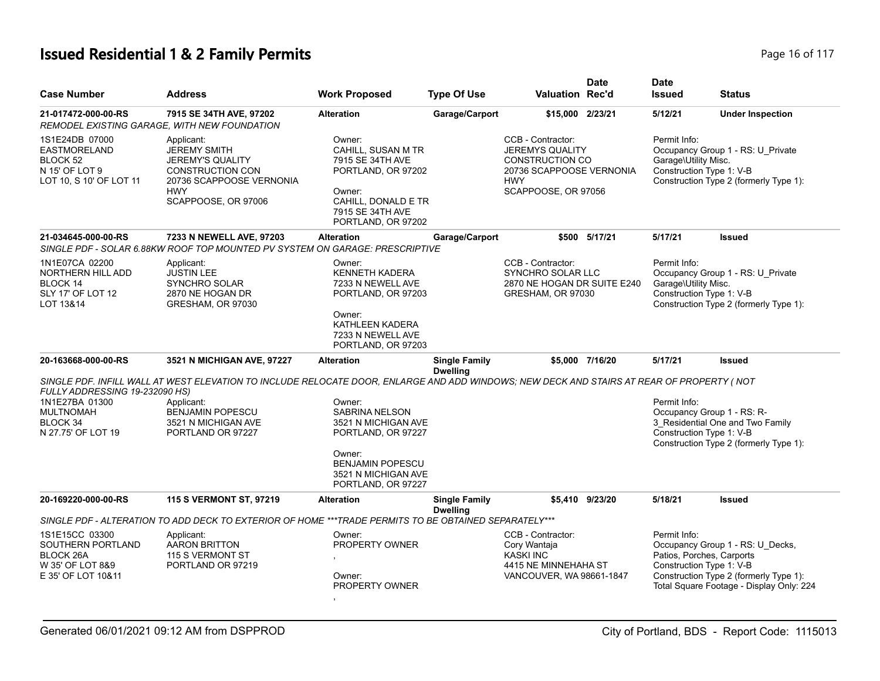# Issued Residential 1 & 2 Family Permits

| Case Number | Address | Work Proposed | Type Of Use | Valuation | Date Rec'd | Date Issued | Status |
|---|---|---|---|---|---|---|---|
| **21-017472-000-00-RS** | **7915 SE 34TH AVE, 97202** | **Alteration** | **Garage/Carport** | **$15,000** | **2/23/21** | **5/12/21** | **Under Inspection** |

*REMODEL EXISTING GARAGE, WITH NEW FOUNDATION*

1S1E24DB 07000
EASTMORELAND
BLOCK 52
N 15' OF LOT 9
LOT 10, S 10' OF LOT 11

Applicant:
JEREMY SMITH
JEREMY'S QUALITY CONSTRUCTION CON
20736 SCAPPOOSE VERNONIA HWY
SCAPPOOSE, OR 97006

Owner:
CAHILL, SUSAN M TR
7915 SE 34TH AVE
PORTLAND, OR 97202

Owner:
CAHILL, DONALD E TR
7915 SE 34TH AVE
PORTLAND, OR 97202

CCB - Contractor:
JEREMYS QUALITY CONSTRUCTION CO
20736 SCAPPOOSE VERNONIA HWY
SCAPPOOSE, OR 97056

Permit Info:
Occupancy Group 1 - RS: U_Private Garage\Utility Misc.
Construction Type 1: V-B
Construction Type 2 (formerly Type 1):

| Case Number | Address | Work Proposed | Type Of Use | Valuation | Date Rec'd | Date Issued | Status |
|---|---|---|---|---|---|---|---|
| **21-034645-000-00-RS** | **7233 N NEWELL AVE, 97203** | **Alteration** | **Garage/Carport** | **$500** | **5/17/21** | **5/17/21** | **Issued** |

*SINGLE PDF - SOLAR 6.88KW ROOF TOP MOUNTED PV SYSTEM ON GARAGE: PRESCRIPTIVE*

1N1E07CA 02200
NORTHERN HILL ADD
BLOCK 14
SLY 17' OF LOT 12
LOT 13&14

Applicant:
JUSTIN LEE
SYNCHRO SOLAR
2870 NE HOGAN DR
GRESHAM, OR 97030

Owner:
KENNETH KADERA
7233 N NEWELL AVE
PORTLAND, OR 97203

Owner:
KATHLEEN KADERA
7233 N NEWELL AVE
PORTLAND, OR 97203

CCB - Contractor:
SYNCHRO SOLAR LLC
2870 NE HOGAN DR SUITE E240
GRESHAM, OR 97030

Permit Info:
Occupancy Group 1 - RS: U_Private Garage\Utility Misc.
Construction Type 1: V-B
Construction Type 2 (formerly Type 1):

| Case Number | Address | Work Proposed | Type Of Use | Valuation | Date Rec'd | Date Issued | Status |
|---|---|---|---|---|---|---|---|
| **20-163668-000-00-RS** | **3521 N MICHIGAN AVE, 97227** | **Alteration** | **Single Family Dwelling** | **$5,000** | **7/16/20** | **5/17/21** | **Issued** |

*SINGLE PDF. INFILL WALL AT WEST ELEVATION TO INCLUDE RELOCATE DOOR, ENLARGE AND ADD WINDOWS; NEW DECK AND STAIRS AT REAR OF PROPERTY ( NOT FULLY ADDRESSING 19-232090 HS)*

1N1E27BA 01300
MULTNOMAH
BLOCK 34
N 27.75' OF LOT 19

Applicant:
BENJAMIN POPESCU
3521 N MICHIGAN AVE
PORTLAND OR 97227

Owner:
SABRINA NELSON
3521 N MICHIGAN AVE
PORTLAND, OR 97227

Owner:
BENJAMIN POPESCU
3521 N MICHIGAN AVE
PORTLAND, OR 97227

Permit Info:
Occupancy Group 1 - RS: R-3_Residential One and Two Family
Construction Type 1: V-B
Construction Type 2 (formerly Type 1):

| Case Number | Address | Work Proposed | Type Of Use | Valuation | Date Rec'd | Date Issued | Status |
|---|---|---|---|---|---|---|---|
| **20-169220-000-00-RS** | **115 S VERMONT ST, 97219** | **Alteration** | **Single Family Dwelling** | **$5,410** | **9/23/20** | **5/18/21** | **Issued** |

*SINGLE PDF - ALTERATION TO ADD DECK TO EXTERIOR OF HOME ***TRADE PERMITS TO BE OBTAINED SEPARATELY****

1S1E15CC 03300
SOUTHERN PORTLAND
BLOCK 26A
W 35' OF LOT 8&9
E 35' OF LOT 10&11

Applicant:
AARON BRITTON
115 S VERMONT ST
PORTLAND OR 97219

Owner:
PROPERTY OWNER
,

Owner:
PROPERTY OWNER
,

CCB - Contractor:
Cory Wantaja
KASKI INC
4415 NE MINNEHAHA ST
VANCOUVER, WA 98661-1847

Permit Info:
Occupancy Group 1 - RS: U_Decks, Patios, Porches, Carports
Construction Type 1: V-B
Construction Type 2 (formerly Type 1):
Total Square Footage - Display Only: 224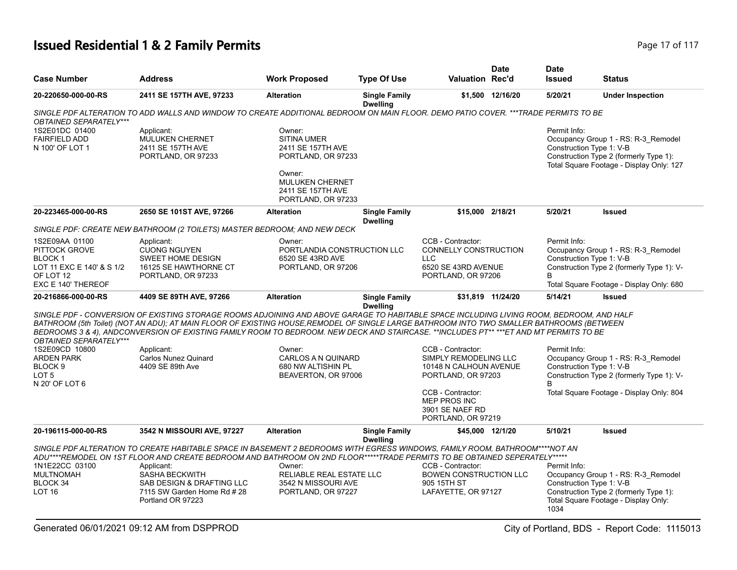# Issued Residential 1 & 2 Family Permits

| Case Number | Address | Work Proposed | Type Of Use | Valuation | Date Rec'd | Date Issued | Status |
|---|---|---|---|---|---|---|---|
| 20-220650-000-00-RS | 2411 SE 157TH AVE, 97233 | Alteration | Single Family Dwelling | $1,500 | 12/16/20 | 5/20/21 | Under Inspection |

*SINGLE PDF ALTERATION TO ADD WALLS AND WINDOW TO CREATE ADDITIONAL BEDROOM ON MAIN FLOOR. DEMO PATIO COVER. ***TRADE PERMITS TO BE OBTAINED SEPARATELY****

1S2E01DC 01400
FAIRFIELD ADD
N 100' OF LOT 1

Applicant:
MULUKEN CHERNET
2411 SE 157TH AVE
PORTLAND, OR 97233

Owner:
SITINA UMER
2411 SE 157TH AVE
PORTLAND, OR 97233

Owner:
MULUKEN CHERNET
2411 SE 157TH AVE
PORTLAND, OR 97233

Permit Info:
Occupancy Group 1 - RS: R-3_Remodel
Construction Type 1: V-B
Construction Type 2 (formerly Type 1):
Total Square Footage - Display Only: 127

| Case Number | Address | Work Proposed | Type Of Use | Valuation | Date Rec'd | Date Issued | Status |
|---|---|---|---|---|---|---|---|
| 20-223465-000-00-RS | 2650 SE 101ST AVE, 97266 | Alteration | Single Family Dwelling | $15,000 | 2/18/21 | 5/20/21 | Issued |

*SINGLE PDF: CREATE NEW BATHROOM (2 TOILETS) MASTER BEDROOM; AND NEW DECK*

1S2E09AA 01100
PITTOCK GROVE
BLOCK 1
LOT 11 EXC E 140' & S 1/2 OF LOT 12
EXC E 140' THEREOF

Applicant:
CUONG NGUYEN
SWEET HOME DESIGN
16125 SE HAWTHORNE CT
PORTLAND, OR 97233

Owner:
PORTLANDIA CONSTRUCTION LLC
6520 SE 43RD AVE
PORTLAND, OR 97206

CCB - Contractor:
CONNELLY CONSTRUCTION LLC
6520 SE 43RD AVENUE
PORTLAND, OR 97206

Permit Info:
Occupancy Group 1 - RS: R-3_Remodel
Construction Type 1: V-B
Construction Type 2 (formerly Type 1): V-B
Total Square Footage - Display Only: 680

| Case Number | Address | Work Proposed | Type Of Use | Valuation | Date Rec'd | Date Issued | Status |
|---|---|---|---|---|---|---|---|
| 20-216866-000-00-RS | 4409 SE 89TH AVE, 97266 | Alteration | Single Family Dwelling | $31,819 | 11/24/20 | 5/14/21 | Issued |

*SINGLE PDF - CONVERSION OF EXISTING STORAGE ROOMS ADJOINING AND ABOVE GARAGE TO HABITABLE SPACE INCLUDING LIVING ROOM, BEDROOM, AND HALF BATHROOM (5th Toilet) (NOT AN ADU); AT MAIN FLOOR OF EXISTING HOUSE,REMODEL OF SINGLE LARGE BATHROOM INTO TWO SMALLER BATHROOMS (BETWEEN BEDROOMS 3 & 4), ANDCONVERSION OF EXISTING FAMILY ROOM TO BEDROOM. NEW DECK AND STAIRCASE. **INCLUDES PT** ***ET AND MT PERMITS TO BE OBTAINED SEPARATELY****

1S2E09CD 10800
ARDEN PARK
BLOCK 9
LOT 5
N 20' OF LOT 6

Applicant:
Carlos Nunez Quinard
4409 SE 89th Ave

Owner:
CARLOS A N QUINARD
680 NW ALTISHIN PL
BEAVERTON, OR 97006

CCB - Contractor:
SIMPLY REMODELING LLC
10148 N CALHOUN AVENUE
PORTLAND, OR 97203

CCB - Contractor:
MEP PROS INC
3901 SE NAEF RD
PORTLAND, OR 97219

Permit Info:
Occupancy Group 1 - RS: R-3_Remodel
Construction Type 1: V-B
Construction Type 2 (formerly Type 1): V-B
Total Square Footage - Display Only: 804

| Case Number | Address | Work Proposed | Type Of Use | Valuation | Date Rec'd | Date Issued | Status |
|---|---|---|---|---|---|---|---|
| 20-196115-000-00-RS | 3542 N MISSOURI AVE, 97227 | Alteration | Single Family Dwelling | $45,000 | 12/1/20 | 5/10/21 | Issued |

*SINGLE PDF ALTERATION TO CREATE HABITABLE SPACE IN BASEMENT 2 BEDROOMS WITH EGRESS WINDOWS, FAMILY ROOM, BATHROOM****NOT AN ADU****REMODEL ON 1ST FLOOR AND CREATE BEDROOM AND BATHROOM ON 2ND FLOOR*****TRADE PERMITS TO BE OBTAINED SEPERATELY******

1N1E22CC 03100
MULTNOMAH
BLOCK 34
LOT 16

Applicant:
SASHA BECKWITH
SAB DESIGN & DRAFTING LLC
7115 SW Garden Home Rd # 28
Portland OR 97223

Owner:
RELIABLE REAL ESTATE LLC
3542 N MISSOURI AVE
PORTLAND, OR 97227

CCB - Contractor:
BOWEN CONSTRUCTION LLC
905 15TH ST
LAFAYETTE, OR 97127

Permit Info:
Occupancy Group 1 - RS: R-3_Remodel
Construction Type 1: V-B
Construction Type 2 (formerly Type 1):
Total Square Footage - Display Only: 1034

Generated 06/01/2021 09:12 AM from DSPPROD — City of Portland, BDS - Report Code: 1115013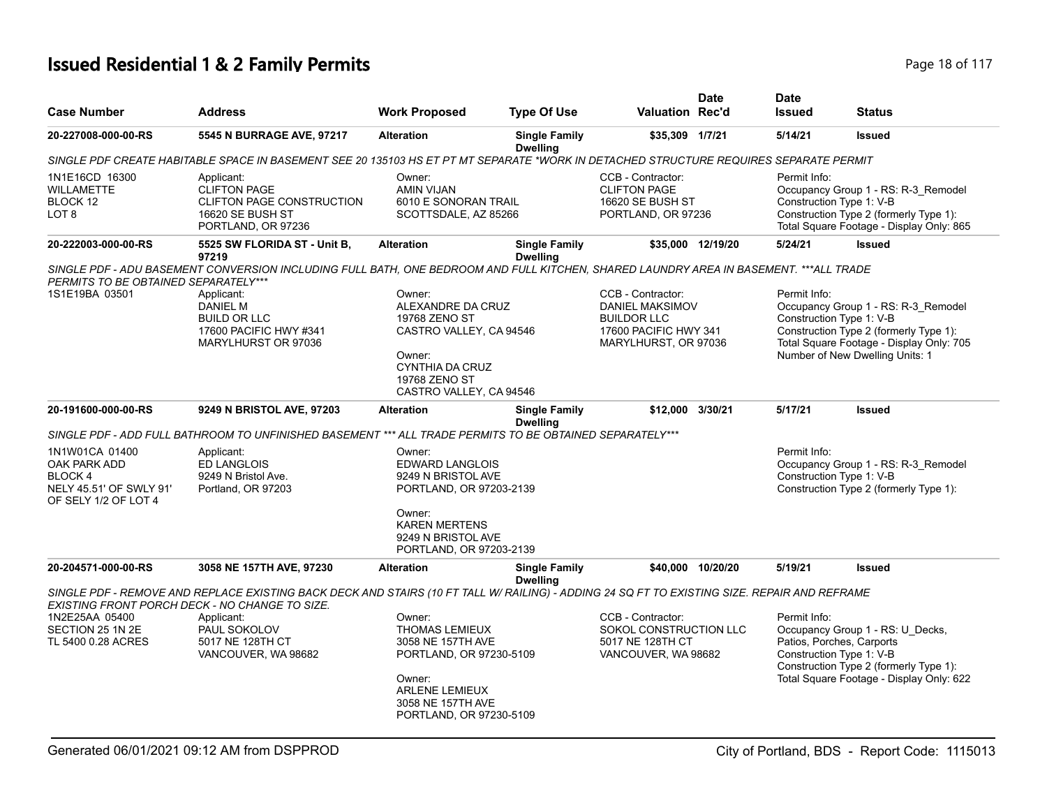# Issued Residential 1 & 2 Family Permits

| Case Number | Address | Work Proposed | Type Of Use | Valuation | Date Rec'd | Date Issued | Status |
|---|---|---|---|---|---|---|---|
| **20-227008-000-00-RS** | **5545 N BURRAGE AVE, 97217** | **Alteration** | **Single Family Dwelling** | **$35,309** | **1/7/21** | **5/14/21** | **Issued** |

*SINGLE PDF CREATE HABITABLE SPACE IN BASEMENT SEE 20 135103 HS ET PT MT SEPARATE *WORK IN DETACHED STRUCTURE REQUIRES SEPARATE PERMIT*

1N1E16CD 16300
WILLAMETTE
BLOCK 12
LOT 8

Applicant:
CLIFTON PAGE
CLIFTON PAGE CONSTRUCTION
16620 SE BUSH ST
PORTLAND, OR 97236

Owner:
AMIN VIJAN
6010 E SONORAN TRAIL
SCOTTSDALE, AZ 85266

CCB - Contractor:
CLIFTON PAGE
16620 SE BUSH ST
PORTLAND, OR 97236

Permit Info:
Occupancy Group 1 - RS: R-3_Remodel
Construction Type 1: V-B
Construction Type 2 (formerly Type 1):
Total Square Footage - Display Only: 865

| Case Number | Address | Work Proposed | Type Of Use | Valuation | Date Rec'd | Date Issued | Status |
|---|---|---|---|---|---|---|---|
| **20-222003-000-00-RS** | **5525 SW FLORIDA ST - Unit B, 97219** | **Alteration** | **Single Family Dwelling** | **$35,000** | **12/19/20** | **5/24/21** | **Issued** |

*SINGLE PDF - ADU BASEMENT CONVERSION INCLUDING FULL BATH, ONE BEDROOM AND FULL KITCHEN, SHARED LAUNDRY AREA IN BASEMENT. ***ALL TRADE PERMITS TO BE OBTAINED SEPARATELY****

1S1E19BA 03501

Applicant:
DANIEL M
BUILD OR LLC
17600 PACIFIC HWY #341
MARYLHURST OR 97036

Owner:
ALEXANDRE DA CRUZ
19768 ZENO ST
CASTRO VALLEY, CA 94546

Owner:
CYNTHIA DA CRUZ
19768 ZENO ST
CASTRO VALLEY, CA 94546

CCB - Contractor:
DANIEL MAKSIMOV
BUILDOR LLC
17600 PACIFIC HWY 341
MARYLHURST, OR 97036

Permit Info:
Occupancy Group 1 - RS: R-3_Remodel
Construction Type 1: V-B
Construction Type 2 (formerly Type 1):
Total Square Footage - Display Only: 705
Number of New Dwelling Units: 1

| Case Number | Address | Work Proposed | Type Of Use | Valuation | Date Rec'd | Date Issued | Status |
|---|---|---|---|---|---|---|---|
| **20-191600-000-00-RS** | **9249 N BRISTOL AVE, 97203** | **Alteration** | **Single Family Dwelling** | **$12,000** | **3/30/21** | **5/17/21** | **Issued** |

*SINGLE PDF - ADD FULL BATHROOM TO UNFINISHED BASEMENT *** ALL TRADE PERMITS TO BE OBTAINED SEPARATELY****

1N1W01CA 01400
OAK PARK ADD
BLOCK 4
NELY 45.51' OF SWLY 91' OF SELY 1/2 OF LOT 4

Applicant:
ED LANGLOIS
9249 N Bristol Ave.
Portland, OR 97203

Owner:
EDWARD LANGLOIS
9249 N BRISTOL AVE
PORTLAND, OR 97203-2139

Owner:
KAREN MERTENS
9249 N BRISTOL AVE
PORTLAND, OR 97203-2139

Permit Info:
Occupancy Group 1 - RS: R-3_Remodel
Construction Type 1: V-B
Construction Type 2 (formerly Type 1):

| Case Number | Address | Work Proposed | Type Of Use | Valuation | Date Rec'd | Date Issued | Status |
|---|---|---|---|---|---|---|---|
| **20-204571-000-00-RS** | **3058 NE 157TH AVE, 97230** | **Alteration** | **Single Family Dwelling** | **$40,000** | **10/20/20** | **5/19/21** | **Issued** |

*SINGLE PDF - REMOVE AND REPLACE EXISTING BACK DECK AND STAIRS (10 FT TALL W/ RAILING) - ADDING 24 SQ FT TO EXISTING SIZE. REPAIR AND REFRAME EXISTING FRONT PORCH DECK - NO CHANGE TO SIZE.*

1N2E25AA 05400
SECTION 25 1N 2E
TL 5400 0.28 ACRES

Applicant:
PAUL SOKOLOV
5017 NE 128TH CT
VANCOUVER, WA 98682

Owner:
THOMAS LEMIEUX
3058 NE 157TH AVE
PORTLAND, OR 97230-5109

Owner:
ARLENE LEMIEUX
3058 NE 157TH AVE
PORTLAND, OR 97230-5109

CCB - Contractor:
SOKOL CONSTRUCTION LLC
5017 NE 128TH CT
VANCOUVER, WA 98682

Permit Info:
Occupancy Group 1 - RS: U_Decks, Patios, Porches, Carports
Construction Type 1: V-B
Construction Type 2 (formerly Type 1):
Total Square Footage - Display Only: 622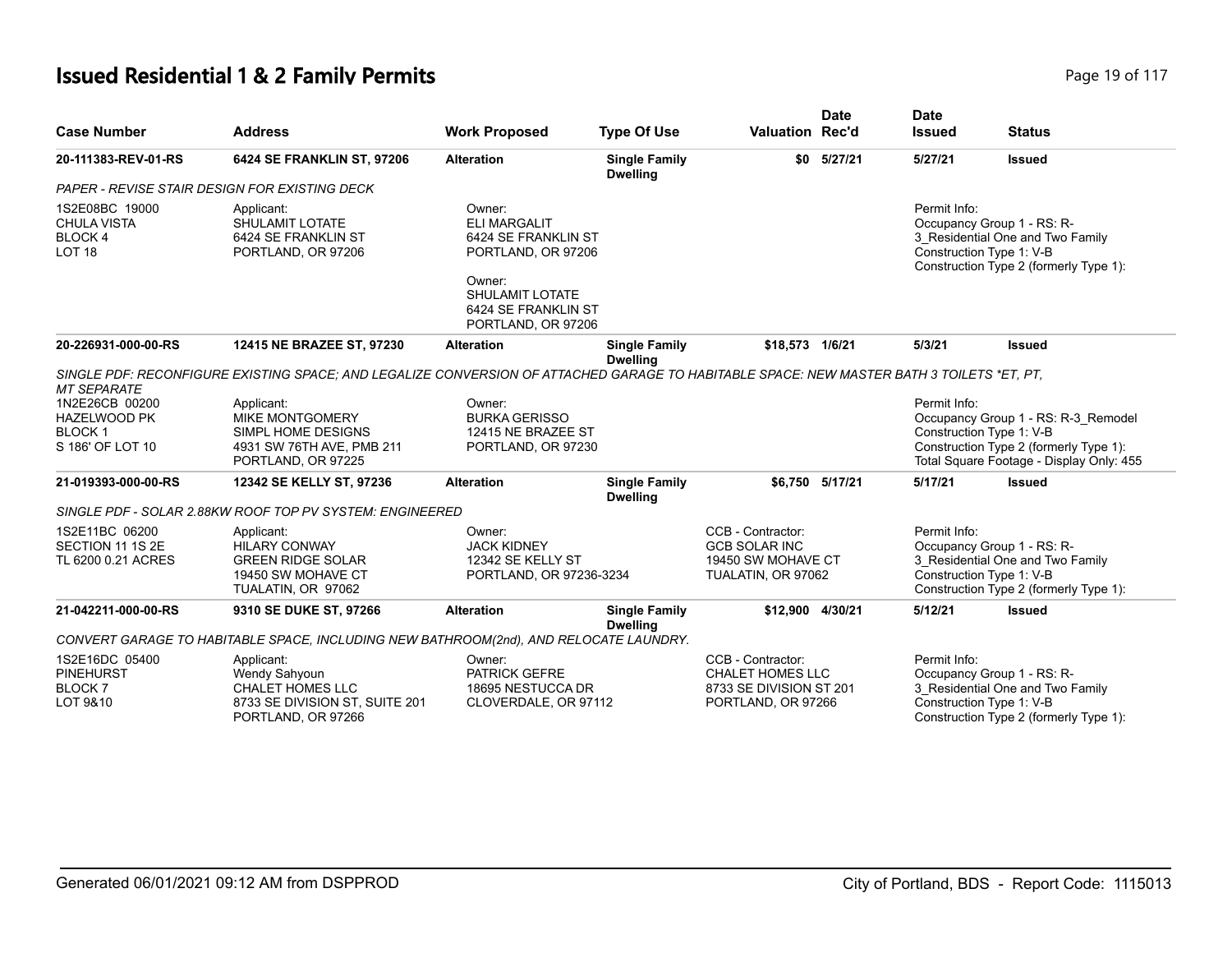# Issued Residential 1 & 2 Family Permits

| Case Number | Address | Work Proposed | Type Of Use | Valuation | Date Rec'd | Date Issued | Status |
|---|---|---|---|---|---|---|---|
| 20-111383-REV-01-RS | 6424 SE FRANKLIN ST, 97206 | Alteration | Single Family Dwelling | $0 | 5/27/21 | 5/27/21 | Issued |

*PAPER - REVISE STAIR DESIGN FOR EXISTING DECK*

1S2E08BC 19000
CHULA VISTA
BLOCK 4
LOT 18

Applicant:
SHULAMIT LOTATE
6424 SE FRANKLIN ST
PORTLAND, OR 97206

Owner:
ELI MARGALIT
6424 SE FRANKLIN ST
PORTLAND, OR 97206

Owner:
SHULAMIT LOTATE
6424 SE FRANKLIN ST
PORTLAND, OR 97206

Permit Info:
Occupancy Group 1 - RS: R-3_Residential One and Two Family
Construction Type 1: V-B
Construction Type 2 (formerly Type 1):

---

| Case Number | Address | Work Proposed | Type Of Use | Valuation | Date Rec'd | Date Issued | Status |
|---|---|---|---|---|---|---|---|
| 20-226931-000-00-RS | 12415 NE BRAZEE ST, 97230 | Alteration | Single Family Dwelling | $18,573 | 1/6/21 | 5/3/21 | Issued |

*SINGLE PDF: RECONFIGURE EXISTING SPACE; AND LEGALIZE CONVERSION OF ATTACHED GARAGE TO HABITABLE SPACE: NEW MASTER BATH 3 TOILETS *ET, PT, MT SEPARATE*

1N2E26CB 00200
HAZELWOOD PK
BLOCK 1
S 186' OF LOT 10

Applicant:
MIKE MONTGOMERY
SIMPL HOME DESIGNS
4931 SW 76TH AVE, PMB 211
PORTLAND, OR 97225

Owner:
BURKA GERISSO
12415 NE BRAZEE ST
PORTLAND, OR 97230

Permit Info:
Occupancy Group 1 - RS: R-3_Remodel
Construction Type 1: V-B
Construction Type 2 (formerly Type 1):
Total Square Footage - Display Only: 455

---

| Case Number | Address | Work Proposed | Type Of Use | Valuation | Date Rec'd | Date Issued | Status |
|---|---|---|---|---|---|---|---|
| 21-019393-000-00-RS | 12342 SE KELLY ST, 97236 | Alteration | Single Family Dwelling | $6,750 | 5/17/21 | 5/17/21 | Issued |

*SINGLE PDF - SOLAR 2.88KW ROOF TOP PV SYSTEM: ENGINEERED*

1S2E11BC 06200
SECTION 11 1S 2E
TL 6200 0.21 ACRES

Applicant:
HILARY CONWAY
GREEN RIDGE SOLAR
19450 SW MOHAVE CT
TUALATIN, OR 97062

Owner:
JACK KIDNEY
12342 SE KELLY ST
PORTLAND, OR 97236-3234

CCB - Contractor:
GCB SOLAR INC
19450 SW MOHAVE CT
TUALATIN, OR 97062

Permit Info:
Occupancy Group 1 - RS: R-3_Residential One and Two Family
Construction Type 1: V-B
Construction Type 2 (formerly Type 1):

---

| Case Number | Address | Work Proposed | Type Of Use | Valuation | Date Rec'd | Date Issued | Status |
|---|---|---|---|---|---|---|---|
| 21-042211-000-00-RS | 9310 SE DUKE ST, 97266 | Alteration | Single Family Dwelling | $12,900 | 4/30/21 | 5/12/21 | Issued |

*CONVERT GARAGE TO HABITABLE SPACE, INCLUDING NEW BATHROOM(2nd), AND RELOCATE LAUNDRY.*

1S2E16DC 05400
PINEHURST
BLOCK 7
LOT 9&10

Applicant:
Wendy Sahyoun
CHALET HOMES LLC
8733 SE DIVISION ST, SUITE 201
PORTLAND, OR 97266

Owner:
PATRICK GEFRE
18695 NESTUCCA DR
CLOVERDALE, OR 97112

CCB - Contractor:
CHALET HOMES LLC
8733 SE DIVISION ST 201
PORTLAND, OR 97266

Permit Info:
Occupancy Group 1 - RS: R-3_Residential One and Two Family
Construction Type 1: V-B
Construction Type 2 (formerly Type 1):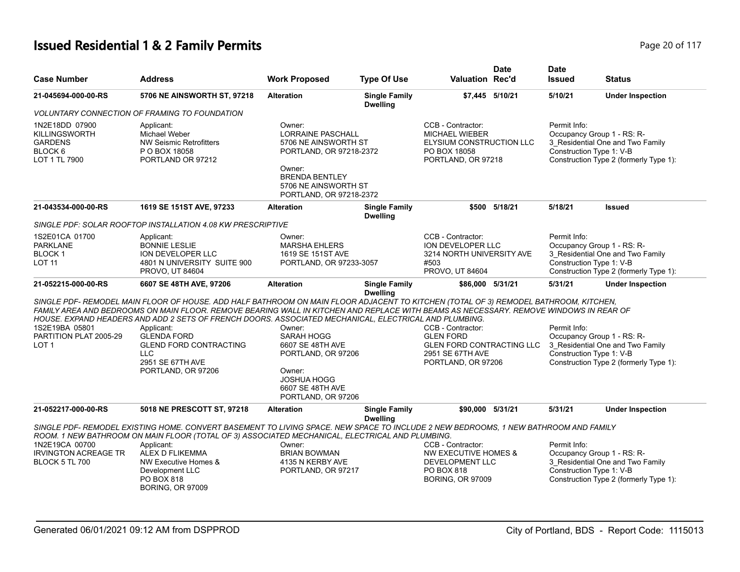# Issued Residential 1 & 2 Family Permits

| Case Number | Address | Work Proposed | Type Of Use | Valuation | Date Rec'd | Date Issued | Status |
|---|---|---|---|---|---|---|---|
| 21-045694-000-00-RS | 5706 NE AINSWORTH ST, 97218 | Alteration | Single Family Dwelling | $7,445 | 5/10/21 | 5/10/21 | Under Inspection |

*VOLUNTARY CONNECTION OF FRAMING TO FOUNDATION*

1N2E18DD 07900
KILLINGSWORTH GARDENS
BLOCK 6
LOT 1 TL 7900

Applicant:
Michael Weber
NW Seismic Retrofitters
P O BOX 18058
PORTLAND OR 97212

Owner:
LORRAINE PASCHALL
5706 NE AINSWORTH ST
PORTLAND, OR 97218-2372

Owner:
BRENDA BENTLEY
5706 NE AINSWORTH ST
PORTLAND, OR 97218-2372

CCB - Contractor:
MICHAEL WIEBER
ELYSIUM CONSTRUCTION LLC
PO BOX 18058
PORTLAND, OR 97218

Permit Info:
Occupancy Group 1 - RS: R-3_Residential One and Two Family
Construction Type 1: V-B
Construction Type 2 (formerly Type 1):

| Case Number | Address | Work Proposed | Type Of Use | Valuation | Date Rec'd | Date Issued | Status |
|---|---|---|---|---|---|---|---|
| 21-043534-000-00-RS | 1619 SE 151ST AVE, 97233 | Alteration | Single Family Dwelling | $500 | 5/18/21 | 5/18/21 | Issued |

*SINGLE PDF: SOLAR ROOFTOP INSTALLATION 4.08 KW PRESCRIPTIVE*

1S2E01CA 01700
PARKLANE
BLOCK 1
LOT 11

Applicant:
BONNIE LESLIE
ION DEVELOPER LLC
4801 N UNIVERSITY SUITE 900
PROVO, UT 84604

Owner:
MARSHA EHLERS
1619 SE 151ST AVE
PORTLAND, OR 97233-3057

CCB - Contractor:
ION DEVELOPER LLC
3214 NORTH UNIVERSITY AVE #503
PROVO, UT 84604

Permit Info:
Occupancy Group 1 - RS: R-3_Residential One and Two Family
Construction Type 1: V-B
Construction Type 2 (formerly Type 1):

| Case Number | Address | Work Proposed | Type Of Use | Valuation | Date Rec'd | Date Issued | Status |
|---|---|---|---|---|---|---|---|
| 21-052215-000-00-RS | 6607 SE 48TH AVE, 97206 | Alteration | Single Family Dwelling | $86,000 | 5/31/21 | 5/31/21 | Under Inspection |

*SINGLE PDF- REMODEL MAIN FLOOR OF HOUSE. ADD HALF BATHROOM ON MAIN FLOOR ADJACENT TO KITCHEN (TOTAL OF 3) REMODEL BATHROOM, KITCHEN, FAMILY AREA AND BEDROOMS ON MAIN FLOOR. REMOVE BEARING WALL IN KITCHEN AND REPLACE WITH BEAMS AS NECESSARY. REMOVE WINDOWS IN REAR OF HOUSE. EXPAND HEADERS AND ADD 2 SETS OF FRENCH DOORS. ASSOCIATED MECHANICAL, ELECTRICAL AND PLUMBING.*

1S2E19BA 05801
PARTITION PLAT 2005-29
LOT 1

Applicant:
GLENDA FORD
GLEND FORD CONTRACTING LLC
2951 SE 67TH AVE
PORTLAND, OR 97206

Owner:
SARAH HOGG
6607 SE 48TH AVE
PORTLAND, OR 97206

Owner:
JOSHUA HOGG
6607 SE 48TH AVE
PORTLAND, OR 97206

CCB - Contractor:
GLEN FORD
GLEN FORD CONTRACTING LLC
2951 SE 67TH AVE
PORTLAND, OR 97206

Permit Info:
Occupancy Group 1 - RS: R-3_Residential One and Two Family
Construction Type 1: V-B
Construction Type 2 (formerly Type 1):

| Case Number | Address | Work Proposed | Type Of Use | Valuation | Date Rec'd | Date Issued | Status |
|---|---|---|---|---|---|---|---|
| 21-052217-000-00-RS | 5018 NE PRESCOTT ST, 97218 | Alteration | Single Family Dwelling | $90,000 | 5/31/21 | 5/31/21 | Under Inspection |

*SINGLE PDF- REMODEL EXISTING HOME. CONVERT BASEMENT TO LIVING SPACE. NEW SPACE TO INCLUDE 2 NEW BEDROOMS, 1 NEW BATHROOM AND FAMILY ROOM. 1 NEW BATHROOM ON MAIN FLOOR (TOTAL OF 3) ASSOCIATED MECHANICAL, ELECTRICAL AND PLUMBING.*

1N2E19CA 00700
IRVINGTON ACREAGE TR
BLOCK 5 TL 700

Applicant:
ALEX D FLIKEMMA
NW Executive Homes & Development LLC
PO BOX 818
BORING, OR 97009

Owner:
BRIAN BOWMAN
4135 N KERBY AVE
PORTLAND, OR 97217

CCB - Contractor:
NW EXECUTIVE HOMES & DEVELOPMENT LLC
PO BOX 818
BORING, OR 97009

Permit Info:
Occupancy Group 1 - RS: R-3_Residential One and Two Family
Construction Type 1: V-B
Construction Type 2 (formerly Type 1):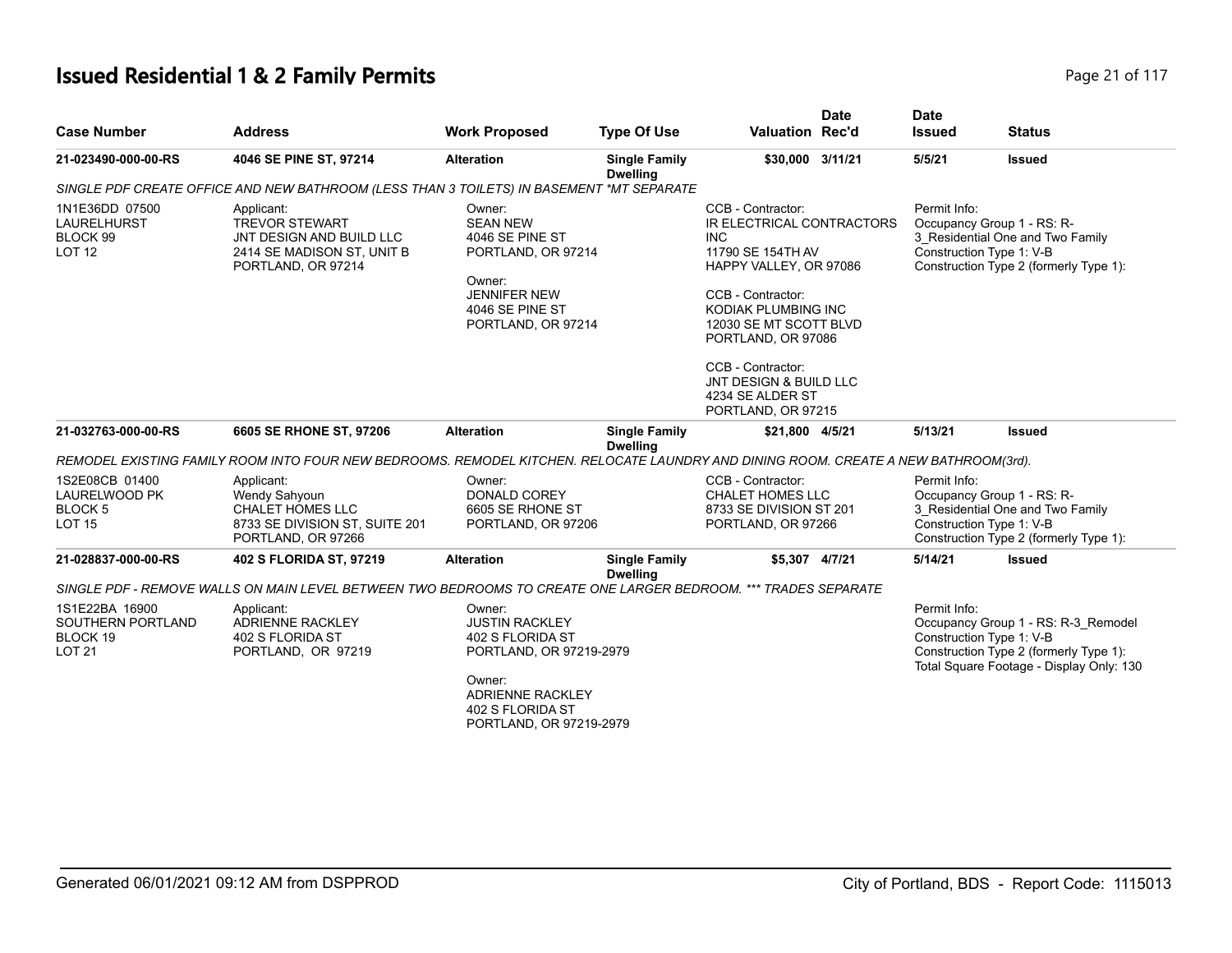# Issued Residential 1 & 2 Family Permits

| Case Number | Address | Work Proposed | Type Of Use | Valuation | Date Rec'd | Date Issued | Status |
|---|---|---|---|---|---|---|---|
| **21-023490-000-00-RS** | **4046 SE PINE ST, 97214** | **Alteration** | **Single Family Dwelling** | **$30,000** | **3/11/21** | **5/5/21** | **Issued** |

*SINGLE PDF CREATE OFFICE AND NEW BATHROOM (LESS THAN 3 TOILETS) IN BASEMENT *MT SEPARATE*

1N1E36DD 07500
LAURELHURST
BLOCK 99
LOT 12

Applicant:
TREVOR STEWART
JNT DESIGN AND BUILD LLC
2414 SE MADISON ST, UNIT B
PORTLAND, OR 97214

Owner:
SEAN NEW
4046 SE PINE ST
PORTLAND, OR 97214

Owner:
JENNIFER NEW
4046 SE PINE ST
PORTLAND, OR 97214

CCB - Contractor:
IR ELECTRICAL CONTRACTORS INC
11790 SE 154TH AV
HAPPY VALLEY, OR 97086

CCB - Contractor:
KODIAK PLUMBING INC
12030 SE MT SCOTT BLVD
PORTLAND, OR 97086

CCB - Contractor:
JNT DESIGN & BUILD LLC
4234 SE ALDER ST
PORTLAND, OR 97215

Permit Info:
Occupancy Group 1 - RS: R-3_Residential One and Two Family
Construction Type 1: V-B
Construction Type 2 (formerly Type 1):

---

| Case Number | Address | Work Proposed | Type Of Use | Valuation | Date Rec'd | Date Issued | Status |
|---|---|---|---|---|---|---|---|
| **21-032763-000-00-RS** | **6605 SE RHONE ST, 97206** | **Alteration** | **Single Family Dwelling** | **$21,800** | **4/5/21** | **5/13/21** | **Issued** |

*REMODEL EXISTING FAMILY ROOM INTO FOUR NEW BEDROOMS. REMODEL KITCHEN. RELOCATE LAUNDRY AND DINING ROOM. CREATE A NEW BATHROOM(3rd).*

1S2E08CB 01400
LAURELWOOD PK
BLOCK 5
LOT 15

Applicant:
Wendy Sahyoun
CHALET HOMES LLC
8733 SE DIVISION ST, SUITE 201
PORTLAND, OR 97266

Owner:
DONALD COREY
6605 SE RHONE ST
PORTLAND, OR 97206

CCB - Contractor:
CHALET HOMES LLC
8733 SE DIVISION ST 201
PORTLAND, OR 97266

Permit Info:
Occupancy Group 1 - RS: R-3_Residential One and Two Family
Construction Type 1: V-B
Construction Type 2 (formerly Type 1):

---

| Case Number | Address | Work Proposed | Type Of Use | Valuation | Date Rec'd | Date Issued | Status |
|---|---|---|---|---|---|---|---|
| **21-028837-000-00-RS** | **402 S FLORIDA ST, 97219** | **Alteration** | **Single Family Dwelling** | **$5,307** | **4/7/21** | **5/14/21** | **Issued** |

*SINGLE PDF - REMOVE WALLS ON MAIN LEVEL BETWEEN TWO BEDROOMS TO CREATE ONE LARGER BEDROOM. *** TRADES SEPARATE*

1S1E22BA 16900
SOUTHERN PORTLAND
BLOCK 19
LOT 21

Applicant:
ADRIENNE RACKLEY
402 S FLORIDA ST
PORTLAND, OR 97219

Owner:
JUSTIN RACKLEY
402 S FLORIDA ST
PORTLAND, OR 97219-2979

Owner:
ADRIENNE RACKLEY
402 S FLORIDA ST
PORTLAND, OR 97219-2979

Permit Info:
Occupancy Group 1 - RS: R-3_Remodel
Construction Type 1: V-B
Construction Type 2 (formerly Type 1):
Total Square Footage - Display Only: 130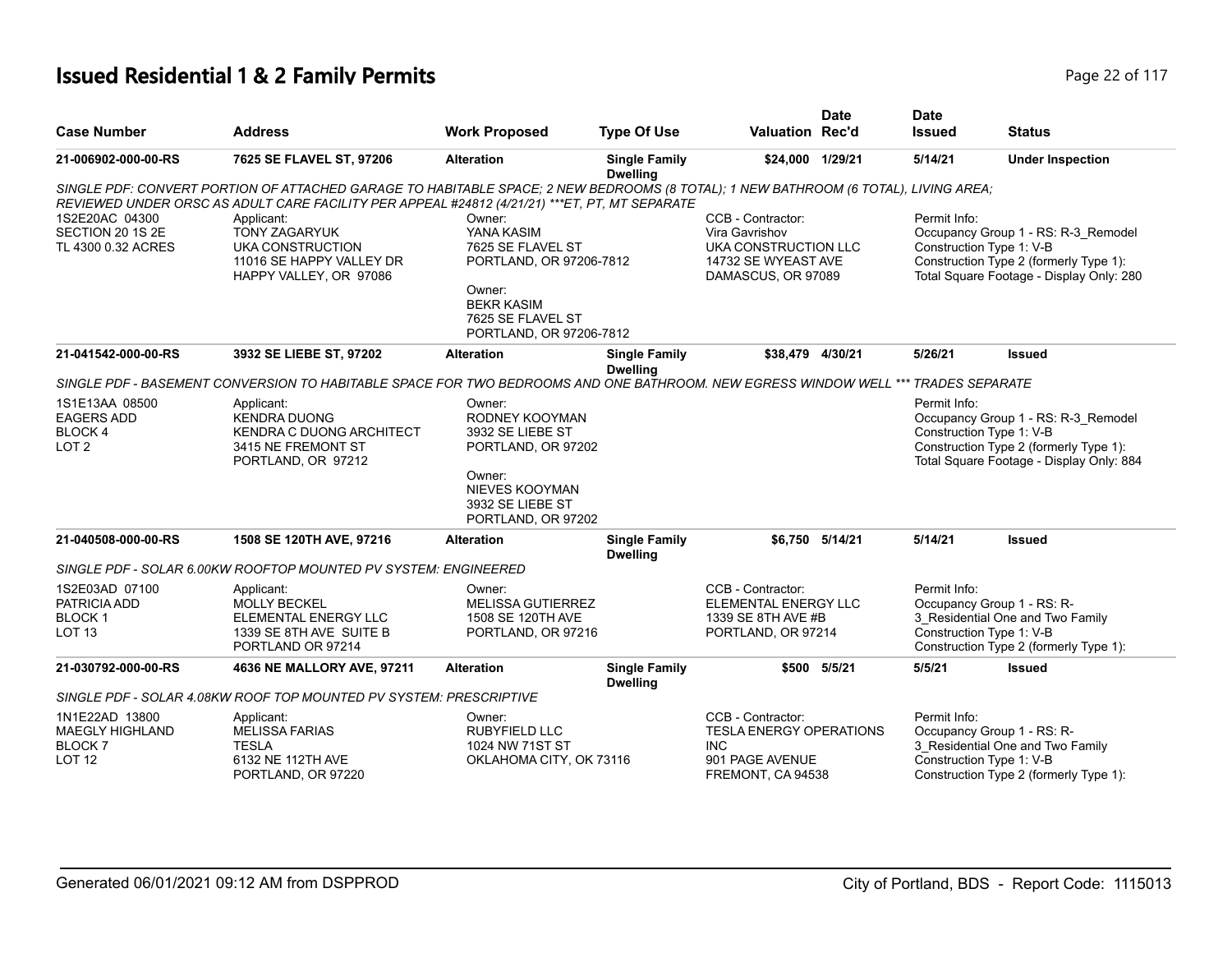# Issued Residential 1 & 2 Family Permits

| Case Number | Address | Work Proposed | Type Of Use | Valuation | Date Rec'd | Date Issued | Status |
|---|---|---|---|---|---|---|---|
| **21-006902-000-00-RS** | **7625 SE FLAVEL ST, 97206** | **Alteration** | **Single Family Dwelling** | **$24,000** | **1/29/21** | **5/14/21** | **Under Inspection** |

*SINGLE PDF: CONVERT PORTION OF ATTACHED GARAGE TO HABITABLE SPACE; 2 NEW BEDROOMS (8 TOTAL); 1 NEW BATHROOM (6 TOTAL), LIVING AREA; REVIEWED UNDER ORSC AS ADULT CARE FACILITY PER APPEAL #24812 (4/21/21) ***ET, PT, MT SEPARATE*

1S2E20AC 04300
SECTION 20 1S 2E
TL 4300 0.32 ACRES

Applicant:
TONY ZAGARYUK
UKA CONSTRUCTION
11016 SE HAPPY VALLEY DR
HAPPY VALLEY, OR 97086

Owner:
YANA KASIM
7625 SE FLAVEL ST
PORTLAND, OR 97206-7812

Owner:
BEKR KASIM
7625 SE FLAVEL ST
PORTLAND, OR 97206-7812

CCB - Contractor:
Vira Gavrishov
UKA CONSTRUCTION LLC
14732 SE WYEAST AVE
DAMASCUS, OR 97089

Permit Info:
Occupancy Group 1 - RS: R-3_Remodel
Construction Type 1: V-B
Construction Type 2 (formerly Type 1):
Total Square Footage - Display Only: 280

| Case Number | Address | Work Proposed | Type Of Use | Valuation | Date Rec'd | Date Issued | Status |
|---|---|---|---|---|---|---|---|
| **21-041542-000-00-RS** | **3932 SE LIEBE ST, 97202** | **Alteration** | **Single Family Dwelling** | **$38,479** | **4/30/21** | **5/26/21** | **Issued** |

*SINGLE PDF - BASEMENT CONVERSION TO HABITABLE SPACE FOR TWO BEDROOMS AND ONE BATHROOM. NEW EGRESS WINDOW WELL *** TRADES SEPARATE*

1S1E13AA 08500
EAGERS ADD
BLOCK 4
LOT 2

Applicant:
KENDRA DUONG
KENDRA C DUONG ARCHITECT
3415 NE FREMONT ST
PORTLAND, OR 97212

Owner:
RODNEY KOOYMAN
3932 SE LIEBE ST
PORTLAND, OR 97202

Owner:
NIEVES KOOYMAN
3932 SE LIEBE ST
PORTLAND, OR 97202

Permit Info:
Occupancy Group 1 - RS: R-3_Remodel
Construction Type 1: V-B
Construction Type 2 (formerly Type 1):
Total Square Footage - Display Only: 884

| Case Number | Address | Work Proposed | Type Of Use | Valuation | Date Rec'd | Date Issued | Status |
|---|---|---|---|---|---|---|---|
| **21-040508-000-00-RS** | **1508 SE 120TH AVE, 97216** | **Alteration** | **Single Family Dwelling** | **$6,750** | **5/14/21** | **5/14/21** | **Issued** |

*SINGLE PDF - SOLAR 6.00KW ROOFTOP MOUNTED PV SYSTEM: ENGINEERED*

1S2E03AD 07100
PATRICIA ADD
BLOCK 1
LOT 13

Applicant:
MOLLY BECKEL
ELEMENTAL ENERGY LLC
1339 SE 8TH AVE SUITE B
PORTLAND OR 97214

Owner:
MELISSA GUTIERREZ
1508 SE 120TH AVE
PORTLAND, OR 97216

CCB - Contractor:
ELEMENTAL ENERGY LLC
1339 SE 8TH AVE #B
PORTLAND, OR 97214

Permit Info:
Occupancy Group 1 - RS: R-3_Residential One and Two Family
Construction Type 1: V-B
Construction Type 2 (formerly Type 1):

| Case Number | Address | Work Proposed | Type Of Use | Valuation | Date Rec'd | Date Issued | Status |
|---|---|---|---|---|---|---|---|
| **21-030792-000-00-RS** | **4636 NE MALLORY AVE, 97211** | **Alteration** | **Single Family Dwelling** | **$500** | **5/5/21** | **5/5/21** | **Issued** |

*SINGLE PDF - SOLAR 4.08KW ROOF TOP MOUNTED PV SYSTEM: PRESCRIPTIVE*

1N1E22AD 13800
MAEGLY HIGHLAND
BLOCK 7
LOT 12

Applicant:
MELISSA FARIAS
TESLA
6132 NE 112TH AVE
PORTLAND, OR 97220

Owner:
RUBYFIELD LLC
1024 NW 71ST ST
OKLAHOMA CITY, OK 73116

CCB - Contractor:
TESLA ENERGY OPERATIONS INC
901 PAGE AVENUE
FREMONT, CA 94538

Permit Info:
Occupancy Group 1 - RS: R-3_Residential One and Two Family
Construction Type 1: V-B
Construction Type 2 (formerly Type 1):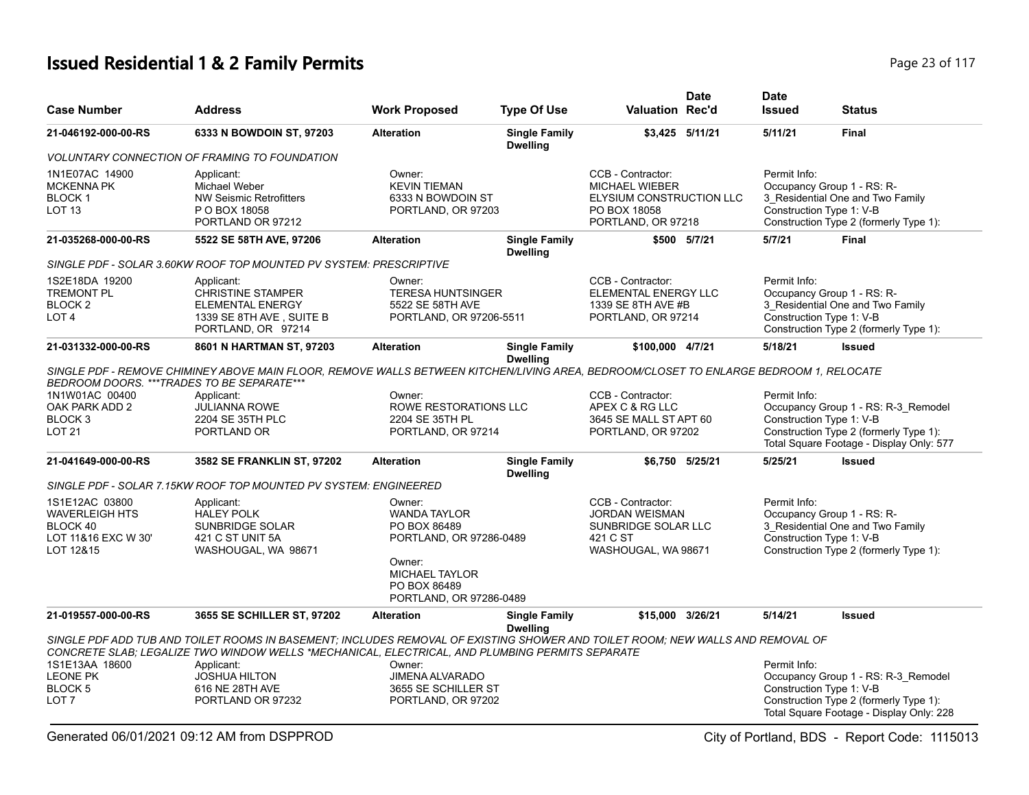# Issued Residential 1 & 2 Family Permits

| Case Number | Address | Work Proposed | Type Of Use | Valuation | Date Rec'd | Date Issued | Status |
|---|---|---|---|---|---|---|---|
| 21-046192-000-00-RS | 6333 N BOWDOIN ST, 97203 | Alteration | Single Family Dwelling | $3,425 | 5/11/21 | 5/11/21 | Final |

*VOLUNTARY CONNECTION OF FRAMING TO FOUNDATION*

1N1E07AC 14900
MCKENNA PK
BLOCK 1
LOT 13

Applicant:
Michael Weber
NW Seismic Retrofitters
P O BOX 18058
PORTLAND OR 97212

Owner:
KEVIN TIEMAN
6333 N BOWDOIN ST
PORTLAND, OR 97203

CCB - Contractor:
MICHAEL WIEBER
ELYSIUM CONSTRUCTION LLC
PO BOX 18058
PORTLAND, OR 97218

Permit Info:
Occupancy Group 1 - RS: R-3_Residential One and Two Family
Construction Type 1: V-B
Construction Type 2 (formerly Type 1):

| Case Number | Address | Work Proposed | Type Of Use | Valuation | Date Rec'd | Date Issued | Status |
|---|---|---|---|---|---|---|---|
| 21-035268-000-00-RS | 5522 SE 58TH AVE, 97206 | Alteration | Single Family Dwelling | $500 | 5/7/21 | 5/7/21 | Final |

*SINGLE PDF - SOLAR 3.60KW ROOF TOP MOUNTED PV SYSTEM: PRESCRIPTIVE*

1S2E18DA 19200
TREMONT PL
BLOCK 2
LOT 4

Applicant:
CHRISTINE STAMPER
ELEMENTAL ENERGY
1339 SE 8TH AVE , SUITE B
PORTLAND, OR 97214

Owner:
TERESA HUNTSINGER
5522 SE 58TH AVE
PORTLAND, OR 97206-5511

CCB - Contractor:
ELEMENTAL ENERGY LLC
1339 SE 8TH AVE #B
PORTLAND, OR 97214

Permit Info:
Occupancy Group 1 - RS: R-3_Residential One and Two Family
Construction Type 1: V-B
Construction Type 2 (formerly Type 1):

| Case Number | Address | Work Proposed | Type Of Use | Valuation | Date Rec'd | Date Issued | Status |
|---|---|---|---|---|---|---|---|
| 21-031332-000-00-RS | 8601 N HARTMAN ST, 97203 | Alteration | Single Family Dwelling | $100,000 | 4/7/21 | 5/18/21 | Issued |

*SINGLE PDF - REMOVE CHIMINEY ABOVE MAIN FLOOR, REMOVE WALLS BETWEEN KITCHEN/LIVING AREA, BEDROOM/CLOSET TO ENLARGE BEDROOM 1, RELOCATE BEDROOM DOORS. ***TRADES TO BE SEPARATE****

1N1W01AC 00400
OAK PARK ADD 2
BLOCK 3
LOT 21

Applicant:
JULIANNA ROWE
2204 SE 35TH PLC
PORTLAND OR

Owner:
ROWE RESTORATIONS LLC
2204 SE 35TH PL
PORTLAND, OR 97214

CCB - Contractor:
APEX C & RG LLC
3645 SE MALL ST APT 60
PORTLAND, OR 97202

Permit Info:
Occupancy Group 1 - RS: R-3_Remodel
Construction Type 1: V-B
Construction Type 2 (formerly Type 1):
Total Square Footage - Display Only: 577

| Case Number | Address | Work Proposed | Type Of Use | Valuation | Date Rec'd | Date Issued | Status |
|---|---|---|---|---|---|---|---|
| 21-041649-000-00-RS | 3582 SE FRANKLIN ST, 97202 | Alteration | Single Family Dwelling | $6,750 | 5/25/21 | 5/25/21 | Issued |

*SINGLE PDF - SOLAR 7.15KW ROOF TOP MOUNTED PV SYSTEM: ENGINEERED*

1S1E12AC 03800
WAVERLEIGH HTS
BLOCK 40
LOT 11&16 EXC W 30'
LOT 12&15

Applicant:
HALEY POLK
SUNBRIDGE SOLAR
421 C ST UNIT 5A
WASHOUGAL, WA 98671

Owner:
WANDA TAYLOR
PO BOX 86489
PORTLAND, OR 97286-0489

Owner:
MICHAEL TAYLOR
PO BOX 86489
PORTLAND, OR 97286-0489

CCB - Contractor:
JORDAN WEISMAN
SUNBRIDGE SOLAR LLC
421 C ST
WASHOUGAL, WA 98671

Permit Info:
Occupancy Group 1 - RS: R-3_Residential One and Two Family
Construction Type 1: V-B
Construction Type 2 (formerly Type 1):

| Case Number | Address | Work Proposed | Type Of Use | Valuation | Date Rec'd | Date Issued | Status |
|---|---|---|---|---|---|---|---|
| 21-019557-000-00-RS | 3655 SE SCHILLER ST, 97202 | Alteration | Single Family Dwelling | $15,000 | 3/26/21 | 5/14/21 | Issued |

*SINGLE PDF ADD TUB AND TOILET ROOMS IN BASEMENT; INCLUDES REMOVAL OF EXISTING SHOWER AND TOILET ROOM; NEW WALLS AND REMOVAL OF CONCRETE SLAB; LEGALIZE TWO WINDOW WELLS *MECHANICAL, ELECTRICAL, AND PLUMBING PERMITS SEPARATE*

1S1E13AA 18600
LEONE PK
BLOCK 5
LOT 7

Applicant:
JOSHUA HILTON
616 NE 28TH AVE
PORTLAND OR 97232

Owner:
JIMENA ALVARADO
3655 SE SCHILLER ST
PORTLAND, OR 97202

Permit Info:
Occupancy Group 1 - RS: R-3_Remodel
Construction Type 1: V-B
Construction Type 2 (formerly Type 1):
Total Square Footage - Display Only: 228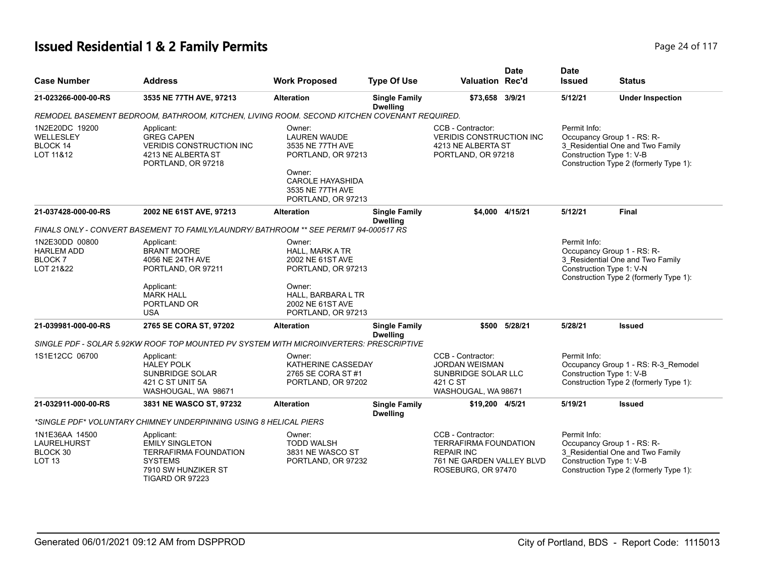# Issued Residential 1 & 2 Family Permits

| Case Number | Address | Work Proposed | Type Of Use | Valuation | Date Rec'd | Date Issued | Status |
|---|---|---|---|---|---|---|---|
| 21-023266-000-00-RS | 3535 NE 77TH AVE, 97213 | Alteration | Single Family Dwelling | $73,658 | 3/9/21 | 5/12/21 | Under Inspection |

*REMODEL BASEMENT BEDROOM, BATHROOM, KITCHEN, LIVING ROOM. SECOND KITCHEN COVENANT REQUIRED.*

1N2E20DC 19200
WELLESLEY
BLOCK 14
LOT 11&12

Applicant:
GREG CAPEN
VERIDIS CONSTRUCTION INC
4213 NE ALBERTA ST
PORTLAND, OR 97218

Owner:
LAUREN WAUDE
3535 NE 77TH AVE
PORTLAND, OR 97213

Owner:
CAROLE HAYASHIDA
3535 NE 77TH AVE
PORTLAND, OR 97213

CCB - Contractor:
VERIDIS CONSTRUCTION INC
4213 NE ALBERTA ST
PORTLAND, OR 97218

Permit Info:
Occupancy Group 1 - RS: R-3_Residential One and Two Family
Construction Type 1: V-B
Construction Type 2 (formerly Type 1):

---

| Case Number | Address | Work Proposed | Type Of Use | Valuation | Date Rec'd | Date Issued | Status |
|---|---|---|---|---|---|---|---|
| 21-037428-000-00-RS | 2002 NE 61ST AVE, 97213 | Alteration | Single Family Dwelling | $4,000 | 4/15/21 | 5/12/21 | Final |

*FINALS ONLY - CONVERT BASEMENT TO FAMILY/LAUNDRY/ BATHROOM ** SEE PERMIT 94-000517 RS*

1N2E30DD 00800
HARLEM ADD
BLOCK 7
LOT 21&22

Applicant:
BRANT MOORE
4056 NE 24TH AVE
PORTLAND, OR 97211

Applicant:
MARK HALL
PORTLAND OR
USA

Owner:
HALL, MARK A TR
2002 NE 61ST AVE
PORTLAND, OR 97213

Owner:
HALL, BARBARA L TR
2002 NE 61ST AVE
PORTLAND, OR 97213

Permit Info:
Occupancy Group 1 - RS: R-3_Residential One and Two Family
Construction Type 1: V-N
Construction Type 2 (formerly Type 1):

---

| Case Number | Address | Work Proposed | Type Of Use | Valuation | Date Rec'd | Date Issued | Status |
|---|---|---|---|---|---|---|---|
| 21-039981-000-00-RS | 2765 SE CORA ST, 97202 | Alteration | Single Family Dwelling | $500 | 5/28/21 | 5/28/21 | Issued |

*SINGLE PDF - SOLAR 5.92KW ROOF TOP MOUNTED PV SYSTEM WITH MICROINVERTERS: PRESCRIPTIVE*

1S1E12CC 06700

Applicant:
HALEY POLK
SUNBRIDGE SOLAR
421 C ST UNIT 5A
WASHOUGAL, WA 98671

Owner:
KATHERINE CASSEDAY
2765 SE CORA ST #1
PORTLAND, OR 97202

CCB - Contractor:
JORDAN WEISMAN
SUNBRIDGE SOLAR LLC
421 C ST
WASHOUGAL, WA 98671

Permit Info:
Occupancy Group 1 - RS: R-3_Remodel
Construction Type 1: V-B
Construction Type 2 (formerly Type 1):

---

| Case Number | Address | Work Proposed | Type Of Use | Valuation | Date Rec'd | Date Issued | Status |
|---|---|---|---|---|---|---|---|
| 21-032911-000-00-RS | 3831 NE WASCO ST, 97232 | Alteration | Single Family Dwelling | $19,200 | 4/5/21 | 5/19/21 | Issued |

*\*SINGLE PDF\* VOLUNTARY CHIMNEY UNDERPINNING USING 8 HELICAL PIERS*

1N1E36AA 14500
LAURELHURST
BLOCK 30
LOT 13

Applicant:
EMILY SINGLETON
TERRAFIRMA FOUNDATION SYSTEMS
7910 SW HUNZIKER ST
TIGARD OR 97223

Owner:
TODD WALSH
3831 NE WASCO ST
PORTLAND, OR 97232

CCB - Contractor:
TERRAFIRMA FOUNDATION REPAIR INC
761 NE GARDEN VALLEY BLVD
ROSEBURG, OR 97470

Permit Info:
Occupancy Group 1 - RS: R-3_Residential One and Two Family
Construction Type 1: V-B
Construction Type 2 (formerly Type 1):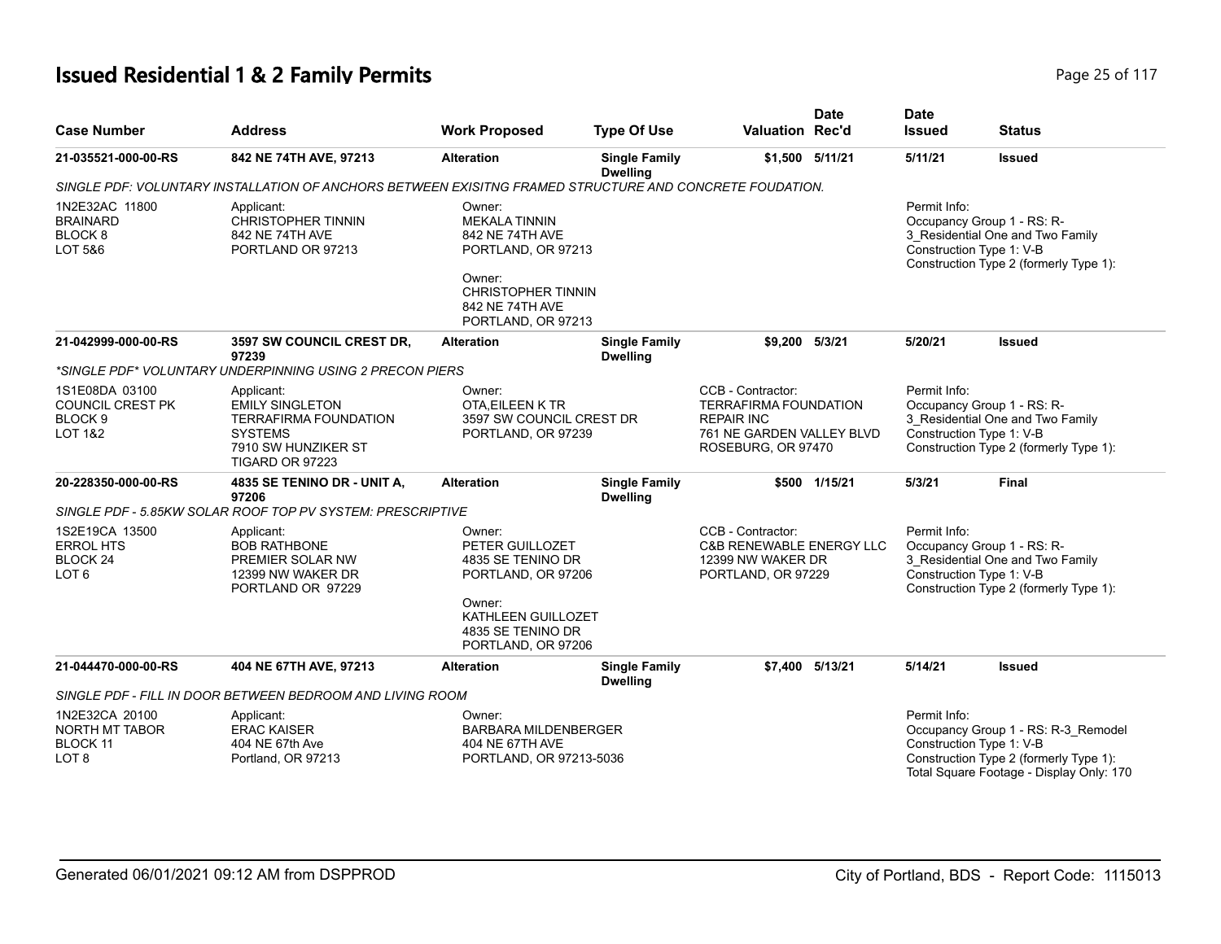# Issued Residential 1 & 2 Family Permits

| Case Number | Address | Work Proposed | Type Of Use | Valuation | Date Rec'd | Date Issued | Status |
|---|---|---|---|---|---|---|---|
| **21-035521-000-00-RS** | **842 NE 74TH AVE, 97213** | **Alteration** | **Single Family Dwelling** | **$1,500** | **5/11/21** | **5/11/21** | **Issued** |

*SINGLE PDF: VOLUNTARY INSTALLATION OF ANCHORS BETWEEN EXISITNG FRAMED STRUCTURE AND CONCRETE FOUDATION.*

1N2E32AC 11800
BRAINARD
BLOCK 8
LOT 5&6

Applicant:
CHRISTOPHER TINNIN
842 NE 74TH AVE
PORTLAND OR 97213

Owner:
MEKALA TINNIN
842 NE 74TH AVE
PORTLAND, OR 97213

Owner:
CHRISTOPHER TINNIN
842 NE 74TH AVE
PORTLAND, OR 97213

Permit Info:
Occupancy Group 1 - RS: R-3_Residential One and Two Family
Construction Type 1: V-B
Construction Type 2 (formerly Type 1):

| Case Number | Address | Work Proposed | Type Of Use | Valuation | Date Rec'd | Date Issued | Status |
|---|---|---|---|---|---|---|---|
| **21-042999-000-00-RS** | **3597 SW COUNCIL CREST DR, 97239** | **Alteration** | **Single Family Dwelling** | **$9,200** | **5/3/21** | **5/20/21** | **Issued** |

*\*SINGLE PDF\* VOLUNTARY UNDERPINNING USING 2 PRECON PIERS*

1S1E08DA 03100
COUNCIL CREST PK
BLOCK 9
LOT 1&2

Applicant:
EMILY SINGLETON
TERRAFIRMA FOUNDATION SYSTEMS
7910 SW HUNZIKER ST
TIGARD OR 97223

Owner:
OTA,EILEEN K TR
3597 SW COUNCIL CREST DR
PORTLAND, OR 97239

CCB - Contractor:
TERRAFIRMA FOUNDATION REPAIR INC
761 NE GARDEN VALLEY BLVD
ROSEBURG, OR 97470

Permit Info:
Occupancy Group 1 - RS: R-3_Residential One and Two Family
Construction Type 1: V-B
Construction Type 2 (formerly Type 1):

| Case Number | Address | Work Proposed | Type Of Use | Valuation | Date Rec'd | Date Issued | Status |
|---|---|---|---|---|---|---|---|
| **20-228350-000-00-RS** | **4835 SE TENINO DR - UNIT A, 97206** | **Alteration** | **Single Family Dwelling** | **$500** | **1/15/21** | **5/3/21** | **Final** |

*SINGLE PDF - 5.85KW SOLAR ROOF TOP PV SYSTEM: PRESCRIPTIVE*

1S2E19CA 13500
ERROL HTS
BLOCK 24
LOT 6

Applicant:
BOB RATHBONE
PREMIER SOLAR NW
12399 NW WAKER DR
PORTLAND OR 97229

Owner:
PETER GUILLOZET
4835 SE TENINO DR
PORTLAND, OR 97206

Owner:
KATHLEEN GUILLOZET
4835 SE TENINO DR
PORTLAND, OR 97206

CCB - Contractor:
C&B RENEWABLE ENERGY LLC
12399 NW WAKER DR
PORTLAND, OR 97229

Permit Info:
Occupancy Group 1 - RS: R-3_Residential One and Two Family
Construction Type 1: V-B
Construction Type 2 (formerly Type 1):

| Case Number | Address | Work Proposed | Type Of Use | Valuation | Date Rec'd | Date Issued | Status |
|---|---|---|---|---|---|---|---|
| **21-044470-000-00-RS** | **404 NE 67TH AVE, 97213** | **Alteration** | **Single Family Dwelling** | **$7,400** | **5/13/21** | **5/14/21** | **Issued** |

*SINGLE PDF - FILL IN DOOR BETWEEN BEDROOM AND LIVING ROOM*

1N2E32CA 20100
NORTH MT TABOR
BLOCK 11
LOT 8

Applicant:
ERAC KAISER
404 NE 67th Ave
Portland, OR 97213

Owner:
BARBARA MILDENBERGER
404 NE 67TH AVE
PORTLAND, OR 97213-5036

Permit Info:
Occupancy Group 1 - RS: R-3_Remodel
Construction Type 1: V-B
Construction Type 2 (formerly Type 1):
Total Square Footage - Display Only: 170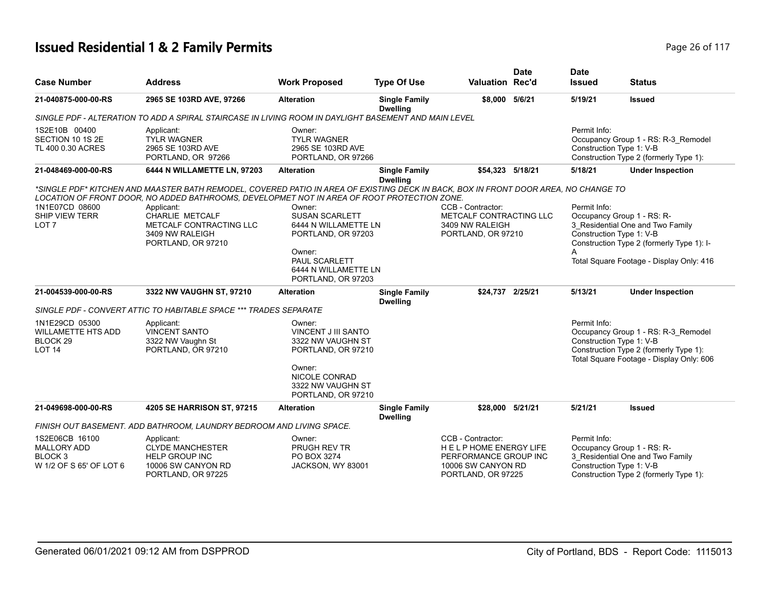# Issued Residential 1 & 2 Family Permits

| Case Number | Address | Work Proposed | Type Of Use | Valuation | Date Rec'd | Date Issued | Status |
|---|---|---|---|---|---|---|---|
| 21-040875-000-00-RS | 2965 SE 103RD AVE, 97266 | Alteration | Single Family Dwelling | $8,000 | 5/6/21 | 5/19/21 | Issued |

SINGLE PDF - ALTERATION TO ADD A SPIRAL STAIRCASE IN LIVING ROOM IN DAYLIGHT BASEMENT AND MAIN LEVEL

1S2E10B 00400
SECTION 10 1S 2E
TL 400 0.30 ACRES

Applicant:
TYLR WAGNER
2965 SE 103RD AVE
PORTLAND, OR 97266

Owner:
TYLR WAGNER
2965 SE 103RD AVE
PORTLAND, OR 97266

Permit Info:
Occupancy Group 1 - RS: R-3_Remodel
Construction Type 1: V-B
Construction Type 2 (formerly Type 1):

---

| Case Number | Address | Work Proposed | Type Of Use | Valuation | Date Rec'd | Date Issued | Status |
|---|---|---|---|---|---|---|---|
| 21-048469-000-00-RS | 6444 N WILLAMETTE LN, 97203 | Alteration | Single Family Dwelling | $54,323 | 5/18/21 | 5/18/21 | Under Inspection |

*SINGLE PDF* KITCHEN AND MAASTER BATH REMODEL, COVERED PATIO IN AREA OF EXISTING DECK IN BACK, BOX IN FRONT DOOR AREA, NO CHANGE TO LOCATION OF FRONT DOOR, NO ADDED BATHROOMS, DEVELOPMET NOT IN AREA OF ROOT PROTECTION ZONE.

1N1E07CD 08600
SHIP VIEW TERR
LOT 7

Applicant:
CHARLIE METCALF
METCALF CONTRACTING LLC
3409 NW RALEIGH
PORTLAND, OR 97210

Owner:
SUSAN SCARLETT
6444 N WILLAMETTE LN
PORTLAND, OR 97203

Owner:
PAUL SCARLETT
6444 N WILLAMETTE LN
PORTLAND, OR 97203

CCB - Contractor:
METCALF CONTRACTING LLC
3409 NW RALEIGH
PORTLAND, OR 97210

Permit Info:
Occupancy Group 1 - RS: R-3_Residential One and Two Family
Construction Type 1: V-B
Construction Type 2 (formerly Type 1): I-A
Total Square Footage - Display Only: 416

---

| Case Number | Address | Work Proposed | Type Of Use | Valuation | Date Rec'd | Date Issued | Status |
|---|---|---|---|---|---|---|---|
| 21-004539-000-00-RS | 3322 NW VAUGHN ST, 97210 | Alteration | Single Family Dwelling | $24,737 | 2/25/21 | 5/13/21 | Under Inspection |

SINGLE PDF - CONVERT ATTIC TO HABITABLE SPACE *** TRADES SEPARATE

1N1E29CD 05300
WILLAMETTE HTS ADD
BLOCK 29
LOT 14

Applicant:
VINCENT SANTO
3322 NW Vaughn St
PORTLAND, OR 97210

Owner:
VINCENT J III SANTO
3322 NW VAUGHN ST
PORTLAND, OR 97210

Owner:
NICOLE CONRAD
3322 NW VAUGHN ST
PORTLAND, OR 97210

Permit Info:
Occupancy Group 1 - RS: R-3_Remodel
Construction Type 1: V-B
Construction Type 2 (formerly Type 1):
Total Square Footage - Display Only: 606

---

| Case Number | Address | Work Proposed | Type Of Use | Valuation | Date Rec'd | Date Issued | Status |
|---|---|---|---|---|---|---|---|
| 21-049698-000-00-RS | 4205 SE HARRISON ST, 97215 | Alteration | Single Family Dwelling | $28,000 | 5/21/21 | 5/21/21 | Issued |

FINISH OUT BASEMENT. ADD BATHROOM, LAUNDRY BEDROOM AND LIVING SPACE.

1S2E06CB 16100
MALLORY ADD
BLOCK 3
W 1/2 OF S 65' OF LOT 6

Applicant:
CLYDE MANCHESTER
HELP GROUP INC
10006 SW CANYON RD
PORTLAND, OR 97225

Owner:
PRUGH REV TR
PO BOX 3274
JACKSON, WY 83001

CCB - Contractor:
H E L P HOME ENERGY LIFE PERFORMANCE GROUP INC
10006 SW CANYON RD
PORTLAND, OR 97225

Permit Info:
Occupancy Group 1 - RS: R-3_Residential One and Two Family
Construction Type 1: V-B
Construction Type 2 (formerly Type 1):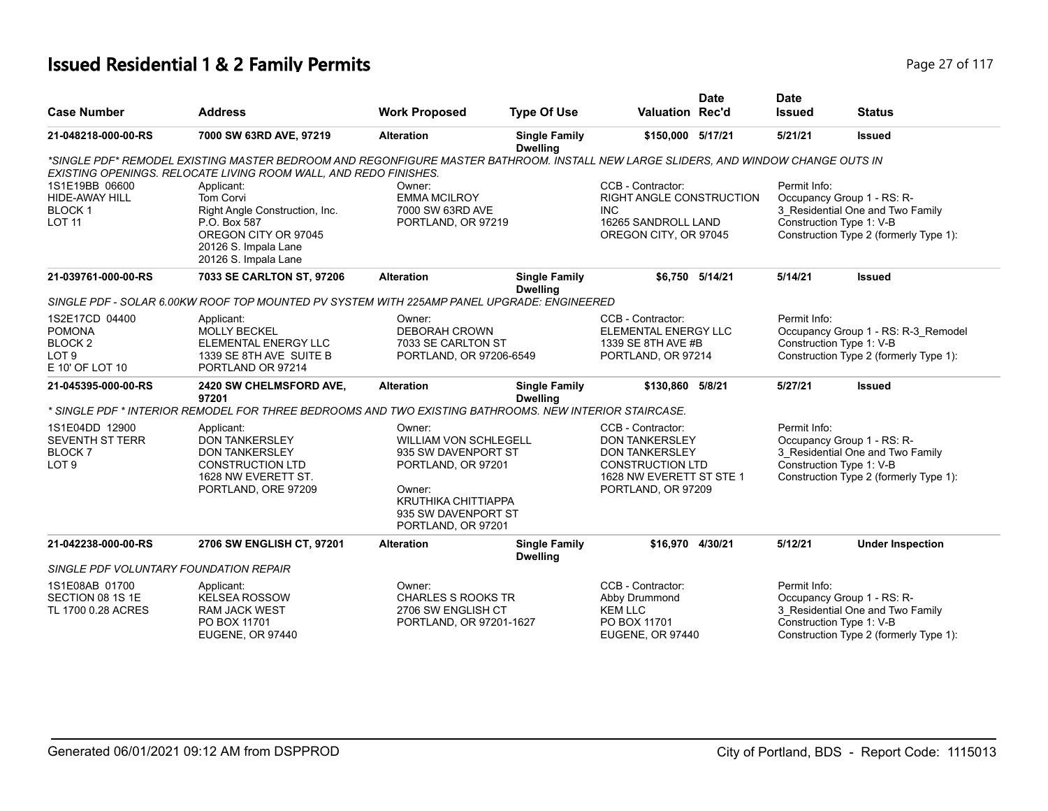# Issued Residential 1 & 2 Family Permits

| Case Number | Address | Work Proposed | Type Of Use | Valuation | Date Rec'd | Date Issued | Status |
|---|---|---|---|---|---|---|---|
| 21-048218-000-00-RS | 7000 SW 63RD AVE, 97219 | Alteration | Single Family Dwelling | $150,000 | 5/17/21 | 5/21/21 | Issued |

*\*SINGLE PDF\* REMODEL EXISTING MASTER BEDROOM AND REGONFIGURE MASTER BATHROOM. INSTALL NEW LARGE SLIDERS, AND WINDOW CHANGE OUTS IN EXISTING OPENINGS. RELOCATE LIVING ROOM WALL, AND REDO FINISHES.*

1S1E19BB 06600
HIDE-AWAY HILL
BLOCK 1
LOT 11

Applicant:
Tom Corvi
Right Angle Construction, Inc.
P.O. Box 587
OREGON CITY OR 97045
20126 S. Impala Lane
20126 S. Impala Lane

Owner:
EMMA MCILROY
7000 SW 63RD AVE
PORTLAND, OR 97219

CCB - Contractor:
RIGHT ANGLE CONSTRUCTION INC
16265 SANDROLL LAND
OREGON CITY, OR 97045

Permit Info:
Occupancy Group 1 - RS: R-3_Residential One and Two Family
Construction Type 1: V-B
Construction Type 2 (formerly Type 1):

| Case Number | Address | Work Proposed | Type Of Use | Valuation | Date Rec'd | Date Issued | Status |
|---|---|---|---|---|---|---|---|
| 21-039761-000-00-RS | 7033 SE CARLTON ST, 97206 | Alteration | Single Family Dwelling | $6,750 | 5/14/21 | 5/14/21 | Issued |

*SINGLE PDF - SOLAR 6.00KW ROOF TOP MOUNTED PV SYSTEM WITH 225AMP PANEL UPGRADE: ENGINEERED*

1S2E17CD 04400
POMONA
BLOCK 2
LOT 9
E 10' OF LOT 10

Applicant:
MOLLY BECKEL
ELEMENTAL ENERGY LLC
1339 SE 8TH AVE SUITE B
PORTLAND OR 97214

Owner:
DEBORAH CROWN
7033 SE CARLTON ST
PORTLAND, OR 97206-6549

CCB - Contractor:
ELEMENTAL ENERGY LLC
1339 SE 8TH AVE #B
PORTLAND, OR 97214

Permit Info:
Occupancy Group 1 - RS: R-3_Remodel
Construction Type 1: V-B
Construction Type 2 (formerly Type 1):

| Case Number | Address | Work Proposed | Type Of Use | Valuation | Date Rec'd | Date Issued | Status |
|---|---|---|---|---|---|---|---|
| 21-045395-000-00-RS | 2420 SW CHELMSFORD AVE, 97201 | Alteration | Single Family Dwelling | $130,860 | 5/8/21 | 5/27/21 | Issued |

*\* SINGLE PDF \* INTERIOR REMODEL FOR THREE BEDROOMS AND TWO EXISTING BATHROOMS. NEW INTERIOR STAIRCASE.*

1S1E04DD 12900
SEVENTH ST TERR
BLOCK 7
LOT 9

Applicant:
DON TANKERSLEY
DON TANKERSLEY
CONSTRUCTION LTD
1628 NW EVERETT ST.
PORTLAND, ORE 97209

Owner:
WILLIAM VON SCHLEGELL
935 SW DAVENPORT ST
PORTLAND, OR 97201

Owner:
KRUTHIKA CHITTIAPPA
935 SW DAVENPORT ST
PORTLAND, OR 97201

CCB - Contractor:
DON TANKERSLEY
DON TANKERSLEY
CONSTRUCTION LTD
1628 NW EVERETT ST STE 1
PORTLAND, OR 97209

Permit Info:
Occupancy Group 1 - RS: R-3_Residential One and Two Family
Construction Type 1: V-B
Construction Type 2 (formerly Type 1):

| Case Number | Address | Work Proposed | Type Of Use | Valuation | Date Rec'd | Date Issued | Status |
|---|---|---|---|---|---|---|---|
| 21-042238-000-00-RS | 2706 SW ENGLISH CT, 97201 | Alteration | Single Family Dwelling | $16,970 | 4/30/21 | 5/12/21 | Under Inspection |

*SINGLE PDF VOLUNTARY FOUNDATION REPAIR*

1S1E08AB 01700
SECTION 08 1S 1E
TL 1700 0.28 ACRES

Applicant:
KELSEA ROSSOW
RAM JACK WEST
PO BOX 11701
EUGENE, OR 97440

Owner:
CHARLES S ROOKS TR
2706 SW ENGLISH CT
PORTLAND, OR 97201-1627

CCB - Contractor:
Abby Drummond
KEM LLC
PO BOX 11701
EUGENE, OR 97440

Permit Info:
Occupancy Group 1 - RS: R-3_Residential One and Two Family
Construction Type 1: V-B
Construction Type 2 (formerly Type 1):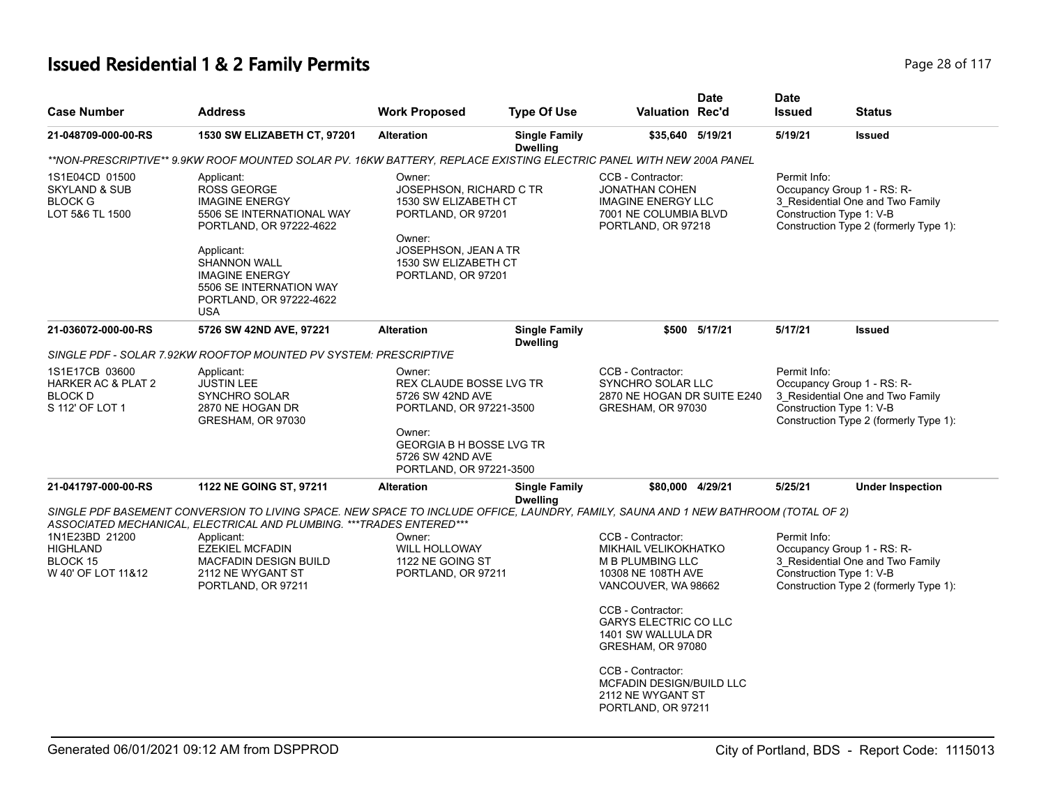# Issued Residential 1 & 2 Family Permits

| Case Number | Address | Work Proposed | Type Of Use | Valuation | Date Rec'd | Date Issued | Status |
|---|---|---|---|---|---|---|---|
| 21-048709-000-00-RS | 1530 SW ELIZABETH CT, 97201 | Alteration | Single Family Dwelling | $35,640 | 5/19/21 | 5/19/21 | Issued |

*\*\*NON-PRESCRIPTIVE\*\* 9.9KW ROOF MOUNTED SOLAR PV. 16KW BATTERY, REPLACE EXISTING ELECTRIC PANEL WITH NEW 200A PANEL*

1S1E04CD 01500
SKYLAND & SUB
BLOCK G
LOT 5&6 TL 1500

Applicant:
ROSS GEORGE
IMAGINE ENERGY
5506 SE INTERNATIONAL WAY
PORTLAND, OR 97222-4622

Applicant:
SHANNON WALL
IMAGINE ENERGY
5506 SE INTERNATION WAY
PORTLAND, OR 97222-4622
USA

Owner:
JOSEPHSON, RICHARD C TR
1530 SW ELIZABETH CT
PORTLAND, OR 97201

Owner:
JOSEPHSON, JEAN A TR
1530 SW ELIZABETH CT
PORTLAND, OR 97201

CCB - Contractor:
JONATHAN COHEN
IMAGINE ENERGY LLC
7001 NE COLUMBIA BLVD
PORTLAND, OR 97218

Permit Info:
Occupancy Group 1 - RS: R-3_Residential One and Two Family
Construction Type 1: V-B
Construction Type 2 (formerly Type 1):

| Case Number | Address | Work Proposed | Type Of Use | Valuation | Date Rec'd | Date Issued | Status |
|---|---|---|---|---|---|---|---|
| 21-036072-000-00-RS | 5726 SW 42ND AVE, 97221 | Alteration | Single Family Dwelling | $500 | 5/17/21 | 5/17/21 | Issued |

*SINGLE PDF - SOLAR 7.92KW ROOFTOP MOUNTED PV SYSTEM: PRESCRIPTIVE*

1S1E17CB 03600
HARKER AC & PLAT 2
BLOCK D
S 112' OF LOT 1

Applicant:
JUSTIN LEE
SYNCHRO SOLAR
2870 NE HOGAN DR
GRESHAM, OR 97030

Owner:
REX CLAUDE BOSSE LVG TR
5726 SW 42ND AVE
PORTLAND, OR 97221-3500

Owner:
GEORGIA B H BOSSE LVG TR
5726 SW 42ND AVE
PORTLAND, OR 97221-3500

CCB - Contractor:
SYNCHRO SOLAR LLC
2870 NE HOGAN DR SUITE E240
GRESHAM, OR 97030

Permit Info:
Occupancy Group 1 - RS: R-3_Residential One and Two Family
Construction Type 1: V-B
Construction Type 2 (formerly Type 1):

| Case Number | Address | Work Proposed | Type Of Use | Valuation | Date Rec'd | Date Issued | Status |
|---|---|---|---|---|---|---|---|
| 21-041797-000-00-RS | 1122 NE GOING ST, 97211 | Alteration | Single Family Dwelling | $80,000 | 4/29/21 | 5/25/21 | Under Inspection |

*SINGLE PDF BASEMENT CONVERSION TO LIVING SPACE. NEW SPACE TO INCLUDE OFFICE, LAUNDRY, FAMILY, SAUNA AND 1 NEW BATHROOM (TOTAL OF 2) ASSOCIATED MECHANICAL, ELECTRICAL AND PLUMBING. \*\*\*TRADES ENTERED\*\*\**

1N1E23BD 21200
HIGHLAND
BLOCK 15
W 40' OF LOT 11&12

Applicant:
EZEKIEL MCFADIN
MACFADIN DESIGN BUILD
2112 NE WYGANT ST
PORTLAND, OR 97211

Owner:
WILL HOLLOWAY
1122 NE GOING ST
PORTLAND, OR 97211

CCB - Contractor:
MIKHAIL VELIKOKHATKO
M B PLUMBING LLC
10308 NE 108TH AVE
VANCOUVER, WA 98662

CCB - Contractor:
GARYS ELECTRIC CO LLC
1401 SW WALLULA DR
GRESHAM, OR 97080

CCB - Contractor:
MCFADIN DESIGN/BUILD LLC
2112 NE WYGANT ST
PORTLAND, OR 97211

Permit Info:
Occupancy Group 1 - RS: R-3_Residential One and Two Family
Construction Type 1: V-B
Construction Type 2 (formerly Type 1):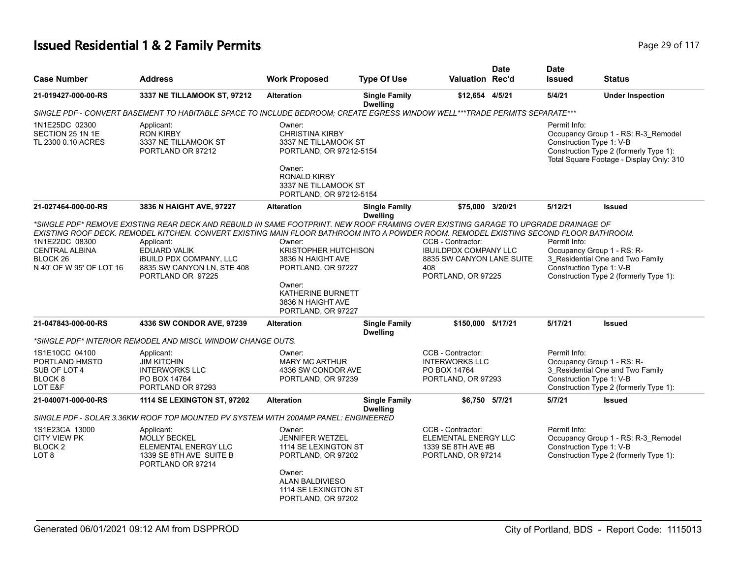# Issued Residential 1 & 2 Family Permits

| Case Number | Address | Work Proposed | Type Of Use | Valuation | Date Rec'd | Date Issued | Status |
|---|---|---|---|---|---|---|---|
| 21-019427-000-00-RS | 3337 NE TILLAMOOK ST, 97212 | Alteration | Single Family Dwelling | $12,654 | 4/5/21 | 5/4/21 | Under Inspection |

*SINGLE PDF - CONVERT BASEMENT TO HABITABLE SPACE TO INCLUDE BEDROOM; CREATE EGRESS WINDOW WELL***TRADE PERMITS SEPARATE****

1N1E25DC 02300
SECTION 25 1N 1E
TL 2300 0.10 ACRES

Applicant:
RON KIRBY
3337 NE TILLAMOOK ST
PORTLAND OR 97212

Owner:
CHRISTINA KIRBY
3337 NE TILLAMOOK ST
PORTLAND, OR 97212-5154

Owner:
RONALD KIRBY
3337 NE TILLAMOOK ST
PORTLAND, OR 97212-5154

Permit Info:
Occupancy Group 1 - RS: R-3_Remodel
Construction Type 1: V-B
Construction Type 2 (formerly Type 1):
Total Square Footage - Display Only: 310

---

| Case Number | Address | Work Proposed | Type Of Use | Valuation | Date Rec'd | Date Issued | Status |
|---|---|---|---|---|---|---|---|
| 21-027464-000-00-RS | 3836 N HAIGHT AVE, 97227 | Alteration | Single Family Dwelling | $75,000 | 3/20/21 | 5/12/21 | Issued |

*SINGLE PDF* REMOVE EXISTING REAR DECK AND REBUILD IN SAME FOOTPRINT. NEW ROOF FRAMING OVER EXISTING GARAGE TO UPGRADE DRAINAGE OF EXISTING ROOF DECK. REMODEL KITCHEN. CONVERT EXISTING MAIN FLOOR BATHROOM INTO A POWDER ROOM. REMODEL EXISTING SECOND FLOOR BATHROOM.

1N1E22DC 08300
CENTRAL ALBINA
BLOCK 26
N 40' OF W 95' OF LOT 16

Applicant:
EDUARD VALIK
iBUILD PDX COMPANY, LLC
8835 SW CANYON LN, STE 408
PORTLAND OR 97225

Owner:
KRISTOPHER HUTCHISON
3836 N HAIGHT AVE
PORTLAND, OR 97227

Owner:
KATHERINE BURNETT
3836 N HAIGHT AVE
PORTLAND, OR 97227

CCB - Contractor:
IBUILDPDX COMPANY LLC
8835 SW CANYON LANE SUITE 408
PORTLAND, OR 97225

Permit Info:
Occupancy Group 1 - RS: R-3_Residential One and Two Family
Construction Type 1: V-B
Construction Type 2 (formerly Type 1):

---

| Case Number | Address | Work Proposed | Type Of Use | Valuation | Date Rec'd | Date Issued | Status |
|---|---|---|---|---|---|---|---|
| 21-047843-000-00-RS | 4336 SW CONDOR AVE, 97239 | Alteration | Single Family Dwelling | $150,000 | 5/17/21 | 5/17/21 | Issued |

*SINGLE PDF* INTERIOR REMODEL AND MISCL WINDOW CHANGE OUTS.

1S1E10CC 04100
PORTLAND HMSTD
SUB OF LOT 4
BLOCK 8
LOT E&F

Applicant:
JIM KITCHIN
INTERWORKS LLC
PO BOX 14764
PORTLAND OR 97293

Owner:
MARY MC ARTHUR
4336 SW CONDOR AVE
PORTLAND, OR 97239

CCB - Contractor:
INTERWORKS LLC
PO BOX 14764
PORTLAND, OR 97293

Permit Info:
Occupancy Group 1 - RS: R-3_Residential One and Two Family
Construction Type 1: V-B
Construction Type 2 (formerly Type 1):

---

| Case Number | Address | Work Proposed | Type Of Use | Valuation | Date Rec'd | Date Issued | Status |
|---|---|---|---|---|---|---|---|
| 21-040071-000-00-RS | 1114 SE LEXINGTON ST, 97202 | Alteration | Single Family Dwelling | $6,750 | 5/7/21 | 5/7/21 | Issued |

*SINGLE PDF - SOLAR 3.36KW ROOF TOP MOUNTED PV SYSTEM WITH 200AMP PANEL: ENGINEERED*

1S1E23CA 13000
CITY VIEW PK
BLOCK 2
LOT 8

Applicant:
MOLLY BECKEL
ELEMENTAL ENERGY LLC
1339 SE 8TH AVE SUITE B
PORTLAND OR 97214

Owner:
JENNIFER WETZEL
1114 SE LEXINGTON ST
PORTLAND, OR 97202

Owner:
ALAN BALDIVIESO
1114 SE LEXINGTON ST
PORTLAND, OR 97202

CCB - Contractor:
ELEMENTAL ENERGY LLC
1339 SE 8TH AVE #B
PORTLAND, OR 97214

Permit Info:
Occupancy Group 1 - RS: R-3_Remodel
Construction Type 1: V-B
Construction Type 2 (formerly Type 1):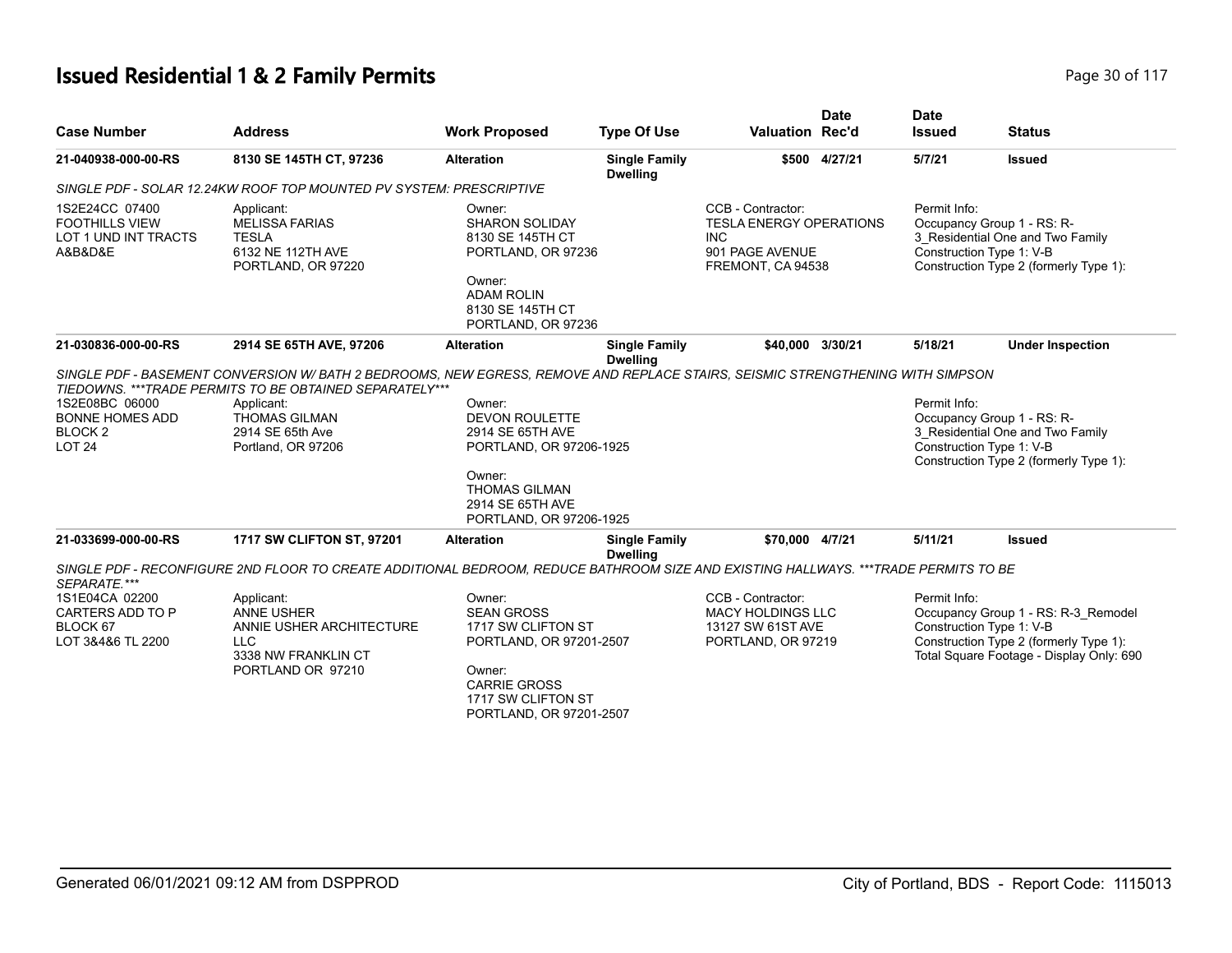# Issued Residential 1 & 2 Family Permits

| Case Number | Address | Work Proposed | Type Of Use | Valuation | Date Rec'd | Date Issued | Status |
|---|---|---|---|---|---|---|---|
| 21-040938-000-00-RS | 8130 SE 145TH CT, 97236 | Alteration | Single Family Dwelling | $500 | 4/27/21 | 5/7/21 | Issued |

*SINGLE PDF - SOLAR 12.24KW ROOF TOP MOUNTED PV SYSTEM: PRESCRIPTIVE*

1S2E24CC 07400
FOOTHILLS VIEW
LOT 1 UND INT TRACTS A&B&D&E

Applicant:
MELISSA FARIAS
TESLA
6132 NE 112TH AVE
PORTLAND, OR 97220

Owner:
SHARON SOLIDAY
8130 SE 145TH CT
PORTLAND, OR 97236

Owner:
ADAM ROLIN
8130 SE 145TH CT
PORTLAND, OR 97236

CCB - Contractor:
TESLA ENERGY OPERATIONS INC
901 PAGE AVENUE
FREMONT, CA 94538

Permit Info:
Occupancy Group 1 - RS: R-3_Residential One and Two Family
Construction Type 1: V-B
Construction Type 2 (formerly Type 1):

| Case Number | Address | Work Proposed | Type Of Use | Valuation | Date Rec'd | Date Issued | Status |
|---|---|---|---|---|---|---|---|
| 21-030836-000-00-RS | 2914 SE 65TH AVE, 97206 | Alteration | Single Family Dwelling | $40,000 | 3/30/21 | 5/18/21 | Under Inspection |

*SINGLE PDF - BASEMENT CONVERSION W/ BATH 2 BEDROOMS, NEW EGRESS, REMOVE AND REPLACE STAIRS, SEISMIC STRENGTHENING WITH SIMPSON TIEDOWNS. ***TRADE PERMITS TO BE OBTAINED SEPARATELY****

1S2E08BC 06000
BONNE HOMES ADD
BLOCK 2
LOT 24

Applicant:
THOMAS GILMAN
2914 SE 65th Ave
Portland, OR 97206

Owner:
DEVON ROULETTE
2914 SE 65TH AVE
PORTLAND, OR 97206-1925

Owner:
THOMAS GILMAN
2914 SE 65TH AVE
PORTLAND, OR 97206-1925

Permit Info:
Occupancy Group 1 - RS: R-3_Residential One and Two Family
Construction Type 1: V-B
Construction Type 2 (formerly Type 1):

| Case Number | Address | Work Proposed | Type Of Use | Valuation | Date Rec'd | Date Issued | Status |
|---|---|---|---|---|---|---|---|
| 21-033699-000-00-RS | 1717 SW CLIFTON ST, 97201 | Alteration | Single Family Dwelling | $70,000 | 4/7/21 | 5/11/21 | Issued |

*SINGLE PDF - RECONFIGURE 2ND FLOOR TO CREATE ADDITIONAL BEDROOM, REDUCE BATHROOM SIZE AND EXISTING HALLWAYS. ***TRADE PERMITS TO BE SEPARATE.****

1S1E04CA 02200
CARTERS ADD TO P
BLOCK 67
LOT 3&4&6 TL 2200

Applicant:
ANNE USHER
ANNIE USHER ARCHITECTURE LLC
3338 NW FRANKLIN CT
PORTLAND OR 97210

Owner:
SEAN GROSS
1717 SW CLIFTON ST
PORTLAND, OR 97201-2507

Owner:
CARRIE GROSS
1717 SW CLIFTON ST
PORTLAND, OR 97201-2507

CCB - Contractor:
MACY HOLDINGS LLC
13127 SW 61ST AVE
PORTLAND, OR 97219

Permit Info:
Occupancy Group 1 - RS: R-3_Remodel
Construction Type 1: V-B
Construction Type 2 (formerly Type 1):
Total Square Footage - Display Only: 690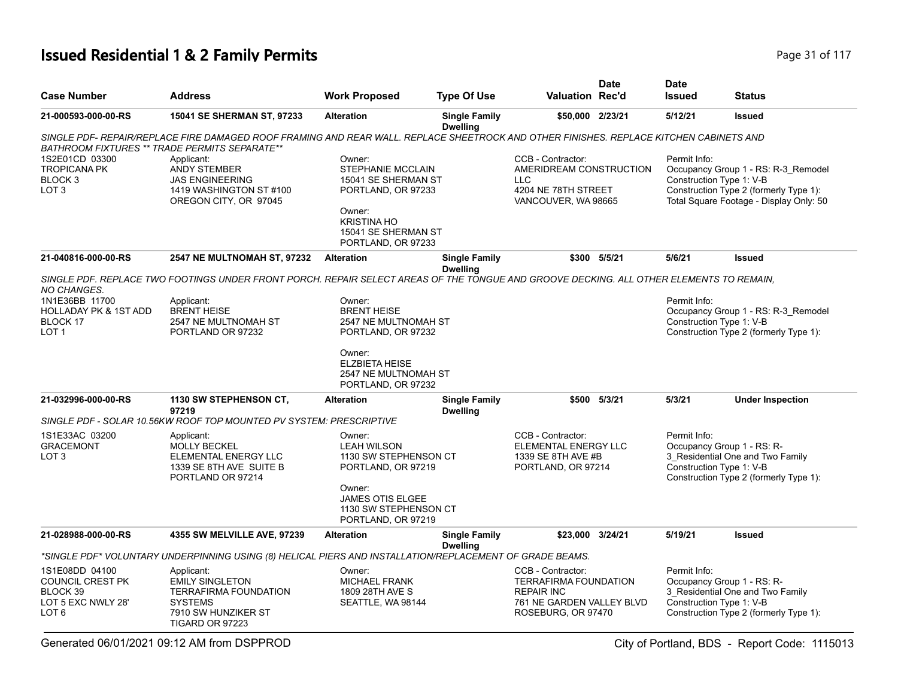# Issued Residential 1 & 2 Family Permits

| Case Number | Address | Work Proposed | Type Of Use | Valuation | Date Rec'd | Date Issued | Status |
|---|---|---|---|---|---|---|---|
| **21-000593-000-00-RS** | **15041 SE SHERMAN ST, 97233** | **Alteration** | **Single Family Dwelling** | **$50,000** | **2/23/21** | **5/12/21** | **Issued** |

*SINGLE PDF- REPAIR/REPLACE FIRE DAMAGED ROOF FRAMING AND REAR WALL. REPLACE SHEETROCK AND OTHER FINISHES. REPLACE KITCHEN CABINETS AND BATHROOM FIXTURES ** TRADE PERMITS SEPARATE***

1S2E01CD 03300
TROPICANA PK
BLOCK 3
LOT 3

Applicant:
ANDY STEMBER
JAS ENGINEERING
1419 WASHINGTON ST #100
OREGON CITY, OR 97045

Owner:
STEPHANIE MCCLAIN
15041 SE SHERMAN ST
PORTLAND, OR 97233

Owner:
KRISTINA HO
15041 SE SHERMAN ST
PORTLAND, OR 97233

CCB - Contractor:
AMERIDREAM CONSTRUCTION LLC
4204 NE 78TH STREET
VANCOUVER, WA 98665

Permit Info:
Occupancy Group 1 - RS: R-3_Remodel
Construction Type 1: V-B
Construction Type 2 (formerly Type 1):
Total Square Footage - Display Only: 50

| Case Number | Address | Work Proposed | Type Of Use | Valuation | Date Rec'd | Date Issued | Status |
|---|---|---|---|---|---|---|---|
| **21-040816-000-00-RS** | **2547 NE MULTNOMAH ST, 97232** | **Alteration** | **Single Family Dwelling** | **$300** | **5/5/21** | **5/6/21** | **Issued** |

*SINGLE PDF. REPLACE TWO FOOTINGS UNDER FRONT PORCH. REPAIR SELECT AREAS OF THE TONGUE AND GROOVE DECKING. ALL OTHER ELEMENTS TO REMAIN, NO CHANGES.*

1N1E36BB 11700
HOLLADAY PK & 1ST ADD
BLOCK 17
LOT 1

Applicant:
BRENT HEISE
2547 NE MULTNOMAH ST
PORTLAND OR 97232

Owner:
BRENT HEISE
2547 NE MULTNOMAH ST
PORTLAND, OR 97232

Owner:
ELZBIETA HEISE
2547 NE MULTNOMAH ST
PORTLAND, OR 97232

Permit Info:
Occupancy Group 1 - RS: R-3_Remodel
Construction Type 1: V-B
Construction Type 2 (formerly Type 1):

| Case Number | Address | Work Proposed | Type Of Use | Valuation | Date Rec'd | Date Issued | Status |
|---|---|---|---|---|---|---|---|
| **21-032996-000-00-RS** | **1130 SW STEPHENSON CT, 97219** | **Alteration** | **Single Family Dwelling** | **$500** | **5/3/21** | **5/3/21** | **Under Inspection** |

*SINGLE PDF - SOLAR 10.56KW ROOF TOP MOUNTED PV SYSTEM: PRESCRIPTIVE*

1S1E33AC 03200
GRACEMONT
LOT 3

Applicant:
MOLLY BECKEL
ELEMENTAL ENERGY LLC
1339 SE 8TH AVE SUITE B
PORTLAND OR 97214

Owner:
LEAH WILSON
1130 SW STEPHENSON CT
PORTLAND, OR 97219

Owner:
JAMES OTIS ELGEE
1130 SW STEPHENSON CT
PORTLAND, OR 97219

CCB - Contractor:
ELEMENTAL ENERGY LLC
1339 SE 8TH AVE #B
PORTLAND, OR 97214

Permit Info:
Occupancy Group 1 - RS: R-3_Residential One and Two Family
Construction Type 1: V-B
Construction Type 2 (formerly Type 1):

| Case Number | Address | Work Proposed | Type Of Use | Valuation | Date Rec'd | Date Issued | Status |
|---|---|---|---|---|---|---|---|
| **21-028988-000-00-RS** | **4355 SW MELVILLE AVE, 97239** | **Alteration** | **Single Family Dwelling** | **$23,000** | **3/24/21** | **5/19/21** | **Issued** |

**SINGLE PDF* VOLUNTARY UNDERPINNING USING (8) HELICAL PIERS AND INSTALLATION/REPLACEMENT OF GRADE BEAMS.*

1S1E08DD 04100
COUNCIL CREST PK
BLOCK 39
LOT 5 EXC NWLY 28'
LOT 6

Applicant:
EMILY SINGLETON
TERRAFIRMA FOUNDATION SYSTEMS
7910 SW HUNZIKER ST
TIGARD OR 97223

Owner:
MICHAEL FRANK
1809 28TH AVE S
SEATTLE, WA 98144

CCB - Contractor:
TERRAFIRMA FOUNDATION REPAIR INC
761 NE GARDEN VALLEY BLVD
ROSEBURG, OR 97470

Permit Info:
Occupancy Group 1 - RS: R-3_Residential One and Two Family
Construction Type 1: V-B
Construction Type 2 (formerly Type 1):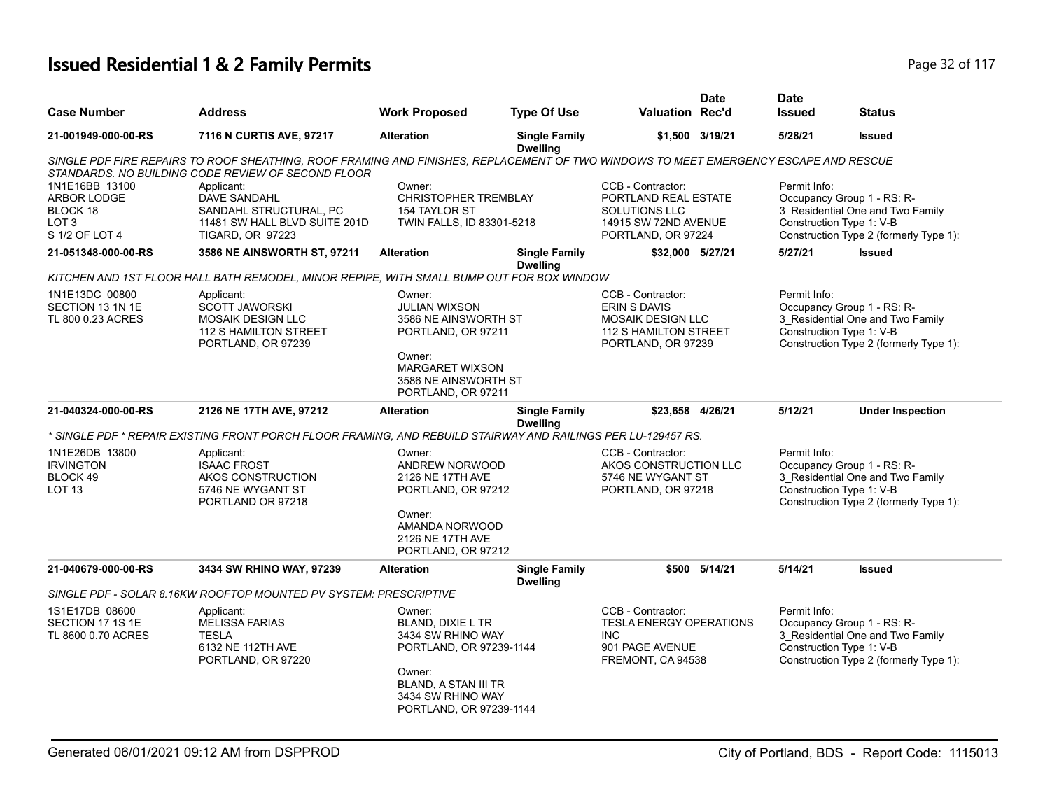# Issued Residential 1 & 2 Family Permits

| Case Number | Address | Work Proposed | Type Of Use | Valuation | Date Rec'd | Date Issued | Status |
|---|---|---|---|---|---|---|---|
| 21-001949-000-00-RS | 7116 N CURTIS AVE, 97217 | Alteration | Single Family Dwelling | $1,500 | 3/19/21 | 5/28/21 | Issued |

SINGLE PDF FIRE REPAIRS TO ROOF SHEATHING, ROOF FRAMING AND FINISHES, REPLACEMENT OF TWO WINDOWS TO MEET EMERGENCY ESCAPE AND RESCUE STANDARDS. NO BUILDING CODE REVIEW OF SECOND FLOOR

1N1E16BB 13100
ARBOR LODGE
BLOCK 18
LOT 3
S 1/2 OF LOT 4

Applicant:
DAVE SANDAHL
SANDAHL STRUCTURAL, PC
11481 SW HALL BLVD SUITE 201D
TIGARD, OR 97223

Owner:
CHRISTOPHER TREMBLAY
154 TAYLOR ST
TWIN FALLS, ID 83301-5218

CCB - Contractor:
PORTLAND REAL ESTATE SOLUTIONS LLC
14915 SW 72ND AVENUE
PORTLAND, OR 97224

Permit Info:
Occupancy Group 1 - RS: R-3_Residential One and Two Family
Construction Type 1: V-B
Construction Type 2 (formerly Type 1):

| Case Number | Address | Work Proposed | Type Of Use | Valuation | Date Rec'd | Date Issued | Status |
|---|---|---|---|---|---|---|---|
| 21-051348-000-00-RS | 3586 NE AINSWORTH ST, 97211 | Alteration | Single Family Dwelling | $32,000 | 5/27/21 | 5/27/21 | Issued |

KITCHEN AND 1ST FLOOR HALL BATH REMODEL, MINOR REPIPE, WITH SMALL BUMP OUT FOR BOX WINDOW

1N1E13DC 00800
SECTION 13 1N 1E
TL 800 0.23 ACRES

Applicant:
SCOTT JAWORSKI
MOSAIK DESIGN LLC
112 S HAMILTON STREET
PORTLAND, OR 97239

Owner:
JULIAN WIXSON
3586 NE AINSWORTH ST
PORTLAND, OR 97211

Owner:
MARGARET WIXSON
3586 NE AINSWORTH ST
PORTLAND, OR 97211

CCB - Contractor:
ERIN S DAVIS
MOSAIK DESIGN LLC
112 S HAMILTON STREET
PORTLAND, OR 97239

Permit Info:
Occupancy Group 1 - RS: R-3_Residential One and Two Family
Construction Type 1: V-B
Construction Type 2 (formerly Type 1):

| Case Number | Address | Work Proposed | Type Of Use | Valuation | Date Rec'd | Date Issued | Status |
|---|---|---|---|---|---|---|---|
| 21-040324-000-00-RS | 2126 NE 17TH AVE, 97212 | Alteration | Single Family Dwelling | $23,658 | 4/26/21 | 5/12/21 | Under Inspection |

* SINGLE PDF * REPAIR EXISTING FRONT PORCH FLOOR FRAMING, AND REBUILD STAIRWAY AND RAILINGS PER LU-129457 RS.

1N1E26DB 13800
IRVINGTON
BLOCK 49
LOT 13

Applicant:
ISAAC FROST
AKOS CONSTRUCTION
5746 NE WYGANT ST
PORTLAND OR 97218

Owner:
ANDREW NORWOOD
2126 NE 17TH AVE
PORTLAND, OR 97212

Owner:
AMANDA NORWOOD
2126 NE 17TH AVE
PORTLAND, OR 97212

CCB - Contractor:
AKOS CONSTRUCTION LLC
5746 NE WYGANT ST
PORTLAND, OR 97218

Permit Info:
Occupancy Group 1 - RS: R-3_Residential One and Two Family
Construction Type 1: V-B
Construction Type 2 (formerly Type 1):

| Case Number | Address | Work Proposed | Type Of Use | Valuation | Date Rec'd | Date Issued | Status |
|---|---|---|---|---|---|---|---|
| 21-040679-000-00-RS | 3434 SW RHINO WAY, 97239 | Alteration | Single Family Dwelling | $500 | 5/14/21 | 5/14/21 | Issued |

SINGLE PDF - SOLAR 8.16KW ROOFTOP MOUNTED PV SYSTEM: PRESCRIPTIVE

1S1E17DB 08600
SECTION 17 1S 1E
TL 8600 0.70 ACRES

Applicant:
MELISSA FARIAS
TESLA
6132 NE 112TH AVE
PORTLAND, OR 97220

Owner:
BLAND, DIXIE L TR
3434 SW RHINO WAY
PORTLAND, OR 97239-1144

Owner:
BLAND, A STAN III TR
3434 SW RHINO WAY
PORTLAND, OR 97239-1144

CCB - Contractor:
TESLA ENERGY OPERATIONS INC
901 PAGE AVENUE
FREMONT, CA 94538

Permit Info:
Occupancy Group 1 - RS: R-3_Residential One and Two Family
Construction Type 1: V-B
Construction Type 2 (formerly Type 1):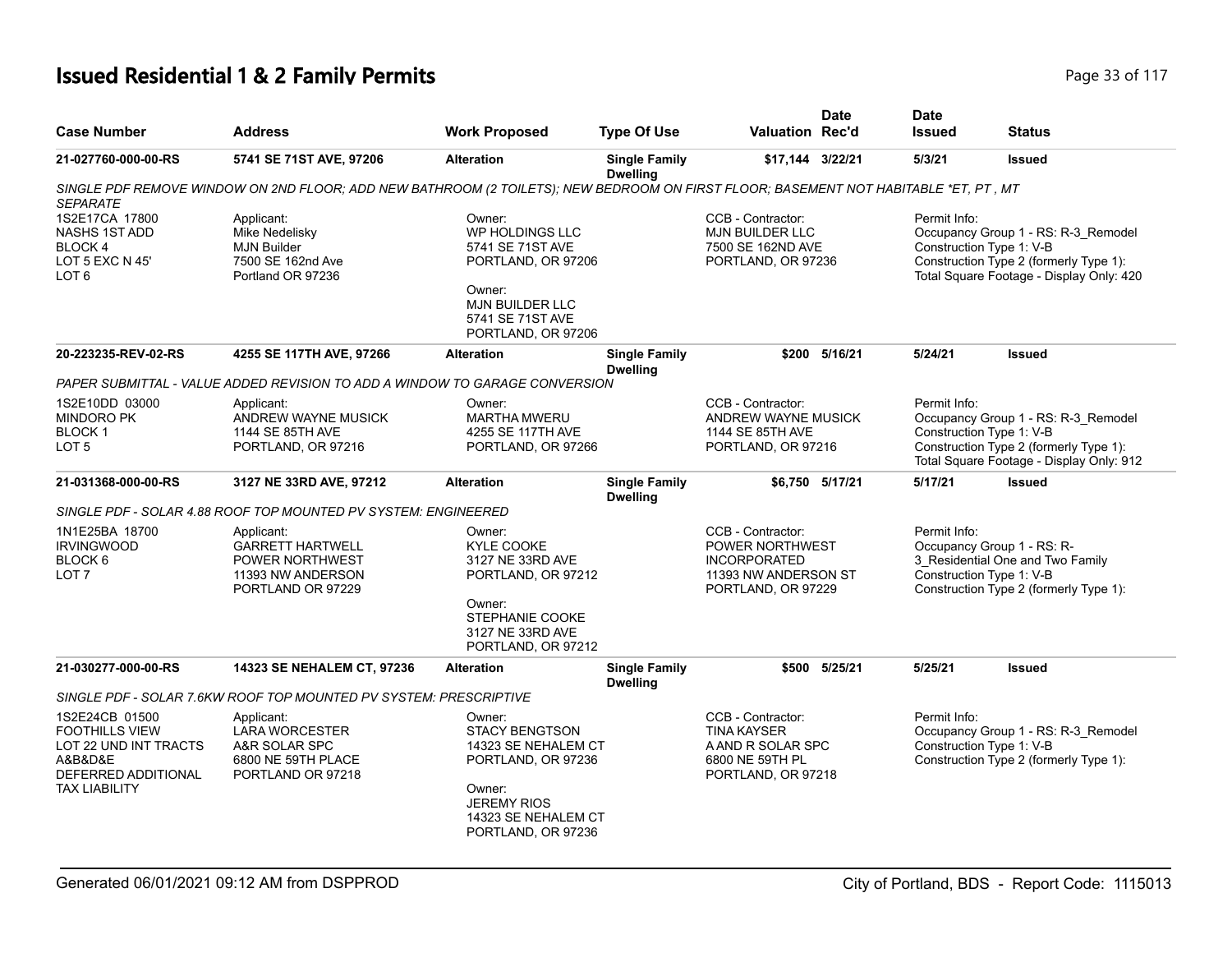# Issued Residential 1 & 2 Family Permits

| Case Number | Address | Work Proposed | Type Of Use | Valuation | Date Rec'd | Date Issued | Status |
|---|---|---|---|---|---|---|---|
| 21-027760-000-00-RS | 5741 SE 71ST AVE, 97206 | Alteration | Single Family Dwelling | $17,144 | 3/22/21 | 5/3/21 | Issued |

*SINGLE PDF REMOVE WINDOW ON 2ND FLOOR; ADD NEW BATHROOM (2 TOILETS); NEW BEDROOM ON FIRST FLOOR; BASEMENT NOT HABITABLE *ET, PT , MT SEPARATE*

1S2E17CA 17800
NASHS 1ST ADD
BLOCK 4
LOT 5 EXC N 45'
LOT 6

Applicant:
Mike Nedelisky
MJN Builder
7500 SE 162nd Ave
Portland OR 97236

Owner:
WP HOLDINGS LLC
5741 SE 71ST AVE
PORTLAND, OR 97206

Owner:
MJN BUILDER LLC
5741 SE 71ST AVE
PORTLAND, OR 97206

CCB - Contractor:
MJN BUILDER LLC
7500 SE 162ND AVE
PORTLAND, OR 97236

Permit Info:
Occupancy Group 1 - RS: R-3_Remodel
Construction Type 1: V-B
Construction Type 2 (formerly Type 1):
Total Square Footage - Display Only: 420

---

| Case Number | Address | Work Proposed | Type Of Use | Valuation | Date Rec'd | Date Issued | Status |
|---|---|---|---|---|---|---|---|
| 20-223235-REV-02-RS | 4255 SE 117TH AVE, 97266 | Alteration | Single Family Dwelling | $200 | 5/16/21 | 5/24/21 | Issued |

*PAPER SUBMITTAL - VALUE ADDED REVISION TO ADD A WINDOW TO GARAGE CONVERSION*

1S2E10DD 03000
MINDORO PK
BLOCK 1
LOT 5

Applicant:
ANDREW WAYNE MUSICK
1144 SE 85TH AVE
PORTLAND, OR 97216

Owner:
MARTHA MWERU
4255 SE 117TH AVE
PORTLAND, OR 97266

CCB - Contractor:
ANDREW WAYNE MUSICK
1144 SE 85TH AVE
PORTLAND, OR 97216

Permit Info:
Occupancy Group 1 - RS: R-3_Remodel
Construction Type 1: V-B
Construction Type 2 (formerly Type 1):
Total Square Footage - Display Only: 912

---

| Case Number | Address | Work Proposed | Type Of Use | Valuation | Date Rec'd | Date Issued | Status |
|---|---|---|---|---|---|---|---|
| 21-031368-000-00-RS | 3127 NE 33RD AVE, 97212 | Alteration | Single Family Dwelling | $6,750 | 5/17/21 | 5/17/21 | Issued |

*SINGLE PDF - SOLAR 4.88 ROOF TOP MOUNTED PV SYSTEM: ENGINEERED*

1N1E25BA 18700
IRVINGWOOD
BLOCK 6
LOT 7

Applicant:
GARRETT HARTWELL
POWER NORTHWEST
11393 NW ANDERSON
PORTLAND OR 97229

Owner:
KYLE COOKE
3127 NE 33RD AVE
PORTLAND, OR 97212

Owner:
STEPHANIE COOKE
3127 NE 33RD AVE
PORTLAND, OR 97212

CCB - Contractor:
POWER NORTHWEST
INCORPORATED
11393 NW ANDERSON ST
PORTLAND, OR 97229

Permit Info:
Occupancy Group 1 - RS: R-3_Residential One and Two Family
Construction Type 1: V-B
Construction Type 2 (formerly Type 1):

---

| Case Number | Address | Work Proposed | Type Of Use | Valuation | Date Rec'd | Date Issued | Status |
|---|---|---|---|---|---|---|---|
| 21-030277-000-00-RS | 14323 SE NEHALEM CT, 97236 | Alteration | Single Family Dwelling | $500 | 5/25/21 | 5/25/21 | Issued |

*SINGLE PDF - SOLAR 7.6KW ROOF TOP MOUNTED PV SYSTEM: PRESCRIPTIVE*

1S2E24CB 01500
FOOTHILLS VIEW
LOT 22 UND INT TRACTS A&B&D&E
DEFERRED ADDITIONAL TAX LIABILITY

Applicant:
LARA WORCESTER
A&R SOLAR SPC
6800 NE 59TH PLACE
PORTLAND OR 97218

Owner:
STACY BENGTSON
14323 SE NEHALEM CT
PORTLAND, OR 97236

Owner:
JEREMY RIOS
14323 SE NEHALEM CT
PORTLAND, OR 97236

CCB - Contractor:
TINA KAYSER
A AND R SOLAR SPC
6800 NE 59TH PL
PORTLAND, OR 97218

Permit Info:
Occupancy Group 1 - RS: R-3_Remodel
Construction Type 1: V-B
Construction Type 2 (formerly Type 1):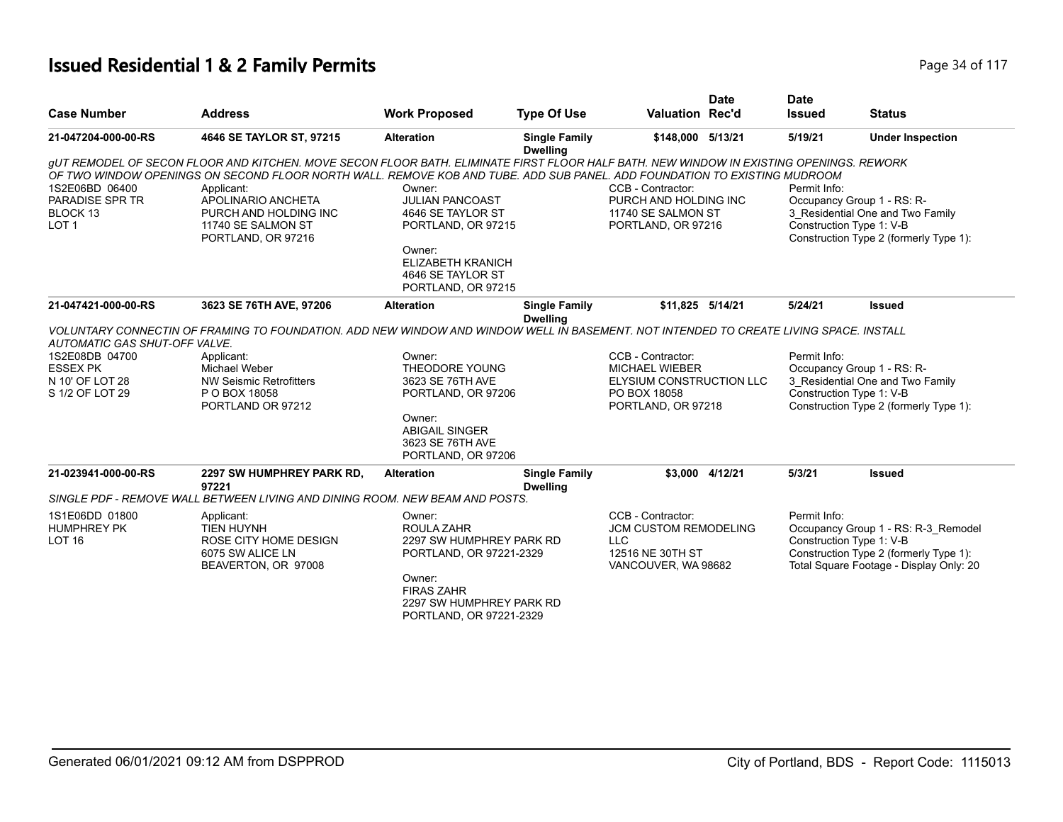# Issued Residential 1 & 2 Family Permits

| Case Number | Address | Work Proposed | Type Of Use | Valuation | Date Rec'd | Date Issued | Status |
|---|---|---|---|---|---|---|---|
| **21-047204-000-00-RS** | **4646 SE TAYLOR ST, 97215** | **Alteration** | **Single Family Dwelling** | **$148,000** | **5/13/21** | **5/19/21** | **Under Inspection** |

*gUT REMODEL OF SECON FLOOR AND KITCHEN. MOVE SECON FLOOR BATH. ELIMINATE FIRST FLOOR HALF BATH. NEW WINDOW IN EXISTING OPENINGS. REWORK OF TWO WINDOW OPENINGS ON SECOND FLOOR NORTH WALL. REMOVE KOB AND TUBE. ADD SUB PANEL. ADD FOUNDATION TO EXISTING MUDROOM*

1S2E06BD 06400
PARADISE SPR TR
BLOCK 13
LOT 1

Applicant:
APOLINARIO ANCHETA
PURCH AND HOLDING INC
11740 SE SALMON ST
PORTLAND, OR 97216

Owner:
JULIAN PANCOAST
4646 SE TAYLOR ST
PORTLAND, OR 97215

Owner:
ELIZABETH KRANICH
4646 SE TAYLOR ST
PORTLAND, OR 97215

CCB - Contractor:
PURCH AND HOLDING INC
11740 SE SALMON ST
PORTLAND, OR 97216

Permit Info:
Occupancy Group 1 - RS: R-3_Residential One and Two Family
Construction Type 1: V-B
Construction Type 2 (formerly Type 1):

| Case Number | Address | Work Proposed | Type Of Use | Valuation | Date Rec'd | Date Issued | Status |
|---|---|---|---|---|---|---|---|
| **21-047421-000-00-RS** | **3623 SE 76TH AVE, 97206** | **Alteration** | **Single Family Dwelling** | **$11,825** | **5/14/21** | **5/24/21** | **Issued** |

*VOLUNTARY CONNECTIN OF FRAMING TO FOUNDATION. ADD NEW WINDOW AND WINDOW WELL IN BASEMENT. NOT INTENDED TO CREATE LIVING SPACE. INSTALL AUTOMATIC GAS SHUT-OFF VALVE.*

1S2E08DB 04700
ESSEX PK
N 10' OF LOT 28
S 1/2 OF LOT 29

Applicant:
Michael Weber
NW Seismic Retrofitters
P O BOX 18058
PORTLAND OR 97212

Owner:
THEODORE YOUNG
3623 SE 76TH AVE
PORTLAND, OR 97206

Owner:
ABIGAIL SINGER
3623 SE 76TH AVE
PORTLAND, OR 97206

CCB - Contractor:
MICHAEL WIEBER
ELYSIUM CONSTRUCTION LLC
PO BOX 18058
PORTLAND, OR 97218

Permit Info:
Occupancy Group 1 - RS: R-3_Residential One and Two Family
Construction Type 1: V-B
Construction Type 2 (formerly Type 1):

| Case Number | Address | Work Proposed | Type Of Use | Valuation | Date Rec'd | Date Issued | Status |
|---|---|---|---|---|---|---|---|
| **21-023941-000-00-RS** | **2297 SW HUMPHREY PARK RD, 97221** | **Alteration** | **Single Family Dwelling** | **$3,000** | **4/12/21** | **5/3/21** | **Issued** |

*SINGLE PDF - REMOVE WALL BETWEEN LIVING AND DINING ROOM. NEW BEAM AND POSTS.*

1S1E06DD 01800
HUMPHREY PK
LOT 16

Applicant:
TIEN HUYNH
ROSE CITY HOME DESIGN
6075 SW ALICE LN
BEAVERTON, OR 97008

Owner:
ROULA ZAHR
2297 SW HUMPHREY PARK RD
PORTLAND, OR 97221-2329

Owner:
FIRAS ZAHR
2297 SW HUMPHREY PARK RD
PORTLAND, OR 97221-2329

CCB - Contractor:
JCM CUSTOM REMODELING LLC
12516 NE 30TH ST
VANCOUVER, WA 98682

Permit Info:
Occupancy Group 1 - RS: R-3_Remodel
Construction Type 1: V-B
Construction Type 2 (formerly Type 1):
Total Square Footage - Display Only: 20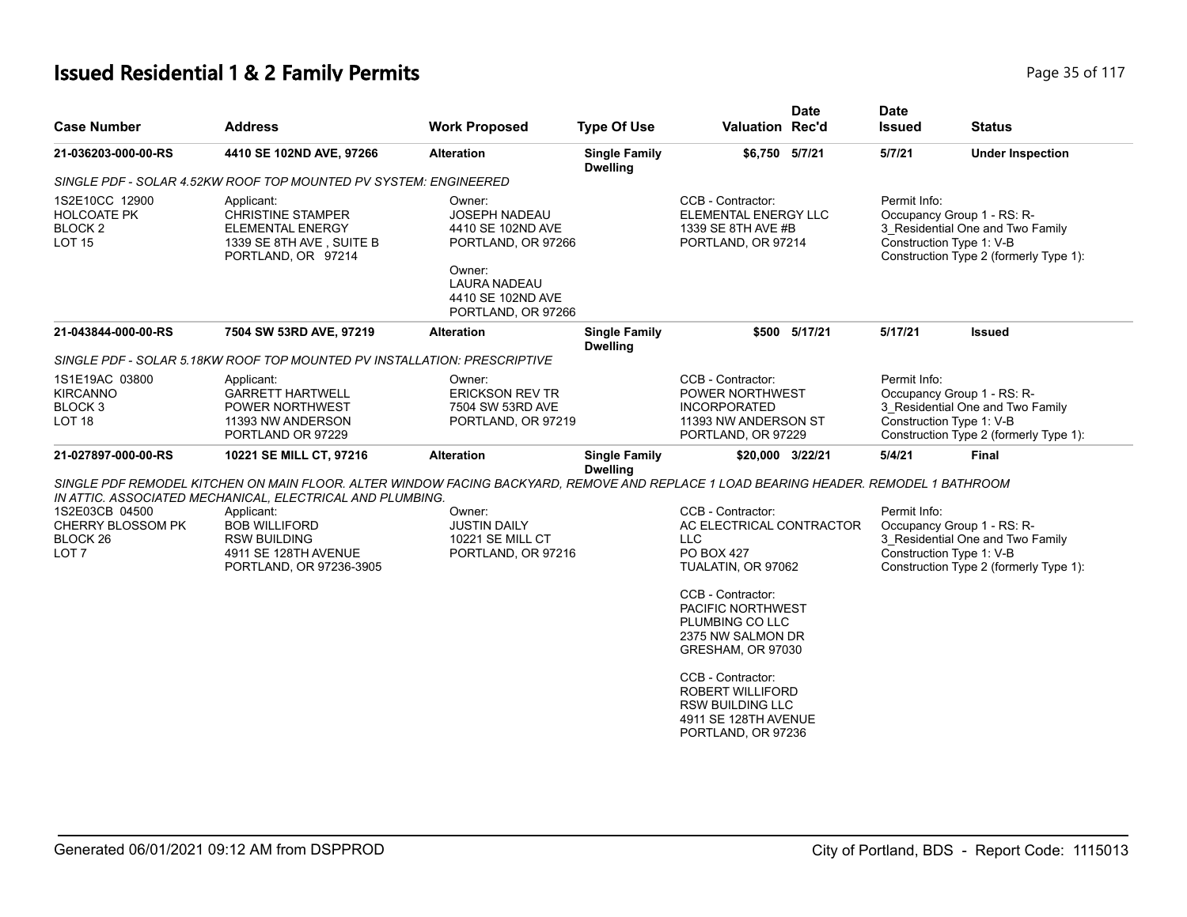# Issued Residential 1 & 2 Family Permits

| Case Number | Address | Work Proposed | Type Of Use | Valuation | Date Rec'd | Date Issued | Status |
|---|---|---|---|---|---|---|---|
| 21-036203-000-00-RS | 4410 SE 102ND AVE, 97266 | Alteration | Single Family Dwelling | $6,750 | 5/7/21 | 5/7/21 | Under Inspection |

SINGLE PDF - SOLAR 4.52KW ROOF TOP MOUNTED PV SYSTEM: ENGINEERED

1S2E10CC 12900
HOLCOATE PK
BLOCK 2
LOT 15

Applicant:
CHRISTINE STAMPER
ELEMENTAL ENERGY
1339 SE 8TH AVE , SUITE B
PORTLAND, OR 97214

Owner:
JOSEPH NADEAU
4410 SE 102ND AVE
PORTLAND, OR 97266

Owner:
LAURA NADEAU
4410 SE 102ND AVE
PORTLAND, OR 97266

CCB - Contractor:
ELEMENTAL ENERGY LLC
1339 SE 8TH AVE #B
PORTLAND, OR 97214

Permit Info:
Occupancy Group 1 - RS: R-3_Residential One and Two Family
Construction Type 1: V-B
Construction Type 2 (formerly Type 1):

| Case Number | Address | Work Proposed | Type Of Use | Valuation | Date Rec'd | Date Issued | Status |
|---|---|---|---|---|---|---|---|
| 21-043844-000-00-RS | 7504 SW 53RD AVE, 97219 | Alteration | Single Family Dwelling | $500 | 5/17/21 | 5/17/21 | Issued |

SINGLE PDF - SOLAR 5.18KW ROOF TOP MOUNTED PV INSTALLATION: PRESCRIPTIVE

1S1E19AC 03800
KIRCANNO
BLOCK 3
LOT 18

Applicant:
GARRETT HARTWELL
POWER NORTHWEST
11393 NW ANDERSON
PORTLAND OR 97229

Owner:
ERICKSON REV TR
7504 SW 53RD AVE
PORTLAND, OR 97219

CCB - Contractor:
POWER NORTHWEST INCORPORATED
11393 NW ANDERSON ST
PORTLAND, OR 97229

Permit Info:
Occupancy Group 1 - RS: R-3_Residential One and Two Family
Construction Type 1: V-B
Construction Type 2 (formerly Type 1):

| Case Number | Address | Work Proposed | Type Of Use | Valuation | Date Rec'd | Date Issued | Status |
|---|---|---|---|---|---|---|---|
| 21-027897-000-00-RS | 10221 SE MILL CT, 97216 | Alteration | Single Family Dwelling | $20,000 | 3/22/21 | 5/4/21 | Final |

SINGLE PDF REMODEL KITCHEN ON MAIN FLOOR. ALTER WINDOW FACING BACKYARD, REMOVE AND REPLACE 1 LOAD BEARING HEADER. REMODEL 1 BATHROOM IN ATTIC. ASSOCIATED MECHANICAL, ELECTRICAL AND PLUMBING.

1S2E03CB 04500
CHERRY BLOSSOM PK
BLOCK 26
LOT 7

Applicant:
BOB WILLIFORD
RSW BUILDING
4911 SE 128TH AVENUE
PORTLAND, OR 97236-3905

Owner:
JUSTIN DAILY
10221 SE MILL CT
PORTLAND, OR 97216

CCB - Contractor:
AC ELECTRICAL CONTRACTOR LLC
PO BOX 427
TUALATIN, OR 97062

CCB - Contractor:
PACIFIC NORTHWEST PLUMBING CO LLC
2375 NW SALMON DR
GRESHAM, OR 97030

CCB - Contractor:
ROBERT WILLIFORD
RSW BUILDING LLC
4911 SE 128TH AVENUE
PORTLAND, OR 97236

Permit Info:
Occupancy Group 1 - RS: R-3_Residential One and Two Family
Construction Type 1: V-B
Construction Type 2 (formerly Type 1):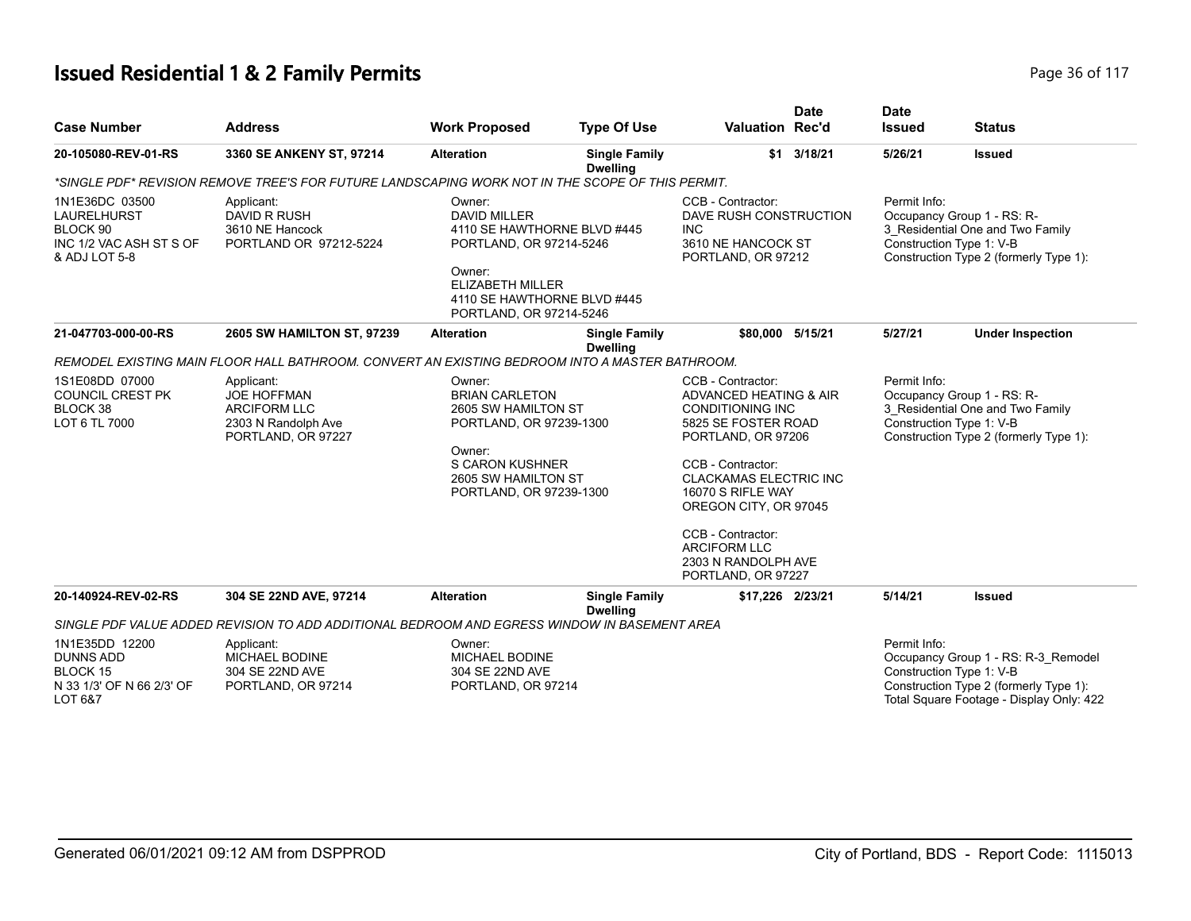# Issued Residential 1 & 2 Family Permits

| Case Number | Address | Work Proposed | Type Of Use | Valuation | Date Rec'd | Date Issued | Status |
|---|---|---|---|---|---|---|---|
| 20-105080-REV-01-RS | 3360 SE ANKENY ST, 97214 | Alteration | Single Family Dwelling | $1 | 3/18/21 | 5/26/21 | Issued |

*SINGLE PDF* REVISION REMOVE TREE'S FOR FUTURE LANDSCAPING WORK NOT IN THE SCOPE OF THIS PERMIT.

1N1E36DC 03500
LAURELHURST
BLOCK 90
INC 1/2 VAC ASH ST S OF & ADJ LOT 5-8

Applicant:
DAVID R RUSH
3610 NE Hancock
PORTLAND OR 97212-5224

Owner:
DAVID MILLER
4110 SE HAWTHORNE BLVD #445
PORTLAND, OR 97214-5246

Owner:
ELIZABETH MILLER
4110 SE HAWTHORNE BLVD #445
PORTLAND, OR 97214-5246

CCB - Contractor:
DAVE RUSH CONSTRUCTION INC
3610 NE HANCOCK ST
PORTLAND, OR 97212

Permit Info:
Occupancy Group 1 - RS: R-3_Residential One and Two Family
Construction Type 1: V-B
Construction Type 2 (formerly Type 1):

| Case Number | Address | Work Proposed | Type Of Use | Valuation | Date Rec'd | Date Issued | Status |
|---|---|---|---|---|---|---|---|
| 21-047703-000-00-RS | 2605 SW HAMILTON ST, 97239 | Alteration | Single Family Dwelling | $80,000 | 5/15/21 | 5/27/21 | Under Inspection |

REMODEL EXISTING MAIN FLOOR HALL BATHROOM. CONVERT AN EXISTING BEDROOM INTO A MASTER BATHROOM.

1S1E08DD 07000
COUNCIL CREST PK
BLOCK 38
LOT 6 TL 7000

Applicant:
JOE HOFFMAN
ARCIFORM LLC
2303 N Randolph Ave
PORTLAND, OR 97227

Owner:
BRIAN CARLETON
2605 SW HAMILTON ST
PORTLAND, OR 97239-1300

Owner:
S CARON KUSHNER
2605 SW HAMILTON ST
PORTLAND, OR 97239-1300

CCB - Contractor:
ADVANCED HEATING & AIR CONDITIONING INC
5825 SE FOSTER ROAD
PORTLAND, OR 97206

CCB - Contractor:
CLACKAMAS ELECTRIC INC
16070 S RIFLE WAY
OREGON CITY, OR 97045

CCB - Contractor:
ARCIFORM LLC
2303 N RANDOLPH AVE
PORTLAND, OR 97227

Permit Info:
Occupancy Group 1 - RS: R-3_Residential One and Two Family
Construction Type 1: V-B
Construction Type 2 (formerly Type 1):

| Case Number | Address | Work Proposed | Type Of Use | Valuation | Date Rec'd | Date Issued | Status |
|---|---|---|---|---|---|---|---|
| 20-140924-REV-02-RS | 304 SE 22ND AVE, 97214 | Alteration | Single Family Dwelling | $17,226 | 2/23/21 | 5/14/21 | Issued |

SINGLE PDF VALUE ADDED REVISION TO ADD ADDITIONAL BEDROOM AND EGRESS WINDOW IN BASEMENT AREA

1N1E35DD 12200
DUNNS ADD
BLOCK 15
N 33 1/3' OF N 66 2/3' OF LOT 6&7

Applicant:
MICHAEL BODINE
304 SE 22ND AVE
PORTLAND, OR 97214

Owner:
MICHAEL BODINE
304 SE 22ND AVE
PORTLAND, OR 97214

Permit Info:
Occupancy Group 1 - RS: R-3_Remodel
Construction Type 1: V-B
Construction Type 2 (formerly Type 1):
Total Square Footage - Display Only: 422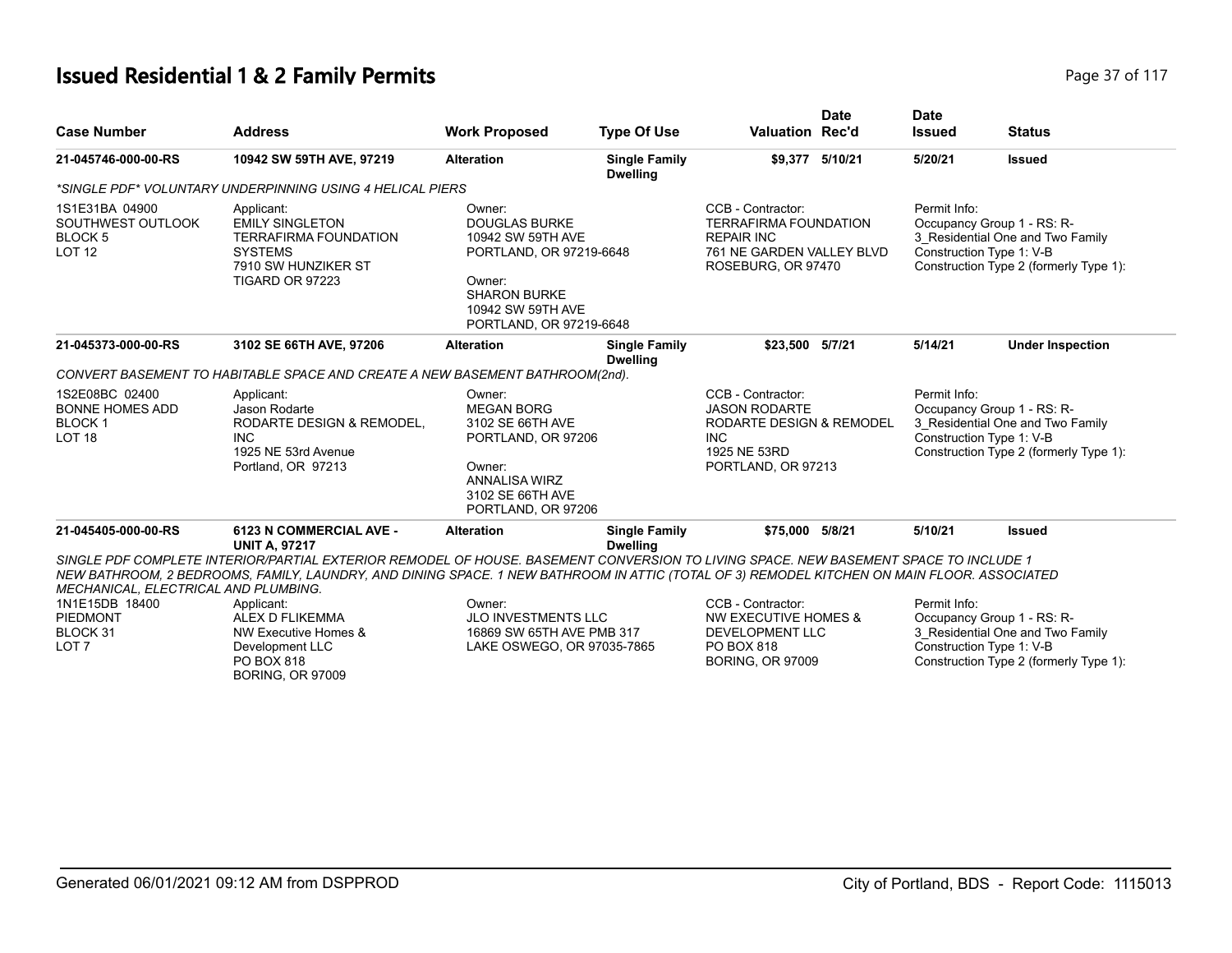# Issued Residential 1 & 2 Family Permits

| Case Number | Address | Work Proposed | Type Of Use | Valuation | Date Rec'd | Date Issued | Status |
|---|---|---|---|---|---|---|---|
| 21-045746-000-00-RS | 10942 SW 59TH AVE, 97219 | Alteration | Single Family Dwelling | $9,377 | 5/10/21 | 5/20/21 | Issued |

*SINGLE PDF* VOLUNTARY UNDERPINNING USING 4 HELICAL PIERS

1S1E31BA 04900
SOUTHWEST OUTLOOK
BLOCK 5
LOT 12

Applicant:
EMILY SINGLETON
TERRAFIRMA FOUNDATION SYSTEMS
7910 SW HUNZIKER ST
TIGARD OR 97223

Owner:
DOUGLAS BURKE
10942 SW 59TH AVE
PORTLAND, OR 97219-6648

Owner:
SHARON BURKE
10942 SW 59TH AVE
PORTLAND, OR 97219-6648

CCB - Contractor:
TERRAFIRMA FOUNDATION REPAIR INC
761 NE GARDEN VALLEY BLVD
ROSEBURG, OR 97470

Permit Info:
Occupancy Group 1 - RS: R-3_Residential One and Two Family
Construction Type 1: V-B
Construction Type 2 (formerly Type 1):

| Case Number | Address | Work Proposed | Type Of Use | Valuation | Date Rec'd | Date Issued | Status |
|---|---|---|---|---|---|---|---|
| 21-045373-000-00-RS | 3102 SE 66TH AVE, 97206 | Alteration | Single Family Dwelling | $23,500 | 5/7/21 | 5/14/21 | Under Inspection |

CONVERT BASEMENT TO HABITABLE SPACE AND CREATE A NEW BASEMENT BATHROOM(2nd).

1S2E08BC 02400
BONNE HOMES ADD
BLOCK 1
LOT 18

Applicant:
Jason Rodarte
RODARTE DESIGN & REMODEL, INC
1925 NE 53rd Avenue
Portland, OR 97213

Owner:
MEGAN BORG
3102 SE 66TH AVE
PORTLAND, OR 97206

Owner:
ANNALISA WIRZ
3102 SE 66TH AVE
PORTLAND, OR 97206

CCB - Contractor:
JASON RODARTE
RODARTE DESIGN & REMODEL INC
1925 NE 53RD
PORTLAND, OR 97213

Permit Info:
Occupancy Group 1 - RS: R-3_Residential One and Two Family
Construction Type 1: V-B
Construction Type 2 (formerly Type 1):

| Case Number | Address | Work Proposed | Type Of Use | Valuation | Date Rec'd | Date Issued | Status |
|---|---|---|---|---|---|---|---|
| 21-045405-000-00-RS | 6123 N COMMERCIAL AVE - UNIT A, 97217 | Alteration | Single Family Dwelling | $75,000 | 5/8/21 | 5/10/21 | Issued |

SINGLE PDF COMPLETE INTERIOR/PARTIAL EXTERIOR REMODEL OF HOUSE. BASEMENT CONVERSION TO LIVING SPACE. NEW BASEMENT SPACE TO INCLUDE 1 NEW BATHROOM, 2 BEDROOMS, FAMILY, LAUNDRY, AND DINING SPACE. 1 NEW BATHROOM IN ATTIC (TOTAL OF 3) REMODEL KITCHEN ON MAIN FLOOR. ASSOCIATED MECHANICAL, ELECTRICAL AND PLUMBING.

1N1E15DB 18400
PIEDMONT
BLOCK 31
LOT 7

Applicant:
ALEX D FLIKEMMA
NW Executive Homes & Development LLC
PO BOX 818
BORING, OR 97009

Owner:
JLO INVESTMENTS LLC
16869 SW 65TH AVE PMB 317
LAKE OSWEGO, OR 97035-7865

CCB - Contractor:
NW EXECUTIVE HOMES & DEVELOPMENT LLC
PO BOX 818
BORING, OR 97009

Permit Info:
Occupancy Group 1 - RS: R-3_Residential One and Two Family
Construction Type 1: V-B
Construction Type 2 (formerly Type 1):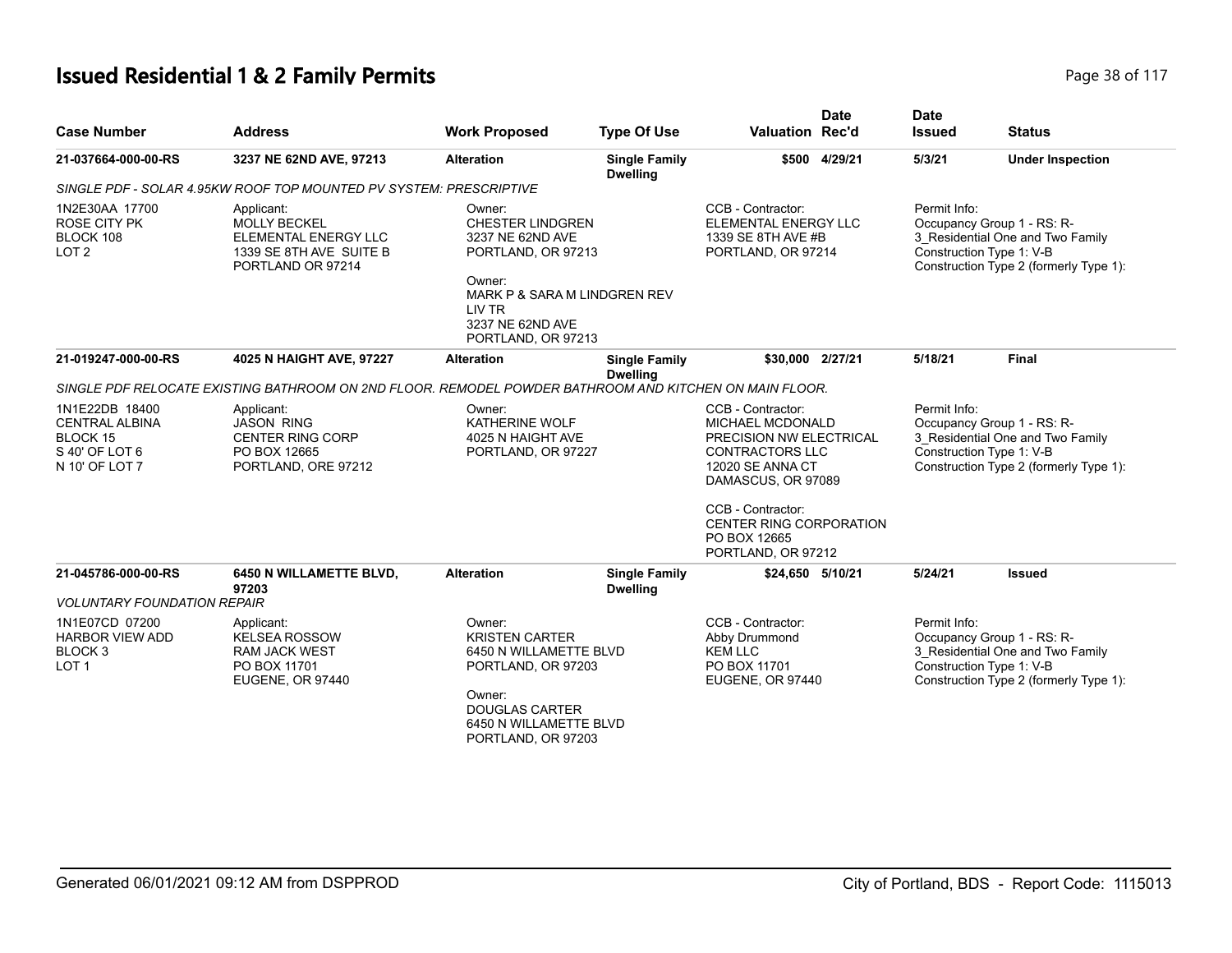# Issued Residential 1 & 2 Family Permits

| Case Number | Address | Work Proposed | Type Of Use | Valuation | Date Rec'd | Date Issued | Status |
|---|---|---|---|---|---|---|---|
| **21-037664-000-00-RS** | **3237 NE 62ND AVE, 97213** | **Alteration** | **Single Family Dwelling** | **$500** | **4/29/21** | **5/3/21** | **Under Inspection** |

*SINGLE PDF - SOLAR 4.95KW ROOF TOP MOUNTED PV SYSTEM: PRESCRIPTIVE*

1N2E30AA 17700
ROSE CITY PK
BLOCK 108
LOT 2

Applicant:
MOLLY BECKEL
ELEMENTAL ENERGY LLC
1339 SE 8TH AVE SUITE B
PORTLAND OR 97214

Owner:
CHESTER LINDGREN
3237 NE 62ND AVE
PORTLAND, OR 97213

Owner:
MARK P & SARA M LINDGREN REV LIV TR
3237 NE 62ND AVE
PORTLAND, OR 97213

CCB - Contractor:
ELEMENTAL ENERGY LLC
1339 SE 8TH AVE #B
PORTLAND, OR 97214

Permit Info:
Occupancy Group 1 - RS: R-3_Residential One and Two Family
Construction Type 1: V-B
Construction Type 2 (formerly Type 1):

| Case Number | Address | Work Proposed | Type Of Use | Valuation | Date Rec'd | Date Issued | Status |
|---|---|---|---|---|---|---|---|
| **21-019247-000-00-RS** | **4025 N HAIGHT AVE, 97227** | **Alteration** | **Single Family Dwelling** | **$30,000** | **2/27/21** | **5/18/21** | **Final** |

*SINGLE PDF RELOCATE EXISTING BATHROOM ON 2ND FLOOR. REMODEL POWDER BATHROOM AND KITCHEN ON MAIN FLOOR.*

1N1E22DB 18400
CENTRAL ALBINA
BLOCK 15
S 40' OF LOT 6
N 10' OF LOT 7

Applicant:
JASON RING
CENTER RING CORP
PO BOX 12665
PORTLAND, ORE 97212

Owner:
KATHERINE WOLF
4025 N HAIGHT AVE
PORTLAND, OR 97227

CCB - Contractor:
MICHAEL MCDONALD
PRECISION NW ELECTRICAL CONTRACTORS LLC
12020 SE ANNA CT
DAMASCUS, OR 97089

CCB - Contractor:
CENTER RING CORPORATION
PO BOX 12665
PORTLAND, OR 97212

Permit Info:
Occupancy Group 1 - RS: R-3_Residential One and Two Family
Construction Type 1: V-B
Construction Type 2 (formerly Type 1):

| Case Number | Address | Work Proposed | Type Of Use | Valuation | Date Rec'd | Date Issued | Status |
|---|---|---|---|---|---|---|---|
| **21-045786-000-00-RS** | **6450 N WILLAMETTE BLVD, 97203** | **Alteration** | **Single Family Dwelling** | **$24,650** | **5/10/21** | **5/24/21** | **Issued** |

*VOLUNTARY FOUNDATION REPAIR*

1N1E07CD 07200
HARBOR VIEW ADD
BLOCK 3
LOT 1

Applicant:
KELSEA ROSSOW
RAM JACK WEST
PO BOX 11701
EUGENE, OR 97440

Owner:
KRISTEN CARTER
6450 N WILLAMETTE BLVD
PORTLAND, OR 97203

Owner:
DOUGLAS CARTER
6450 N WILLAMETTE BLVD
PORTLAND, OR 97203

CCB - Contractor:
Abby Drummond
KEM LLC
PO BOX 11701
EUGENE, OR 97440

Permit Info:
Occupancy Group 1 - RS: R-3_Residential One and Two Family
Construction Type 1: V-B
Construction Type 2 (formerly Type 1):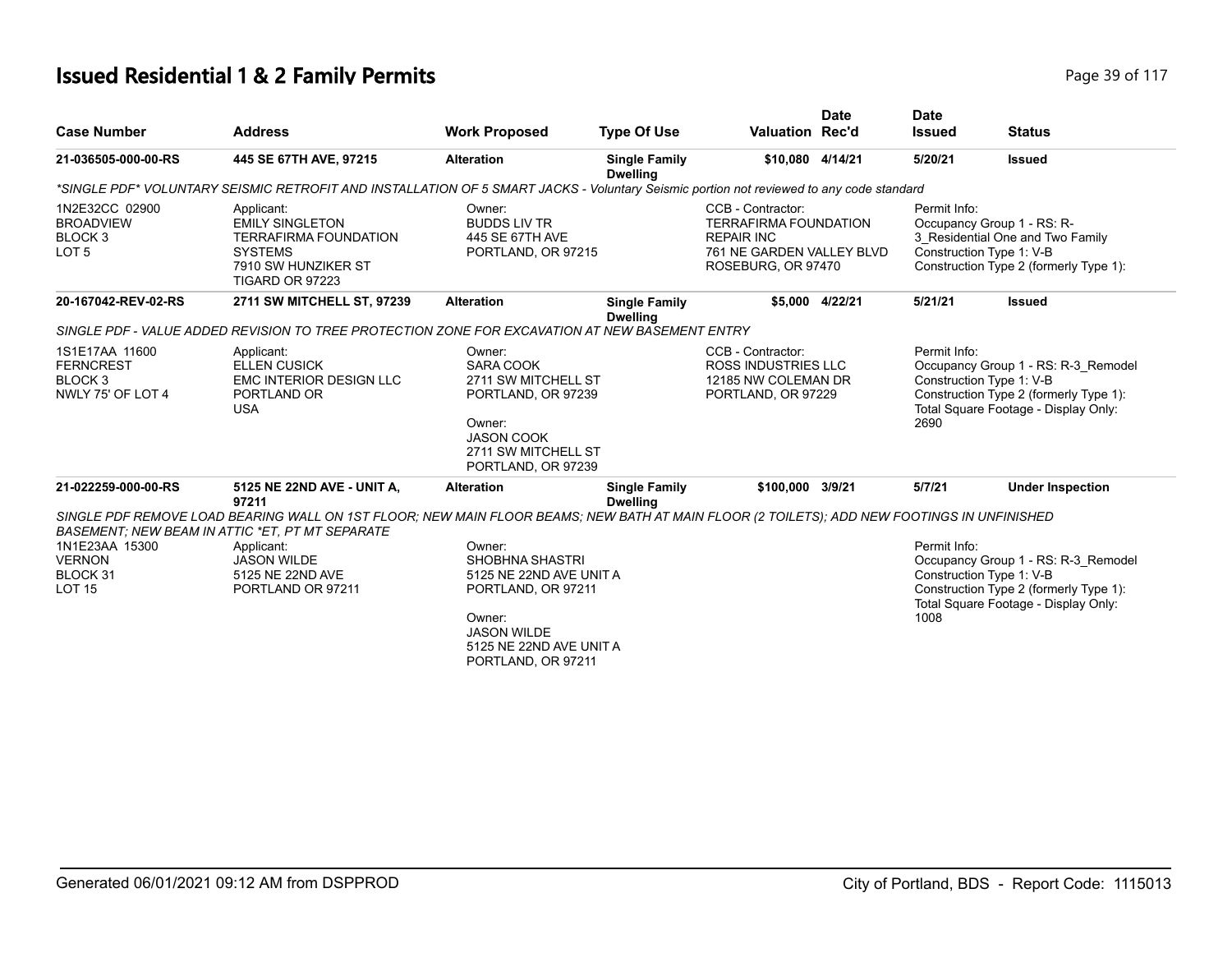# Issued Residential 1 & 2 Family Permits

| Case Number | Address | Work Proposed | Type Of Use | Valuation | Date Rec'd | Date Issued | Status |
|---|---|---|---|---|---|---|---|
| 21-036505-000-00-RS | 445 SE 67TH AVE, 97215 | Alteration | Single Family Dwelling | $10,080 | 4/14/21 | 5/20/21 | Issued |

*\*SINGLE PDF\* VOLUNTARY SEISMIC RETROFIT AND INSTALLATION OF 5 SMART JACKS - Voluntary Seismic portion not reviewed to any code standard*

1N2E32CC 02900
BROADVIEW
BLOCK 3
LOT 5

Applicant:
EMILY SINGLETON
TERRAFIRMA FOUNDATION SYSTEMS
7910 SW HUNZIKER ST
TIGARD OR 97223

Owner:
BUDDS LIV TR
445 SE 67TH AVE
PORTLAND, OR 97215

CCB - Contractor:
TERRAFIRMA FOUNDATION REPAIR INC
761 NE GARDEN VALLEY BLVD
ROSEBURG, OR 97470

Permit Info:
Occupancy Group 1 - RS: R-3_Residential One and Two Family
Construction Type 1: V-B
Construction Type 2 (formerly Type 1):

---

| Case Number | Address | Work Proposed | Type Of Use | Valuation | Date Rec'd | Date Issued | Status |
|---|---|---|---|---|---|---|---|
| 20-167042-REV-02-RS | 2711 SW MITCHELL ST, 97239 | Alteration | Single Family Dwelling | $5,000 | 4/22/21 | 5/21/21 | Issued |

*SINGLE PDF - VALUE ADDED REVISION TO TREE PROTECTION ZONE FOR EXCAVATION AT NEW BASEMENT ENTRY*

1S1E17AA 11600
FERNCREST
BLOCK 3
NWLY 75' OF LOT 4

Applicant:
ELLEN CUSICK
EMC INTERIOR DESIGN LLC
PORTLAND OR
USA

Owner:
SARA COOK
2711 SW MITCHELL ST
PORTLAND, OR 97239

Owner:
JASON COOK
2711 SW MITCHELL ST
PORTLAND, OR 97239

CCB - Contractor:
ROSS INDUSTRIES LLC
12185 NW COLEMAN DR
PORTLAND, OR 97229

Permit Info:
Occupancy Group 1 - RS: R-3_Remodel
Construction Type 1: V-B
Construction Type 2 (formerly Type 1):
Total Square Footage - Display Only: 2690

---

| Case Number | Address | Work Proposed | Type Of Use | Valuation | Date Rec'd | Date Issued | Status |
|---|---|---|---|---|---|---|---|
| 21-022259-000-00-RS | 5125 NE 22ND AVE - UNIT A, 97211 | Alteration | Single Family Dwelling | $100,000 | 3/9/21 | 5/7/21 | Under Inspection |

*SINGLE PDF REMOVE LOAD BEARING WALL ON 1ST FLOOR; NEW MAIN FLOOR BEAMS; NEW BATH AT MAIN FLOOR (2 TOILETS); ADD NEW FOOTINGS IN UNFINISHED BASEMENT; NEW BEAM IN ATTIC \*ET, PT MT SEPARATE*

1N1E23AA 15300
VERNON
BLOCK 31
LOT 15

Applicant:
JASON WILDE
5125 NE 22ND AVE
PORTLAND OR 97211

Owner:
SHOBHNA SHASTRI
5125 NE 22ND AVE UNIT A
PORTLAND, OR 97211

Owner:
JASON WILDE
5125 NE 22ND AVE UNIT A
PORTLAND, OR 97211

Permit Info:
Occupancy Group 1 - RS: R-3_Remodel
Construction Type 1: V-B
Construction Type 2 (formerly Type 1):
Total Square Footage - Display Only: 1008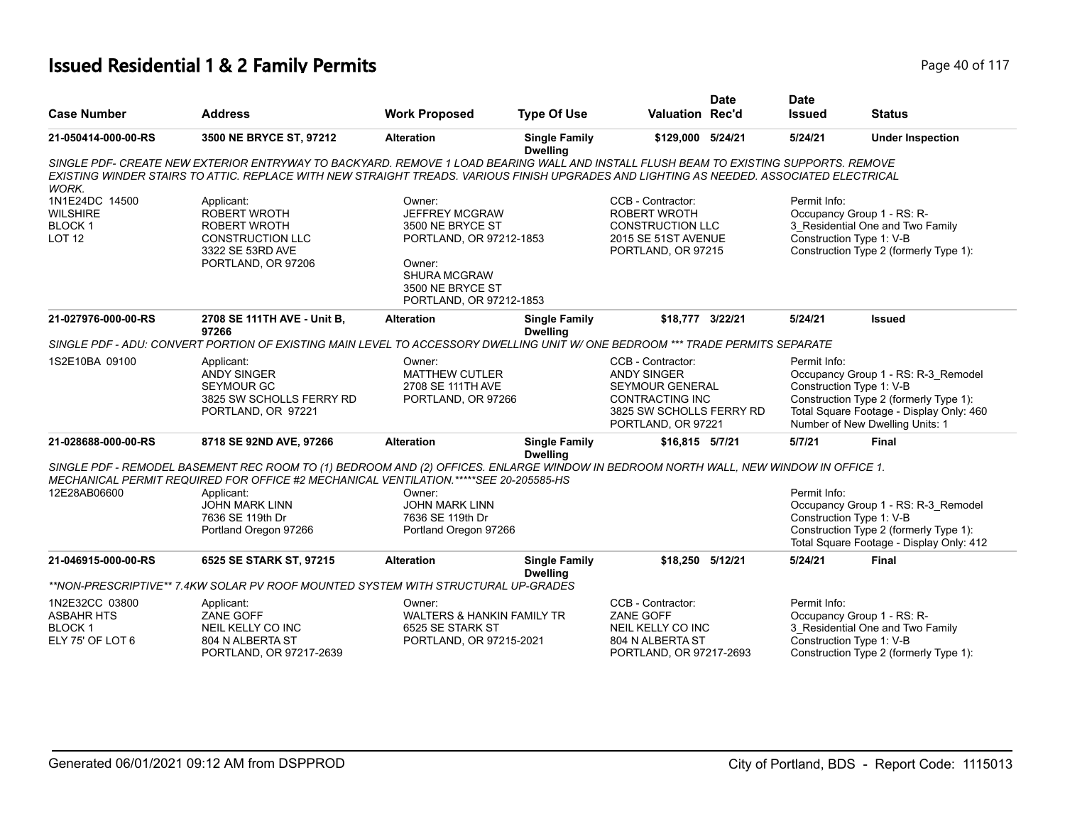# Issued Residential 1 & 2 Family Permits

| Case Number | Address | Work Proposed | Type Of Use | Valuation | Date Rec'd | Date Issued | Status |
|---|---|---|---|---|---|---|---|
| 21-050414-000-00-RS | 3500 NE BRYCE ST, 97212 | Alteration | Single Family Dwelling | $129,000 | 5/24/21 | 5/24/21 | Under Inspection |

*SINGLE PDF- CREATE NEW EXTERIOR ENTRYWAY TO BACKYARD. REMOVE 1 LOAD BEARING WALL AND INSTALL FLUSH BEAM TO EXISTING SUPPORTS. REMOVE EXISTING WINDER STAIRS TO ATTIC. REPLACE WITH NEW STRAIGHT TREADS. VARIOUS FINISH UPGRADES AND LIGHTING AS NEEDED. ASSOCIATED ELECTRICAL WORK.*

1N1E24DC 14500
WILSHIRE
BLOCK 1
LOT 12

Applicant:
ROBERT WROTH
ROBERT WROTH
CONSTRUCTION LLC
3322 SE 53RD AVE
PORTLAND, OR 97206

Owner:
JEFFREY MCGRAW
3500 NE BRYCE ST
PORTLAND, OR 97212-1853

Owner:
SHURA MCGRAW
3500 NE BRYCE ST
PORTLAND, OR 97212-1853

CCB - Contractor:
ROBERT WROTH
CONSTRUCTION LLC
2015 SE 51ST AVENUE
PORTLAND, OR 97215

Permit Info:
Occupancy Group 1 - RS: R-3_Residential One and Two Family
Construction Type 1: V-B
Construction Type 2 (formerly Type 1):

| Case Number | Address | Work Proposed | Type Of Use | Valuation | Date Rec'd | Date Issued | Status |
|---|---|---|---|---|---|---|---|
| 21-027976-000-00-RS | 2708 SE 111TH AVE - Unit B, 97266 | Alteration | Single Family Dwelling | $18,777 | 3/22/21 | 5/24/21 | Issued |

*SINGLE PDF - ADU: CONVERT PORTION OF EXISTING MAIN LEVEL TO ACCESSORY DWELLING UNIT W/ ONE BEDROOM *** TRADE PERMITS SEPARATE*

1S2E10BA 09100

Applicant:
ANDY SINGER
SEYMOUR GC
3825 SW SCHOLLS FERRY RD
PORTLAND, OR 97221

Owner:
MATTHEW CUTLER
2708 SE 111TH AVE
PORTLAND, OR 97266

CCB - Contractor:
ANDY SINGER
SEYMOUR GENERAL
CONTRACTING INC
3825 SW SCHOLLS FERRY RD
PORTLAND, OR 97221

Permit Info:
Occupancy Group 1 - RS: R-3_Remodel
Construction Type 1: V-B
Construction Type 2 (formerly Type 1):
Total Square Footage - Display Only: 460
Number of New Dwelling Units: 1

| Case Number | Address | Work Proposed | Type Of Use | Valuation | Date Rec'd | Date Issued | Status |
|---|---|---|---|---|---|---|---|
| 21-028688-000-00-RS | 8718 SE 92ND AVE, 97266 | Alteration | Single Family Dwelling | $16,815 | 5/7/21 | 5/7/21 | Final |

*SINGLE PDF - REMODEL BASEMENT REC ROOM TO (1) BEDROOM AND (2) OFFICES. ENLARGE WINDOW IN BEDROOM NORTH WALL, NEW WINDOW IN OFFICE 1. MECHANICAL PERMIT REQUIRED FOR OFFICE #2 MECHANICAL VENTILATION.*****SEE 20-205585-HS*

12E28AB06600

Applicant:
JOHN MARK LINN
7636 SE 119th Dr
Portland Oregon 97266

Owner:
JOHN MARK LINN
7636 SE 119th Dr
Portland Oregon 97266

Permit Info:
Occupancy Group 1 - RS: R-3_Remodel
Construction Type 1: V-B
Construction Type 2 (formerly Type 1):
Total Square Footage - Display Only: 412

| Case Number | Address | Work Proposed | Type Of Use | Valuation | Date Rec'd | Date Issued | Status |
|---|---|---|---|---|---|---|---|
| 21-046915-000-00-RS | 6525 SE STARK ST, 97215 | Alteration | Single Family Dwelling | $18,250 | 5/12/21 | 5/24/21 | Final |

*\*\*NON-PRESCRIPTIVE\*\* 7.4KW SOLAR PV ROOF MOUNTED SYSTEM WITH STRUCTURAL UP-GRADES*

1N2E32CC 03800
ASBAHR HTS
BLOCK 1
ELY 75' OF LOT 6

Applicant:
ZANE GOFF
NEIL KELLY CO INC
804 N ALBERTA ST
PORTLAND, OR 97217-2639

Owner:
WALTERS & HANKIN FAMILY TR
6525 SE STARK ST
PORTLAND, OR 97215-2021

CCB - Contractor:
ZANE GOFF
NEIL KELLY CO INC
804 N ALBERTA ST
PORTLAND, OR 97217-2693

Permit Info:
Occupancy Group 1 - RS: R-3_Residential One and Two Family
Construction Type 1: V-B
Construction Type 2 (formerly Type 1):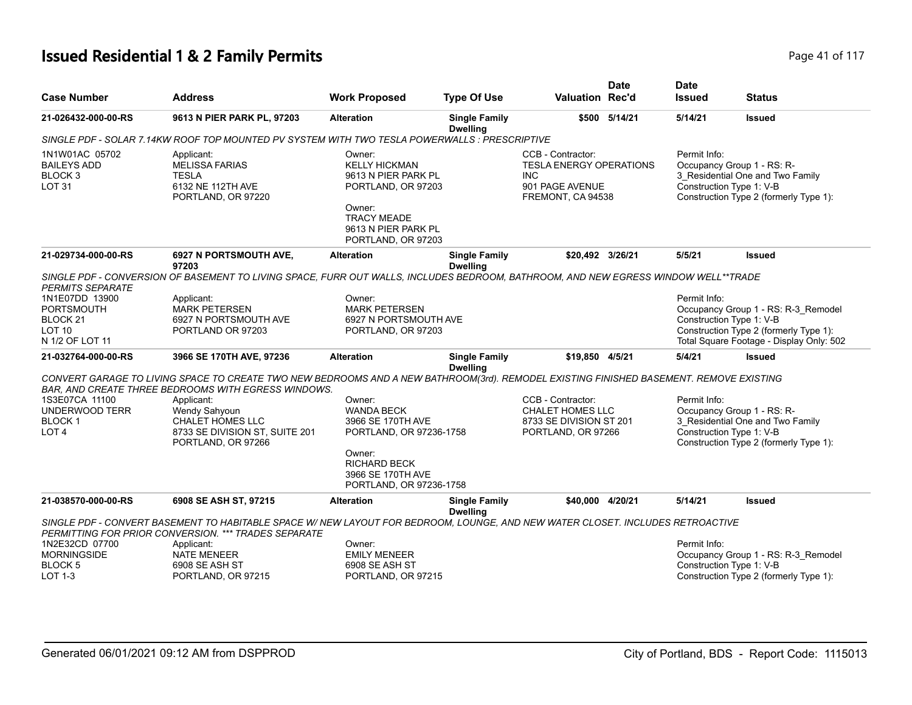# Issued Residential 1 & 2 Family Permits

| Case Number | Address | Work Proposed | Type Of Use | Valuation | Date Rec'd | Date Issued | Status |
|---|---|---|---|---|---|---|---|
| 21-026432-000-00-RS | 9613 N PIER PARK PL, 97203 | Alteration | Single Family Dwelling | $500 | 5/14/21 | 5/14/21 | Issued |

*SINGLE PDF - SOLAR 7.14KW ROOF TOP MOUNTED PV SYSTEM WITH TWO TESLA POWERWALLS : PRESCRIPTIVE*

1N1W01AC 05702
BAILEYS ADD
BLOCK 3
LOT 31

Applicant:
MELISSA FARIAS
TESLA
6132 NE 112TH AVE
PORTLAND, OR 97220

Owner:
KELLY HICKMAN
9613 N PIER PARK PL
PORTLAND, OR 97203

Owner:
TRACY MEADE
9613 N PIER PARK PL
PORTLAND, OR 97203

CCB - Contractor:
TESLA ENERGY OPERATIONS INC
901 PAGE AVENUE
FREMONT, CA 94538

Permit Info:
Occupancy Group 1 - RS: R-3_Residential One and Two Family
Construction Type 1: V-B
Construction Type 2 (formerly Type 1):

---

| Case Number | Address | Work Proposed | Type Of Use | Valuation | Date Rec'd | Date Issued | Status |
|---|---|---|---|---|---|---|---|
| 21-029734-000-00-RS | 6927 N PORTSMOUTH AVE, 97203 | Alteration | Single Family Dwelling | $20,492 | 3/26/21 | 5/5/21 | Issued |

*SINGLE PDF - CONVERSION OF BASEMENT TO LIVING SPACE, FURR OUT WALLS, INCLUDES BEDROOM, BATHROOM, AND NEW EGRESS WINDOW WELL**TRADE PERMITS SEPARATE*

1N1E07DD 13900
PORTSMOUTH
BLOCK 21
LOT 10
N 1/2 OF LOT 11

Applicant:
MARK PETERSEN
6927 N PORTSMOUTH AVE
PORTLAND OR 97203

Owner:
MARK PETERSEN
6927 N PORTSMOUTH AVE
PORTLAND, OR 97203

Permit Info:
Occupancy Group 1 - RS: R-3_Remodel
Construction Type 1: V-B
Construction Type 2 (formerly Type 1):
Total Square Footage - Display Only: 502

---

| Case Number | Address | Work Proposed | Type Of Use | Valuation | Date Rec'd | Date Issued | Status |
|---|---|---|---|---|---|---|---|
| 21-032764-000-00-RS | 3966 SE 170TH AVE, 97236 | Alteration | Single Family Dwelling | $19,850 | 4/5/21 | 5/4/21 | Issued |

*CONVERT GARAGE TO LIVING SPACE TO CREATE TWO NEW BEDROOMS AND A NEW BATHROOM(3rd). REMODEL EXISTING FINISHED BASEMENT. REMOVE EXISTING BAR, AND CREATE THREE BEDROOMS WITH EGRESS WINDOWS.*

1S3E07CA 11100
UNDERWOOD TERR
BLOCK 1
LOT 4

Applicant:
Wendy Sahyoun
CHALET HOMES LLC
8733 SE DIVISION ST, SUITE 201
PORTLAND, OR 97266

Owner:
WANDA BECK
3966 SE 170TH AVE
PORTLAND, OR 97236-1758

Owner:
RICHARD BECK
3966 SE 170TH AVE
PORTLAND, OR 97236-1758

CCB - Contractor:
CHALET HOMES LLC
8733 SE DIVISION ST 201
PORTLAND, OR 97266

Permit Info:
Occupancy Group 1 - RS: R-3_Residential One and Two Family
Construction Type 1: V-B
Construction Type 2 (formerly Type 1):

---

| Case Number | Address | Work Proposed | Type Of Use | Valuation | Date Rec'd | Date Issued | Status |
|---|---|---|---|---|---|---|---|
| 21-038570-000-00-RS | 6908 SE ASH ST, 97215 | Alteration | Single Family Dwelling | $40,000 | 4/20/21 | 5/14/21 | Issued |

*SINGLE PDF - CONVERT BASEMENT TO HABITABLE SPACE W/ NEW LAYOUT FOR BEDROOM, LOUNGE, AND NEW WATER CLOSET. INCLUDES RETROACTIVE PERMITTING FOR PRIOR CONVERSION. *** TRADES SEPARATE*

1N2E32CD 07700
MORNINGSIDE
BLOCK 5
LOT 1-3

Applicant:
NATE MENEER
6908 SE ASH ST
PORTLAND, OR 97215

Owner:
EMILY MENEER
6908 SE ASH ST
PORTLAND, OR 97215

Permit Info:
Occupancy Group 1 - RS: R-3_Remodel
Construction Type 1: V-B
Construction Type 2 (formerly Type 1):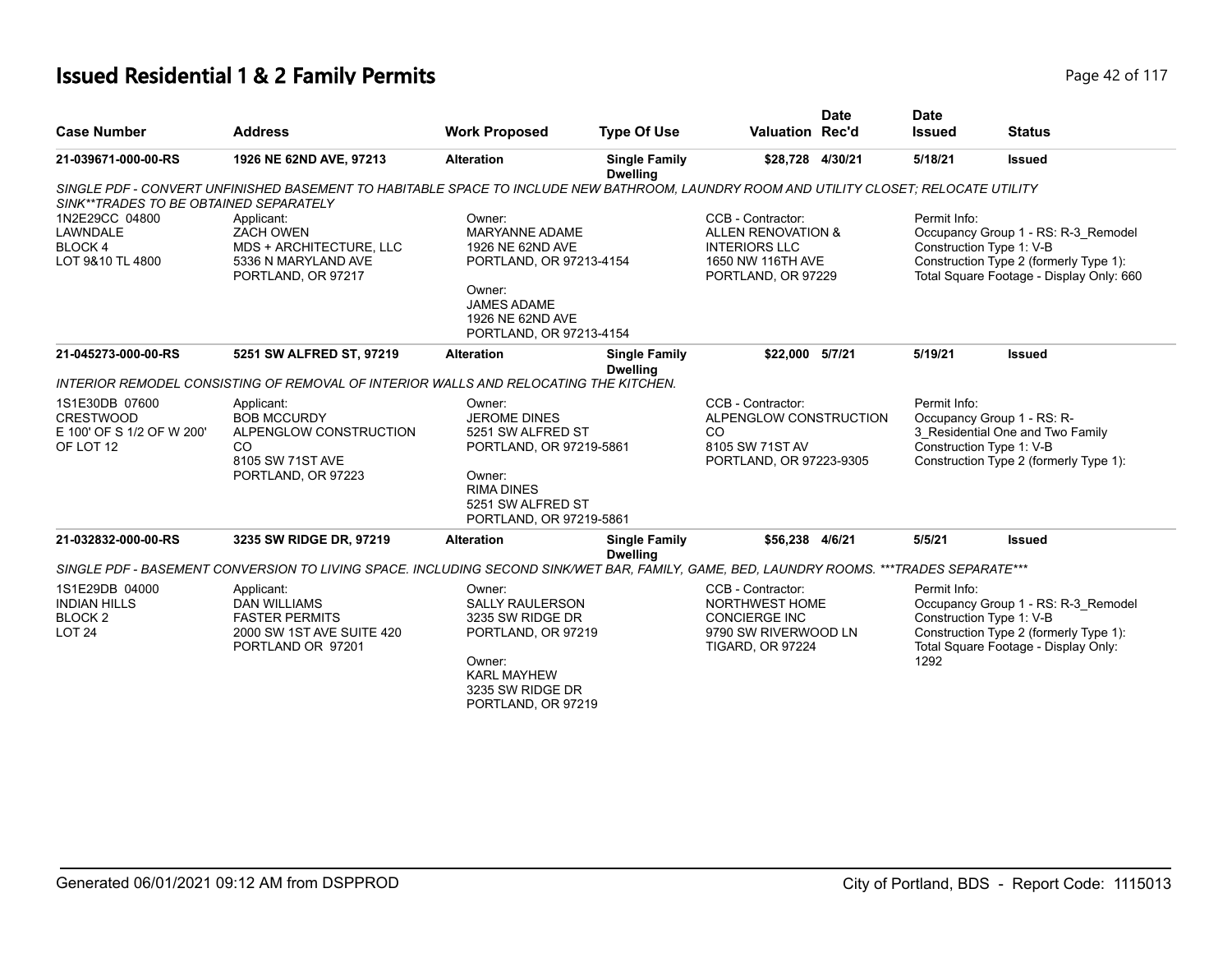# Issued Residential 1 & 2 Family Permits

| Case Number | Address | Work Proposed | Type Of Use | Valuation | Date Rec'd | Date Issued | Status |
|---|---|---|---|---|---|---|---|
| 21-039671-000-00-RS | 1926 NE 62ND AVE, 97213 | Alteration | Single Family Dwelling | $28,728 | 4/30/21 | 5/18/21 | Issued |

*SINGLE PDF - CONVERT UNFINISHED BASEMENT TO HABITABLE SPACE TO INCLUDE NEW BATHROOM, LAUNDRY ROOM AND UTILITY CLOSET; RELOCATE UTILITY SINK**TRADES TO BE OBTAINED SEPARATELY*

| | Applicant | Owner | CCB - Contractor | Permit Info |
|---|---|---|---|---|
| 1N2E29CC 04800<br>LAWNDALE<br>BLOCK 4<br>LOT 9&10 TL 4800 | ZACH OWEN<br>MDS + ARCHITECTURE, LLC<br>5336 N MARYLAND AVE<br>PORTLAND, OR 97217 | MARYANNE ADAME<br>1926 NE 62ND AVE<br>PORTLAND, OR 97213-4154<br><br>Owner:<br>JAMES ADAME<br>1926 NE 62ND AVE<br>PORTLAND, OR 97213-4154 | ALLEN RENOVATION & INTERIORS LLC<br>1650 NW 116TH AVE<br>PORTLAND, OR 97229 | Occupancy Group 1 - RS: R-3_Remodel<br>Construction Type 1: V-B<br>Construction Type 2 (formerly Type 1):<br>Total Square Footage - Display Only: 660 |

| Case Number | Address | Work Proposed | Type Of Use | Valuation | Date Rec'd | Date Issued | Status |
|---|---|---|---|---|---|---|---|
| 21-045273-000-00-RS | 5251 SW ALFRED ST, 97219 | Alteration | Single Family Dwelling | $22,000 | 5/7/21 | 5/19/21 | Issued |

*INTERIOR REMODEL CONSISTING OF REMOVAL OF INTERIOR WALLS AND RELOCATING THE KITCHEN.*

| | Applicant | Owner | CCB - Contractor | Permit Info |
|---|---|---|---|---|
| 1S1E30DB 07600<br>CRESTWOOD<br>E 100' OF S 1/2 OF W 200' OF LOT 12 | BOB MCCURDY<br>ALPENGLOW CONSTRUCTION CO<br>8105 SW 71ST AVE<br>PORTLAND, OR 97223 | JEROME DINES<br>5251 SW ALFRED ST<br>PORTLAND, OR 97219-5861<br><br>Owner:<br>RIMA DINES<br>5251 SW ALFRED ST<br>PORTLAND, OR 97219-5861 | ALPENGLOW CONSTRUCTION CO<br>8105 SW 71ST AV<br>PORTLAND, OR 97223-9305 | Occupancy Group 1 - RS: R-3_Residential One and Two Family<br>Construction Type 1: V-B<br>Construction Type 2 (formerly Type 1): |

| Case Number | Address | Work Proposed | Type Of Use | Valuation | Date Rec'd | Date Issued | Status |
|---|---|---|---|---|---|---|---|
| 21-032832-000-00-RS | 3235 SW RIDGE DR, 97219 | Alteration | Single Family Dwelling | $56,238 | 4/6/21 | 5/5/21 | Issued |

*SINGLE PDF - BASEMENT CONVERSION TO LIVING SPACE. INCLUDING SECOND SINK/WET BAR, FAMILY, GAME, BED, LAUNDRY ROOMS. ***TRADES SEPARATE****

| | Applicant | Owner | CCB - Contractor | Permit Info |
|---|---|---|---|---|
| 1S1E29DB 04000<br>INDIAN HILLS<br>BLOCK 2<br>LOT 24 | DAN WILLIAMS<br>FASTER PERMITS<br>2000 SW 1ST AVE SUITE 420<br>PORTLAND OR 97201 | SALLY RAULERSON<br>3235 SW RIDGE DR<br>PORTLAND, OR 97219<br><br>Owner:<br>KARL MAYHEW<br>3235 SW RIDGE DR<br>PORTLAND, OR 97219 | NORTHWEST HOME CONCIERGE INC<br>9790 SW RIVERWOOD LN<br>TIGARD, OR 97224 | Occupancy Group 1 - RS: R-3_Remodel<br>Construction Type 1: V-B<br>Construction Type 2 (formerly Type 1):<br>Total Square Footage - Display Only: 1292 |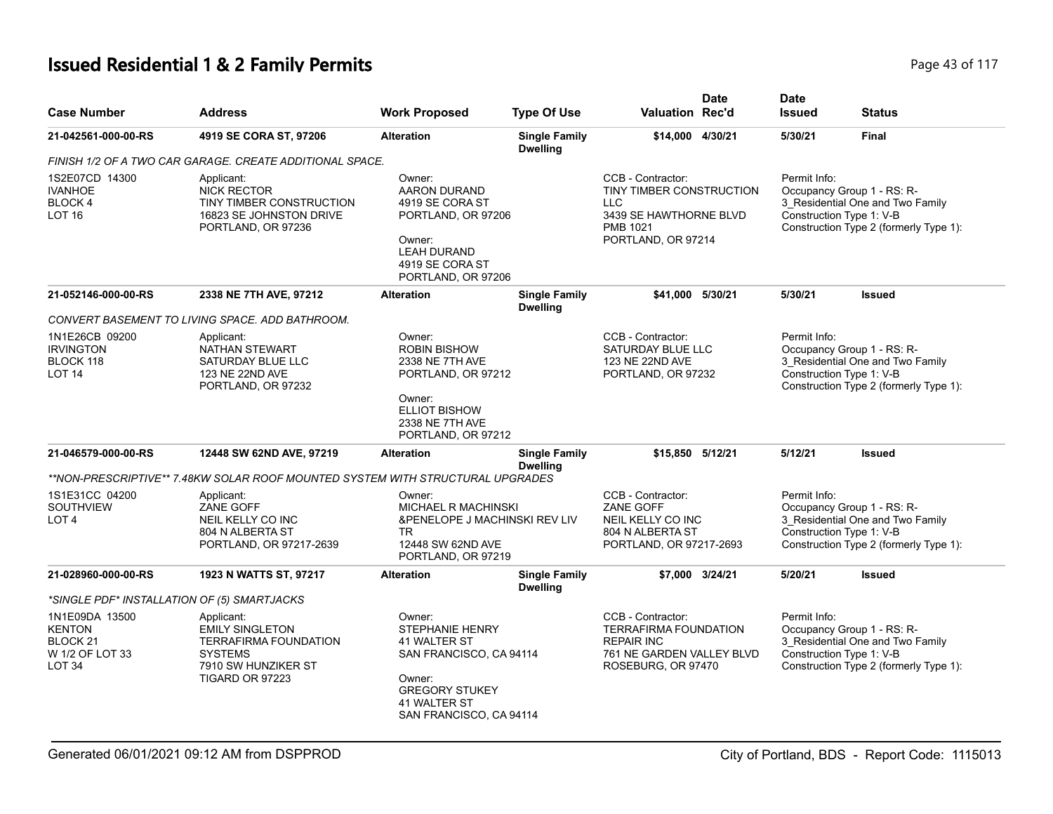# Issued Residential 1 & 2 Family Permits

| Case Number | Address | Work Proposed | Type Of Use | Valuation | Date Rec'd | Date Issued | Status |
|---|---|---|---|---|---|---|---|
| 21-042561-000-00-RS | 4919 SE CORA ST, 97206 | Alteration | Single Family Dwelling | $14,000 | 4/30/21 | 5/30/21 | Final |

*FINISH 1/2 OF A TWO CAR GARAGE. CREATE ADDITIONAL SPACE.*

1S2E07CD 14300
IVANHOE
BLOCK 4
LOT 16

Applicant:
NICK RECTOR
TINY TIMBER CONSTRUCTION
16823 SE JOHNSTON DRIVE
PORTLAND, OR 97236

Owner:
AARON DURAND
4919 SE CORA ST
PORTLAND, OR 97206

Owner:
LEAH DURAND
4919 SE CORA ST
PORTLAND, OR 97206

CCB - Contractor:
TINY TIMBER CONSTRUCTION LLC
3439 SE HAWTHORNE BLVD PMB 1021
PORTLAND, OR 97214

Permit Info:
Occupancy Group 1 - RS: R-3_Residential One and Two Family
Construction Type 1: V-B
Construction Type 2 (formerly Type 1):

| Case Number | Address | Work Proposed | Type Of Use | Valuation | Date Rec'd | Date Issued | Status |
|---|---|---|---|---|---|---|---|
| 21-052146-000-00-RS | 2338 NE 7TH AVE, 97212 | Alteration | Single Family Dwelling | $41,000 | 5/30/21 | 5/30/21 | Issued |

*CONVERT BASEMENT TO LIVING SPACE. ADD BATHROOM.*

1N1E26CB 09200
IRVINGTON
BLOCK 118
LOT 14

Applicant:
NATHAN STEWART
SATURDAY BLUE LLC
123 NE 22ND AVE
PORTLAND, OR 97232

Owner:
ROBIN BISHOW
2338 NE 7TH AVE
PORTLAND, OR 97212

Owner:
ELLIOT BISHOW
2338 NE 7TH AVE
PORTLAND, OR 97212

CCB - Contractor:
SATURDAY BLUE LLC
123 NE 22ND AVE
PORTLAND, OR 97232

Permit Info:
Occupancy Group 1 - RS: R-3_Residential One and Two Family
Construction Type 1: V-B
Construction Type 2 (formerly Type 1):

| Case Number | Address | Work Proposed | Type Of Use | Valuation | Date Rec'd | Date Issued | Status |
|---|---|---|---|---|---|---|---|
| 21-046579-000-00-RS | 12448 SW 62ND AVE, 97219 | Alteration | Single Family Dwelling | $15,850 | 5/12/21 | 5/12/21 | Issued |

*\*\*NON-PRESCRIPTIVE\*\* 7.48KW SOLAR ROOF MOUNTED SYSTEM WITH STRUCTURAL UPGRADES*

1S1E31CC 04200
SOUTHVIEW
LOT 4

Applicant:
ZANE GOFF
NEIL KELLY CO INC
804 N ALBERTA ST
PORTLAND, OR 97217-2639

Owner:
MICHAEL R MACHINSKI
&PENELOPE J MACHINSKI REV LIV TR
12448 SW 62ND AVE
PORTLAND, OR 97219

CCB - Contractor:
ZANE GOFF
NEIL KELLY CO INC
804 N ALBERTA ST
PORTLAND, OR 97217-2693

Permit Info:
Occupancy Group 1 - RS: R-3_Residential One and Two Family
Construction Type 1: V-B
Construction Type 2 (formerly Type 1):

| Case Number | Address | Work Proposed | Type Of Use | Valuation | Date Rec'd | Date Issued | Status |
|---|---|---|---|---|---|---|---|
| 21-028960-000-00-RS | 1923 N WATTS ST, 97217 | Alteration | Single Family Dwelling | $7,000 | 3/24/21 | 5/20/21 | Issued |

*\*SINGLE PDF\* INSTALLATION OF (5) SMARTJACKS*

1N1E09DA 13500
KENTON
BLOCK 21
W 1/2 OF LOT 33
LOT 34

Applicant:
EMILY SINGLETON
TERRAFIRMA FOUNDATION SYSTEMS
7910 SW HUNZIKER ST
TIGARD OR 97223

Owner:
STEPHANIE HENRY
41 WALTER ST
SAN FRANCISCO, CA 94114

Owner:
GREGORY STUKEY
41 WALTER ST
SAN FRANCISCO, CA 94114

CCB - Contractor:
TERRAFIRMA FOUNDATION REPAIR INC
761 NE GARDEN VALLEY BLVD
ROSEBURG, OR 97470

Permit Info:
Occupancy Group 1 - RS: R-3_Residential One and Two Family
Construction Type 1: V-B
Construction Type 2 (formerly Type 1):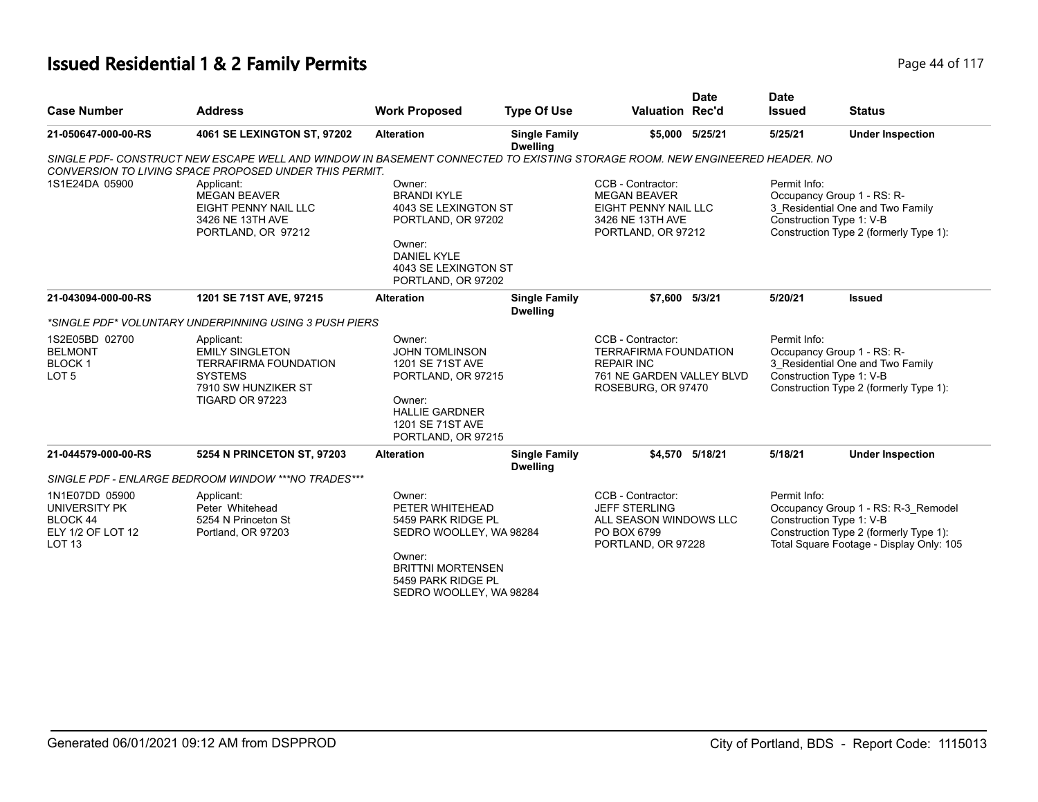# Issued Residential 1 & 2 Family Permits

| Case Number | Address | Work Proposed | Type Of Use | Valuation | Date Rec'd | Date Issued | Status |
|---|---|---|---|---|---|---|---|
| 21-050647-000-00-RS | 4061 SE LEXINGTON ST, 97202 | Alteration | Single Family Dwelling | $5,000 | 5/25/21 | 5/25/21 | Under Inspection |

*SINGLE PDF- CONSTRUCT NEW ESCAPE WELL AND WINDOW IN BASEMENT CONNECTED TO EXISTING STORAGE ROOM. NEW ENGINEERED HEADER. NO CONVERSION TO LIVING SPACE PROPOSED UNDER THIS PERMIT.*

1S1E24DA 05900

Applicant:
MEGAN BEAVER
EIGHT PENNY NAIL LLC
3426 NE 13TH AVE
PORTLAND, OR 97212

Owner:
BRANDI KYLE
4043 SE LEXINGTON ST
PORTLAND, OR 97202

Owner:
DANIEL KYLE
4043 SE LEXINGTON ST
PORTLAND, OR 97202

CCB - Contractor:
MEGAN BEAVER
EIGHT PENNY NAIL LLC
3426 NE 13TH AVE
PORTLAND, OR 97212

Permit Info:
Occupancy Group 1 - RS: R-3_Residential One and Two Family
Construction Type 1: V-B
Construction Type 2 (formerly Type 1):

| Case Number | Address | Work Proposed | Type Of Use | Valuation | Date Rec'd | Date Issued | Status |
|---|---|---|---|---|---|---|---|
| 21-043094-000-00-RS | 1201 SE 71ST AVE, 97215 | Alteration | Single Family Dwelling | $7,600 | 5/3/21 | 5/20/21 | Issued |

*\*SINGLE PDF\* VOLUNTARY UNDERPINNING USING 3 PUSH PIERS*

1S2E05BD 02700
BELMONT
BLOCK 1
LOT 5

Applicant:
EMILY SINGLETON
TERRAFIRMA FOUNDATION SYSTEMS
7910 SW HUNZIKER ST
TIGARD OR 97223

Owner:
JOHN TOMLINSON
1201 SE 71ST AVE
PORTLAND, OR 97215

Owner:
HALLIE GARDNER
1201 SE 71ST AVE
PORTLAND, OR 97215

CCB - Contractor:
TERRAFIRMA FOUNDATION REPAIR INC
761 NE GARDEN VALLEY BLVD
ROSEBURG, OR 97470

Permit Info:
Occupancy Group 1 - RS: R-3_Residential One and Two Family
Construction Type 1: V-B
Construction Type 2 (formerly Type 1):

| Case Number | Address | Work Proposed | Type Of Use | Valuation | Date Rec'd | Date Issued | Status |
|---|---|---|---|---|---|---|---|
| 21-044579-000-00-RS | 5254 N PRINCETON ST, 97203 | Alteration | Single Family Dwelling | $4,570 | 5/18/21 | 5/18/21 | Under Inspection |

*SINGLE PDF - ENLARGE BEDROOM WINDOW \*\*\*NO TRADES\*\*\**

1N1E07DD 05900
UNIVERSITY PK
BLOCK 44
ELY 1/2 OF LOT 12
LOT 13

Applicant:
Peter Whitehead
5254 N Princeton St
Portland, OR 97203

Owner:
PETER WHITEHEAD
5459 PARK RIDGE PL
SEDRO WOOLLEY, WA 98284

Owner:
BRITTNI MORTENSEN
5459 PARK RIDGE PL
SEDRO WOOLLEY, WA 98284

CCB - Contractor:
JEFF STERLING
ALL SEASON WINDOWS LLC
PO BOX 6799
PORTLAND, OR 97228

Permit Info:
Occupancy Group 1 - RS: R-3_Remodel
Construction Type 1: V-B
Construction Type 2 (formerly Type 1):
Total Square Footage - Display Only: 105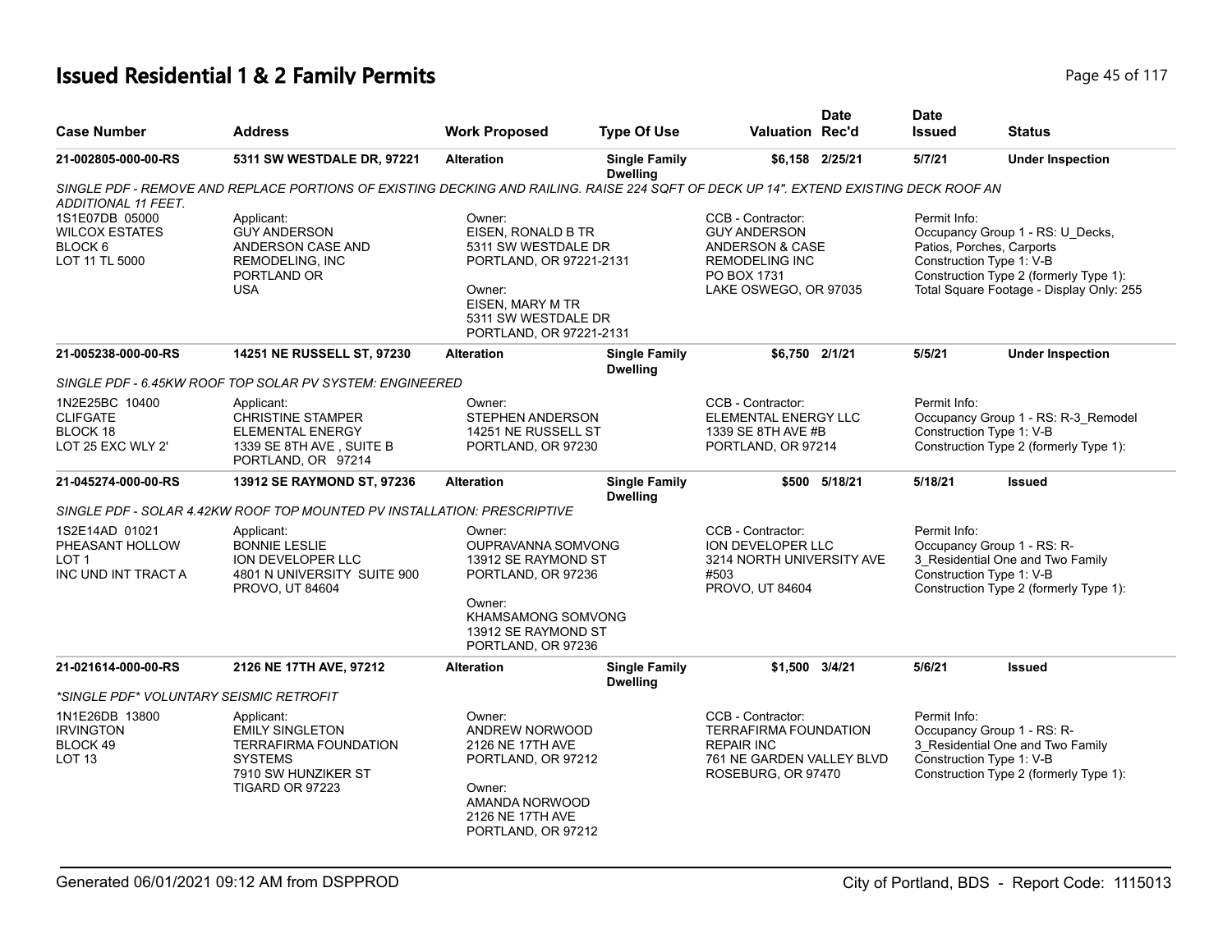# Issued Residential 1 & 2 Family Permits

| Case Number | Address | Work Proposed | Type Of Use | Valuation | Date Rec'd | Date Issued | Status |
|---|---|---|---|---|---|---|---|
| **21-002805-000-00-RS** | **5311 SW WESTDALE DR, 97221** | **Alteration** | **Single Family Dwelling** | **$6,158** | **2/25/21** | **5/7/21** | **Under Inspection** |

*SINGLE PDF - REMOVE AND REPLACE PORTIONS OF EXISTING DECKING AND RAILING. RAISE 224 SQFT OF DECK UP 14". EXTEND EXISTING DECK ROOF AN ADDITIONAL 11 FEET.*

1S1E07DB 05000
WILCOX ESTATES
BLOCK 6
LOT 11 TL 5000

Applicant:
GUY ANDERSON
ANDERSON CASE AND REMODELING, INC
PORTLAND OR
USA

Owner:
EISEN, RONALD B TR
5311 SW WESTDALE DR
PORTLAND, OR 97221-2131

Owner:
EISEN, MARY M TR
5311 SW WESTDALE DR
PORTLAND, OR 97221-2131

CCB - Contractor:
GUY ANDERSON
ANDERSON & CASE REMODELING INC
PO BOX 1731
LAKE OSWEGO, OR 97035

Permit Info:
Occupancy Group 1 - RS: U_Decks, Patios, Porches, Carports
Construction Type 1: V-B
Construction Type 2 (formerly Type 1):
Total Square Footage - Display Only: 255

| Case Number | Address | Work Proposed | Type Of Use | Valuation | Date Rec'd | Date Issued | Status |
|---|---|---|---|---|---|---|---|
| **21-005238-000-00-RS** | **14251 NE RUSSELL ST, 97230** | **Alteration** | **Single Family Dwelling** | **$6,750** | **2/1/21** | **5/5/21** | **Under Inspection** |

*SINGLE PDF - 6.45KW ROOF TOP SOLAR PV SYSTEM: ENGINEERED*

1N2E25BC 10400
CLIFGATE
BLOCK 18
LOT 25 EXC WLY 2'

Applicant:
CHRISTINE STAMPER
ELEMENTAL ENERGY
1339 SE 8TH AVE , SUITE B
PORTLAND, OR 97214

Owner:
STEPHEN ANDERSON
14251 NE RUSSELL ST
PORTLAND, OR 97230

CCB - Contractor:
ELEMENTAL ENERGY LLC
1339 SE 8TH AVE #B
PORTLAND, OR 97214

Permit Info:
Occupancy Group 1 - RS: R-3_Remodel
Construction Type 1: V-B
Construction Type 2 (formerly Type 1):

| Case Number | Address | Work Proposed | Type Of Use | Valuation | Date Rec'd | Date Issued | Status |
|---|---|---|---|---|---|---|---|
| **21-045274-000-00-RS** | **13912 SE RAYMOND ST, 97236** | **Alteration** | **Single Family Dwelling** | **$500** | **5/18/21** | **5/18/21** | **Issued** |

*SINGLE PDF - SOLAR 4.42KW ROOF TOP MOUNTED PV INSTALLATION: PRESCRIPTIVE*

1S2E14AD 01021
PHEASANT HOLLOW
LOT 1
INC UND INT TRACT A

Applicant:
BONNIE LESLIE
ION DEVELOPER LLC
4801 N UNIVERSITY SUITE 900
PROVO, UT 84604

Owner:
OUPRAVANNA SOMVONG
13912 SE RAYMOND ST
PORTLAND, OR 97236

Owner:
KHAMSAMONG SOMVONG
13912 SE RAYMOND ST
PORTLAND, OR 97236

CCB - Contractor:
ION DEVELOPER LLC
3214 NORTH UNIVERSITY AVE #503
PROVO, UT 84604

Permit Info:
Occupancy Group 1 - RS: R-3_Residential One and Two Family
Construction Type 1: V-B
Construction Type 2 (formerly Type 1):

| Case Number | Address | Work Proposed | Type Of Use | Valuation | Date Rec'd | Date Issued | Status |
|---|---|---|---|---|---|---|---|
| **21-021614-000-00-RS** | **2126 NE 17TH AVE, 97212** | **Alteration** | **Single Family Dwelling** | **$1,500** | **3/4/21** | **5/6/21** | **Issued** |

*\*SINGLE PDF\* VOLUNTARY SEISMIC RETROFIT*

1N1E26DB 13800
IRVINGTON
BLOCK 49
LOT 13

Applicant:
EMILY SINGLETON
TERRAFIRMA FOUNDATION SYSTEMS
7910 SW HUNZIKER ST
TIGARD OR 97223

Owner:
ANDREW NORWOOD
2126 NE 17TH AVE
PORTLAND, OR 97212

Owner:
AMANDA NORWOOD
2126 NE 17TH AVE
PORTLAND, OR 97212

CCB - Contractor:
TERRAFIRMA FOUNDATION REPAIR INC
761 NE GARDEN VALLEY BLVD
ROSEBURG, OR 97470

Permit Info:
Occupancy Group 1 - RS: R-3_Residential One and Two Family
Construction Type 1: V-B
Construction Type 2 (formerly Type 1):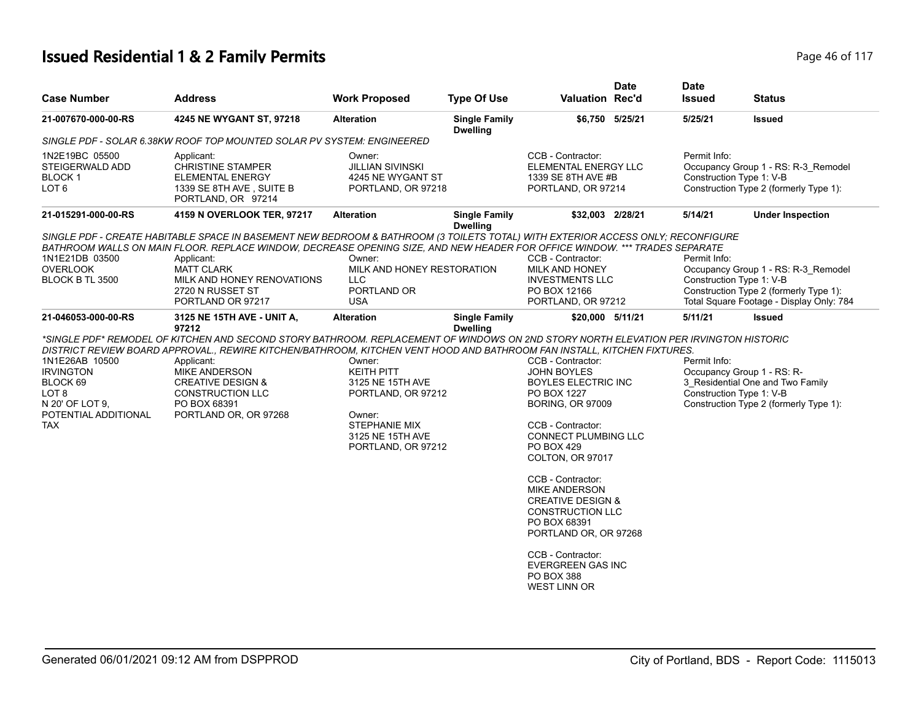# Issued Residential 1 & 2 Family Permits

| Case Number | Address | Work Proposed | Type Of Use | Valuation | Date Rec'd | Date Issued | Status |
|---|---|---|---|---|---|---|---|
| 21-007670-000-00-RS | 4245 NE WYGANT ST, 97218 | Alteration | Single Family Dwelling | $6,750 | 5/25/21 | 5/25/21 | Issued |

*SINGLE PDF - SOLAR 6.38KW ROOF TOP MOUNTED SOLAR PV SYSTEM: ENGINEERED*

1N2E19BC 05500
STEIGERWALD ADD
BLOCK 1
LOT 6

Applicant:
CHRISTINE STAMPER
ELEMENTAL ENERGY
1339 SE 8TH AVE , SUITE B
PORTLAND, OR 97214

Owner:
JILLIAN SIVINSKI
4245 NE WYGANT ST
PORTLAND, OR 97218

CCB - Contractor:
ELEMENTAL ENERGY LLC
1339 SE 8TH AVE #B
PORTLAND, OR 97214

Permit Info:
Occupancy Group 1 - RS: R-3_Remodel
Construction Type 1: V-B
Construction Type 2 (formerly Type 1):

| Case Number | Address | Work Proposed | Type Of Use | Valuation | Date Rec'd | Date Issued | Status |
|---|---|---|---|---|---|---|---|
| 21-015291-000-00-RS | 4159 N OVERLOOK TER, 97217 | Alteration | Single Family Dwelling | $32,003 | 2/28/21 | 5/14/21 | Under Inspection |

*SINGLE PDF - CREATE HABITABLE SPACE IN BASEMENT NEW BEDROOM & BATHROOM (3 TOILETS TOTAL) WITH EXTERIOR ACCESS ONLY; RECONFIGURE BATHROOM WALLS ON MAIN FLOOR. REPLACE WINDOW, DECREASE OPENING SIZE, AND NEW HEADER FOR OFFICE WINDOW. *** TRADES SEPARATE*

1N1E21DB 03500
OVERLOOK
BLOCK B TL 3500

Applicant:
MATT CLARK
MILK AND HONEY RENOVATIONS
2720 N RUSSET ST
PORTLAND OR 97217

Owner:
MILK AND HONEY RESTORATION LLC
PORTLAND OR
USA

CCB - Contractor:
MILK AND HONEY INVESTMENTS LLC
PO BOX 12166
PORTLAND, OR 97212

Permit Info:
Occupancy Group 1 - RS: R-3_Remodel
Construction Type 1: V-B
Construction Type 2 (formerly Type 1):
Total Square Footage - Display Only: 784

| Case Number | Address | Work Proposed | Type Of Use | Valuation | Date Rec'd | Date Issued | Status |
|---|---|---|---|---|---|---|---|
| 21-046053-000-00-RS | 3125 NE 15TH AVE - UNIT A, 97212 | Alteration | Single Family Dwelling | $20,000 | 5/11/21 | 5/11/21 | Issued |

*\*SINGLE PDF\* REMODEL OF KITCHEN AND SECOND STORY BATHROOM. REPLACEMENT OF WINDOWS ON 2ND STORY NORTH ELEVATION PER IRVINGTON HISTORIC DISTRICT REVIEW BOARD APPROVAL., REWIRE KITCHEN/BATHROOM, KITCHEN VENT HOOD AND BATHROOM FAN INSTALL, KITCHEN FIXTURES.*

1N1E26AB 10500
IRVINGTON
BLOCK 69
LOT 8
N 20' OF LOT 9,
POTENTIAL ADDITIONAL TAX

Applicant:
MIKE ANDERSON
CREATIVE DESIGN & CONSTRUCTION LLC
PO BOX 68391
PORTLAND OR, OR 97268

Owner:
KEITH PITT
3125 NE 15TH AVE
PORTLAND, OR 97212

Owner:
STEPHANIE MIX
3125 NE 15TH AVE
PORTLAND, OR 97212

CCB - Contractor:
JOHN BOYLES
BOYLES ELECTRIC INC
PO BOX 1227
BORING, OR 97009

CCB - Contractor:
CONNECT PLUMBING LLC
PO BOX 429
COLTON, OR 97017

CCB - Contractor:
MIKE ANDERSON
CREATIVE DESIGN & CONSTRUCTION LLC
PO BOX 68391
PORTLAND OR, OR 97268

CCB - Contractor:
EVERGREEN GAS INC
PO BOX 388
WEST LINN OR

Permit Info:
Occupancy Group 1 - RS: R-3_Residential One and Two Family
Construction Type 1: V-B
Construction Type 2 (formerly Type 1):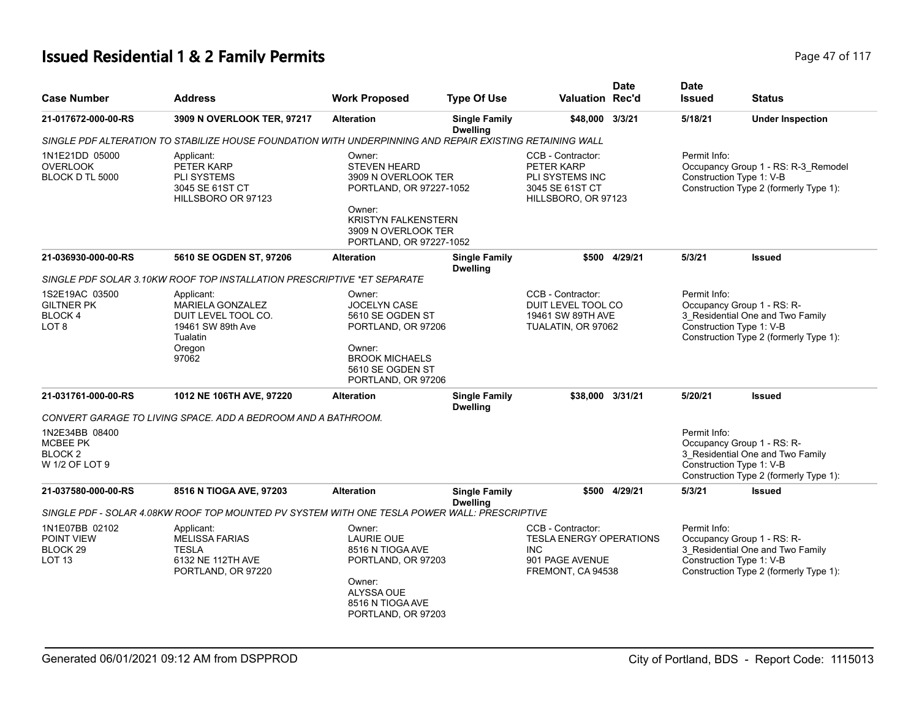# Issued Residential 1 & 2 Family Permits

| Case Number | Address | Work Proposed | Type Of Use | Valuation | Date Rec'd | Date Issued | Status |
|---|---|---|---|---|---|---|---|
| 21-017672-000-00-RS | 3909 N OVERLOOK TER, 97217 | Alteration | Single Family Dwelling | $48,000 | 3/3/21 | 5/18/21 | Under Inspection |

SINGLE PDF ALTERATION TO STABILIZE HOUSE FOUNDATION WITH UNDERPINNING AND REPAIR EXISTING RETAINING WALL

1N1E21DD 05000
OVERLOOK
BLOCK D TL 5000

Applicant:
PETER KARP
PLI SYSTEMS
3045 SE 61ST CT
HILLSBORO OR 97123

Owner:
STEVEN HEARD
3909 N OVERLOOK TER
PORTLAND, OR 97227-1052

Owner:
KRISTYN FALKENSTERN
3909 N OVERLOOK TER
PORTLAND, OR 97227-1052

CCB - Contractor:
PETER KARP
PLI SYSTEMS INC
3045 SE 61ST CT
HILLSBORO, OR 97123

Permit Info:
Occupancy Group 1 - RS: R-3_Remodel
Construction Type 1: V-B
Construction Type 2 (formerly Type 1):

| Case Number | Address | Work Proposed | Type Of Use | Valuation | Date Rec'd | Date Issued | Status |
|---|---|---|---|---|---|---|---|
| 21-036930-000-00-RS | 5610 SE OGDEN ST, 97206 | Alteration | Single Family Dwelling | $500 | 4/29/21 | 5/3/21 | Issued |

SINGLE PDF SOLAR 3.10KW ROOF TOP INSTALLATION PRESCRIPTIVE *ET SEPARATE

1S2E19AC 03500
GILTNER PK
BLOCK 4
LOT 8

Applicant:
MARIELA GONZALEZ
DUIT LEVEL TOOL CO.
19461 SW 89th Ave
Tualatin
Oregon
97062

Owner:
JOCELYN CASE
5610 SE OGDEN ST
PORTLAND, OR 97206

Owner:
BROOK MICHAELS
5610 SE OGDEN ST
PORTLAND, OR 97206

CCB - Contractor:
DUIT LEVEL TOOL CO
19461 SW 89TH AVE
TUALATIN, OR 97062

Permit Info:
Occupancy Group 1 - RS: R-3_Residential One and Two Family
Construction Type 1: V-B
Construction Type 2 (formerly Type 1):

| Case Number | Address | Work Proposed | Type Of Use | Valuation | Date Rec'd | Date Issued | Status |
|---|---|---|---|---|---|---|---|
| 21-031761-000-00-RS | 1012 NE 106TH AVE, 97220 | Alteration | Single Family Dwelling | $38,000 | 3/31/21 | 5/20/21 | Issued |

CONVERT GARAGE TO LIVING SPACE. ADD A BEDROOM AND A BATHROOM.

1N2E34BB 08400
MCBEE PK
BLOCK 2
W 1/2 OF LOT 9

Permit Info:
Occupancy Group 1 - RS: R-3_Residential One and Two Family
Construction Type 1: V-B
Construction Type 2 (formerly Type 1):

| Case Number | Address | Work Proposed | Type Of Use | Valuation | Date Rec'd | Date Issued | Status |
|---|---|---|---|---|---|---|---|
| 21-037580-000-00-RS | 8516 N TIOGA AVE, 97203 | Alteration | Single Family Dwelling | $500 | 4/29/21 | 5/3/21 | Issued |

SINGLE PDF - SOLAR 4.08KW ROOF TOP MOUNTED PV SYSTEM WITH ONE TESLA POWER WALL: PRESCRIPTIVE

1N1E07BB 02102
POINT VIEW
BLOCK 29
LOT 13

Applicant:
MELISSA FARIAS
TESLA
6132 NE 112TH AVE
PORTLAND, OR 97220

Owner:
LAURIE OUE
8516 N TIOGA AVE
PORTLAND, OR 97203

Owner:
ALYSSA OUE
8516 N TIOGA AVE
PORTLAND, OR 97203

CCB - Contractor:
TESLA ENERGY OPERATIONS INC
901 PAGE AVENUE
FREMONT, CA 94538

Permit Info:
Occupancy Group 1 - RS: R-3_Residential One and Two Family
Construction Type 1: V-B
Construction Type 2 (formerly Type 1):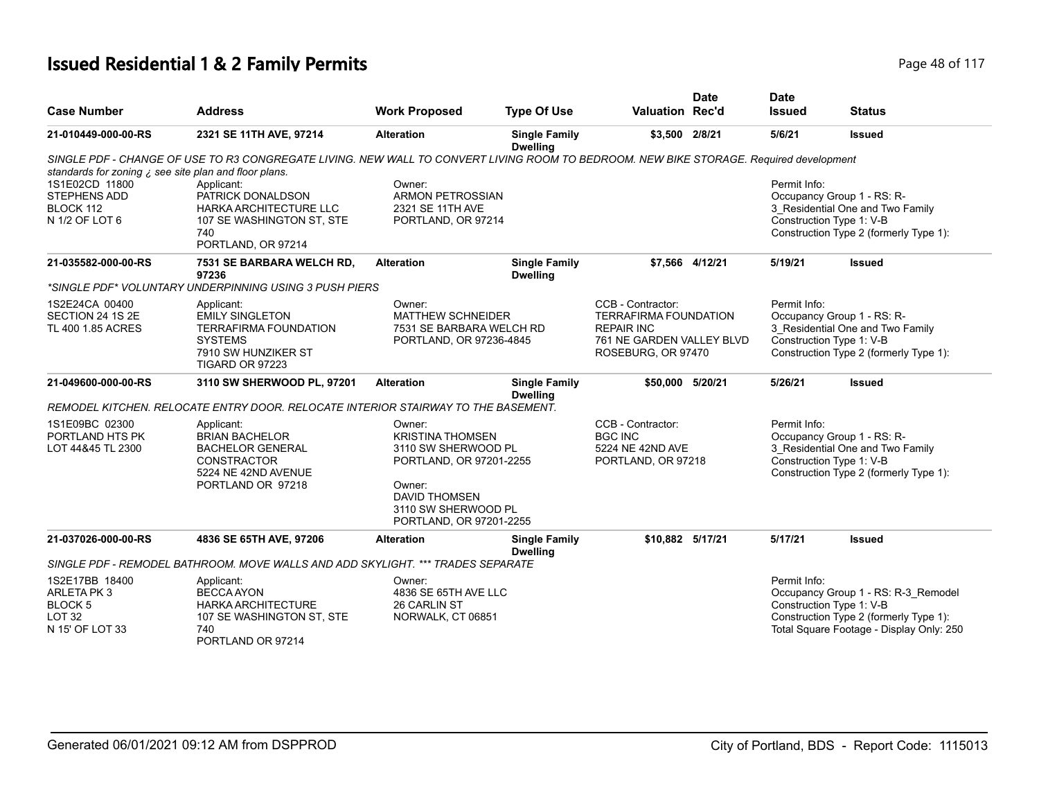# Issued Residential 1 & 2 Family Permits

| Case Number | Address | Work Proposed | Type Of Use | Valuation | Date Rec'd | Date Issued | Status |
|---|---|---|---|---|---|---|---|
| 21-010449-000-00-RS | 2321 SE 11TH AVE, 97214 | Alteration | Single Family Dwelling | $3,500 | 2/8/21 | 5/6/21 | Issued |

*SINGLE PDF - CHANGE OF USE TO R3 CONGREGATE LIVING. NEW WALL TO CONVERT LIVING ROOM TO BEDROOM. NEW BIKE STORAGE. Required development standards for zoning ¿ see site plan and floor plans.*

1S1E02CD 11800
STEPHENS ADD
BLOCK 112
N 1/2 OF LOT 6

Applicant:
PATRICK DONALDSON
HARKA ARCHITECTURE LLC
107 SE WASHINGTON ST, STE 740
PORTLAND, OR 97214

Owner:
ARMON PETROSSIAN
2321 SE 11TH AVE
PORTLAND, OR 97214

Permit Info:
Occupancy Group 1 - RS: R-3_Residential One and Two Family
Construction Type 1: V-B
Construction Type 2 (formerly Type 1):

| Case Number | Address | Work Proposed | Type Of Use | Valuation | Date Rec'd | Date Issued | Status |
|---|---|---|---|---|---|---|---|
| 21-035582-000-00-RS | 7531 SE BARBARA WELCH RD, 97236 | Alteration | Single Family Dwelling | $7,566 | 4/12/21 | 5/19/21 | Issued |

*\*SINGLE PDF\* VOLUNTARY UNDERPINNING USING 3 PUSH PIERS*

1S2E24CA 00400
SECTION 24 1S 2E
TL 400 1.85 ACRES

Applicant:
EMILY SINGLETON
TERRAFIRMA FOUNDATION SYSTEMS
7910 SW HUNZIKER ST
TIGARD OR 97223

Owner:
MATTHEW SCHNEIDER
7531 SE BARBARA WELCH RD
PORTLAND, OR 97236-4845

CCB - Contractor:
TERRAFIRMA FOUNDATION REPAIR INC
761 NE GARDEN VALLEY BLVD
ROSEBURG, OR 97470

Permit Info:
Occupancy Group 1 - RS: R-3_Residential One and Two Family
Construction Type 1: V-B
Construction Type 2 (formerly Type 1):

| Case Number | Address | Work Proposed | Type Of Use | Valuation | Date Rec'd | Date Issued | Status |
|---|---|---|---|---|---|---|---|
| 21-049600-000-00-RS | 3110 SW SHERWOOD PL, 97201 | Alteration | Single Family Dwelling | $50,000 | 5/20/21 | 5/26/21 | Issued |

*REMODEL KITCHEN. RELOCATE ENTRY DOOR. RELOCATE INTERIOR STAIRWAY TO THE BASEMENT.*

1S1E09BC 02300
PORTLAND HTS PK
LOT 44&45 TL 2300

Applicant:
BRIAN BACHELOR
BACHELOR GENERAL CONSTRACTOR
5224 NE 42ND AVENUE
PORTLAND OR 97218

Owner:
KRISTINA THOMSEN
3110 SW SHERWOOD PL
PORTLAND, OR 97201-2255

Owner:
DAVID THOMSEN
3110 SW SHERWOOD PL
PORTLAND, OR 97201-2255

CCB - Contractor:
BGC INC
5224 NE 42ND AVE
PORTLAND, OR 97218

Permit Info:
Occupancy Group 1 - RS: R-3_Residential One and Two Family
Construction Type 1: V-B
Construction Type 2 (formerly Type 1):

| Case Number | Address | Work Proposed | Type Of Use | Valuation | Date Rec'd | Date Issued | Status |
|---|---|---|---|---|---|---|---|
| 21-037026-000-00-RS | 4836 SE 65TH AVE, 97206 | Alteration | Single Family Dwelling | $10,882 | 5/17/21 | 5/17/21 | Issued |

*SINGLE PDF - REMODEL BATHROOM. MOVE WALLS AND ADD SKYLIGHT. \*\*\* TRADES SEPARATE*

1S2E17BB 18400
ARLETA PK 3
BLOCK 5
LOT 32
N 15' OF LOT 33

Applicant:
BECCA AYON
HARKA ARCHITECTURE
107 SE WASHINGTON ST, STE 740
PORTLAND OR 97214

Owner:
4836 SE 65TH AVE LLC
26 CARLIN ST
NORWALK, CT 06851

Permit Info:
Occupancy Group 1 - RS: R-3_Remodel
Construction Type 1: V-B
Construction Type 2 (formerly Type 1):
Total Square Footage - Display Only: 250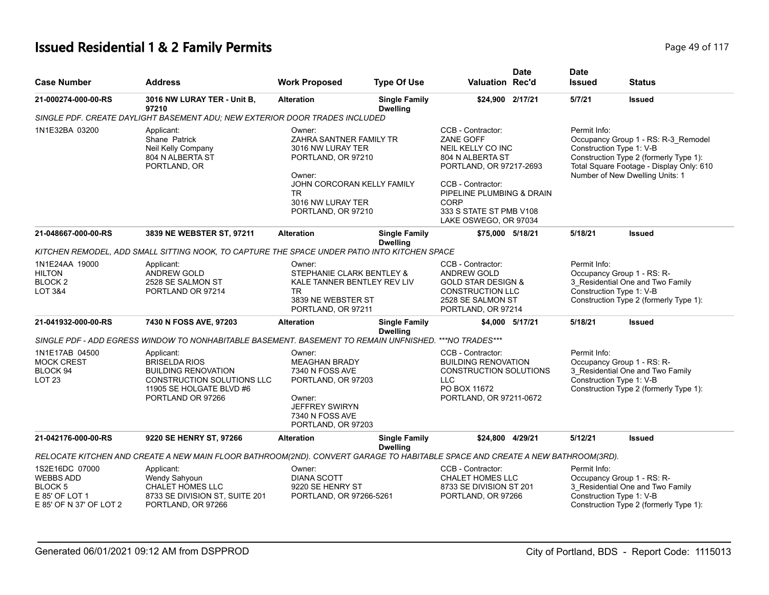# Issued Residential 1 & 2 Family Permits

| Case Number | Address | Work Proposed | Type Of Use | Valuation | Date Rec'd | Date Issued | Status |
|---|---|---|---|---|---|---|---|
| **21-000274-000-00-RS** | **3016 NW LURAY TER - Unit B, 97210** | **Alteration** | **Single Family Dwelling** | **$24,900** | **2/17/21** | **5/7/21** | **Issued** |

*SINGLE PDF. CREATE DAYLIGHT BASEMENT ADU; NEW EXTERIOR DOOR TRADES INCLUDED*

1N1E32BA 03200

Applicant:
Shane Patrick
Neil Kelly Company
804 N ALBERTA ST
PORTLAND, OR

Owner:
ZAHRA SANTNER FAMILY TR
3016 NW LURAY TER
PORTLAND, OR 97210

Owner:
JOHN CORCORAN KELLY FAMILY TR
3016 NW LURAY TER
PORTLAND, OR 97210

CCB - Contractor:
ZANE GOFF
NEIL KELLY CO INC
804 N ALBERTA ST
PORTLAND, OR 97217-2693

CCB - Contractor:
PIPELINE PLUMBING & DRAIN CORP
333 S STATE ST PMB V108
LAKE OSWEGO, OR 97034

Permit Info:
Occupancy Group 1 - RS: R-3_Remodel
Construction Type 1: V-B
Construction Type 2 (formerly Type 1):
Total Square Footage - Display Only: 610
Number of New Dwelling Units: 1

| Case Number | Address | Work Proposed | Type Of Use | Valuation | Date Rec'd | Date Issued | Status |
|---|---|---|---|---|---|---|---|
| **21-048667-000-00-RS** | **3839 NE WEBSTER ST, 97211** | **Alteration** | **Single Family Dwelling** | **$75,000** | **5/18/21** | **5/18/21** | **Issued** |

*KITCHEN REMODEL, ADD SMALL SITTING NOOK, TO CAPTURE THE SPACE UNDER PATIO INTO KITCHEN SPACE*

1N1E24AA 19000
HILTON
BLOCK 2
LOT 3&4

Applicant:
ANDREW GOLD
2528 SE SALMON ST
PORTLAND OR 97214

Owner:
STEPHANIE CLARK BENTLEY & KALE TANNER BENTLEY REV LIV TR
3839 NE WEBSTER ST
PORTLAND, OR 97211

CCB - Contractor:
ANDREW GOLD
GOLD STAR DESIGN & CONSTRUCTION LLC
2528 SE SALMON ST
PORTLAND, OR 97214

Permit Info:
Occupancy Group 1 - RS: R-3_Residential One and Two Family
Construction Type 1: V-B
Construction Type 2 (formerly Type 1):

| Case Number | Address | Work Proposed | Type Of Use | Valuation | Date Rec'd | Date Issued | Status |
|---|---|---|---|---|---|---|---|
| **21-041932-000-00-RS** | **7430 N FOSS AVE, 97203** | **Alteration** | **Single Family Dwelling** | **$4,000** | **5/17/21** | **5/18/21** | **Issued** |

*SINGLE PDF - ADD EGRESS WINDOW TO NONHABITABLE BASEMENT. BASEMENT TO REMAIN UNFINISHED. ***NO TRADES****

1N1E17AB 04500
MOCK CREST
BLOCK 94
LOT 23

Applicant:
BRISELDA RIOS
BUILDING RENOVATION CONSTRUCTION SOLUTIONS LLC
11905 SE HOLGATE BLVD #6
PORTLAND OR 97266

Owner:
MEAGHAN BRADY
7340 N FOSS AVE
PORTLAND, OR 97203

Owner:
JEFFREY SWIRYN
7340 N FOSS AVE
PORTLAND, OR 97203

CCB - Contractor:
BUILDING RENOVATION CONSTRUCTION SOLUTIONS LLC
PO BOX 11672
PORTLAND, OR 97211-0672

Permit Info:
Occupancy Group 1 - RS: R-3_Residential One and Two Family
Construction Type 1: V-B
Construction Type 2 (formerly Type 1):

| Case Number | Address | Work Proposed | Type Of Use | Valuation | Date Rec'd | Date Issued | Status |
|---|---|---|---|---|---|---|---|
| **21-042176-000-00-RS** | **9220 SE HENRY ST, 97266** | **Alteration** | **Single Family Dwelling** | **$24,800** | **4/29/21** | **5/12/21** | **Issued** |

*RELOCATE KITCHEN AND CREATE A NEW MAIN FLOOR BATHROOM(2ND). CONVERT GARAGE TO HABITABLE SPACE AND CREATE A NEW BATHROOM(3RD).*

1S2E16DC 07000
WEBBS ADD
BLOCK 5
E 85' OF LOT 1
E 85' OF N 37' OF LOT 2

Applicant:
Wendy Sahyoun
CHALET HOMES LLC
8733 SE DIVISION ST, SUITE 201
PORTLAND, OR 97266

Owner:
DIANA SCOTT
9220 SE HENRY ST
PORTLAND, OR 97266-5261

CCB - Contractor:
CHALET HOMES LLC
8733 SE DIVISION ST 201
PORTLAND, OR 97266

Permit Info:
Occupancy Group 1 - RS: R-3_Residential One and Two Family
Construction Type 1: V-B
Construction Type 2 (formerly Type 1):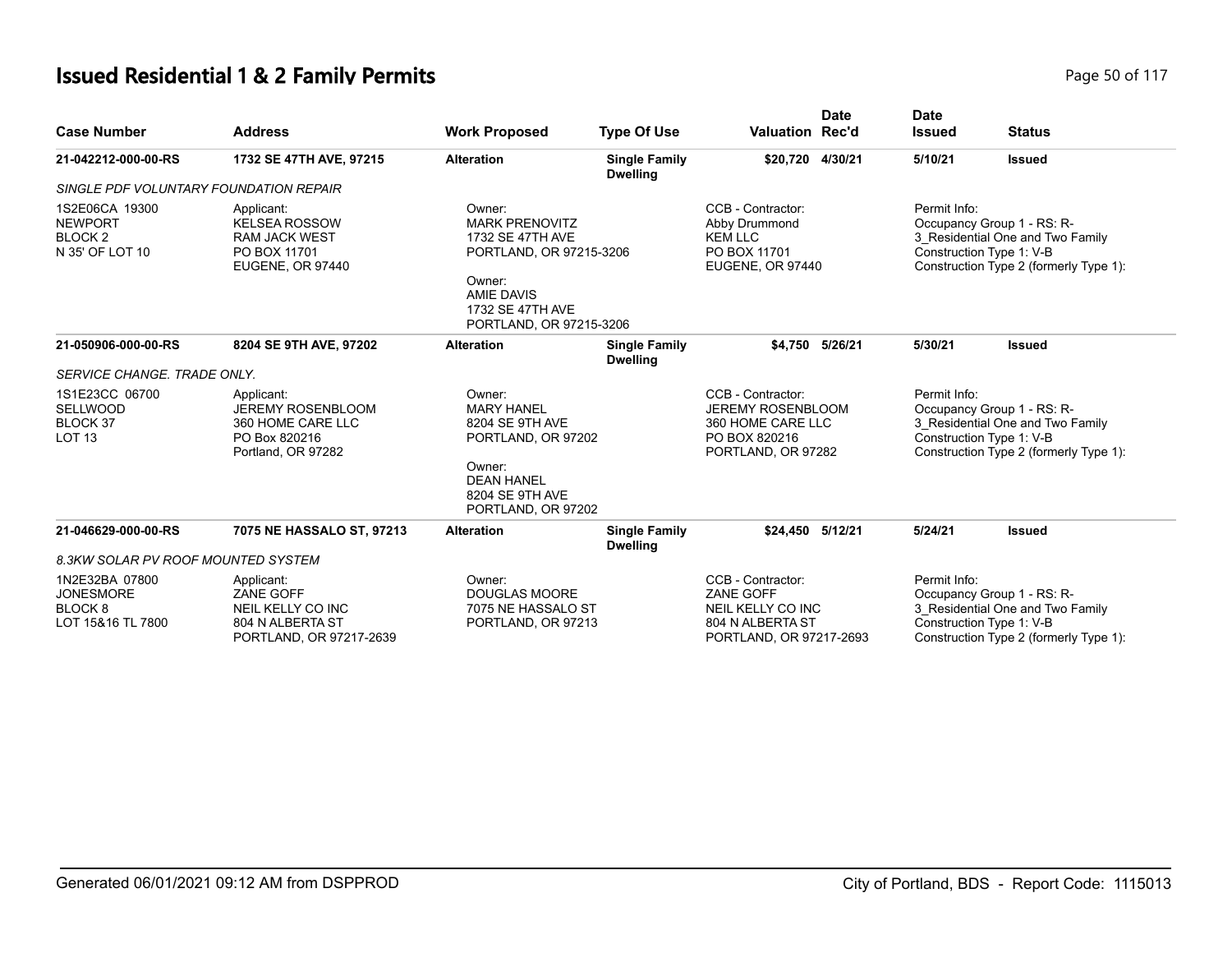# Issued Residential 1 & 2 Family Permits

| Case Number | Address | Work Proposed | Type Of Use | Valuation | Date Rec'd | Date Issued | Status |
|---|---|---|---|---|---|---|---|
| **21-042212-000-00-RS** | **1732 SE 47TH AVE, 97215** | **Alteration** | **Single Family Dwelling** | **$20,720** | **4/30/21** | **5/10/21** | **Issued** |

*SINGLE PDF VOLUNTARY FOUNDATION REPAIR*

| | | | | |
|---|---|---|---|---|
| 1S2E06CA 19300<br>NEWPORT<br>BLOCK 2<br>N 35' OF LOT 10 | Applicant:<br>KELSEA ROSSOW<br>RAM JACK WEST<br>PO BOX 11701<br>EUGENE, OR 97440 | Owner:<br>MARK PRENOVITZ<br>1732 SE 47TH AVE<br>PORTLAND, OR 97215-3206<br><br>Owner:<br>AMIE DAVIS<br>1732 SE 47TH AVE<br>PORTLAND, OR 97215-3206 | CCB - Contractor:<br>Abby Drummond<br>KEM LLC<br>PO BOX 11701<br>EUGENE, OR 97440 | Permit Info:<br>Occupancy Group 1 - RS: R-3_Residential One and Two Family<br>Construction Type 1: V-B<br>Construction Type 2 (formerly Type 1): |

| Case Number | Address | Work Proposed | Type Of Use | Valuation | Date Rec'd | Date Issued | Status |
|---|---|---|---|---|---|---|---|
| **21-050906-000-00-RS** | **8204 SE 9TH AVE, 97202** | **Alteration** | **Single Family Dwelling** | **$4,750** | **5/26/21** | **5/30/21** | **Issued** |

*SERVICE CHANGE. TRADE ONLY.*

| | | | | |
|---|---|---|---|---|
| 1S1E23CC 06700<br>SELLWOOD<br>BLOCK 37<br>LOT 13 | Applicant:<br>JEREMY ROSENBLOOM<br>360 HOME CARE LLC<br>PO Box 820216<br>Portland, OR 97282 | Owner:<br>MARY HANEL<br>8204 SE 9TH AVE<br>PORTLAND, OR 97202<br><br>Owner:<br>DEAN HANEL<br>8204 SE 9TH AVE<br>PORTLAND, OR 97202 | CCB - Contractor:<br>JEREMY ROSENBLOOM<br>360 HOME CARE LLC<br>PO BOX 820216<br>PORTLAND, OR 97282 | Permit Info:<br>Occupancy Group 1 - RS: R-3_Residential One and Two Family<br>Construction Type 1: V-B<br>Construction Type 2 (formerly Type 1): |

| Case Number | Address | Work Proposed | Type Of Use | Valuation | Date Rec'd | Date Issued | Status |
|---|---|---|---|---|---|---|---|
| **21-046629-000-00-RS** | **7075 NE HASSALO ST, 97213** | **Alteration** | **Single Family Dwelling** | **$24,450** | **5/12/21** | **5/24/21** | **Issued** |

*8.3KW SOLAR PV ROOF MOUNTED SYSTEM*

| | | | | |
|---|---|---|---|---|
| 1N2E32BA 07800<br>JONESMORE<br>BLOCK 8<br>LOT 15&16 TL 7800 | Applicant:<br>ZANE GOFF<br>NEIL KELLY CO INC<br>804 N ALBERTA ST<br>PORTLAND, OR 97217-2639 | Owner:<br>DOUGLAS MOORE<br>7075 NE HASSALO ST<br>PORTLAND, OR 97213 | CCB - Contractor:<br>ZANE GOFF<br>NEIL KELLY CO INC<br>804 N ALBERTA ST<br>PORTLAND, OR 97217-2693 | Permit Info:<br>Occupancy Group 1 - RS: R-3_Residential One and Two Family<br>Construction Type 1: V-B<br>Construction Type 2 (formerly Type 1): |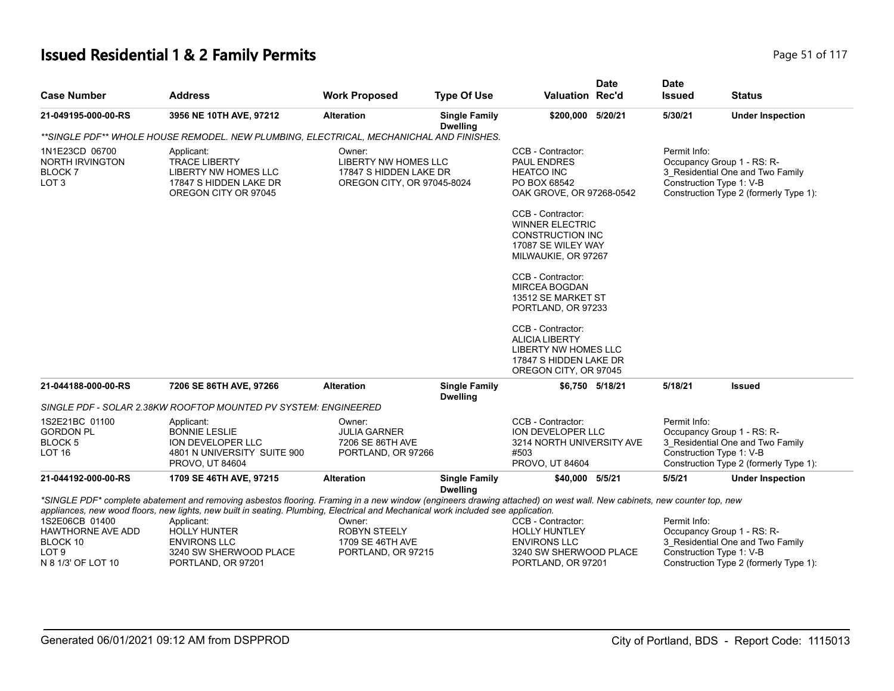# Issued Residential 1 & 2 Family Permits

| Case Number | Address | Work Proposed | Type Of Use | Valuation | Date Rec'd | Date Issued | Status |
|---|---|---|---|---|---|---|---|
| 21-049195-000-00-RS | 3956 NE 10TH AVE, 97212 | Alteration | Single Family Dwelling | $200,000 | 5/20/21 | 5/30/21 | Under Inspection |

*\*\*SINGLE PDF\*\* WHOLE HOUSE REMODEL. NEW PLUMBING, ELECTRICAL, MECHANICHAL AND FINISHES.*

1N1E23CD 06700
NORTH IRVINGTON
BLOCK 7
LOT 3

Applicant:
TRACE LIBERTY
LIBERTY NW HOMES LLC
17847 S HIDDEN LAKE DR
OREGON CITY OR 97045

Owner:
LIBERTY NW HOMES LLC
17847 S HIDDEN LAKE DR
OREGON CITY, OR 97045-8024

CCB - Contractor:
PAUL ENDRES
HEATCO INC
PO BOX 68542
OAK GROVE, OR 97268-0542

CCB - Contractor:
WINNER ELECTRIC
CONSTRUCTION INC
17087 SE WILEY WAY
MILWAUKIE, OR 97267

CCB - Contractor:
MIRCEA BOGDAN
13512 SE MARKET ST
PORTLAND, OR 97233

CCB - Contractor:
ALICIA LIBERTY
LIBERTY NW HOMES LLC
17847 S HIDDEN LAKE DR
OREGON CITY, OR 97045

Permit Info:
Occupancy Group 1 - RS: R-3_Residential One and Two Family
Construction Type 1: V-B
Construction Type 2 (formerly Type 1):

| Case Number | Address | Work Proposed | Type Of Use | Valuation | Date Rec'd | Date Issued | Status |
|---|---|---|---|---|---|---|---|
| 21-044188-000-00-RS | 7206 SE 86TH AVE, 97266 | Alteration | Single Family Dwelling | $6,750 | 5/18/21 | 5/18/21 | Issued |

*SINGLE PDF - SOLAR 2.38KW ROOFTOP MOUNTED PV SYSTEM: ENGINEERED*

1S2E21BC 01100
GORDON PL
BLOCK 5
LOT 16

Applicant:
BONNIE LESLIE
ION DEVELOPER LLC
4801 N UNIVERSITY SUITE 900
PROVO, UT 84604

Owner:
JULIA GARNER
7206 SE 86TH AVE
PORTLAND, OR 97266

CCB - Contractor:
ION DEVELOPER LLC
3214 NORTH UNIVERSITY AVE
#503
PROVO, UT 84604

Permit Info:
Occupancy Group 1 - RS: R-3_Residential One and Two Family
Construction Type 1: V-B
Construction Type 2 (formerly Type 1):

| Case Number | Address | Work Proposed | Type Of Use | Valuation | Date Rec'd | Date Issued | Status |
|---|---|---|---|---|---|---|---|
| 21-044192-000-00-RS | 1709 SE 46TH AVE, 97215 | Alteration | Single Family Dwelling | $40,000 | 5/5/21 | 5/5/21 | Under Inspection |

*\*SINGLE PDF\* complete abatement and removing asbestos flooring. Framing in a new window (engineers drawing attached) on west wall. New cabinets, new counter top, new appliances, new wood floors, new lights, new built in seating. Plumbing, Electrical and Mechanical work included see application.*

1S2E06CB 01400
HAWTHORNE AVE ADD
BLOCK 10
LOT 9
N 8 1/3' OF LOT 10

Applicant:
HOLLY HUNTER
ENVIRONS LLC
3240 SW SHERWOOD PLACE
PORTLAND, OR 97201

Owner:
ROBYN STEELY
1709 SE 46TH AVE
PORTLAND, OR 97215

CCB - Contractor:
HOLLY HUNTLEY
ENVIRONS LLC
3240 SW SHERWOOD PLACE
PORTLAND, OR 97201

Permit Info:
Occupancy Group 1 - RS: R-3_Residential One and Two Family
Construction Type 1: V-B
Construction Type 2 (formerly Type 1):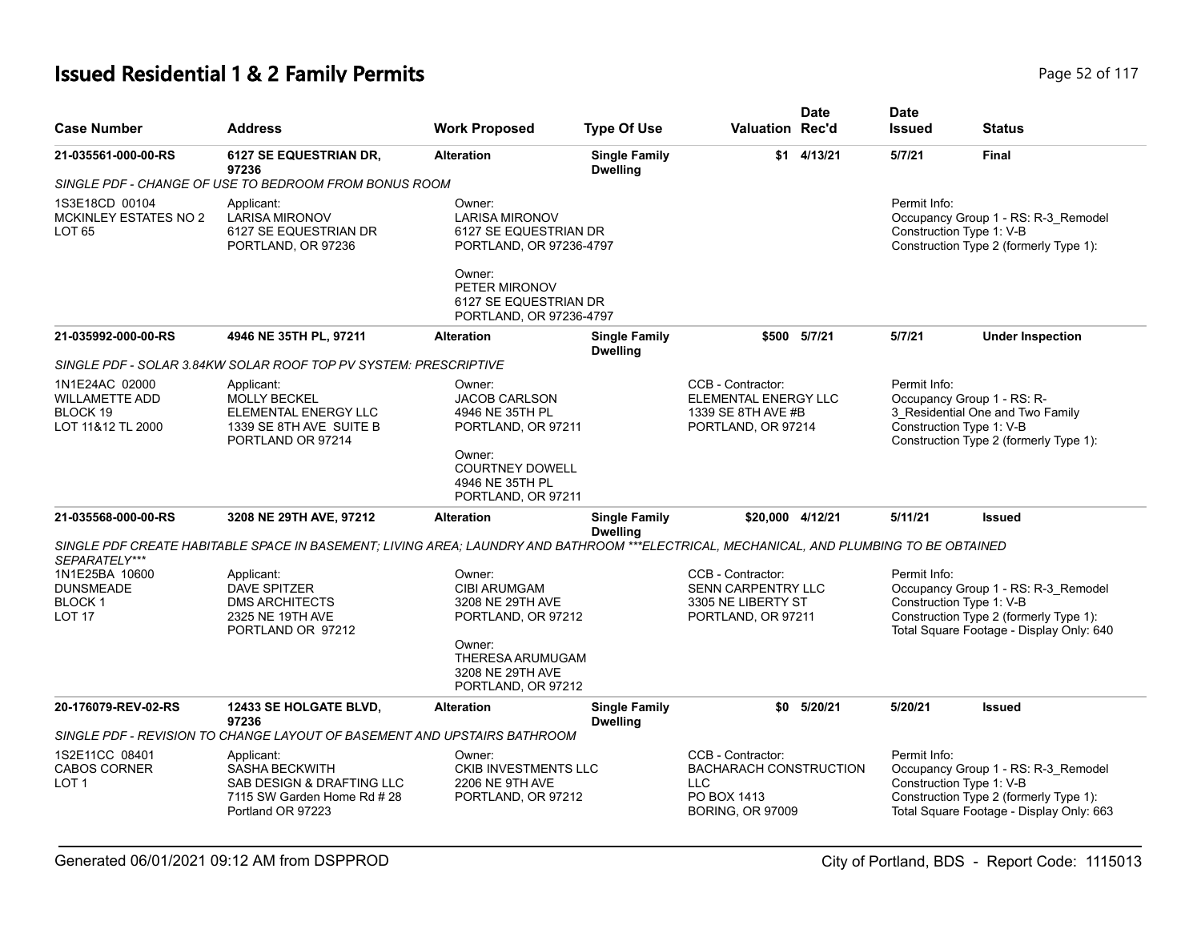# Issued Residential 1 & 2 Family Permits

| Case Number | Address | Work Proposed | Type Of Use | Valuation | Date Rec'd | Date Issued | Status |
|---|---|---|---|---|---|---|---|
| 21-035561-000-00-RS | 6127 SE EQUESTRIAN DR, 97236 | Alteration | Single Family Dwelling | $1 | 4/13/21 | 5/7/21 | Final |

SINGLE PDF - CHANGE OF USE TO BEDROOM FROM BONUS ROOM

1S3E18CD 00104
MCKINLEY ESTATES NO 2
LOT 65

Applicant:
LARISA MIRONOV
6127 SE EQUESTRIAN DR
PORTLAND, OR 97236

Owner:
LARISA MIRONOV
6127 SE EQUESTRIAN DR
PORTLAND, OR 97236-4797

Owner:
PETER MIRONOV
6127 SE EQUESTRIAN DR
PORTLAND, OR 97236-4797

Permit Info:
Occupancy Group 1 - RS: R-3_Remodel
Construction Type 1: V-B
Construction Type 2 (formerly Type 1):

| Case Number | Address | Work Proposed | Type Of Use | Valuation | Date Rec'd | Date Issued | Status |
|---|---|---|---|---|---|---|---|
| 21-035992-000-00-RS | 4946 NE 35TH PL, 97211 | Alteration | Single Family Dwelling | $500 | 5/7/21 | 5/7/21 | Under Inspection |

SINGLE PDF - SOLAR 3.84KW SOLAR ROOF TOP PV SYSTEM: PRESCRIPTIVE

1N1E24AC 02000
WILLAMETTE ADD
BLOCK 19
LOT 11&12 TL 2000

Applicant:
MOLLY BECKEL
ELEMENTAL ENERGY LLC
1339 SE 8TH AVE SUITE B
PORTLAND OR 97214

Owner:
JACOB CARLSON
4946 NE 35TH PL
PORTLAND, OR 97211

Owner:
COURTNEY DOWELL
4946 NE 35TH PL
PORTLAND, OR 97211

CCB - Contractor:
ELEMENTAL ENERGY LLC
1339 SE 8TH AVE #B
PORTLAND, OR 97214

Permit Info:
Occupancy Group 1 - RS: R-3_Residential One and Two Family
Construction Type 1: V-B
Construction Type 2 (formerly Type 1):

| Case Number | Address | Work Proposed | Type Of Use | Valuation | Date Rec'd | Date Issued | Status |
|---|---|---|---|---|---|---|---|
| 21-035568-000-00-RS | 3208 NE 29TH AVE, 97212 | Alteration | Single Family Dwelling | $20,000 | 4/12/21 | 5/11/21 | Issued |

SINGLE PDF CREATE HABITABLE SPACE IN BASEMENT; LIVING AREA; LAUNDRY AND BATHROOM ***ELECTRICAL, MECHANICAL, AND PLUMBING TO BE OBTAINED SEPARATELY***

1N1E25BA 10600
DUNSMEADE
BLOCK 1
LOT 17

Applicant:
DAVE SPITZER
DMS ARCHITECTS
2325 NE 19TH AVE
PORTLAND OR 97212

Owner:
CIBI ARUMGAM
3208 NE 29TH AVE
PORTLAND, OR 97212

Owner:
THERESA ARUMUGAM
3208 NE 29TH AVE
PORTLAND, OR 97212

CCB - Contractor:
SENN CARPENTRY LLC
3305 NE LIBERTY ST
PORTLAND, OR 97211

Permit Info:
Occupancy Group 1 - RS: R-3_Remodel
Construction Type 1: V-B
Construction Type 2 (formerly Type 1):
Total Square Footage - Display Only: 640

| Case Number | Address | Work Proposed | Type Of Use | Valuation | Date Rec'd | Date Issued | Status |
|---|---|---|---|---|---|---|---|
| 20-176079-REV-02-RS | 12433 SE HOLGATE BLVD, 97236 | Alteration | Single Family Dwelling | $0 | 5/20/21 | 5/20/21 | Issued |

SINGLE PDF - REVISION TO CHANGE LAYOUT OF BASEMENT AND UPSTAIRS BATHROOM

1S2E11CC 08401
CABOS CORNER
LOT 1

Applicant:
SASHA BECKWITH
SAB DESIGN & DRAFTING LLC
7115 SW Garden Home Rd # 28
Portland OR 97223

Owner:
CKIB INVESTMENTS LLC
2206 NE 9TH AVE
PORTLAND, OR 97212

CCB - Contractor:
BACHARACH CONSTRUCTION LLC
PO BOX 1413
BORING, OR 97009

Permit Info:
Occupancy Group 1 - RS: R-3_Remodel
Construction Type 1: V-B
Construction Type 2 (formerly Type 1):
Total Square Footage - Display Only: 663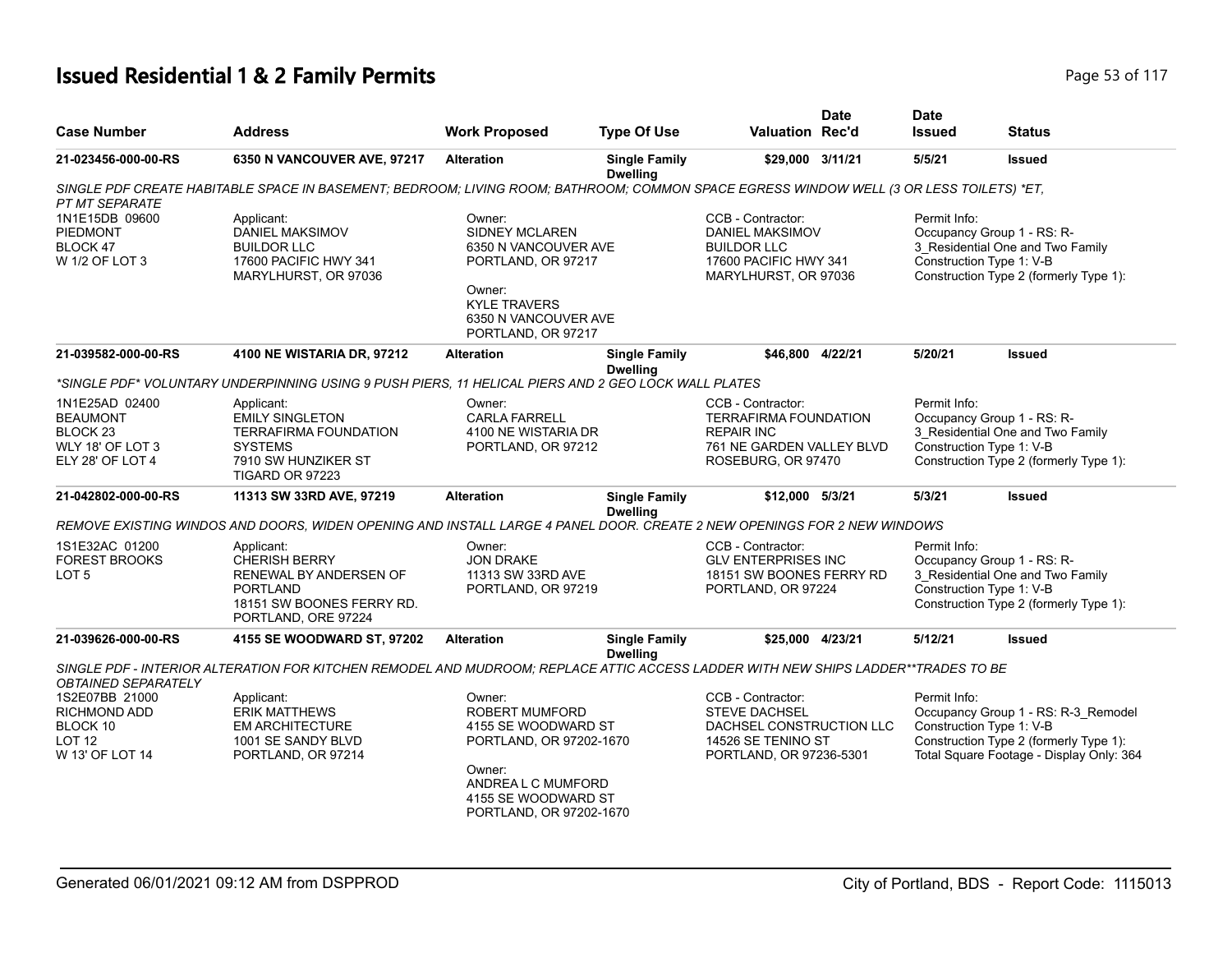# Issued Residential 1 & 2 Family Permits

| Case Number | Address | Work Proposed | Type Of Use | Valuation | Date Rec'd | Date Issued | Status |
|---|---|---|---|---|---|---|---|
| 21-023456-000-00-RS | 6350 N VANCOUVER AVE, 97217 | Alteration | Single Family Dwelling | $29,000 | 3/11/21 | 5/5/21 | Issued |

SINGLE PDF CREATE HABITABLE SPACE IN BASEMENT; BEDROOM; LIVING ROOM; BATHROOM; COMMON SPACE EGRESS WINDOW WELL (3 OR LESS TOILETS) *ET, PT MT SEPARATE

1N1E15DB 09600
PIEDMONT
BLOCK 47
W 1/2 OF LOT 3

Applicant:
DANIEL MAKSIMOV
BUILDOR LLC
17600 PACIFIC HWY 341
MARYLHURST, OR 97036

Owner:
SIDNEY MCLAREN
6350 N VANCOUVER AVE
PORTLAND, OR 97217

Owner:
KYLE TRAVERS
6350 N VANCOUVER AVE
PORTLAND, OR 97217

CCB - Contractor:
DANIEL MAKSIMOV
BUILDOR LLC
17600 PACIFIC HWY 341
MARYLHURST, OR 97036

Permit Info:
Occupancy Group 1 - RS: R-3_Residential One and Two Family
Construction Type 1: V-B
Construction Type 2 (formerly Type 1):

| Case Number | Address | Work Proposed | Type Of Use | Valuation | Date Rec'd | Date Issued | Status |
|---|---|---|---|---|---|---|---|
| 21-039582-000-00-RS | 4100 NE WISTARIA DR, 97212 | Alteration | Single Family Dwelling | $46,800 | 4/22/21 | 5/20/21 | Issued |

*SINGLE PDF* VOLUNTARY UNDERPINNING USING 9 PUSH PIERS, 11 HELICAL PIERS AND 2 GEO LOCK WALL PLATES

1N1E25AD 02400
BEAUMONT
BLOCK 23
WLY 18' OF LOT 3
ELY 28' OF LOT 4

Applicant:
EMILY SINGLETON
TERRAFIRMA FOUNDATION SYSTEMS
7910 SW HUNZIKER ST
TIGARD OR 97223

Owner:
CARLA FARRELL
4100 NE WISTARIA DR
PORTLAND, OR 97212

CCB - Contractor:
TERRAFIRMA FOUNDATION REPAIR INC
761 NE GARDEN VALLEY BLVD
ROSEBURG, OR 97470

Permit Info:
Occupancy Group 1 - RS: R-3_Residential One and Two Family
Construction Type 1: V-B
Construction Type 2 (formerly Type 1):

| Case Number | Address | Work Proposed | Type Of Use | Valuation | Date Rec'd | Date Issued | Status |
|---|---|---|---|---|---|---|---|
| 21-042802-000-00-RS | 11313 SW 33RD AVE, 97219 | Alteration | Single Family Dwelling | $12,000 | 5/3/21 | 5/3/21 | Issued |

REMOVE EXISTING WINDOS AND DOORS, WIDEN OPENING AND INSTALL LARGE 4 PANEL DOOR. CREATE 2 NEW OPENINGS FOR 2 NEW WINDOWS

1S1E32AC 01200
FOREST BROOKS
LOT 5

Applicant:
CHERISH BERRY
RENEWAL BY ANDERSEN OF PORTLAND
18151 SW BOONES FERRY RD.
PORTLAND, ORE 97224

Owner:
JON DRAKE
11313 SW 33RD AVE
PORTLAND, OR 97219

CCB - Contractor:
GLV ENTERPRISES INC
18151 SW BOONES FERRY RD
PORTLAND, OR 97224

Permit Info:
Occupancy Group 1 - RS: R-3_Residential One and Two Family
Construction Type 1: V-B
Construction Type 2 (formerly Type 1):

| Case Number | Address | Work Proposed | Type Of Use | Valuation | Date Rec'd | Date Issued | Status |
|---|---|---|---|---|---|---|---|
| 21-039626-000-00-RS | 4155 SE WOODWARD ST, 97202 | Alteration | Single Family Dwelling | $25,000 | 4/23/21 | 5/12/21 | Issued |

SINGLE PDF - INTERIOR ALTERATION FOR KITCHEN REMODEL AND MUDROOM; REPLACE ATTIC ACCESS LADDER WITH NEW SHIPS LADDER**TRADES TO BE OBTAINED SEPARATELY

1S2E07BB 21000
RICHMOND ADD
BLOCK 10
LOT 12
W 13' OF LOT 14

Applicant:
ERIK MATTHEWS
EM ARCHITECTURE
1001 SE SANDY BLVD
PORTLAND, OR 97214

Owner:
ROBERT MUMFORD
4155 SE WOODWARD ST
PORTLAND, OR 97202-1670

Owner:
ANDREA L C MUMFORD
4155 SE WOODWARD ST
PORTLAND, OR 97202-1670

CCB - Contractor:
STEVE DACHSEL
DACHSEL CONSTRUCTION LLC
14526 SE TENINO ST
PORTLAND, OR 97236-5301

Permit Info:
Occupancy Group 1 - RS: R-3_Remodel
Construction Type 1: V-B
Construction Type 2 (formerly Type 1):
Total Square Footage - Display Only: 364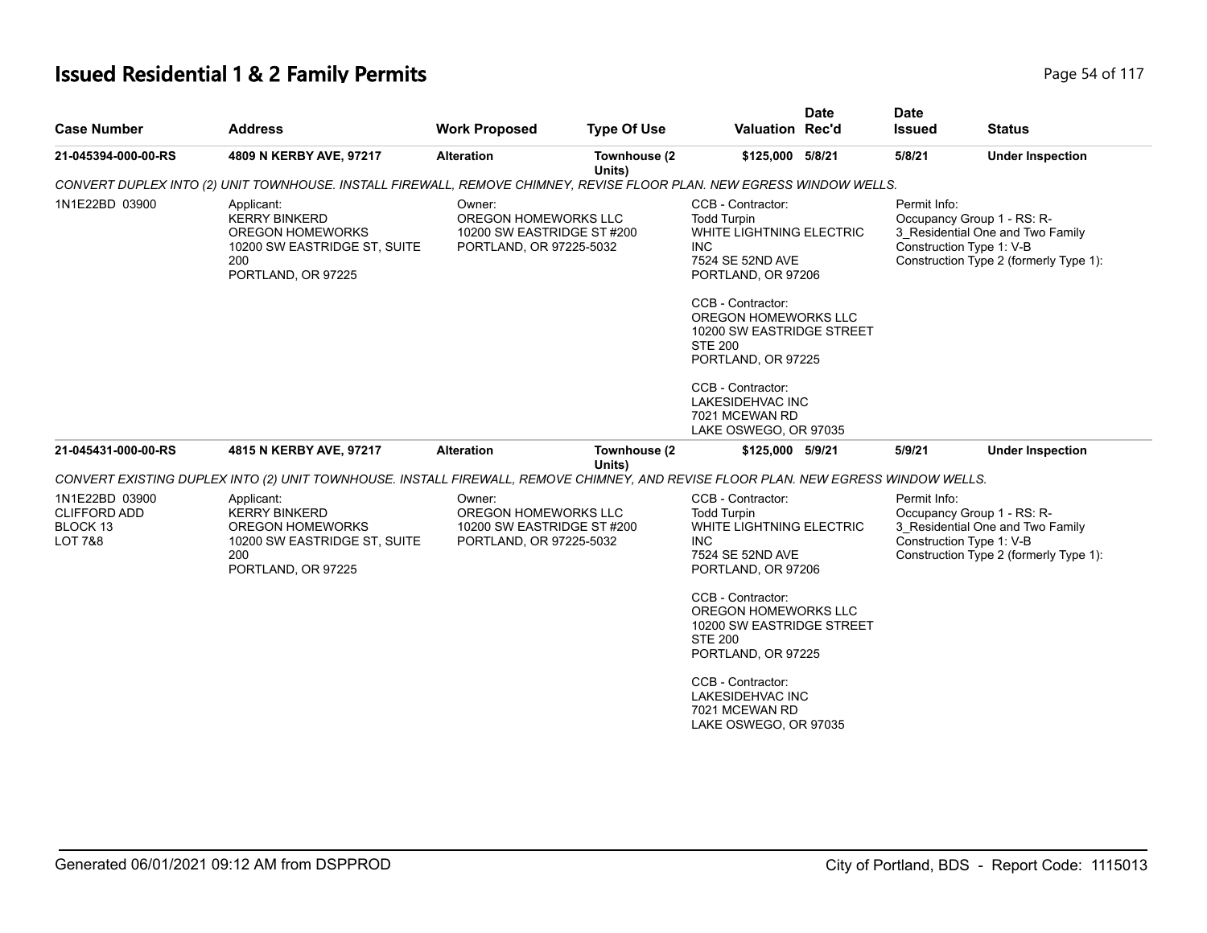# Issued Residential 1 & 2 Family Permits

| Case Number | Address | Work Proposed | Type Of Use | Valuation | Date Rec'd | Date Issued | Status |
|---|---|---|---|---|---|---|---|
| 21-045394-000-00-RS | 4809 N KERBY AVE, 97217 | Alteration | Townhouse (2 Units) | $125,000 | 5/8/21 | 5/8/21 | Under Inspection |

CONVERT DUPLEX INTO (2) UNIT TOWNHOUSE. INSTALL FIREWALL, REMOVE CHIMNEY, REVISE FLOOR PLAN. NEW EGRESS WINDOW WELLS.

1N1E22BD 03900

Applicant:
KERRY BINKERD
OREGON HOMEWORKS
10200 SW EASTRIDGE ST, SUITE 200
PORTLAND, OR 97225

Owner:
OREGON HOMEWORKS LLC
10200 SW EASTRIDGE ST #200
PORTLAND, OR 97225-5032

CCB - Contractor:
Todd Turpin
WHITE LIGHTNING ELECTRIC INC
7524 SE 52ND AVE
PORTLAND, OR 97206

CCB - Contractor:
OREGON HOMEWORKS LLC
10200 SW EASTRIDGE STREET STE 200
PORTLAND, OR 97225

CCB - Contractor:
LAKESIDEHVAC INC
7021 MCEWAN RD
LAKE OSWEGO, OR 97035

Permit Info:
Occupancy Group 1 - RS: R-3_Residential One and Two Family
Construction Type 1: V-B
Construction Type 2 (formerly Type 1):

| Case Number | Address | Work Proposed | Type Of Use | Valuation | Date Rec'd | Date Issued | Status |
|---|---|---|---|---|---|---|---|
| 21-045431-000-00-RS | 4815 N KERBY AVE, 97217 | Alteration | Townhouse (2 Units) | $125,000 | 5/9/21 | 5/9/21 | Under Inspection |

CONVERT EXISTING DUPLEX INTO (2) UNIT TOWNHOUSE. INSTALL FIREWALL, REMOVE CHIMNEY, AND REVISE FLOOR PLAN. NEW EGRESS WINDOW WELLS.

1N1E22BD 03900
CLIFFORD ADD
BLOCK 13
LOT 7&8

Applicant:
KERRY BINKERD
OREGON HOMEWORKS
10200 SW EASTRIDGE ST, SUITE 200
PORTLAND, OR 97225

Owner:
OREGON HOMEWORKS LLC
10200 SW EASTRIDGE ST #200
PORTLAND, OR 97225-5032

CCB - Contractor:
Todd Turpin
WHITE LIGHTNING ELECTRIC INC
7524 SE 52ND AVE
PORTLAND, OR 97206

CCB - Contractor:
OREGON HOMEWORKS LLC
10200 SW EASTRIDGE STREET STE 200
PORTLAND, OR 97225

CCB - Contractor:
LAKESIDEHVAC INC
7021 MCEWAN RD
LAKE OSWEGO, OR 97035

Permit Info:
Occupancy Group 1 - RS: R-3_Residential One and Two Family
Construction Type 1: V-B
Construction Type 2 (formerly Type 1):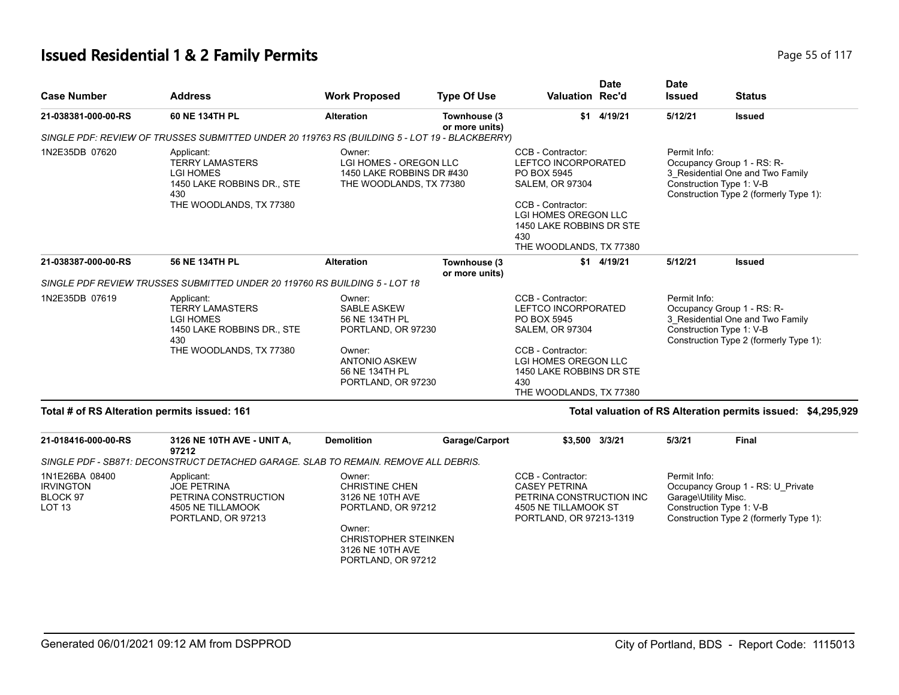# Issued Residential 1 & 2 Family Permits

| Case Number | Address | Work Proposed | Type Of Use | Valuation | Date Rec'd | Date Issued | Status |
|---|---|---|---|---|---|---|---|
| 21-038381-000-00-RS | 60 NE 134TH PL | Alteration | Townhouse (3 or more units) | $1 | 4/19/21 | 5/12/21 | Issued |

SINGLE PDF: REVIEW OF TRUSSES SUBMITTED UNDER 20 119763 RS (BUILDING 5 - LOT 19 - BLACKBERRY)

1N2E35DB 07620

Applicant:
TERRY LAMASTERS
LGI HOMES
1450 LAKE ROBBINS DR., STE 430
THE WOODLANDS, TX 77380

Owner:
LGI HOMES - OREGON LLC
1450 LAKE ROBBINS DR #430
THE WOODLANDS, TX 77380

CCB - Contractor:
LEFTCO INCORPORATED
PO BOX 5945
SALEM, OR 97304

CCB - Contractor:
LGI HOMES OREGON LLC
1450 LAKE ROBBINS DR STE 430
THE WOODLANDS, TX 77380

Permit Info:
Occupancy Group 1 - RS: R-3_Residential One and Two Family
Construction Type 1: V-B
Construction Type 2 (formerly Type 1):

| Case Number | Address | Work Proposed | Type Of Use | Valuation | Date Rec'd | Date Issued | Status |
|---|---|---|---|---|---|---|---|
| 21-038387-000-00-RS | 56 NE 134TH PL | Alteration | Townhouse (3 or more units) | $1 | 4/19/21 | 5/12/21 | Issued |

SINGLE PDF REVIEW TRUSSES SUBMITTED UNDER 20 119760 RS BUILDING 5 - LOT 18

1N2E35DB 07619

Applicant:
TERRY LAMASTERS
LGI HOMES
1450 LAKE ROBBINS DR., STE 430
THE WOODLANDS, TX 77380

Owner:
SABLE ASKEW
56 NE 134TH PL
PORTLAND, OR 97230

Owner:
ANTONIO ASKEW
56 NE 134TH PL
PORTLAND, OR 97230

CCB - Contractor:
LEFTCO INCORPORATED
PO BOX 5945
SALEM, OR 97304

CCB - Contractor:
LGI HOMES OREGON LLC
1450 LAKE ROBBINS DR STE 430
THE WOODLANDS, TX 77380

Permit Info:
Occupancy Group 1 - RS: R-3_Residential One and Two Family
Construction Type 1: V-B
Construction Type 2 (formerly Type 1):

**Total # of RS Alteration permits issued: 161**

**Total valuation of RS Alteration permits issued: $4,295,929**

| Case Number | Address | Work Proposed | Type Of Use | Valuation | Date Rec'd | Date Issued | Status |
|---|---|---|---|---|---|---|---|
| 21-018416-000-00-RS | 3126 NE 10TH AVE - UNIT A, 97212 | Demolition | Garage/Carport | $3,500 | 3/3/21 | 5/3/21 | Final |

SINGLE PDF - SB871: DECONSTRUCT DETACHED GARAGE. SLAB TO REMAIN. REMOVE ALL DEBRIS.

1N1E26BA 08400
IRVINGTON
BLOCK 97
LOT 13

Applicant:
JOE PETRINA
PETRINA CONSTRUCTION
4505 NE TILLAMOOK
PORTLAND, OR 97213

Owner:
CHRISTINE CHEN
3126 NE 10TH AVE
PORTLAND, OR 97212

Owner:
CHRISTOPHER STEINKEN
3126 NE 10TH AVE
PORTLAND, OR 97212

CCB - Contractor:
CASEY PETRINA
PETRINA CONSTRUCTION INC
4505 NE TILLAMOOK ST
PORTLAND, OR 97213-1319

Permit Info:
Occupancy Group 1 - RS: U_Private Garage\Utility Misc.
Construction Type 1: V-B
Construction Type 2 (formerly Type 1):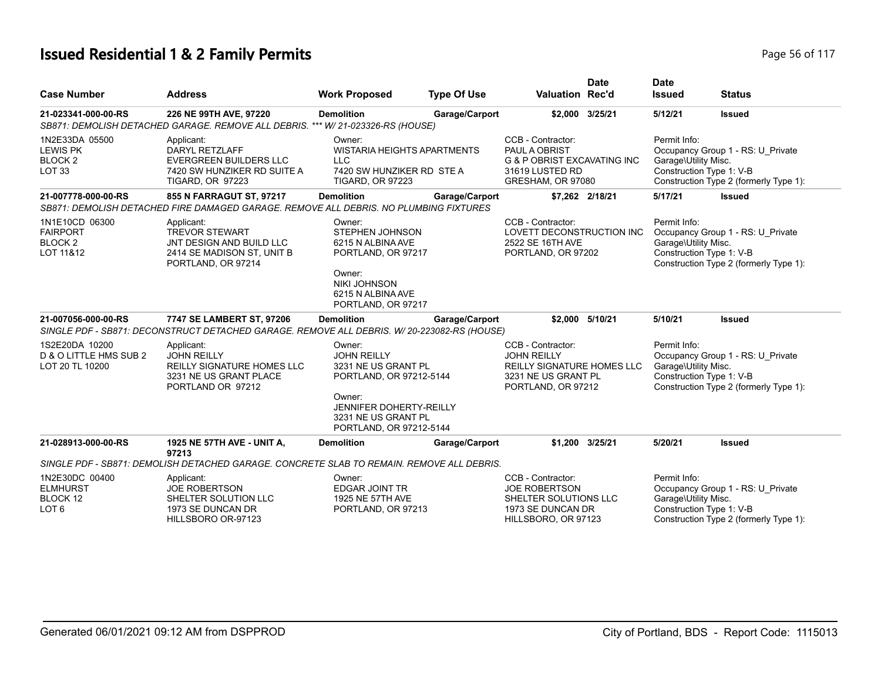# Issued Residential 1 & 2 Family Permits

| Case Number | Address | Work Proposed | Type Of Use | Valuation | Date Rec'd | Date Issued | Status |
|---|---|---|---|---|---|---|---|
| 21-023341-000-00-RS | 226 NE 99TH AVE, 97220 | Demolition | Garage/Carport | $2,000 | 3/25/21 | 5/12/21 | Issued |
| SB871: DEMOLISH DETACHED GARAGE. REMOVE ALL DEBRIS. *** W/ 21-023326-RS (HOUSE) | | | | | | | |
| 1N2E33DA 05500 LEWIS PK BLOCK 2 LOT 33 | Applicant: DARYL RETZLAFF EVERGREEN BUILDERS LLC 7420 SW HUNZIKER RD SUITE A TIGARD, OR 97223 | Owner: WISTARIA HEIGHTS APARTMENTS LLC 7420 SW HUNZIKER RD STE A TIGARD, OR 97223 | | CCB - Contractor: PAUL A OBRIST G & P OBRIST EXCAVATING INC 31619 LUSTED RD GRESHAM, OR 97080 | | Permit Info: Occupancy Group 1 - RS: U_Private Garage\Utility Misc. Construction Type 1: V-B Construction Type 2 (formerly Type 1): | |
| 21-007778-000-00-RS | 855 N FARRAGUT ST, 97217 | Demolition | Garage/Carport | $7,262 | 2/18/21 | 5/17/21 | Issued |
| SB871: DEMOLISH DETACHED FIRE DAMAGED GARAGE. REMOVE ALL DEBRIS. NO PLUMBING FIXTURES | | | | | | | |
| 1N1E10CD 06300 FAIRPORT BLOCK 2 LOT 11&12 | Applicant: TREVOR STEWART JNT DESIGN AND BUILD LLC 2414 SE MADISON ST, UNIT B PORTLAND, OR 97214 | Owner: STEPHEN JOHNSON 6215 N ALBINA AVE PORTLAND, OR 97217<br>Owner: NIKI JOHNSON 6215 N ALBINA AVE PORTLAND, OR 97217 | | CCB - Contractor: LOVETT DECONSTRUCTION INC 2522 SE 16TH AVE PORTLAND, OR 97202 | | Permit Info: Occupancy Group 1 - RS: U_Private Garage\Utility Misc. Construction Type 1: V-B Construction Type 2 (formerly Type 1): | |
| 21-007056-000-00-RS | 7747 SE LAMBERT ST, 97206 | Demolition | Garage/Carport | $2,000 | 5/10/21 | 5/10/21 | Issued |
| SINGLE PDF - SB871: DECONSTRUCT DETACHED GARAGE. REMOVE ALL DEBRIS. W/ 20-223082-RS (HOUSE) | | | | | | | |
| 1S2E20DA 10200 D & O LITTLE HMS SUB 2 LOT 20 TL 10200 | Applicant: JOHN REILLY REILLY SIGNATURE HOMES LLC 3231 NE US GRANT PLACE PORTLAND OR 97212 | Owner: JOHN REILLY 3231 NE US GRANT PL PORTLAND, OR 97212-5144<br>Owner: JENNIFER DOHERTY-REILLY 3231 NE US GRANT PL PORTLAND, OR 97212-5144 | | CCB - Contractor: JOHN REILLY REILLY SIGNATURE HOMES LLC 3231 NE US GRANT PL PORTLAND, OR 97212 | | Permit Info: Occupancy Group 1 - RS: U_Private Garage\Utility Misc. Construction Type 1: V-B Construction Type 2 (formerly Type 1): | |
| 21-028913-000-00-RS | 1925 NE 57TH AVE - UNIT A, 97213 | Demolition | Garage/Carport | $1,200 | 3/25/21 | 5/20/21 | Issued |
| SINGLE PDF - SB871: DEMOLISH DETACHED GARAGE. CONCRETE SLAB TO REMAIN. REMOVE ALL DEBRIS. | | | | | | | |
| 1N2E30DC 00400 ELMHURST BLOCK 12 LOT 6 | Applicant: JOE ROBERTSON SHELTER SOLUTION LLC 1973 SE DUNCAN DR HILLSBORO OR-97123 | Owner: EDGAR JOINT TR 1925 NE 57TH AVE PORTLAND, OR 97213 | | CCB - Contractor: JOE ROBERTSON SHELTER SOLUTIONS LLC 1973 SE DUNCAN DR HILLSBORO, OR 97123 | | Permit Info: Occupancy Group 1 - RS: U_Private Garage\Utility Misc. Construction Type 1: V-B Construction Type 2 (formerly Type 1): | |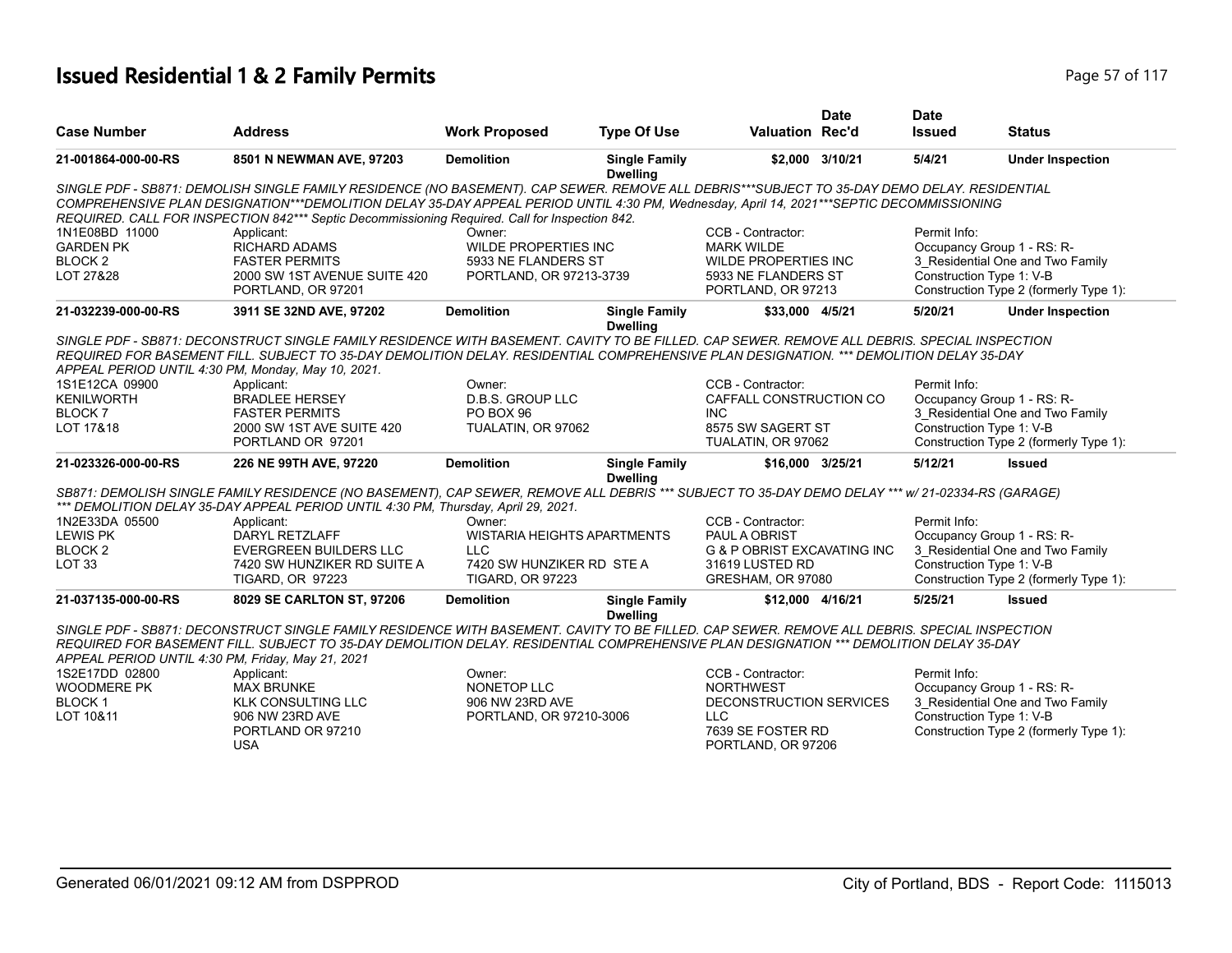# Issued Residential 1 & 2 Family Permits

| Case Number | Address | Work Proposed | Type Of Use | Valuation | Date Rec'd | Date Issued | Status |
|---|---|---|---|---|---|---|---|
| 21-001864-000-00-RS | 8501 N NEWMAN AVE, 97203 | Demolition | Single Family Dwelling | $2,000 | 3/10/21 | 5/4/21 | Under Inspection |

SINGLE PDF - SB871: DEMOLISH SINGLE FAMILY RESIDENCE (NO BASEMENT). CAP SEWER. REMOVE ALL DEBRIS***SUBJECT TO 35-DAY DEMO DELAY. RESIDENTIAL COMPREHENSIVE PLAN DESIGNATION***DEMOLITION DELAY 35-DAY APPEAL PERIOD UNTIL 4:30 PM, Wednesday, April 14, 2021***SEPTIC DECOMMISSIONING REQUIRED. CALL FOR INSPECTION 842*** Septic Decommissioning Required. Call for Inspection 842.

| | Applicant: | Owner: | CCB - Contractor: | Permit Info: |
|---|---|---|---|---|
| 1N1E08BD 11000 | RICHARD ADAMS | WILDE PROPERTIES INC | MARK WILDE | Occupancy Group 1 - RS: R-3_Residential One and Two Family |
| GARDEN PK | FASTER PERMITS | 5933 NE FLANDERS ST | WILDE PROPERTIES INC | Construction Type 1: V-B |
| BLOCK 2 | 2000 SW 1ST AVENUE SUITE 420 | PORTLAND, OR 97213-3739 | 5933 NE FLANDERS ST | Construction Type 2 (formerly Type 1): |
| LOT 27&28 | PORTLAND, OR 97201 | | PORTLAND, OR 97213 | |

| Case Number | Address | Work Proposed | Type Of Use | Valuation | Date Rec'd | Date Issued | Status |
|---|---|---|---|---|---|---|---|
| 21-032239-000-00-RS | 3911 SE 32ND AVE, 97202 | Demolition | Single Family Dwelling | $33,000 | 4/5/21 | 5/20/21 | Under Inspection |

SINGLE PDF - SB871: DECONSTRUCT SINGLE FAMILY RESIDENCE WITH BASEMENT. CAVITY TO BE FILLED. CAP SEWER. REMOVE ALL DEBRIS. SPECIAL INSPECTION REQUIRED FOR BASEMENT FILL. SUBJECT TO 35-DAY DEMOLITION DELAY. RESIDENTIAL COMPREHENSIVE PLAN DESIGNATION. *** DEMOLITION DELAY 35-DAY APPEAL PERIOD UNTIL 4:30 PM, Monday, May 10, 2021.

| | Applicant: | Owner: | CCB - Contractor: | Permit Info: |
|---|---|---|---|---|
| 1S1E12CA 09900 | BRADLEE HERSEY | D.B.S. GROUP LLC | CAFFALL CONSTRUCTION CO INC | Occupancy Group 1 - RS: R-3_Residential One and Two Family |
| KENILWORTH | FASTER PERMITS | PO BOX 96 | 8575 SW SAGERT ST | Construction Type 1: V-B |
| BLOCK 7 | 2000 SW 1ST AVE SUITE 420 | TUALATIN, OR 97062 | TUALATIN, OR 97062 | Construction Type 2 (formerly Type 1): |
| LOT 17&18 | PORTLAND OR 97201 | | | |

| Case Number | Address | Work Proposed | Type Of Use | Valuation | Date Rec'd | Date Issued | Status |
|---|---|---|---|---|---|---|---|
| 21-023326-000-00-RS | 226 NE 99TH AVE, 97220 | Demolition | Single Family Dwelling | $16,000 | 3/25/21 | 5/12/21 | Issued |

SB871: DEMOLISH SINGLE FAMILY RESIDENCE (NO BASEMENT), CAP SEWER, REMOVE ALL DEBRIS *** SUBJECT TO 35-DAY DEMO DELAY *** w/ 21-02334-RS (GARAGE) *** DEMOLITION DELAY 35-DAY APPEAL PERIOD UNTIL 4:30 PM, Thursday, April 29, 2021.

| | Applicant: | Owner: | CCB - Contractor: | Permit Info: |
|---|---|---|---|---|
| 1N2E33DA 05500 | DARYL RETZLAFF | WISTARIA HEIGHTS APARTMENTS LLC | PAUL A OBRIST | Occupancy Group 1 - RS: R-3_Residential One and Two Family |
| LEWIS PK | EVERGREEN BUILDERS LLC | 7420 SW HUNZIKER RD STE A | G & P OBRIST EXCAVATING INC | Construction Type 1: V-B |
| BLOCK 2 | 7420 SW HUNZIKER RD SUITE A | TIGARD, OR 97223 | 31619 LUSTED RD | Construction Type 2 (formerly Type 1): |
| LOT 33 | TIGARD, OR 97223 | | GRESHAM, OR 97080 | |

| Case Number | Address | Work Proposed | Type Of Use | Valuation | Date Rec'd | Date Issued | Status |
|---|---|---|---|---|---|---|---|
| 21-037135-000-00-RS | 8029 SE CARLTON ST, 97206 | Demolition | Single Family Dwelling | $12,000 | 4/16/21 | 5/25/21 | Issued |

SINGLE PDF - SB871: DECONSTRUCT SINGLE FAMILY RESIDENCE WITH BASEMENT. CAVITY TO BE FILLED. CAP SEWER. REMOVE ALL DEBRIS. SPECIAL INSPECTION REQUIRED FOR BASEMENT FILL. SUBJECT TO 35-DAY DEMOLITION DELAY. RESIDENTIAL COMPREHENSIVE PLAN DESIGNATION *** DEMOLITION DELAY 35-DAY APPEAL PERIOD UNTIL 4:30 PM, Friday, May 21, 2021

| | Applicant: | Owner: | CCB - Contractor: | Permit Info: |
|---|---|---|---|---|
| 1S2E17DD 02800 | MAX BRUNKE | NONETOP LLC | NORTHWEST DECONSTRUCTION SERVICES LLC | Occupancy Group 1 - RS: R-3_Residential One and Two Family |
| WOODMERE PK | KLK CONSULTING LLC | 906 NW 23RD AVE | 7639 SE FOSTER RD | Construction Type 1: V-B |
| BLOCK 1 | 906 NW 23RD AVE | PORTLAND, OR 97210-3006 | PORTLAND, OR 97206 | Construction Type 2 (formerly Type 1): |
| LOT 10&11 | PORTLAND OR 97210 USA | | | |

Generated 06/01/2021 09:12 AM from DSPPROD — City of Portland, BDS - Report Code: 1115013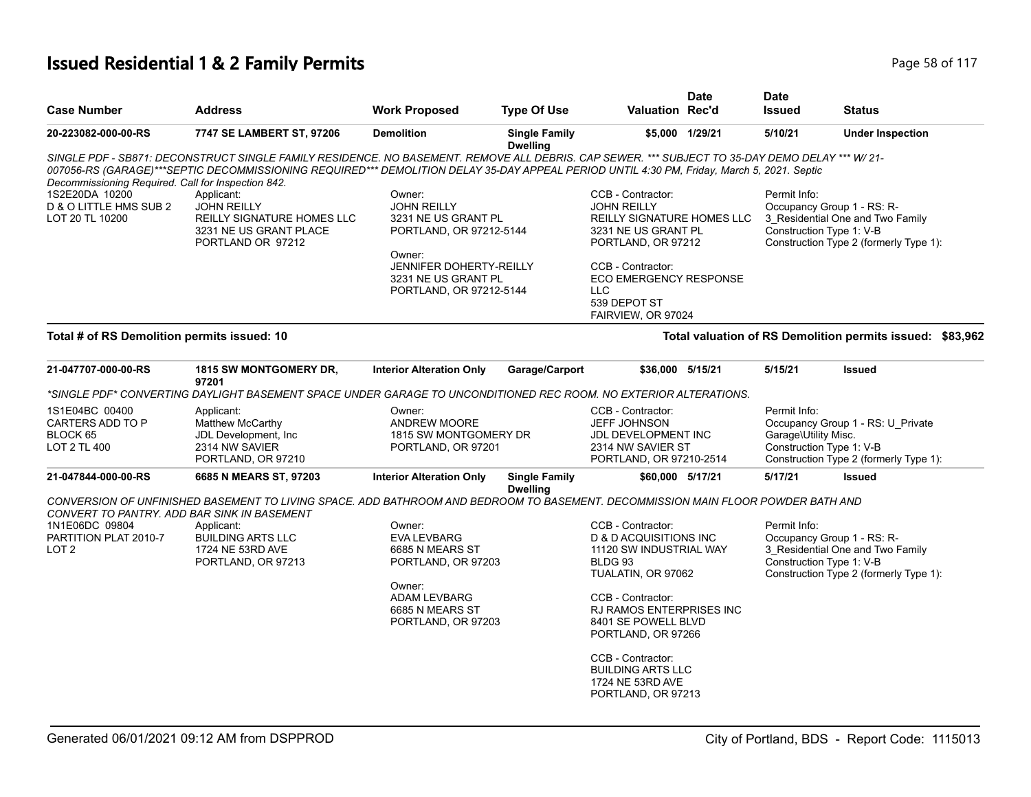# Issued Residential 1 & 2 Family Permits

| Case Number | Address | Work Proposed | Type Of Use | Valuation | Date Rec'd | Date Issued | Status |
|---|---|---|---|---|---|---|---|
| **20-223082-000-00-RS** | **7747 SE LAMBERT ST, 97206** | **Demolition** | **Single Family Dwelling** | **$5,000** | **1/29/21** | **5/10/21** | **Under Inspection** |

*SINGLE PDF - SB871: DECONSTRUCT SINGLE FAMILY RESIDENCE. NO BASEMENT. REMOVE ALL DEBRIS. CAP SEWER. *** SUBJECT TO 35-DAY DEMO DELAY *** W/ 21-007056-RS (GARAGE)***SEPTIC DECOMMISSIONING REQUIRED*** DEMOLITION DELAY 35-DAY APPEAL PERIOD UNTIL 4:30 PM, Friday, March 5, 2021. Septic Decommissioning Required. Call for Inspection 842.*

1S2E20DA 10200
D & O LITTLE HMS SUB 2
LOT 20 TL 10200

Applicant:
JOHN REILLY
REILLY SIGNATURE HOMES LLC
3231 NE US GRANT PLACE
PORTLAND OR 97212

Owner:
JOHN REILLY
3231 NE US GRANT PL
PORTLAND, OR 97212-5144

Owner:
JENNIFER DOHERTY-REILLY
3231 NE US GRANT PL
PORTLAND, OR 97212-5144

CCB - Contractor:
JOHN REILLY
REILLY SIGNATURE HOMES LLC
3231 NE US GRANT PL
PORTLAND, OR 97212

CCB - Contractor:
ECO EMERGENCY RESPONSE LLC
539 DEPOT ST
FAIRVIEW, OR 97024

Permit Info:
Occupancy Group 1 - RS: R-3_Residential One and Two Family
Construction Type 1: V-B
Construction Type 2 (formerly Type 1):

**Total # of RS Demolition permits issued: 10** — **Total valuation of RS Demolition permits issued: $83,962**

| Case Number | Address | Work Proposed | Type Of Use | Valuation | Date Rec'd | Date Issued | Status |
|---|---|---|---|---|---|---|---|
| **21-047707-000-00-RS** | **1815 SW MONTGOMERY DR, 97201** | **Interior Alteration Only** | **Garage/Carport** | **$36,000** | **5/15/21** | **5/15/21** | **Issued** |

*\*SINGLE PDF\* CONVERTING DAYLIGHT BASEMENT SPACE UNDER GARAGE TO UNCONDITIONED REC ROOM. NO EXTERIOR ALTERATIONS.*

1S1E04BC 00400
CARTERS ADD TO P
BLOCK 65
LOT 2 TL 400

Applicant:
Matthew McCarthy
JDL Development, Inc
2314 NW SAVIER
PORTLAND, OR 97210

Owner:
ANDREW MOORE
1815 SW MONTGOMERY DR
PORTLAND, OR 97201

CCB - Contractor:
JEFF JOHNSON
JDL DEVELOPMENT INC
2314 NW SAVIER ST
PORTLAND, OR 97210-2514

Permit Info:
Occupancy Group 1 - RS: U_Private Garage\Utility Misc.
Construction Type 1: V-B
Construction Type 2 (formerly Type 1):

| Case Number | Address | Work Proposed | Type Of Use | Valuation | Date Rec'd | Date Issued | Status |
|---|---|---|---|---|---|---|---|
| **21-047844-000-00-RS** | **6685 N MEARS ST, 97203** | **Interior Alteration Only** | **Single Family Dwelling** | **$60,000** | **5/17/21** | **5/17/21** | **Issued** |

*CONVERSION OF UNFINISHED BASEMENT TO LIVING SPACE. ADD BATHROOM AND BEDROOM TO BASEMENT. DECOMMISSION MAIN FLOOR POWDER BATH AND CONVERT TO PANTRY. ADD BAR SINK IN BASEMENT*

1N1E06DC 09804
PARTITION PLAT 2010-7
LOT 2

Applicant:
BUILDING ARTS LLC
1724 NE 53RD AVE
PORTLAND, OR 97213

Owner:
EVA LEVBARG
6685 N MEARS ST
PORTLAND, OR 97203

Owner:
ADAM LEVBARG
6685 N MEARS ST
PORTLAND, OR 97203

CCB - Contractor:
D & D ACQUISITIONS INC
11120 SW INDUSTRIAL WAY
BLDG 93
TUALATIN, OR 97062

CCB - Contractor:
RJ RAMOS ENTERPRISES INC
8401 SE POWELL BLVD
PORTLAND, OR 97266

CCB - Contractor:
BUILDING ARTS LLC
1724 NE 53RD AVE
PORTLAND, OR 97213

Permit Info:
Occupancy Group 1 - RS: R-3_Residential One and Two Family
Construction Type 1: V-B
Construction Type 2 (formerly Type 1):

Generated 06/01/2021 09:12 AM from DSPPROD — City of Portland, BDS - Report Code: 1115013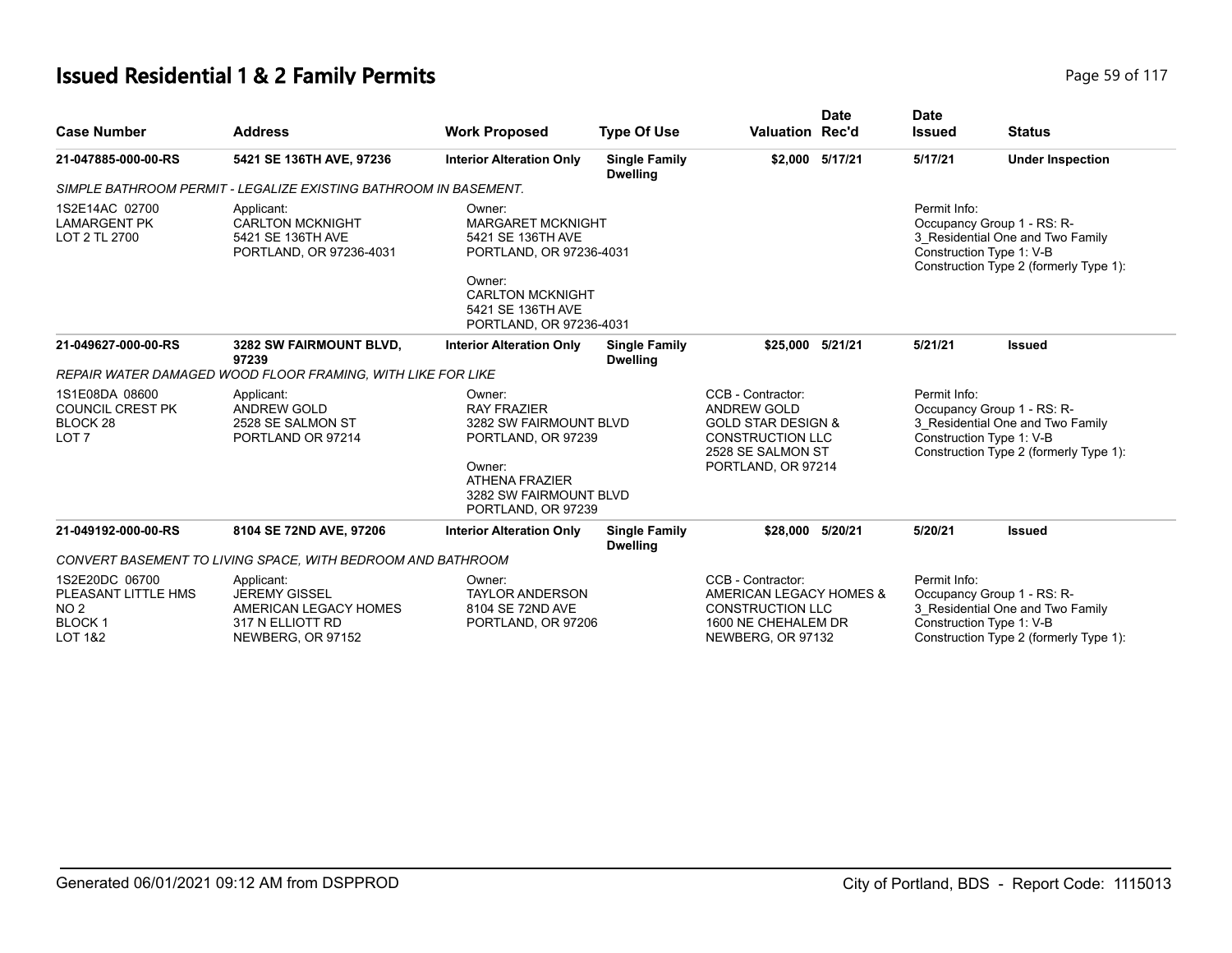# Issued Residential 1 & 2 Family Permits

| Case Number | Address | Work Proposed | Type Of Use | Valuation | Date Rec'd | Date Issued | Status |
|---|---|---|---|---|---|---|---|
| 21-047885-000-00-RS | 5421 SE 136TH AVE, 97236 | Interior Alteration Only | Single Family Dwelling | $2,000 | 5/17/21 | 5/17/21 | Under Inspection |

*SIMPLE BATHROOM PERMIT - LEGALIZE EXISTING BATHROOM IN BASEMENT.*

1S2E14AC 02700
LAMARGENT PK
LOT 2 TL 2700

Applicant:
CARLTON MCKNIGHT
5421 SE 136TH AVE
PORTLAND, OR 97236-4031

Owner:
MARGARET MCKNIGHT
5421 SE 136TH AVE
PORTLAND, OR 97236-4031

Owner:
CARLTON MCKNIGHT
5421 SE 136TH AVE
PORTLAND, OR 97236-4031

Permit Info:
Occupancy Group 1 - RS: R-3_Residential One and Two Family
Construction Type 1: V-B
Construction Type 2 (formerly Type 1):

| Case Number | Address | Work Proposed | Type Of Use | Valuation | Date Rec'd | Date Issued | Status |
|---|---|---|---|---|---|---|---|
| 21-049627-000-00-RS | 3282 SW FAIRMOUNT BLVD, 97239 | Interior Alteration Only | Single Family Dwelling | $25,000 | 5/21/21 | 5/21/21 | Issued |

*REPAIR WATER DAMAGED WOOD FLOOR FRAMING, WITH LIKE FOR LIKE*

1S1E08DA 08600
COUNCIL CREST PK
BLOCK 28
LOT 7

Applicant:
ANDREW GOLD
2528 SE SALMON ST
PORTLAND OR 97214

Owner:
RAY FRAZIER
3282 SW FAIRMOUNT BLVD
PORTLAND, OR 97239

Owner:
ATHENA FRAZIER
3282 SW FAIRMOUNT BLVD
PORTLAND, OR 97239

CCB - Contractor:
ANDREW GOLD
GOLD STAR DESIGN &
CONSTRUCTION LLC
2528 SE SALMON ST
PORTLAND, OR 97214

Permit Info:
Occupancy Group 1 - RS: R-3_Residential One and Two Family
Construction Type 1: V-B
Construction Type 2 (formerly Type 1):

| Case Number | Address | Work Proposed | Type Of Use | Valuation | Date Rec'd | Date Issued | Status |
|---|---|---|---|---|---|---|---|
| 21-049192-000-00-RS | 8104 SE 72ND AVE, 97206 | Interior Alteration Only | Single Family Dwelling | $28,000 | 5/20/21 | 5/20/21 | Issued |

*CONVERT BASEMENT TO LIVING SPACE, WITH BEDROOM AND BATHROOM*

1S2E20DC 06700
PLEASANT LITTLE HMS
NO 2
BLOCK 1
LOT 1&2

Applicant:
JEREMY GISSEL
AMERICAN LEGACY HOMES
317 N ELLIOTT RD
NEWBERG, OR 97152

Owner:
TAYLOR ANDERSON
8104 SE 72ND AVE
PORTLAND, OR 97206

CCB - Contractor:
AMERICAN LEGACY HOMES &
CONSTRUCTION LLC
1600 NE CHEHALEM DR
NEWBERG, OR 97132

Permit Info:
Occupancy Group 1 - RS: R-3_Residential One and Two Family
Construction Type 1: V-B
Construction Type 2 (formerly Type 1):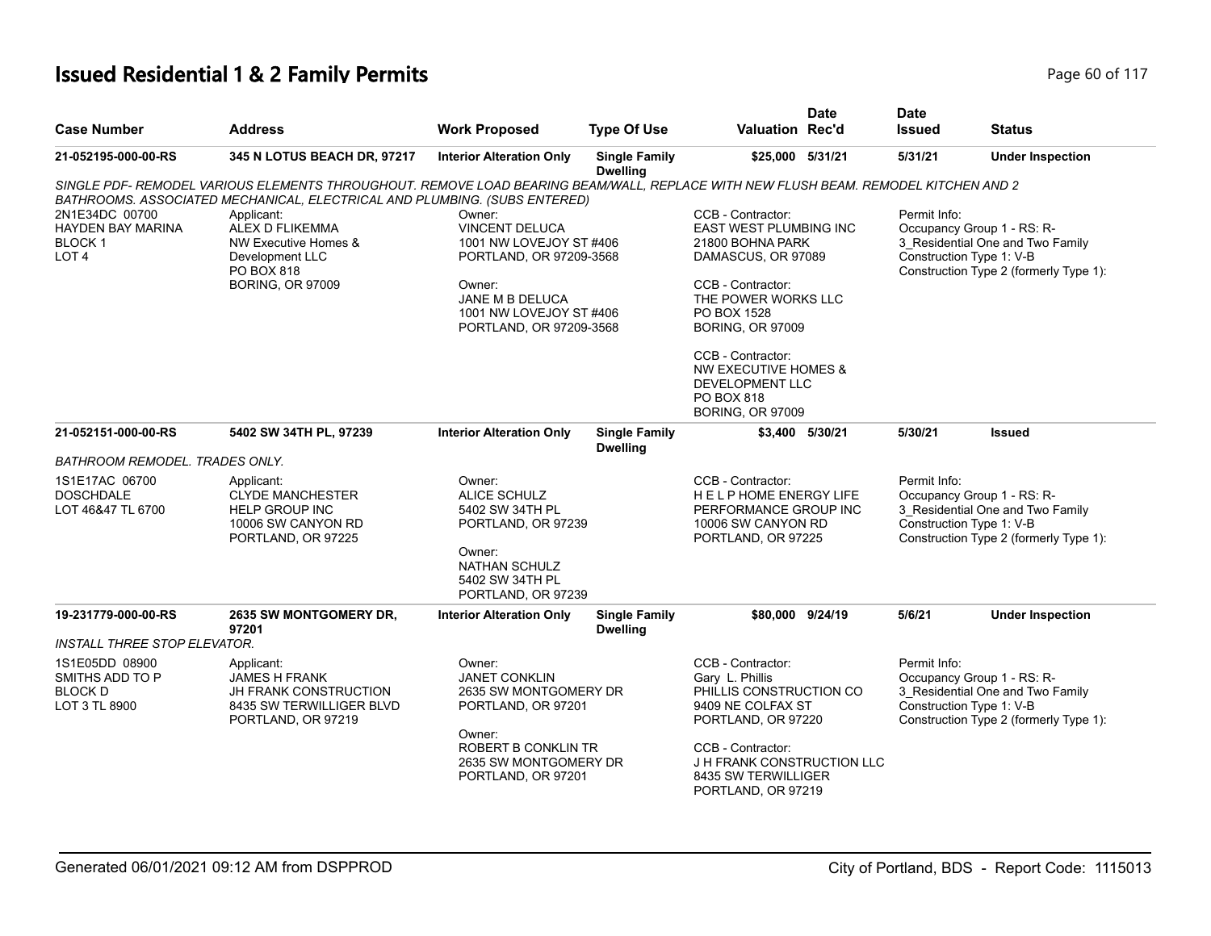# Issued Residential 1 & 2 Family Permits

| Case Number | Address | Work Proposed | Type Of Use | Valuation | Date Rec'd | Date Issued | Status |
|---|---|---|---|---|---|---|---|
| 21-052195-000-00-RS | 345 N LOTUS BEACH DR, 97217 | Interior Alteration Only | Single Family Dwelling | $25,000 | 5/31/21 | 5/31/21 | Under Inspection |

*SINGLE PDF- REMODEL VARIOUS ELEMENTS THROUGHOUT. REMOVE LOAD BEARING BEAM/WALL, REPLACE WITH NEW FLUSH BEAM. REMODEL KITCHEN AND 2 BATHROOMS. ASSOCIATED MECHANICAL, ELECTRICAL AND PLUMBING. (SUBS ENTERED)*

2N1E34DC 00700
HAYDEN BAY MARINA
BLOCK 1
LOT 4

Applicant:
ALEX D FLIKEMMA
NW Executive Homes & Development LLC
PO BOX 818
BORING, OR 97009

Owner:
VINCENT DELUCA
1001 NW LOVEJOY ST #406
PORTLAND, OR 97209-3568

Owner:
JANE M B DELUCA
1001 NW LOVEJOY ST #406
PORTLAND, OR 97209-3568

CCB - Contractor:
EAST WEST PLUMBING INC
21800 BOHNA PARK
DAMASCUS, OR 97089

CCB - Contractor:
THE POWER WORKS LLC
PO BOX 1528
BORING, OR 97009

CCB - Contractor:
NW EXECUTIVE HOMES & DEVELOPMENT LLC
PO BOX 818
BORING, OR 97009

Permit Info:
Occupancy Group 1 - RS: R-3_Residential One and Two Family
Construction Type 1: V-B
Construction Type 2 (formerly Type 1):

| Case Number | Address | Work Proposed | Type Of Use | Valuation | Date Rec'd | Date Issued | Status |
|---|---|---|---|---|---|---|---|
| 21-052151-000-00-RS | 5402 SW 34TH PL, 97239 | Interior Alteration Only | Single Family Dwelling | $3,400 | 5/30/21 | 5/30/21 | Issued |

*BATHROOM REMODEL. TRADES ONLY.*

1S1E17AC 06700
DOSCHDALE
LOT 46&47 TL 6700

Applicant:
CLYDE MANCHESTER
HELP GROUP INC
10006 SW CANYON RD
PORTLAND, OR 97225

Owner:
ALICE SCHULZ
5402 SW 34TH PL
PORTLAND, OR 97239

Owner:
NATHAN SCHULZ
5402 SW 34TH PL
PORTLAND, OR 97239

CCB - Contractor:
H E L P HOME ENERGY LIFE PERFORMANCE GROUP INC
10006 SW CANYON RD
PORTLAND, OR 97225

Permit Info:
Occupancy Group 1 - RS: R-3_Residential One and Two Family
Construction Type 1: V-B
Construction Type 2 (formerly Type 1):

| Case Number | Address | Work Proposed | Type Of Use | Valuation | Date Rec'd | Date Issued | Status |
|---|---|---|---|---|---|---|---|
| 19-231779-000-00-RS | 2635 SW MONTGOMERY DR, 97201 | Interior Alteration Only | Single Family Dwelling | $80,000 | 9/24/19 | 5/6/21 | Under Inspection |

*INSTALL THREE STOP ELEVATOR.*

1S1E05DD 08900
SMITHS ADD TO P
BLOCK D
LOT 3 TL 8900

Applicant:
JAMES H FRANK
JH FRANK CONSTRUCTION
8435 SW TERWILLIGER BLVD
PORTLAND, OR 97219

Owner:
JANET CONKLIN
2635 SW MONTGOMERY DR
PORTLAND, OR 97201

Owner:
ROBERT B CONKLIN TR
2635 SW MONTGOMERY DR
PORTLAND, OR 97201

CCB - Contractor:
Gary L. Phillis
PHILLIS CONSTRUCTION CO
9409 NE COLFAX ST
PORTLAND, OR 97220

CCB - Contractor:
J H FRANK CONSTRUCTION LLC
8435 SW TERWILLIGER
PORTLAND, OR 97219

Permit Info:
Occupancy Group 1 - RS: R-3_Residential One and Two Family
Construction Type 1: V-B
Construction Type 2 (formerly Type 1):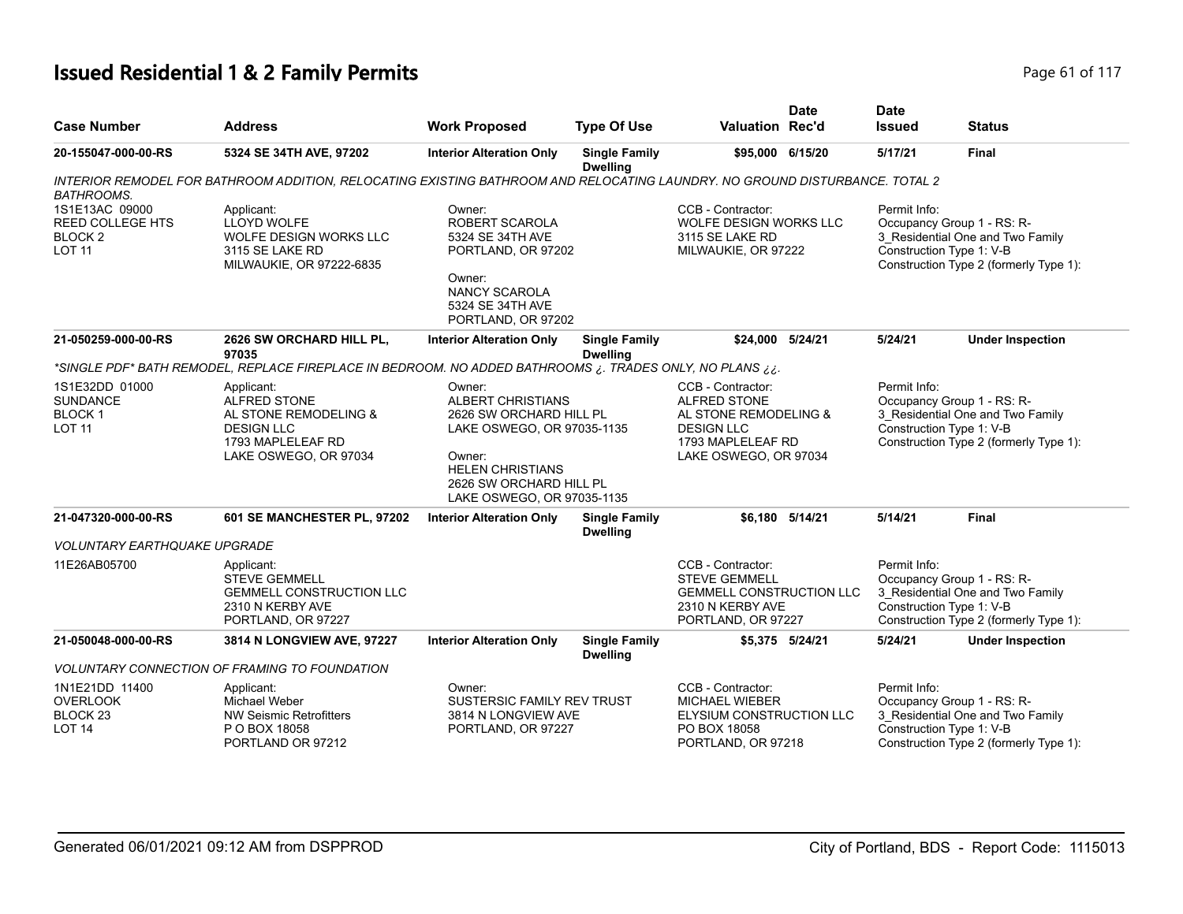# Issued Residential 1 & 2 Family Permits

| Case Number | Address | Work Proposed | Type Of Use | Valuation | Date Rec'd | Date Issued | Status |
|---|---|---|---|---|---|---|---|
| 20-155047-000-00-RS | 5324 SE 34TH AVE, 97202 | Interior Alteration Only | Single Family Dwelling | $95,000 | 6/15/20 | 5/17/21 | Final |

*INTERIOR REMODEL FOR BATHROOM ADDITION, RELOCATING EXISTING BATHROOM AND RELOCATING LAUNDRY. NO GROUND DISTURBANCE. TOTAL 2 BATHROOMS.*

1S1E13AC 09000
REED COLLEGE HTS
BLOCK 2
LOT 11

Applicant:
LLOYD WOLFE
WOLFE DESIGN WORKS LLC
3115 SE LAKE RD
MILWAUKIE, OR 97222-6835

Owner:
ROBERT SCAROLA
5324 SE 34TH AVE
PORTLAND, OR 97202

Owner:
NANCY SCAROLA
5324 SE 34TH AVE
PORTLAND, OR 97202

CCB - Contractor:
WOLFE DESIGN WORKS LLC
3115 SE LAKE RD
MILWAUKIE, OR 97222

Permit Info:
Occupancy Group 1 - RS: R-3_Residential One and Two Family
Construction Type 1: V-B
Construction Type 2 (formerly Type 1):

| Case Number | Address | Work Proposed | Type Of Use | Valuation | Date Rec'd | Date Issued | Status |
|---|---|---|---|---|---|---|---|
| 21-050259-000-00-RS | 2626 SW ORCHARD HILL PL, 97035 | Interior Alteration Only | Single Family Dwelling | $24,000 | 5/24/21 | 5/24/21 | Under Inspection |

*\*SINGLE PDF\* BATH REMODEL, REPLACE FIREPLACE IN BEDROOM. NO ADDED BATHROOMS ¿. TRADES ONLY, NO PLANS ¿¿.*

1S1E32DD 01000
SUNDANCE
BLOCK 1
LOT 11

Applicant:
ALFRED STONE
AL STONE REMODELING & DESIGN LLC
1793 MAPLELEAF RD
LAKE OSWEGO, OR 97034

Owner:
ALBERT CHRISTIANS
2626 SW ORCHARD HILL PL
LAKE OSWEGO, OR 97035-1135

Owner:
HELEN CHRISTIANS
2626 SW ORCHARD HILL PL
LAKE OSWEGO, OR 97035-1135

CCB - Contractor:
ALFRED STONE
AL STONE REMODELING & DESIGN LLC
1793 MAPLELEAF RD
LAKE OSWEGO, OR 97034

Permit Info:
Occupancy Group 1 - RS: R-3_Residential One and Two Family
Construction Type 1: V-B
Construction Type 2 (formerly Type 1):

| Case Number | Address | Work Proposed | Type Of Use | Valuation | Date Rec'd | Date Issued | Status |
|---|---|---|---|---|---|---|---|
| 21-047320-000-00-RS | 601 SE MANCHESTER PL, 97202 | Interior Alteration Only | Single Family Dwelling | $6,180 | 5/14/21 | 5/14/21 | Final |

*VOLUNTARY EARTHQUAKE UPGRADE*

11E26AB05700

Applicant:
STEVE GEMMELL
GEMMELL CONSTRUCTION LLC
2310 N KERBY AVE
PORTLAND, OR 97227

CCB - Contractor:
STEVE GEMMELL
GEMMELL CONSTRUCTION LLC
2310 N KERBY AVE
PORTLAND, OR 97227

Permit Info:
Occupancy Group 1 - RS: R-3_Residential One and Two Family
Construction Type 1: V-B
Construction Type 2 (formerly Type 1):

| Case Number | Address | Work Proposed | Type Of Use | Valuation | Date Rec'd | Date Issued | Status |
|---|---|---|---|---|---|---|---|
| 21-050048-000-00-RS | 3814 N LONGVIEW AVE, 97227 | Interior Alteration Only | Single Family Dwelling | $5,375 | 5/24/21 | 5/24/21 | Under Inspection |

*VOLUNTARY CONNECTION OF FRAMING TO FOUNDATION*

1N1E21DD 11400
OVERLOOK
BLOCK 23
LOT 14

Applicant:
Michael Weber
NW Seismic Retrofitters
P O BOX 18058
PORTLAND OR 97212

Owner:
SUSTERSIC FAMILY REV TRUST
3814 N LONGVIEW AVE
PORTLAND, OR 97227

CCB - Contractor:
MICHAEL WIEBER
ELYSIUM CONSTRUCTION LLC
PO BOX 18058
PORTLAND, OR 97218

Permit Info:
Occupancy Group 1 - RS: R-3_Residential One and Two Family
Construction Type 1: V-B
Construction Type 2 (formerly Type 1):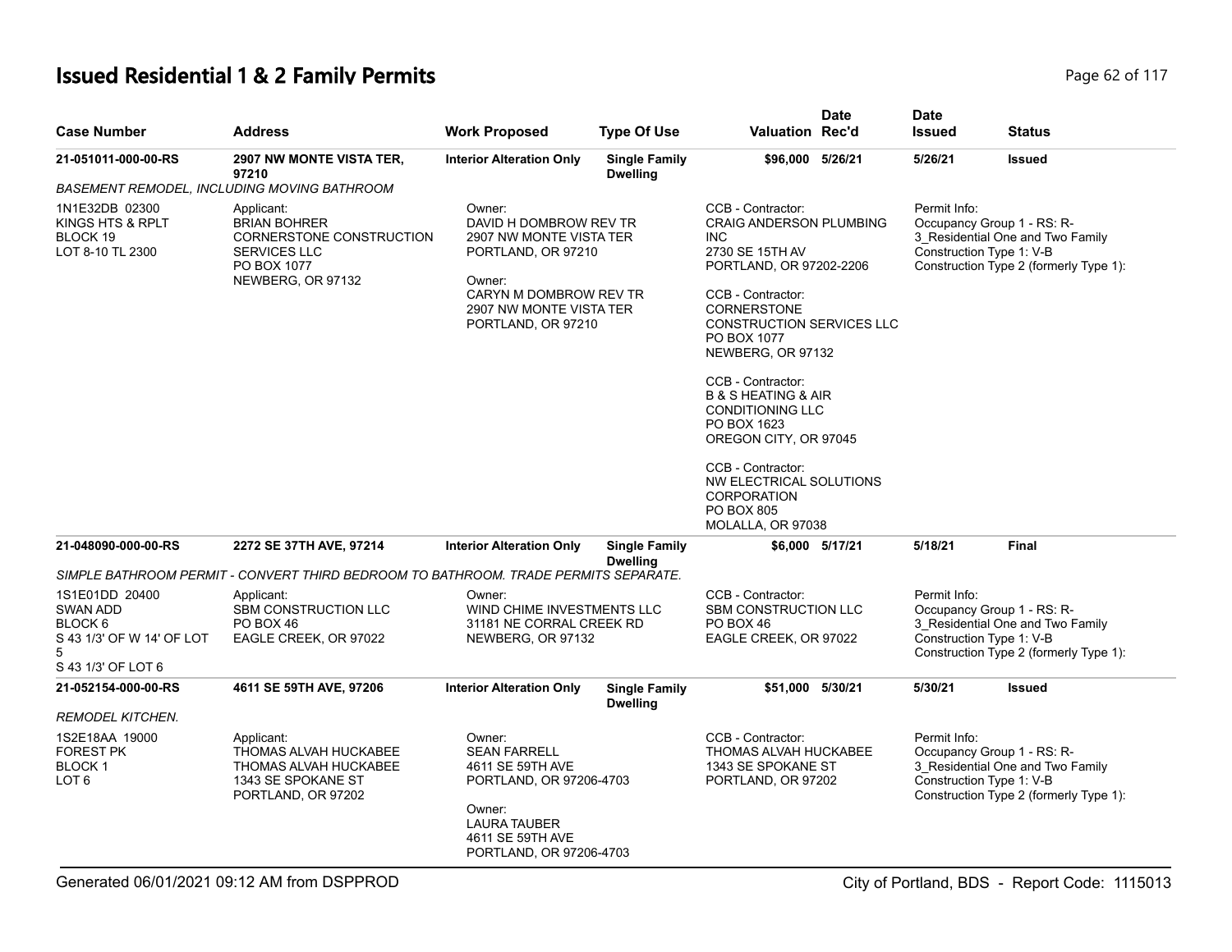# Issued Residential 1 & 2 Family Permits

| Case Number | Address | Work Proposed | Type Of Use | Valuation | Date Rec'd | Date Issued | Status |
|---|---|---|---|---|---|---|---|
| 21-051011-000-00-RS | 2907 NW MONTE VISTA TER, 97210 | Interior Alteration Only | Single Family Dwelling | $96,000 | 5/26/21 | 5/26/21 | Issued |

*BASEMENT REMODEL, INCLUDING MOVING BATHROOM*

1N1E32DB 02300
KINGS HTS & RPLT
BLOCK 19
LOT 8-10 TL 2300

Applicant:
BRIAN BOHRER
CORNERSTONE CONSTRUCTION SERVICES LLC
PO BOX 1077
NEWBERG, OR 97132

Owner:
DAVID H DOMBROW REV TR
2907 NW MONTE VISTA TER
PORTLAND, OR 97210

Owner:
CARYN M DOMBROW REV TR
2907 NW MONTE VISTA TER
PORTLAND, OR 97210

CCB - Contractor:
CRAIG ANDERSON PLUMBING INC
2730 SE 15TH AV
PORTLAND, OR 97202-2206

CCB - Contractor:
CORNERSTONE CONSTRUCTION SERVICES LLC
PO BOX 1077
NEWBERG, OR 97132

CCB - Contractor:
B & S HEATING & AIR CONDITIONING LLC
PO BOX 1623
OREGON CITY, OR 97045

CCB - Contractor:
NW ELECTRICAL SOLUTIONS CORPORATION
PO BOX 805
MOLALLA, OR 97038

Permit Info:
Occupancy Group 1 - RS: R-3_Residential One and Two Family
Construction Type 1: V-B
Construction Type 2 (formerly Type 1):

| Case Number | Address | Work Proposed | Type Of Use | Valuation | Date Rec'd | Date Issued | Status |
|---|---|---|---|---|---|---|---|
| 21-048090-000-00-RS | 2272 SE 37TH AVE, 97214 | Interior Alteration Only | Single Family Dwelling | $6,000 | 5/17/21 | 5/18/21 | Final |

*SIMPLE BATHROOM PERMIT - CONVERT THIRD BEDROOM TO BATHROOM. TRADE PERMITS SEPARATE.*

1S1E01DD 20400
SWAN ADD
BLOCK 6
S 43 1/3' OF W 14' OF LOT 5
S 43 1/3' OF LOT 6

Applicant:
SBM CONSTRUCTION LLC
PO BOX 46
EAGLE CREEK, OR 97022

Owner:
WIND CHIME INVESTMENTS LLC
31181 NE CORRAL CREEK RD
NEWBERG, OR 97132

CCB - Contractor:
SBM CONSTRUCTION LLC
PO BOX 46
EAGLE CREEK, OR 97022

Permit Info:
Occupancy Group 1 - RS: R-3_Residential One and Two Family
Construction Type 1: V-B
Construction Type 2 (formerly Type 1):

| Case Number | Address | Work Proposed | Type Of Use | Valuation | Date Rec'd | Date Issued | Status |
|---|---|---|---|---|---|---|---|
| 21-052154-000-00-RS | 4611 SE 59TH AVE, 97206 | Interior Alteration Only | Single Family Dwelling | $51,000 | 5/30/21 | 5/30/21 | Issued |

*REMODEL KITCHEN.*

1S2E18AA 19000
FOREST PK
BLOCK 1
LOT 6

Applicant:
THOMAS ALVAH HUCKABEE
THOMAS ALVAH HUCKABEE
1343 SE SPOKANE ST
PORTLAND, OR 97202

Owner:
SEAN FARRELL
4611 SE 59TH AVE
PORTLAND, OR 97206-4703

Owner:
LAURA TAUBER
4611 SE 59TH AVE
PORTLAND, OR 97206-4703

CCB - Contractor:
THOMAS ALVAH HUCKABEE
1343 SE SPOKANE ST
PORTLAND, OR 97202

Permit Info:
Occupancy Group 1 - RS: R-3_Residential One and Two Family
Construction Type 1: V-B
Construction Type 2 (formerly Type 1):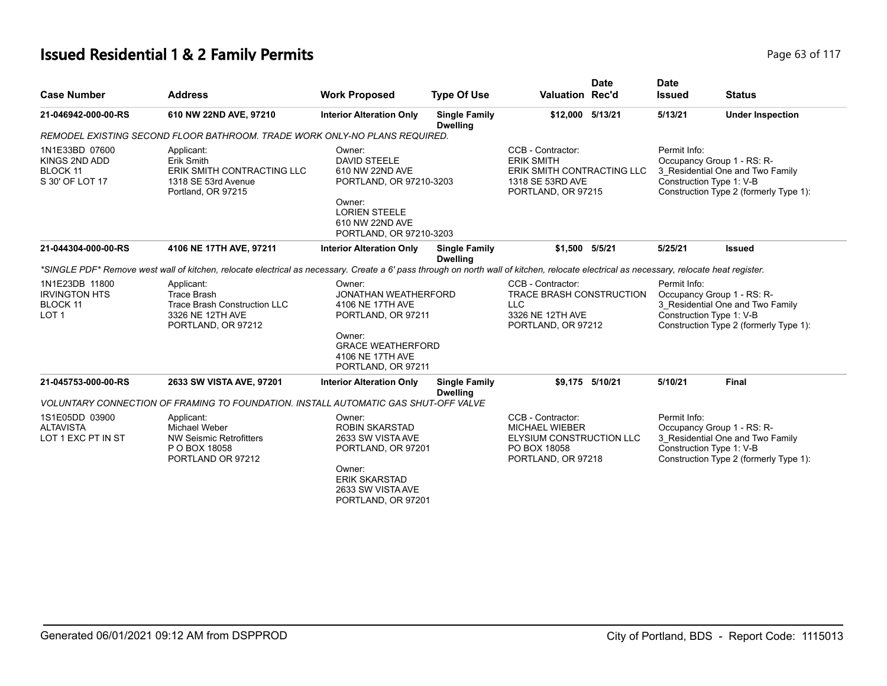# Issued Residential 1 & 2 Family Permits

| Case Number | Address | Work Proposed | Type Of Use | Valuation | Date Rec'd | Date Issued | Status |
|---|---|---|---|---|---|---|---|
| 21-046942-000-00-RS | 610 NW 22ND AVE, 97210 | Interior Alteration Only | Single Family Dwelling | $12,000 | 5/13/21 | 5/13/21 | Under Inspection |

*REMODEL EXISTING SECOND FLOOR BATHROOM. TRADE WORK ONLY-NO PLANS REQUIRED.*

| | | | | |
|---|---|---|---|---|
| 1N1E33BD 07600<br>KINGS 2ND ADD<br>BLOCK 11<br>S 30' OF LOT 17 | Applicant:<br>Erik Smith<br>ERIK SMITH CONTRACTING LLC<br>1318 SE 53rd Avenue<br>Portland, OR 97215 | Owner:<br>DAVID STEELE<br>610 NW 22ND AVE<br>PORTLAND, OR 97210-3203<br><br>Owner:<br>LORIEN STEELE<br>610 NW 22ND AVE<br>PORTLAND, OR 97210-3203 | CCB - Contractor:<br>ERIK SMITH<br>ERIK SMITH CONTRACTING LLC<br>1318 SE 53RD AVE<br>PORTLAND, OR 97215 | Permit Info:<br>Occupancy Group 1 - RS: R-3_Residential One and Two Family<br>Construction Type 1: V-B<br>Construction Type 2 (formerly Type 1): |

| Case Number | Address | Work Proposed | Type Of Use | Valuation | Date Rec'd | Date Issued | Status |
|---|---|---|---|---|---|---|---|
| 21-044304-000-00-RS | 4106 NE 17TH AVE, 97211 | Interior Alteration Only | Single Family Dwelling | $1,500 | 5/5/21 | 5/25/21 | Issued |

*\*SINGLE PDF\* Remove west wall of kitchen, relocate electrical as necessary. Create a 6' pass through on north wall of kitchen, relocate electrical as necessary, relocate heat register.*

| | | | | |
|---|---|---|---|---|
| 1N1E23DB 11800<br>IRVINGTON HTS<br>BLOCK 11<br>LOT 1 | Applicant:<br>Trace Brash<br>Trace Brash Construction LLC<br>3326 NE 12TH AVE<br>PORTLAND, OR 97212 | Owner:<br>JONATHAN WEATHERFORD<br>4106 NE 17TH AVE<br>PORTLAND, OR 97211<br><br>Owner:<br>GRACE WEATHERFORD<br>4106 NE 17TH AVE<br>PORTLAND, OR 97211 | CCB - Contractor:<br>TRACE BRASH CONSTRUCTION LLC<br>3326 NE 12TH AVE<br>PORTLAND, OR 97212 | Permit Info:<br>Occupancy Group 1 - RS: R-3_Residential One and Two Family<br>Construction Type 1: V-B<br>Construction Type 2 (formerly Type 1): |

| Case Number | Address | Work Proposed | Type Of Use | Valuation | Date Rec'd | Date Issued | Status |
|---|---|---|---|---|---|---|---|
| 21-045753-000-00-RS | 2633 SW VISTA AVE, 97201 | Interior Alteration Only | Single Family Dwelling | $9,175 | 5/10/21 | 5/10/21 | Final |

*VOLUNTARY CONNECTION OF FRAMING TO FOUNDATION. INSTALL AUTOMATIC GAS SHUT-OFF VALVE*

| | | | | |
|---|---|---|---|---|
| 1S1E05DD 03900<br>ALTAVISTA<br>LOT 1 EXC PT IN ST | Applicant:<br>Michael Weber<br>NW Seismic Retrofitters<br>P O BOX 18058<br>PORTLAND OR 97212 | Owner:<br>ROBIN SKARSTAD<br>2633 SW VISTA AVE<br>PORTLAND, OR 97201<br><br>Owner:<br>ERIK SKARSTAD<br>2633 SW VISTA AVE<br>PORTLAND, OR 97201 | CCB - Contractor:<br>MICHAEL WIEBER<br>ELYSIUM CONSTRUCTION LLC<br>PO BOX 18058<br>PORTLAND, OR 97218 | Permit Info:<br>Occupancy Group 1 - RS: R-3_Residential One and Two Family<br>Construction Type 1: V-B<br>Construction Type 2 (formerly Type 1): |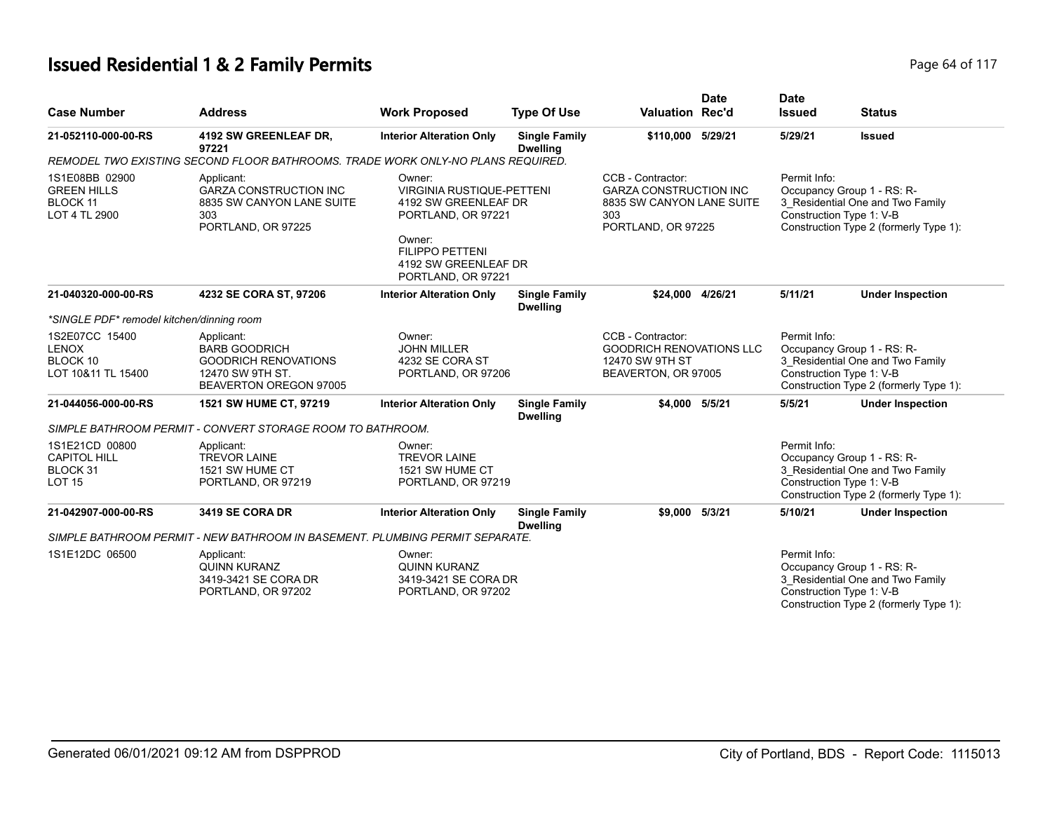# Issued Residential 1 & 2 Family Permits

| Case Number | Address | Work Proposed | Type Of Use | Valuation | Date Rec'd | Date Issued | Status |
|---|---|---|---|---|---|---|---|
| 21-052110-000-00-RS | 4192 SW GREENLEAF DR, 97221 | Interior Alteration Only | Single Family Dwelling | $110,000 | 5/29/21 | 5/29/21 | Issued |
| REMODEL TWO EXISTING SECOND FLOOR BATHROOMS. TRADE WORK ONLY-NO PLANS REQUIRED. | | | | | | | |
| 1S1E08BB 02900<br>GREEN HILLS<br>BLOCK 11<br>LOT 4 TL 2900 | Applicant:<br>GARZA CONSTRUCTION INC<br>8835 SW CANYON LANE SUITE 303<br>PORTLAND, OR 97225 | Owner:<br>VIRGINIA RUSTIQUE-PETTENI<br>4192 SW GREENLEAF DR<br>PORTLAND, OR 97221<br>Owner:<br>FILIPPO PETTENI<br>4192 SW GREENLEAF DR<br>PORTLAND, OR 97221 | | CCB - Contractor:<br>GARZA CONSTRUCTION INC<br>8835 SW CANYON LANE SUITE 303<br>PORTLAND, OR 97225 | | Permit Info:<br>Occupancy Group 1 - RS: R-3_Residential One and Two Family<br>Construction Type 1: V-B<br>Construction Type 2 (formerly Type 1): | |
| 21-040320-000-00-RS | 4232 SE CORA ST, 97206 | Interior Alteration Only | Single Family Dwelling | $24,000 | 4/26/21 | 5/11/21 | Under Inspection |
| *SINGLE PDF* remodel kitchen/dinning room | | | | | | | |
| 1S2E07CC 15400<br>LENOX<br>BLOCK 10<br>LOT 10&11 TL 15400 | Applicant:<br>BARB GOODRICH<br>GOODRICH RENOVATIONS<br>12470 SW 9TH ST.<br>BEAVERTON OREGON 97005 | Owner:<br>JOHN MILLER<br>4232 SE CORA ST<br>PORTLAND, OR 97206 | | CCB - Contractor:<br>GOODRICH RENOVATIONS LLC<br>12470 SW 9TH ST<br>BEAVERTON, OR 97005 | | Permit Info:<br>Occupancy Group 1 - RS: R-3_Residential One and Two Family<br>Construction Type 1: V-B<br>Construction Type 2 (formerly Type 1): | |
| 21-044056-000-00-RS | 1521 SW HUME CT, 97219 | Interior Alteration Only | Single Family Dwelling | $4,000 | 5/5/21 | 5/5/21 | Under Inspection |
| SIMPLE BATHROOM PERMIT - CONVERT STORAGE ROOM TO BATHROOM. | | | | | | | |
| 1S1E21CD 00800<br>CAPITOL HILL<br>BLOCK 31<br>LOT 15 | Applicant:<br>TREVOR LAINE<br>1521 SW HUME CT<br>PORTLAND, OR 97219 | Owner:<br>TREVOR LAINE<br>1521 SW HUME CT<br>PORTLAND, OR 97219 | | | | Permit Info:<br>Occupancy Group 1 - RS: R-3_Residential One and Two Family<br>Construction Type 1: V-B<br>Construction Type 2 (formerly Type 1): | |
| 21-042907-000-00-RS | 3419 SE CORA DR | Interior Alteration Only | Single Family Dwelling | $9,000 | 5/3/21 | 5/10/21 | Under Inspection |
| SIMPLE BATHROOM PERMIT - NEW BATHROOM IN BASEMENT. PLUMBING PERMIT SEPARATE. | | | | | | | |
| 1S1E12DC 06500 | Applicant:<br>QUINN KURANZ<br>3419-3421 SE CORA DR<br>PORTLAND, OR 97202 | Owner:<br>QUINN KURANZ<br>3419-3421 SE CORA DR<br>PORTLAND, OR 97202 | | | | Permit Info:<br>Occupancy Group 1 - RS: R-3_Residential One and Two Family<br>Construction Type 1: V-B<br>Construction Type 2 (formerly Type 1): | |

Generated 06/01/2021 09:12 AM from DSPPROD — City of Portland, BDS - Report Code: 1115013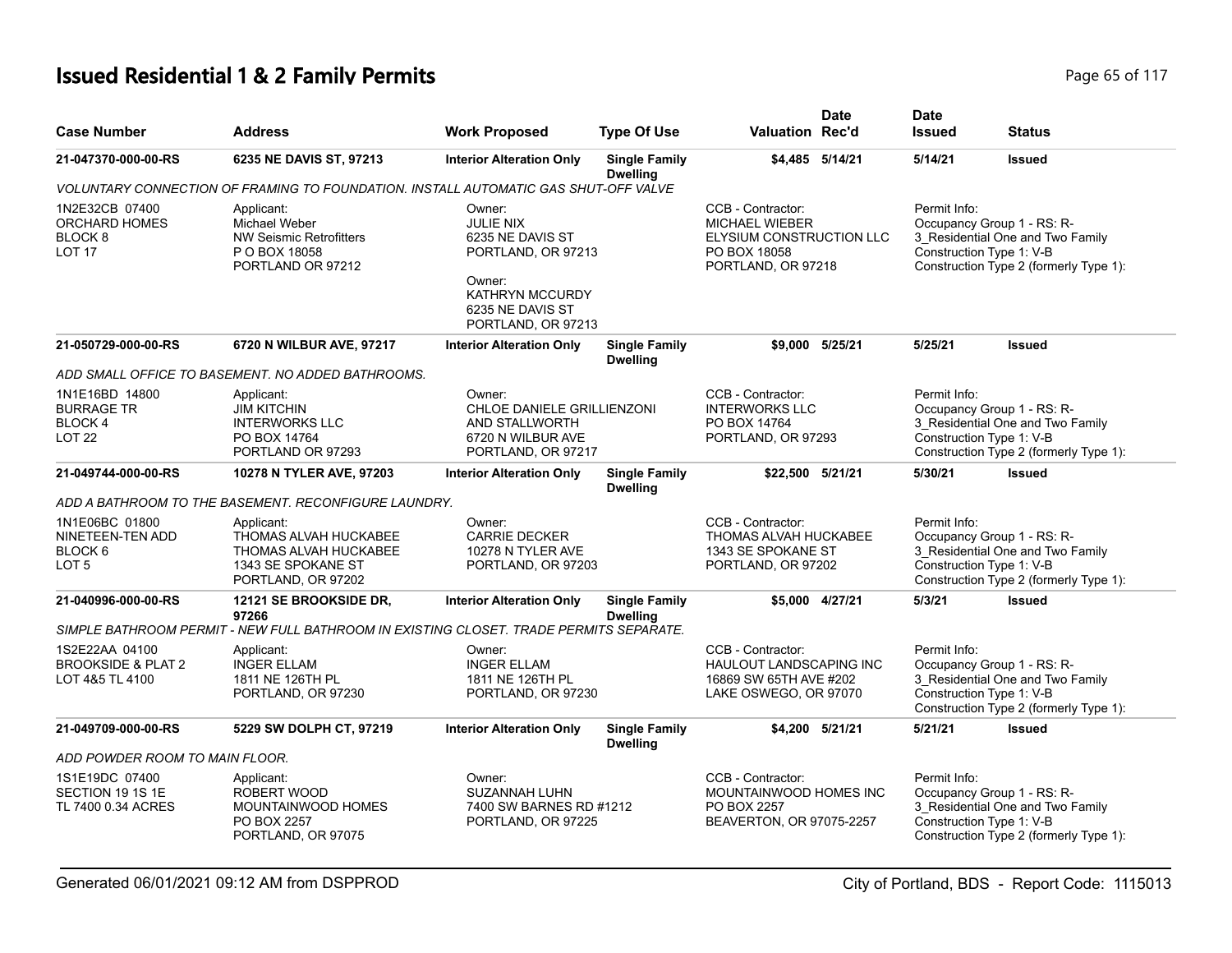# Issued Residential 1 & 2 Family Permits

| Case Number | Address | Work Proposed | Type Of Use | Valuation | Date Rec'd | Date Issued | Status |
|---|---|---|---|---|---|---|---|
| **21-047370-000-00-RS** | **6235 NE DAVIS ST, 97213** | **Interior Alteration Only** | **Single Family Dwelling** | **$4,485** | **5/14/21** | **5/14/21** | **Issued** |

*VOLUNTARY CONNECTION OF FRAMING TO FOUNDATION. INSTALL AUTOMATIC GAS SHUT-OFF VALVE*

| | | | | |
|---|---|---|---|---|
| 1N2E32CB 07400<br>ORCHARD HOMES<br>BLOCK 8<br>LOT 17 | Applicant:<br>Michael Weber<br>NW Seismic Retrofitters<br>P O BOX 18058<br>PORTLAND OR 97212 | Owner:<br>JULIE NIX<br>6235 NE DAVIS ST<br>PORTLAND, OR 97213<br><br>Owner:<br>KATHRYN MCCURDY<br>6235 NE DAVIS ST<br>PORTLAND, OR 97213 | CCB - Contractor:<br>MICHAEL WIEBER<br>ELYSIUM CONSTRUCTION LLC<br>PO BOX 18058<br>PORTLAND, OR 97218 | Permit Info:<br>Occupancy Group 1 - RS: R-3_Residential One and Two Family<br>Construction Type 1: V-B<br>Construction Type 2 (formerly Type 1): |

| Case Number | Address | Work Proposed | Type Of Use | Valuation | Date Rec'd | Date Issued | Status |
|---|---|---|---|---|---|---|---|
| **21-050729-000-00-RS** | **6720 N WILBUR AVE, 97217** | **Interior Alteration Only** | **Single Family Dwelling** | **$9,000** | **5/25/21** | **5/25/21** | **Issued** |

*ADD SMALL OFFICE TO BASEMENT. NO ADDED BATHROOMS.*

| | | | | |
|---|---|---|---|---|
| 1N1E16BD 14800<br>BURRAGE TR<br>BLOCK 4<br>LOT 22 | Applicant:<br>JIM KITCHIN<br>INTERWORKS LLC<br>PO BOX 14764<br>PORTLAND OR 97293 | Owner:<br>CHLOE DANIELE GRILLIENZONI<br>AND STALLWORTH<br>6720 N WILBUR AVE<br>PORTLAND, OR 97217 | CCB - Contractor:<br>INTERWORKS LLC<br>PO BOX 14764<br>PORTLAND, OR 97293 | Permit Info:<br>Occupancy Group 1 - RS: R-3_Residential One and Two Family<br>Construction Type 1: V-B<br>Construction Type 2 (formerly Type 1): |

| Case Number | Address | Work Proposed | Type Of Use | Valuation | Date Rec'd | Date Issued | Status |
|---|---|---|---|---|---|---|---|
| **21-049744-000-00-RS** | **10278 N TYLER AVE, 97203** | **Interior Alteration Only** | **Single Family Dwelling** | **$22,500** | **5/21/21** | **5/30/21** | **Issued** |

*ADD A BATHROOM TO THE BASEMENT. RECONFIGURE LAUNDRY.*

| | | | | |
|---|---|---|---|---|
| 1N1E06BC 01800<br>NINETEEN-TEN ADD<br>BLOCK 6<br>LOT 5 | Applicant:<br>THOMAS ALVAH HUCKABEE<br>THOMAS ALVAH HUCKABEE<br>1343 SE SPOKANE ST<br>PORTLAND, OR 97202 | Owner:<br>CARRIE DECKER<br>10278 N TYLER AVE<br>PORTLAND, OR 97203 | CCB - Contractor:<br>THOMAS ALVAH HUCKABEE<br>1343 SE SPOKANE ST<br>PORTLAND, OR 97202 | Permit Info:<br>Occupancy Group 1 - RS: R-3_Residential One and Two Family<br>Construction Type 1: V-B<br>Construction Type 2 (formerly Type 1): |

| Case Number | Address | Work Proposed | Type Of Use | Valuation | Date Rec'd | Date Issued | Status |
|---|---|---|---|---|---|---|---|
| **21-040996-000-00-RS** | **12121 SE BROOKSIDE DR, 97266** | **Interior Alteration Only** | **Single Family Dwelling** | **$5,000** | **4/27/21** | **5/3/21** | **Issued** |

*SIMPLE BATHROOM PERMIT - NEW FULL BATHROOM IN EXISTING CLOSET. TRADE PERMITS SEPARATE.*

| | | | | |
|---|---|---|---|---|
| 1S2E22AA 04100<br>BROOKSIDE & PLAT 2<br>LOT 4&5 TL 4100 | Applicant:<br>INGER ELLAM<br>1811 NE 126TH PL<br>PORTLAND, OR 97230 | Owner:<br>INGER ELLAM<br>1811 NE 126TH PL<br>PORTLAND, OR 97230 | CCB - Contractor:<br>HAULOUT LANDSCAPING INC<br>16869 SW 65TH AVE #202<br>LAKE OSWEGO, OR 97070 | Permit Info:<br>Occupancy Group 1 - RS: R-3_Residential One and Two Family<br>Construction Type 1: V-B<br>Construction Type 2 (formerly Type 1): |

| Case Number | Address | Work Proposed | Type Of Use | Valuation | Date Rec'd | Date Issued | Status |
|---|---|---|---|---|---|---|---|
| **21-049709-000-00-RS** | **5229 SW DOLPH CT, 97219** | **Interior Alteration Only** | **Single Family Dwelling** | **$4,200** | **5/21/21** | **5/21/21** | **Issued** |

*ADD POWDER ROOM TO MAIN FLOOR.*

| | | | | |
|---|---|---|---|---|
| 1S1E19DC 07400<br>SECTION 19 1S 1E<br>TL 7400 0.34 ACRES | Applicant:<br>ROBERT WOOD<br>MOUNTAINWOOD HOMES<br>PO BOX 2257<br>PORTLAND, OR 97075 | Owner:<br>SUZANNAH LUHN<br>7400 SW BARNES RD #1212<br>PORTLAND, OR 97225 | CCB - Contractor:<br>MOUNTAINWOOD HOMES INC<br>PO BOX 2257<br>BEAVERTON, OR 97075-2257 | Permit Info:<br>Occupancy Group 1 - RS: R-3_Residential One and Two Family<br>Construction Type 1: V-B<br>Construction Type 2 (formerly Type 1): |

Generated 06/01/2021 09:12 AM from DSPPROD — City of Portland, BDS - Report Code: 1115013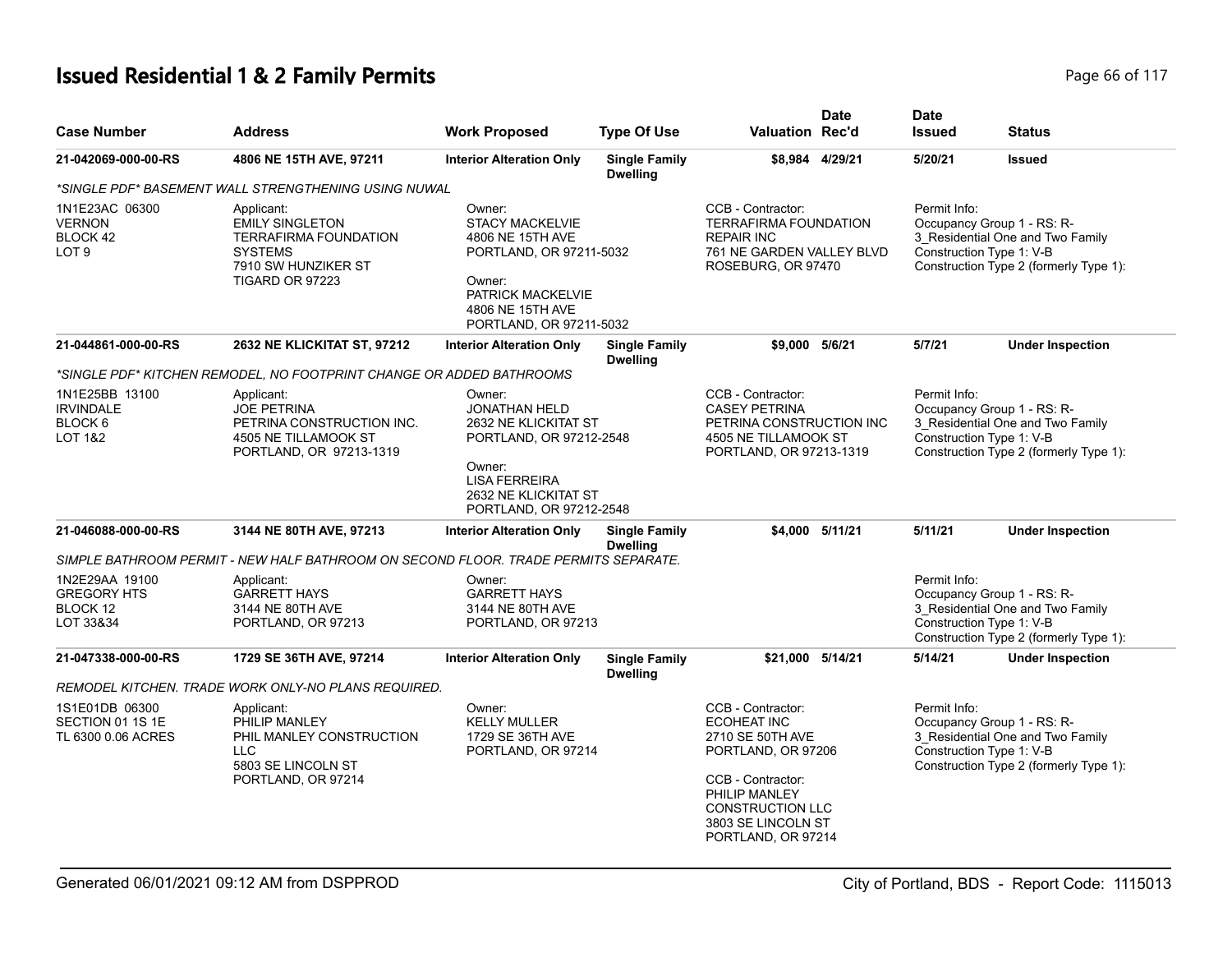# Issued Residential 1 & 2 Family Permits

| Case Number | Address | Work Proposed | Type Of Use | Valuation | Date Rec'd | Date Issued | Status |
|---|---|---|---|---|---|---|---|
| 21-042069-000-00-RS | 4806 NE 15TH AVE, 97211 | Interior Alteration Only | Single Family Dwelling | $8,984 | 4/29/21 | 5/20/21 | Issued |

*SINGLE PDF* BASEMENT WALL STRENGTHENING USING NUWAL

1N1E23AC 06300
VERNON
BLOCK 42
LOT 9

Applicant:
EMILY SINGLETON
TERRAFIRMA FOUNDATION SYSTEMS
7910 SW HUNZIKER ST
TIGARD OR 97223

Owner:
STACY MACKELVIE
4806 NE 15TH AVE
PORTLAND, OR 97211-5032

Owner:
PATRICK MACKELVIE
4806 NE 15TH AVE
PORTLAND, OR 97211-5032

CCB - Contractor:
TERRAFIRMA FOUNDATION REPAIR INC
761 NE GARDEN VALLEY BLVD
ROSEBURG, OR 97470

Permit Info:
Occupancy Group 1 - RS: R-3_Residential One and Two Family
Construction Type 1: V-B
Construction Type 2 (formerly Type 1):

| Case Number | Address | Work Proposed | Type Of Use | Valuation | Date Rec'd | Date Issued | Status |
|---|---|---|---|---|---|---|---|
| 21-044861-000-00-RS | 2632 NE KLICKITAT ST, 97212 | Interior Alteration Only | Single Family Dwelling | $9,000 | 5/6/21 | 5/7/21 | Under Inspection |

*SINGLE PDF* KITCHEN REMODEL, NO FOOTPRINT CHANGE OR ADDED BATHROOMS

1N1E25BB 13100
IRVINDALE
BLOCK 6
LOT 1&2

Applicant:
JOE PETRINA
PETRINA CONSTRUCTION INC.
4505 NE TILLAMOOK ST
PORTLAND, OR 97213-1319

Owner:
JONATHAN HELD
2632 NE KLICKITAT ST
PORTLAND, OR 97212-2548

Owner:
LISA FERREIRA
2632 NE KLICKITAT ST
PORTLAND, OR 97212-2548

CCB - Contractor:
CASEY PETRINA
PETRINA CONSTRUCTION INC
4505 NE TILLAMOOK ST
PORTLAND, OR 97213-1319

Permit Info:
Occupancy Group 1 - RS: R-3_Residential One and Two Family
Construction Type 1: V-B
Construction Type 2 (formerly Type 1):

| Case Number | Address | Work Proposed | Type Of Use | Valuation | Date Rec'd | Date Issued | Status |
|---|---|---|---|---|---|---|---|
| 21-046088-000-00-RS | 3144 NE 80TH AVE, 97213 | Interior Alteration Only | Single Family Dwelling | $4,000 | 5/11/21 | 5/11/21 | Under Inspection |

SIMPLE BATHROOM PERMIT - NEW HALF BATHROOM ON SECOND FLOOR. TRADE PERMITS SEPARATE.

1N2E29AA 19100
GREGORY HTS
BLOCK 12
LOT 33&34

Applicant:
GARRETT HAYS
3144 NE 80TH AVE
PORTLAND, OR 97213

Owner:
GARRETT HAYS
3144 NE 80TH AVE
PORTLAND, OR 97213

Permit Info:
Occupancy Group 1 - RS: R-3_Residential One and Two Family
Construction Type 1: V-B
Construction Type 2 (formerly Type 1):

| Case Number | Address | Work Proposed | Type Of Use | Valuation | Date Rec'd | Date Issued | Status |
|---|---|---|---|---|---|---|---|
| 21-047338-000-00-RS | 1729 SE 36TH AVE, 97214 | Interior Alteration Only | Single Family Dwelling | $21,000 | 5/14/21 | 5/14/21 | Under Inspection |

REMODEL KITCHEN. TRADE WORK ONLY-NO PLANS REQUIRED.

1S1E01DB 06300
SECTION 01 1S 1E
TL 6300 0.06 ACRES

Applicant:
PHILIP MANLEY
PHIL MANLEY CONSTRUCTION LLC
5803 SE LINCOLN ST
PORTLAND, OR 97214

Owner:
KELLY MULLER
1729 SE 36TH AVE
PORTLAND, OR 97214

CCB - Contractor:
ECOHEAT INC
2710 SE 50TH AVE
PORTLAND, OR 97206

CCB - Contractor:
PHILIP MANLEY
CONSTRUCTION LLC
3803 SE LINCOLN ST
PORTLAND, OR 97214

Permit Info:
Occupancy Group 1 - RS: R-3_Residential One and Two Family
Construction Type 1: V-B
Construction Type 2 (formerly Type 1):

Generated 06/01/2021 09:12 AM from DSPPROD — City of Portland, BDS - Report Code: 1115013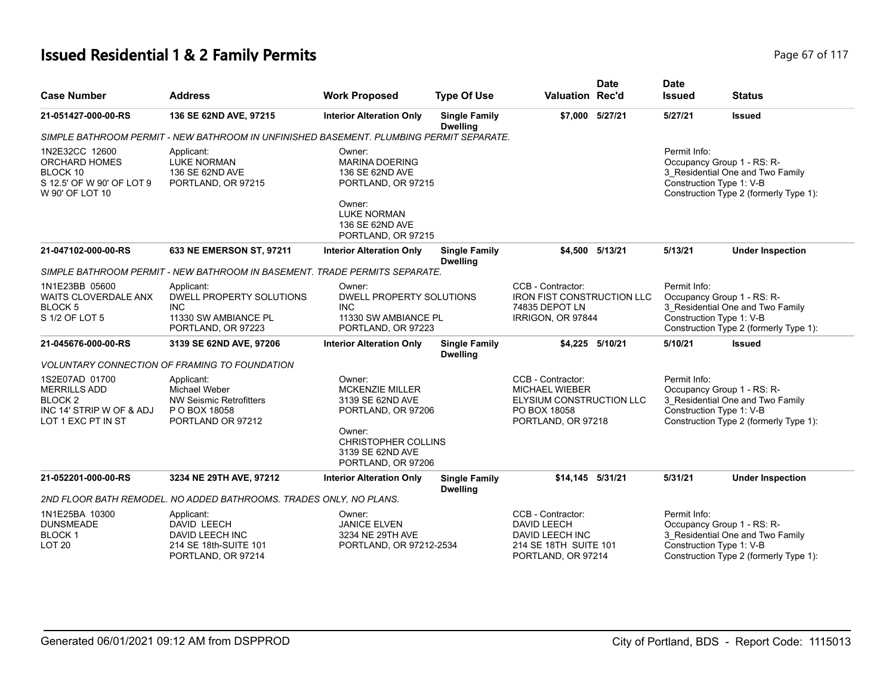# Issued Residential 1 & 2 Family Permits

| Case Number | Address | Work Proposed | Type Of Use | Valuation | Date Rec'd | Date Issued | Status |
|---|---|---|---|---|---|---|---|
| 21-051427-000-00-RS | 136 SE 62ND AVE, 97215 | Interior Alteration Only | Single Family Dwelling | $7,000 | 5/27/21 | 5/27/21 | Issued |

*SIMPLE BATHROOM PERMIT - NEW BATHROOM IN UNFINISHED BASEMENT. PLUMBING PERMIT SEPARATE.*

1N2E32CC 12600
ORCHARD HOMES
BLOCK 10
S 12.5' OF W 90' OF LOT 9
W 90' OF LOT 10

Applicant:
LUKE NORMAN
136 SE 62ND AVE
PORTLAND, OR 97215

Owner:
MARINA DOERING
136 SE 62ND AVE
PORTLAND, OR 97215

Owner:
LUKE NORMAN
136 SE 62ND AVE
PORTLAND, OR 97215

Permit Info:
Occupancy Group 1 - RS: R-3_Residential One and Two Family
Construction Type 1: V-B
Construction Type 2 (formerly Type 1):

| Case Number | Address | Work Proposed | Type Of Use | Valuation | Date Rec'd | Date Issued | Status |
|---|---|---|---|---|---|---|---|
| 21-047102-000-00-RS | 633 NE EMERSON ST, 97211 | Interior Alteration Only | Single Family Dwelling | $4,500 | 5/13/21 | 5/13/21 | Under Inspection |

*SIMPLE BATHROOM PERMIT - NEW BATHROOM IN BASEMENT. TRADE PERMITS SEPARATE.*

1N1E23BB 05600
WAITS CLOVERDALE ANX
BLOCK 5
S 1/2 OF LOT 5

Applicant:
DWELL PROPERTY SOLUTIONS INC
11330 SW AMBIANCE PL
PORTLAND, OR 97223

Owner:
DWELL PROPERTY SOLUTIONS INC
11330 SW AMBIANCE PL
PORTLAND, OR 97223

CCB - Contractor:
IRON FIST CONSTRUCTION LLC
74835 DEPOT LN
IRRIGON, OR 97844

Permit Info:
Occupancy Group 1 - RS: R-3_Residential One and Two Family
Construction Type 1: V-B
Construction Type 2 (formerly Type 1):

| Case Number | Address | Work Proposed | Type Of Use | Valuation | Date Rec'd | Date Issued | Status |
|---|---|---|---|---|---|---|---|
| 21-045676-000-00-RS | 3139 SE 62ND AVE, 97206 | Interior Alteration Only | Single Family Dwelling | $4,225 | 5/10/21 | 5/10/21 | Issued |

*VOLUNTARY CONNECTION OF FRAMING TO FOUNDATION*

1S2E07AD 01700
MERRILLS ADD
BLOCK 2
INC 14' STRIP W OF & ADJ LOT 1 EXC PT IN ST

Applicant:
Michael Weber
NW Seismic Retrofitters
P O BOX 18058
PORTLAND OR 97212

Owner:
MCKENZIE MILLER
3139 SE 62ND AVE
PORTLAND, OR 97206

Owner:
CHRISTOPHER COLLINS
3139 SE 62ND AVE
PORTLAND, OR 97206

CCB - Contractor:
MICHAEL WIEBER
ELYSIUM CONSTRUCTION LLC
PO BOX 18058
PORTLAND, OR 97218

Permit Info:
Occupancy Group 1 - RS: R-3_Residential One and Two Family
Construction Type 1: V-B
Construction Type 2 (formerly Type 1):

| Case Number | Address | Work Proposed | Type Of Use | Valuation | Date Rec'd | Date Issued | Status |
|---|---|---|---|---|---|---|---|
| 21-052201-000-00-RS | 3234 NE 29TH AVE, 97212 | Interior Alteration Only | Single Family Dwelling | $14,145 | 5/31/21 | 5/31/21 | Under Inspection |

*2ND FLOOR BATH REMODEL. NO ADDED BATHROOMS. TRADES ONLY, NO PLANS.*

1N1E25BA 10300
DUNSMEADE
BLOCK 1
LOT 20

Applicant:
DAVID LEECH
DAVID LEECH INC
214 SE 18th-SUITE 101
PORTLAND, OR 97214

Owner:
JANICE ELVEN
3234 NE 29TH AVE
PORTLAND, OR 97212-2534

CCB - Contractor:
DAVID LEECH
DAVID LEECH INC
214 SE 18TH SUITE 101
PORTLAND, OR 97214

Permit Info:
Occupancy Group 1 - RS: R-3_Residential One and Two Family
Construction Type 1: V-B
Construction Type 2 (formerly Type 1):

Generated 06/01/2021 09:12 AM from DSPPROD — City of Portland, BDS - Report Code: 1115013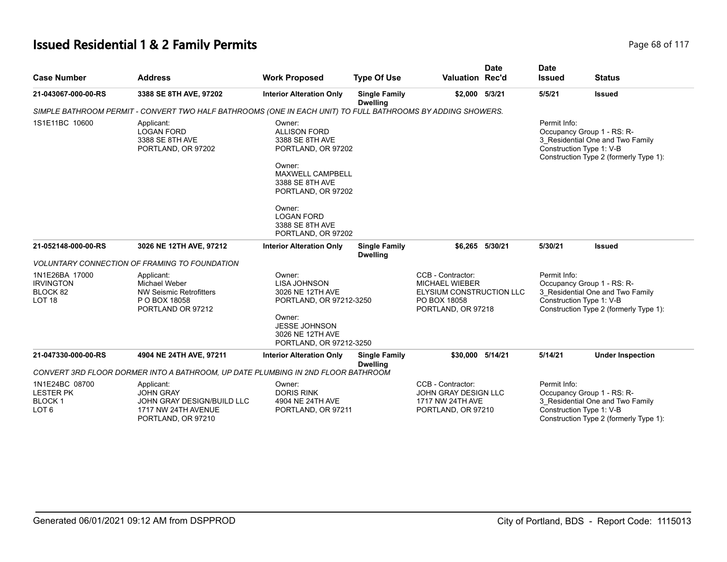# Issued Residential 1 & 2 Family Permits

| Case Number | Address | Work Proposed | Type Of Use | Valuation | Date Rec'd | Date Issued | Status |
|---|---|---|---|---|---|---|---|
| **21-043067-000-00-RS** | **3388 SE 8TH AVE, 97202** | **Interior Alteration Only** | **Single Family Dwelling** | **$2,000** | **5/3/21** | **5/5/21** | **Issued** |

*SIMPLE BATHROOM PERMIT - CONVERT TWO HALF BATHROOMS (ONE IN EACH UNIT) TO FULL BATHROOMS BY ADDING SHOWERS.*

1S1E11BC 10600

Applicant:
LOGAN FORD
3388 SE 8TH AVE
PORTLAND, OR 97202

Owner:
ALLISON FORD
3388 SE 8TH AVE
PORTLAND, OR 97202

Owner:
MAXWELL CAMPBELL
3388 SE 8TH AVE
PORTLAND, OR 97202

Owner:
LOGAN FORD
3388 SE 8TH AVE
PORTLAND, OR 97202

Permit Info:
Occupancy Group 1 - RS: R-3_Residential One and Two Family
Construction Type 1: V-B
Construction Type 2 (formerly Type 1):

| Case Number | Address | Work Proposed | Type Of Use | Valuation | Date Rec'd | Date Issued | Status |
|---|---|---|---|---|---|---|---|
| **21-052148-000-00-RS** | **3026 NE 12TH AVE, 97212** | **Interior Alteration Only** | **Single Family Dwelling** | **$6,265** | **5/30/21** | **5/30/21** | **Issued** |

*VOLUNTARY CONNECTION OF FRAMING TO FOUNDATION*

1N1E26BA 17000
IRVINGTON
BLOCK 82
LOT 18

Applicant:
Michael Weber
NW Seismic Retrofitters
P O BOX 18058
PORTLAND OR 97212

Owner:
LISA JOHNSON
3026 NE 12TH AVE
PORTLAND, OR 97212-3250

Owner:
JESSE JOHNSON
3026 NE 12TH AVE
PORTLAND, OR 97212-3250

CCB - Contractor:
MICHAEL WIEBER
ELYSIUM CONSTRUCTION LLC
PO BOX 18058
PORTLAND, OR 97218

Permit Info:
Occupancy Group 1 - RS: R-3_Residential One and Two Family
Construction Type 1: V-B
Construction Type 2 (formerly Type 1):

| Case Number | Address | Work Proposed | Type Of Use | Valuation | Date Rec'd | Date Issued | Status |
|---|---|---|---|---|---|---|---|
| **21-047330-000-00-RS** | **4904 NE 24TH AVE, 97211** | **Interior Alteration Only** | **Single Family Dwelling** | **$30,000** | **5/14/21** | **5/14/21** | **Under Inspection** |

*CONVERT 3RD FLOOR DORMER INTO A BATHROOM, UP DATE PLUMBING IN 2ND FLOOR BATHROOM*

1N1E24BC 08700
LESTER PK
BLOCK 1
LOT 6

Applicant:
JOHN GRAY
JOHN GRAY DESIGN/BUILD LLC
1717 NW 24TH AVENUE
PORTLAND, OR 97210

Owner:
DORIS RINK
4904 NE 24TH AVE
PORTLAND, OR 97211

CCB - Contractor:
JOHN GRAY DESIGN LLC
1717 NW 24TH AVE
PORTLAND, OR 97210

Permit Info:
Occupancy Group 1 - RS: R-3_Residential One and Two Family
Construction Type 1: V-B
Construction Type 2 (formerly Type 1):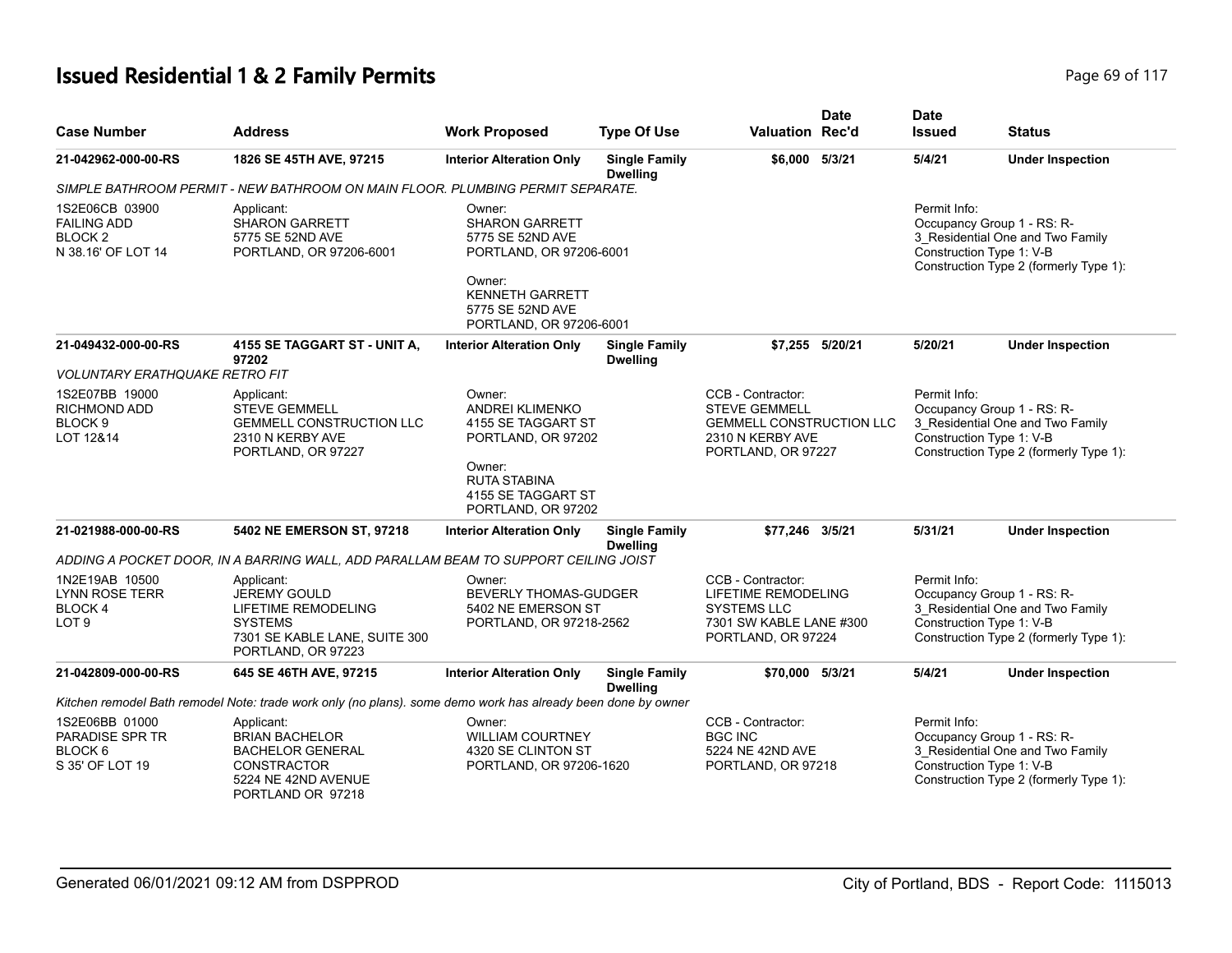# Issued Residential 1 & 2 Family Permits

| Case Number | Address | Work Proposed | Type Of Use | Valuation | Date Rec'd | Date Issued | Status |
|---|---|---|---|---|---|---|---|
| 21-042962-000-00-RS | 1826 SE 45TH AVE, 97215 | Interior Alteration Only | Single Family Dwelling | $6,000 | 5/3/21 | 5/4/21 | Under Inspection |

*SIMPLE BATHROOM PERMIT - NEW BATHROOM ON MAIN FLOOR. PLUMBING PERMIT SEPARATE.*

1S2E06CB 03900
FAILING ADD
BLOCK 2
N 38.16' OF LOT 14

Applicant:
SHARON GARRETT
5775 SE 52ND AVE
PORTLAND, OR 97206-6001

Owner:
SHARON GARRETT
5775 SE 52ND AVE
PORTLAND, OR 97206-6001

Owner:
KENNETH GARRETT
5775 SE 52ND AVE
PORTLAND, OR 97206-6001

Permit Info:
Occupancy Group 1 - RS: R-3_Residential One and Two Family
Construction Type 1: V-B
Construction Type 2 (formerly Type 1):

| Case Number | Address | Work Proposed | Type Of Use | Valuation | Date Rec'd | Date Issued | Status |
|---|---|---|---|---|---|---|---|
| 21-049432-000-00-RS | 4155 SE TAGGART ST - UNIT A, 97202 | Interior Alteration Only | Single Family Dwelling | $7,255 | 5/20/21 | 5/20/21 | Under Inspection |

*VOLUNTARY ERATHQUAKE RETRO FIT*

1S2E07BB 19000
RICHMOND ADD
BLOCK 9
LOT 12&14

Applicant:
STEVE GEMMELL
GEMMELL CONSTRUCTION LLC
2310 N KERBY AVE
PORTLAND, OR 97227

Owner:
ANDREI KLIMENKO
4155 SE TAGGART ST
PORTLAND, OR 97202

Owner:
RUTA STABINA
4155 SE TAGGART ST
PORTLAND, OR 97202

CCB - Contractor:
STEVE GEMMELL
GEMMELL CONSTRUCTION LLC
2310 N KERBY AVE
PORTLAND, OR 97227

Permit Info:
Occupancy Group 1 - RS: R-3_Residential One and Two Family
Construction Type 1: V-B
Construction Type 2 (formerly Type 1):

| Case Number | Address | Work Proposed | Type Of Use | Valuation | Date Rec'd | Date Issued | Status |
|---|---|---|---|---|---|---|---|
| 21-021988-000-00-RS | 5402 NE EMERSON ST, 97218 | Interior Alteration Only | Single Family Dwelling | $77,246 | 3/5/21 | 5/31/21 | Under Inspection |

*ADDING A POCKET DOOR, IN A BARRING WALL, ADD PARALLAM BEAM TO SUPPORT CEILING JOIST*

1N2E19AB 10500
LYNN ROSE TERR
BLOCK 4
LOT 9

Applicant:
JEREMY GOULD
LIFETIME REMODELING SYSTEMS
7301 SE KABLE LANE, SUITE 300
PORTLAND, OR 97223

Owner:
BEVERLY THOMAS-GUDGER
5402 NE EMERSON ST
PORTLAND, OR 97218-2562

CCB - Contractor:
LIFETIME REMODELING SYSTEMS LLC
7301 SW KABLE LANE #300
PORTLAND, OR 97224

Permit Info:
Occupancy Group 1 - RS: R-3_Residential One and Two Family
Construction Type 1: V-B
Construction Type 2 (formerly Type 1):

| Case Number | Address | Work Proposed | Type Of Use | Valuation | Date Rec'd | Date Issued | Status |
|---|---|---|---|---|---|---|---|
| 21-042809-000-00-RS | 645 SE 46TH AVE, 97215 | Interior Alteration Only | Single Family Dwelling | $70,000 | 5/3/21 | 5/4/21 | Under Inspection |

*Kitchen remodel Bath remodel Note: trade work only (no plans). some demo work has already been done by owner*

1S2E06BB 01000
PARADISE SPR TR
BLOCK 6
S 35' OF LOT 19

Applicant:
BRIAN BACHELOR
BACHELOR GENERAL CONSTRACTOR
5224 NE 42ND AVENUE
PORTLAND OR 97218

Owner:
WILLIAM COURTNEY
4320 SE CLINTON ST
PORTLAND, OR 97206-1620

CCB - Contractor:
BGC INC
5224 NE 42ND AVE
PORTLAND, OR 97218

Permit Info:
Occupancy Group 1 - RS: R-3_Residential One and Two Family
Construction Type 1: V-B
Construction Type 2 (formerly Type 1):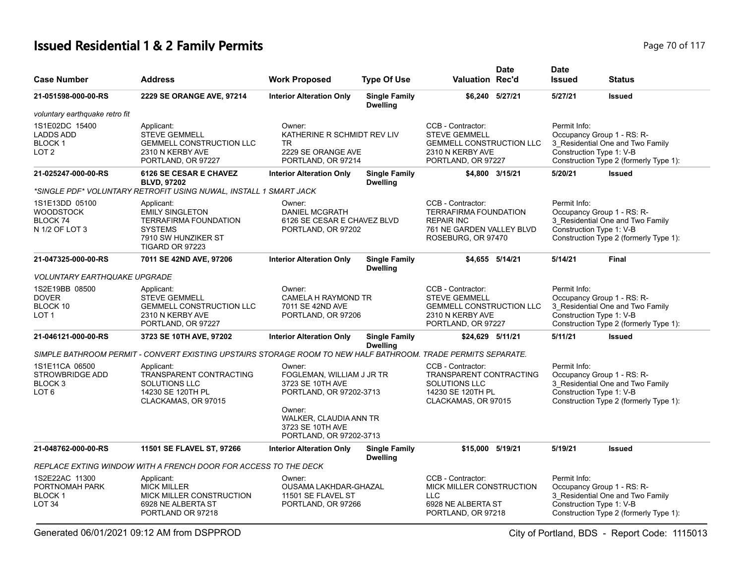# Issued Residential 1 & 2 Family Permits

| Case Number | Address | Work Proposed | Type Of Use | Valuation | Date Rec'd | Date Issued | Status |
|---|---|---|---|---|---|---|---|
| **21-051598-000-00-RS** | **2229 SE ORANGE AVE, 97214** | **Interior Alteration Only** | **Single Family Dwelling** | **$6,240** | **5/27/21** | **5/27/21** | **Issued** |
| *voluntary earthquake retro fit* | | | | | | | |
| 1S1E02DC 15400<br>LADDS ADD<br>BLOCK 1<br>LOT 2 | Applicant:<br>STEVE GEMMELL<br>GEMMELL CONSTRUCTION LLC<br>2310 N KERBY AVE<br>PORTLAND, OR 97227 | Owner:<br>KATHERINE R SCHMIDT REV LIV TR<br>2229 SE ORANGE AVE<br>PORTLAND, OR 97214 | | CCB - Contractor:<br>STEVE GEMMELL<br>GEMMELL CONSTRUCTION LLC<br>2310 N KERBY AVE<br>PORTLAND, OR 97227 | | Permit Info:<br>Occupancy Group 1 - RS: R-3_Residential One and Two Family<br>Construction Type 1: V-B<br>Construction Type 2 (formerly Type 1): | |
| **21-025247-000-00-RS** | **6126 SE CESAR E CHAVEZ BLVD, 97202** | **Interior Alteration Only** | **Single Family Dwelling** | **$4,800** | **3/15/21** | **5/20/21** | **Issued** |
| *\*SINGLE PDF\* VOLUNTARY RETROFIT USING NUWAL, INSTALL 1 SMART JACK* | | | | | | | |
| 1S1E13DD 05100<br>WOODSTOCK<br>BLOCK 74<br>N 1/2 OF LOT 3 | Applicant:<br>EMILY SINGLETON<br>TERRAFIRMA FOUNDATION SYSTEMS<br>7910 SW HUNZIKER ST<br>TIGARD OR 97223 | Owner:<br>DANIEL MCGRATH<br>6126 SE CESAR E CHAVEZ BLVD<br>PORTLAND, OR 97202 | | CCB - Contractor:<br>TERRAFIRMA FOUNDATION REPAIR INC<br>761 NE GARDEN VALLEY BLVD<br>ROSEBURG, OR 97470 | | Permit Info:<br>Occupancy Group 1 - RS: R-3_Residential One and Two Family<br>Construction Type 1: V-B<br>Construction Type 2 (formerly Type 1): | |
| **21-047325-000-00-RS** | **7011 SE 42ND AVE, 97206** | **Interior Alteration Only** | **Single Family Dwelling** | **$4,655** | **5/14/21** | **5/14/21** | **Final** |
| *VOLUNTARY EARTHQUAKE UPGRADE* | | | | | | | |
| 1S2E19BB 08500<br>DOVER<br>BLOCK 10<br>LOT 1 | Applicant:<br>STEVE GEMMELL<br>GEMMELL CONSTRUCTION LLC<br>2310 N KERBY AVE<br>PORTLAND, OR 97227 | Owner:<br>CAMELA H RAYMOND TR<br>7011 SE 42ND AVE<br>PORTLAND, OR 97206 | | CCB - Contractor:<br>STEVE GEMMELL<br>GEMMELL CONSTRUCTION LLC<br>2310 N KERBY AVE<br>PORTLAND, OR 97227 | | Permit Info:<br>Occupancy Group 1 - RS: R-3_Residential One and Two Family<br>Construction Type 1: V-B<br>Construction Type 2 (formerly Type 1): | |
| **21-046121-000-00-RS** | **3723 SE 10TH AVE, 97202** | **Interior Alteration Only** | **Single Family Dwelling** | **$24,629** | **5/11/21** | **5/11/21** | **Issued** |
| *SIMPLE BATHROOM PERMIT - CONVERT EXISTING UPSTAIRS STORAGE ROOM TO NEW HALF BATHROOM. TRADE PERMITS SEPARATE.* | | | | | | | |
| 1S1E11CA 06500<br>STROWBRIDGE ADD<br>BLOCK 3<br>LOT 6 | Applicant:<br>TRANSPARENT CONTRACTING SOLUTIONS LLC<br>14230 SE 120TH PL<br>CLACKAMAS, OR 97015 | Owner:<br>FOGLEMAN, WILLIAM J JR TR<br>3723 SE 10TH AVE<br>PORTLAND, OR 97202-3713<br>Owner:<br>WALKER, CLAUDIA ANN TR<br>3723 SE 10TH AVE<br>PORTLAND, OR 97202-3713 | | CCB - Contractor:<br>TRANSPARENT CONTRACTING SOLUTIONS LLC<br>14230 SE 120TH PL<br>CLACKAMAS, OR 97015 | | Permit Info:<br>Occupancy Group 1 - RS: R-3_Residential One and Two Family<br>Construction Type 1: V-B<br>Construction Type 2 (formerly Type 1): | |
| **21-048762-000-00-RS** | **11501 SE FLAVEL ST, 97266** | **Interior Alteration Only** | **Single Family Dwelling** | **$15,000** | **5/19/21** | **5/19/21** | **Issued** |
| *REPLACE EXTING WINDOW WITH A FRENCH DOOR FOR ACCESS TO THE DECK* | | | | | | | |
| 1S2E22AC 11300<br>PORTNOMAH PARK<br>BLOCK 1<br>LOT 34 | Applicant:<br>MICK MILLER<br>MICK MILLER CONSTRUCTION<br>6928 NE ALBERTA ST<br>PORTLAND OR 97218 | Owner:<br>OUSAMA LAKHDAR-GHAZAL<br>11501 SE FLAVEL ST<br>PORTLAND, OR 97266 | | CCB - Contractor:<br>MICK MILLER CONSTRUCTION LLC<br>6928 NE ALBERTA ST<br>PORTLAND, OR 97218 | | Permit Info:<br>Occupancy Group 1 - RS: R-3_Residential One and Two Family<br>Construction Type 1: V-B<br>Construction Type 2 (formerly Type 1): | |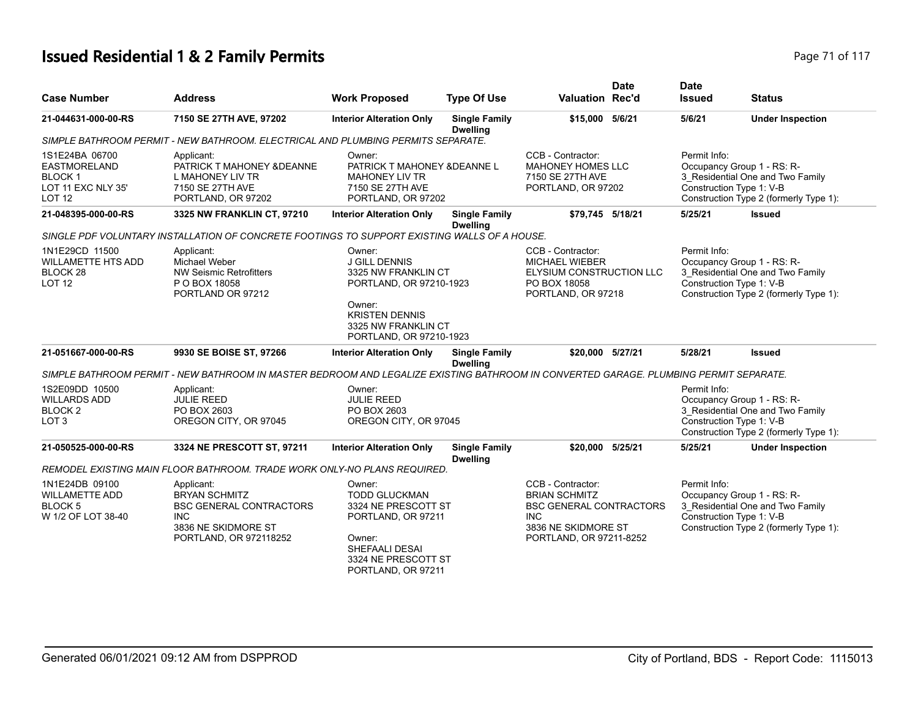# Issued Residential 1 & 2 Family Permits

| Case Number | Address | Work Proposed | Type Of Use | Valuation | Date Rec'd | Date Issued | Status |
|---|---|---|---|---|---|---|---|
| **21-044631-000-00-RS** | **7150 SE 27TH AVE, 97202** | **Interior Alteration Only** | **Single Family Dwelling** | **$15,000** | **5/6/21** | **5/6/21** | **Under Inspection** |

*SIMPLE BATHROOM PERMIT - NEW BATHROOM. ELECTRICAL AND PLUMBING PERMITS SEPARATE.*

1S1E24BA 06700
EASTMORELAND
BLOCK 1
LOT 11 EXC NLY 35'
LOT 12

Applicant:
PATRICK T MAHONEY &DEANNE
L MAHONEY LIV TR
7150 SE 27TH AVE
PORTLAND, OR 97202

Owner:
PATRICK T MAHONEY &DEANNE L
MAHONEY LIV TR
7150 SE 27TH AVE
PORTLAND, OR 97202

CCB - Contractor:
MAHONEY HOMES LLC
7150 SE 27TH AVE
PORTLAND, OR 97202

Permit Info:
Occupancy Group 1 - RS: R-3_Residential One and Two Family
Construction Type 1: V-B
Construction Type 2 (formerly Type 1):

| Case Number | Address | Work Proposed | Type Of Use | Valuation | Date Rec'd | Date Issued | Status |
|---|---|---|---|---|---|---|---|
| **21-048395-000-00-RS** | **3325 NW FRANKLIN CT, 97210** | **Interior Alteration Only** | **Single Family Dwelling** | **$79,745** | **5/18/21** | **5/25/21** | **Issued** |

*SINGLE PDF VOLUNTARY INSTALLATION OF CONCRETE FOOTINGS TO SUPPORT EXISTING WALLS OF A HOUSE.*

1N1E29CD 11500
WILLAMETTE HTS ADD
BLOCK 28
LOT 12

Applicant:
Michael Weber
NW Seismic Retrofitters
P O BOX 18058
PORTLAND OR 97212

Owner:
J GILL DENNIS
3325 NW FRANKLIN CT
PORTLAND, OR 97210-1923

Owner:
KRISTEN DENNIS
3325 NW FRANKLIN CT
PORTLAND, OR 97210-1923

CCB - Contractor:
MICHAEL WIEBER
ELYSIUM CONSTRUCTION LLC
PO BOX 18058
PORTLAND, OR 97218

Permit Info:
Occupancy Group 1 - RS: R-3_Residential One and Two Family
Construction Type 1: V-B
Construction Type 2 (formerly Type 1):

| Case Number | Address | Work Proposed | Type Of Use | Valuation | Date Rec'd | Date Issued | Status |
|---|---|---|---|---|---|---|---|
| **21-051667-000-00-RS** | **9930 SE BOISE ST, 97266** | **Interior Alteration Only** | **Single Family Dwelling** | **$20,000** | **5/27/21** | **5/28/21** | **Issued** |

*SIMPLE BATHROOM PERMIT - NEW BATHROOM IN MASTER BEDROOM AND LEGALIZE EXISTING BATHROOM IN CONVERTED GARAGE. PLUMBING PERMIT SEPARATE.*

1S2E09DD 10500
WILLARDS ADD
BLOCK 2
LOT 3

Applicant:
JULIE REED
PO BOX 2603
OREGON CITY, OR 97045

Owner:
JULIE REED
PO BOX 2603
OREGON CITY, OR 97045

Permit Info:
Occupancy Group 1 - RS: R-3_Residential One and Two Family
Construction Type 1: V-B
Construction Type 2 (formerly Type 1):

| Case Number | Address | Work Proposed | Type Of Use | Valuation | Date Rec'd | Date Issued | Status |
|---|---|---|---|---|---|---|---|
| **21-050525-000-00-RS** | **3324 NE PRESCOTT ST, 97211** | **Interior Alteration Only** | **Single Family Dwelling** | **$20,000** | **5/25/21** | **5/25/21** | **Under Inspection** |

*REMODEL EXISTING MAIN FLOOR BATHROOM. TRADE WORK ONLY-NO PLANS REQUIRED.*

1N1E24DB 09100
WILLAMETTE ADD
BLOCK 5
W 1/2 OF LOT 38-40

Applicant:
BRYAN SCHMITZ
BSC GENERAL CONTRACTORS
INC
3836 NE SKIDMORE ST
PORTLAND, OR 972118252

Owner:
TODD GLUCKMAN
3324 NE PRESCOTT ST
PORTLAND, OR 97211

Owner:
SHEFAALI DESAI
3324 NE PRESCOTT ST
PORTLAND, OR 97211

CCB - Contractor:
BRIAN SCHMITZ
BSC GENERAL CONTRACTORS
INC
3836 NE SKIDMORE ST
PORTLAND, OR 97211-8252

Permit Info:
Occupancy Group 1 - RS: R-3_Residential One and Two Family
Construction Type 1: V-B
Construction Type 2 (formerly Type 1):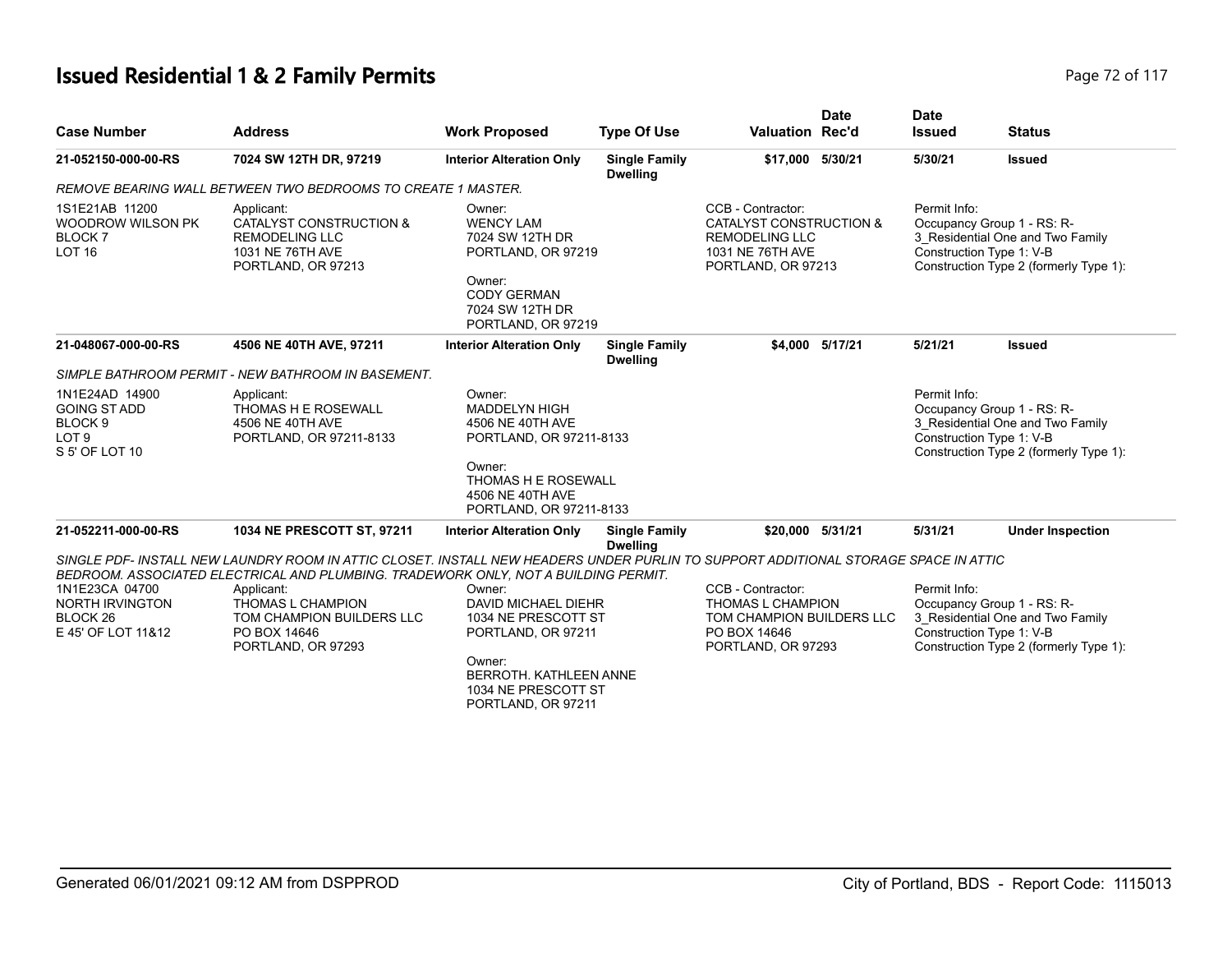# Issued Residential 1 & 2 Family Permits

| Case Number | Address | Work Proposed | Type Of Use | Valuation | Date Rec'd | Date Issued | Status |
|---|---|---|---|---|---|---|---|
| 21-052150-000-00-RS | 7024 SW 12TH DR, 97219 | Interior Alteration Only | Single Family Dwelling | $17,000 | 5/30/21 | 5/30/21 | Issued |

*REMOVE BEARING WALL BETWEEN TWO BEDROOMS TO CREATE 1 MASTER.*

1S1E21AB 11200
WOODROW WILSON PK
BLOCK 7
LOT 16

Applicant:
CATALYST CONSTRUCTION &
REMODELING LLC
1031 NE 76TH AVE
PORTLAND, OR 97213

Owner:
WENCY LAM
7024 SW 12TH DR
PORTLAND, OR 97219

Owner:
CODY GERMAN
7024 SW 12TH DR
PORTLAND, OR 97219

CCB - Contractor:
CATALYST CONSTRUCTION &
REMODELING LLC
1031 NE 76TH AVE
PORTLAND, OR 97213

Permit Info:
Occupancy Group 1 - RS: R-3_Residential One and Two Family
Construction Type 1: V-B
Construction Type 2 (formerly Type 1):

| Case Number | Address | Work Proposed | Type Of Use | Valuation | Date Rec'd | Date Issued | Status |
|---|---|---|---|---|---|---|---|
| 21-048067-000-00-RS | 4506 NE 40TH AVE, 97211 | Interior Alteration Only | Single Family Dwelling | $4,000 | 5/17/21 | 5/21/21 | Issued |

*SIMPLE BATHROOM PERMIT - NEW BATHROOM IN BASEMENT.*

1N1E24AD 14900
GOING ST ADD
BLOCK 9
LOT 9
S 5' OF LOT 10

Applicant:
THOMAS H E ROSEWALL
4506 NE 40TH AVE
PORTLAND, OR 97211-8133

Owner:
MADDELYN HIGH
4506 NE 40TH AVE
PORTLAND, OR 97211-8133

Owner:
THOMAS H E ROSEWALL
4506 NE 40TH AVE
PORTLAND, OR 97211-8133

Permit Info:
Occupancy Group 1 - RS: R-3_Residential One and Two Family
Construction Type 1: V-B
Construction Type 2 (formerly Type 1):

| Case Number | Address | Work Proposed | Type Of Use | Valuation | Date Rec'd | Date Issued | Status |
|---|---|---|---|---|---|---|---|
| 21-052211-000-00-RS | 1034 NE PRESCOTT ST, 97211 | Interior Alteration Only | Single Family Dwelling | $20,000 | 5/31/21 | 5/31/21 | Under Inspection |

*SINGLE PDF- INSTALL NEW LAUNDRY ROOM IN ATTIC CLOSET. INSTALL NEW HEADERS UNDER PURLIN TO SUPPORT ADDITIONAL STORAGE SPACE IN ATTIC BEDROOM. ASSOCIATED ELECTRICAL AND PLUMBING. TRADEWORK ONLY, NOT A BUILDING PERMIT.*

1N1E23CA 04700
NORTH IRVINGTON
BLOCK 26
E 45' OF LOT 11&12

Applicant:
THOMAS L CHAMPION
TOM CHAMPION BUILDERS LLC
PO BOX 14646
PORTLAND, OR 97293

Owner:
DAVID MICHAEL DIEHR
1034 NE PRESCOTT ST
PORTLAND, OR 97211

Owner:
BERROTH. KATHLEEN ANNE
1034 NE PRESCOTT ST
PORTLAND, OR 97211

CCB - Contractor:
THOMAS L CHAMPION
TOM CHAMPION BUILDERS LLC
PO BOX 14646
PORTLAND, OR 97293

Permit Info:
Occupancy Group 1 - RS: R-3_Residential One and Two Family
Construction Type 1: V-B
Construction Type 2 (formerly Type 1):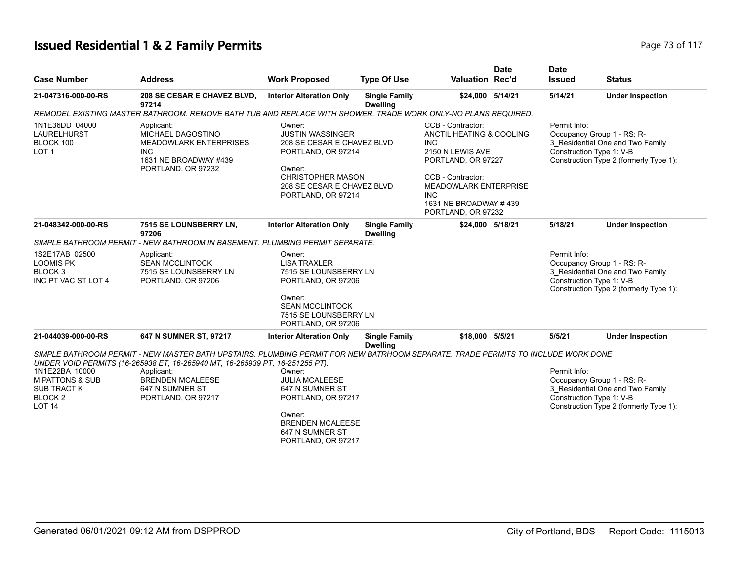# Issued Residential 1 & 2 Family Permits

| Case Number | Address | Work Proposed | Type Of Use | Valuation | Date Rec'd | Date Issued | Status |
|---|---|---|---|---|---|---|---|
| 21-047316-000-00-RS | 208 SE CESAR E CHAVEZ BLVD, 97214 | Interior Alteration Only | Single Family Dwelling | $24,000 | 5/14/21 | 5/14/21 | Under Inspection |

*REMODEL EXISTING MASTER BATHROOM. REMOVE BATH TUB AND REPLACE WITH SHOWER. TRADE WORK ONLY-NO PLANS REQUIRED.*

1N1E36DD 04000
LAURELHURST
BLOCK 100
LOT 1

Applicant:
MICHAEL DAGOSTINO
MEADOWLARK ENTERPRISES INC
1631 NE BROADWAY #439
PORTLAND, OR 97232

Owner:
JUSTIN WASSINGER
208 SE CESAR E CHAVEZ BLVD
PORTLAND, OR 97214

Owner:
CHRISTOPHER MASON
208 SE CESAR E CHAVEZ BLVD
PORTLAND, OR 97214

CCB - Contractor:
ANCTIL HEATING & COOLING INC
2150 N LEWIS AVE
PORTLAND, OR 97227

CCB - Contractor:
MEADOWLARK ENTERPRISE INC
1631 NE BROADWAY # 439
PORTLAND, OR 97232

Permit Info:
Occupancy Group 1 - RS: R-3_Residential One and Two Family
Construction Type 1: V-B
Construction Type 2 (formerly Type 1):

| Case Number | Address | Work Proposed | Type Of Use | Valuation | Date Rec'd | Date Issued | Status |
|---|---|---|---|---|---|---|---|
| 21-048342-000-00-RS | 7515 SE LOUNSBERRY LN, 97206 | Interior Alteration Only | Single Family Dwelling | $24,000 | 5/18/21 | 5/18/21 | Under Inspection |

*SIMPLE BATHROOM PERMIT - NEW BATHROOM IN BASEMENT. PLUMBING PERMIT SEPARATE.*

1S2E17AB 02500
LOOMIS PK
BLOCK 3
INC PT VAC ST LOT 4

Applicant:
SEAN MCCLINTOCK
7515 SE LOUNSBERRY LN
PORTLAND, OR 97206

Owner:
LISA TRAXLER
7515 SE LOUNSBERRY LN
PORTLAND, OR 97206

Owner:
SEAN MCCLINTOCK
7515 SE LOUNSBERRY LN
PORTLAND, OR 97206

Permit Info:
Occupancy Group 1 - RS: R-3_Residential One and Two Family
Construction Type 1: V-B
Construction Type 2 (formerly Type 1):

| Case Number | Address | Work Proposed | Type Of Use | Valuation | Date Rec'd | Date Issued | Status |
|---|---|---|---|---|---|---|---|
| 21-044039-000-00-RS | 647 N SUMNER ST, 97217 | Interior Alteration Only | Single Family Dwelling | $18,000 | 5/5/21 | 5/5/21 | Under Inspection |

*SIMPLE BATHROOM PERMIT - NEW MASTER BATH UPSTAIRS. PLUMBING PERMIT FOR NEW BATRHOOM SEPARATE. TRADE PERMITS TO INCLUDE WORK DONE UNDER VOID PERMITS (16-265938 ET, 16-265940 MT, 16-265939 PT, 16-251255 PT).*

1N1E22BA 10000
M PATTONS & SUB
SUB TRACT K
BLOCK 2
LOT 14

Applicant:
BRENDEN MCALEESE
647 N SUMNER ST
PORTLAND, OR 97217

Owner:
JULIA MCALEESE
647 N SUMNER ST
PORTLAND, OR 97217

Owner:
BRENDEN MCALEESE
647 N SUMNER ST
PORTLAND, OR 97217

Permit Info:
Occupancy Group 1 - RS: R-3_Residential One and Two Family
Construction Type 1: V-B
Construction Type 2 (formerly Type 1):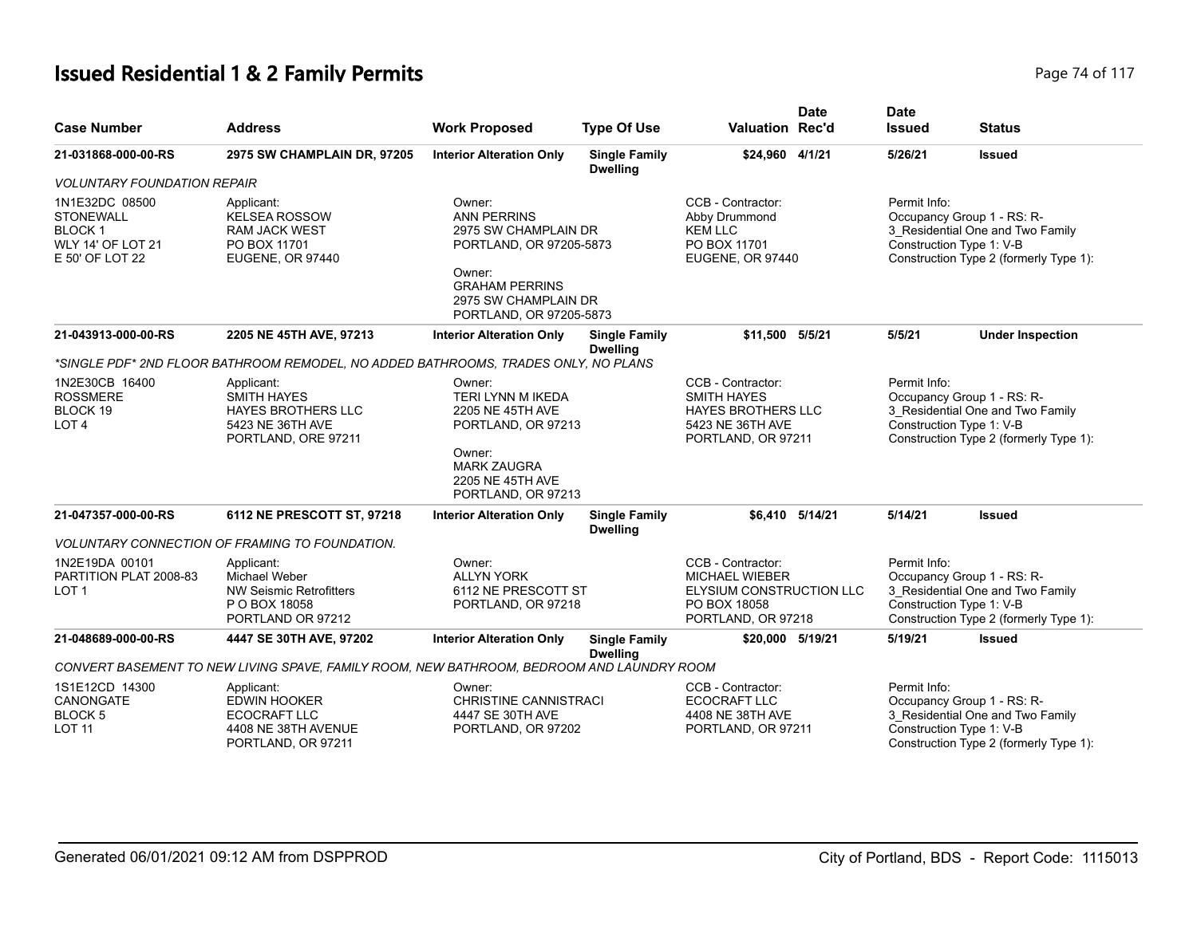# Issued Residential 1 & 2 Family Permits

| Case Number | Address | Work Proposed | Type Of Use | Valuation | Date Rec'd | Date Issued | Status |
|---|---|---|---|---|---|---|---|
| 21-031868-000-00-RS | 2975 SW CHAMPLAIN DR, 97205 | Interior Alteration Only | Single Family Dwelling | $24,960 | 4/1/21 | 5/26/21 | Issued |

*VOLUNTARY FOUNDATION REPAIR*

1N1E32DC 08500
STONEWALL
BLOCK 1
WLY 14' OF LOT 21
E 50' OF LOT 22

Applicant:
KELSEA ROSSOW
RAM JACK WEST
PO BOX 11701
EUGENE, OR 97440

Owner:
ANN PERRINS
2975 SW CHAMPLAIN DR
PORTLAND, OR 97205-5873

Owner:
GRAHAM PERRINS
2975 SW CHAMPLAIN DR
PORTLAND, OR 97205-5873

CCB - Contractor:
Abby Drummond
KEM LLC
PO BOX 11701
EUGENE, OR 97440

Permit Info:
Occupancy Group 1 - RS: R-3_Residential One and Two Family
Construction Type 1: V-B
Construction Type 2 (formerly Type 1):

| Case Number | Address | Work Proposed | Type Of Use | Valuation | Date Rec'd | Date Issued | Status |
|---|---|---|---|---|---|---|---|
| 21-043913-000-00-RS | 2205 NE 45TH AVE, 97213 | Interior Alteration Only | Single Family Dwelling | $11,500 | 5/5/21 | 5/5/21 | Under Inspection |

*\*SINGLE PDF\* 2ND FLOOR BATHROOM REMODEL, NO ADDED BATHROOMS, TRADES ONLY, NO PLANS*

1N2E30CB 16400
ROSSMERE
BLOCK 19
LOT 4

Applicant:
SMITH HAYES
HAYES BROTHERS LLC
5423 NE 36TH AVE
PORTLAND, ORE 97211

Owner:
TERI LYNN M IKEDA
2205 NE 45TH AVE
PORTLAND, OR 97213

Owner:
MARK ZAUGRA
2205 NE 45TH AVE
PORTLAND, OR 97213

CCB - Contractor:
SMITH HAYES
HAYES BROTHERS LLC
5423 NE 36TH AVE
PORTLAND, OR 97211

Permit Info:
Occupancy Group 1 - RS: R-3_Residential One and Two Family
Construction Type 1: V-B
Construction Type 2 (formerly Type 1):

| Case Number | Address | Work Proposed | Type Of Use | Valuation | Date Rec'd | Date Issued | Status |
|---|---|---|---|---|---|---|---|
| 21-047357-000-00-RS | 6112 NE PRESCOTT ST, 97218 | Interior Alteration Only | Single Family Dwelling | $6,410 | 5/14/21 | 5/14/21 | Issued |

*VOLUNTARY CONNECTION OF FRAMING TO FOUNDATION.*

1N2E19DA 00101
PARTITION PLAT 2008-83
LOT 1

Applicant:
Michael Weber
NW Seismic Retrofitters
P O BOX 18058
PORTLAND OR 97212

Owner:
ALLYN YORK
6112 NE PRESCOTT ST
PORTLAND, OR 97218

CCB - Contractor:
MICHAEL WIEBER
ELYSIUM CONSTRUCTION LLC
PO BOX 18058
PORTLAND, OR 97218

Permit Info:
Occupancy Group 1 - RS: R-3_Residential One and Two Family
Construction Type 1: V-B
Construction Type 2 (formerly Type 1):

| Case Number | Address | Work Proposed | Type Of Use | Valuation | Date Rec'd | Date Issued | Status |
|---|---|---|---|---|---|---|---|
| 21-048689-000-00-RS | 4447 SE 30TH AVE, 97202 | Interior Alteration Only | Single Family Dwelling | $20,000 | 5/19/21 | 5/19/21 | Issued |

*CONVERT BASEMENT TO NEW LIVING SPAVE, FAMILY ROOM, NEW BATHROOM, BEDROOM AND LAUNDRY ROOM*

1S1E12CD 14300
CANONGATE
BLOCK 5
LOT 11

Applicant:
EDWIN HOOKER
ECOCRAFT LLC
4408 NE 38TH AVENUE
PORTLAND, OR 97211

Owner:
CHRISTINE CANNISTRACI
4447 SE 30TH AVE
PORTLAND, OR 97202

CCB - Contractor:
ECOCRAFT LLC
4408 NE 38TH AVE
PORTLAND, OR 97211

Permit Info:
Occupancy Group 1 - RS: R-3_Residential One and Two Family
Construction Type 1: V-B
Construction Type 2 (formerly Type 1):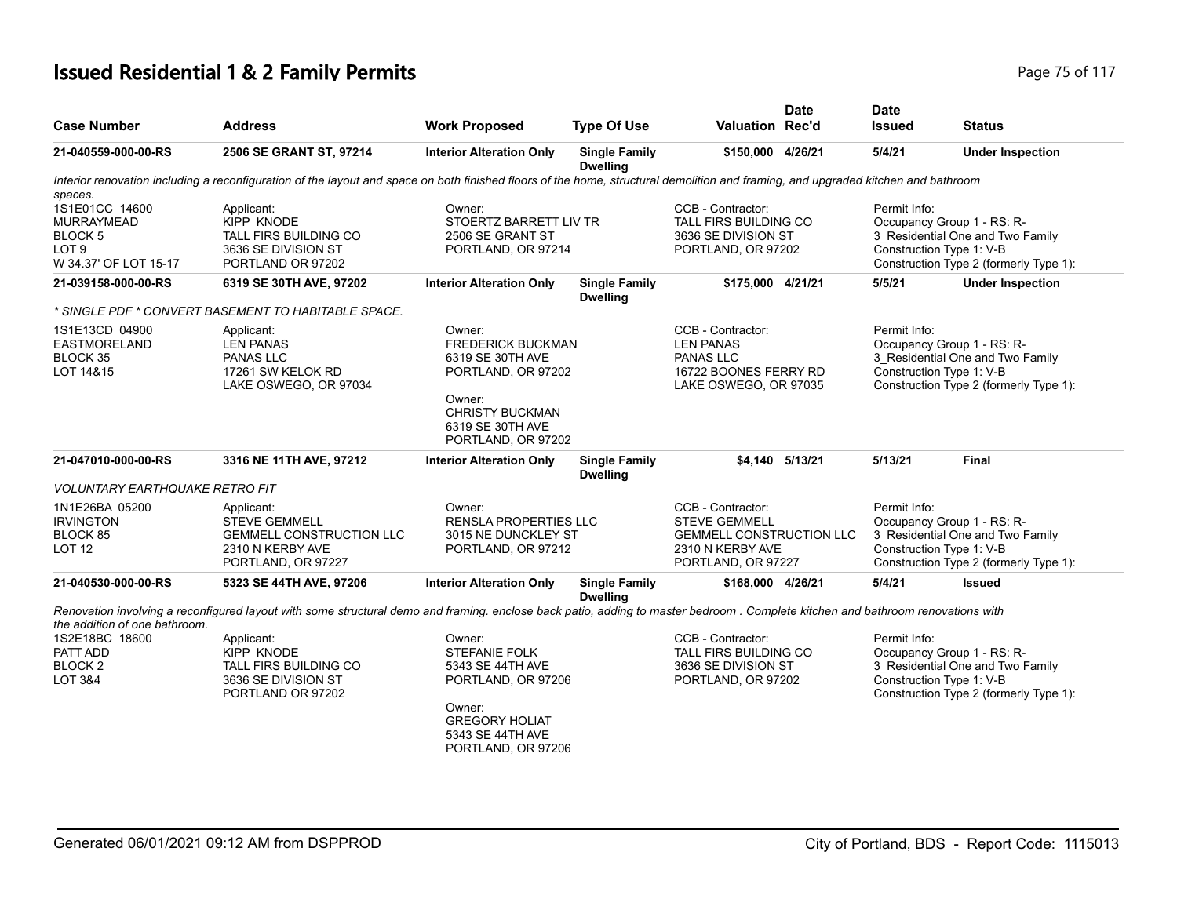# Issued Residential 1 & 2 Family Permits

| Case Number | Address | Work Proposed | Type Of Use | Valuation | Date Rec'd | Date Issued | Status |
|---|---|---|---|---|---|---|---|
| 21-040559-000-00-RS | 2506 SE GRANT ST, 97214 | Interior Alteration Only | Single Family Dwelling | $150,000 | 4/26/21 | 5/4/21 | Under Inspection |

*Interior renovation including a reconfiguration of the layout and space on both finished floors of the home, structural demolition and framing, and upgraded kitchen and bathroom spaces.*

| Legal Description | Applicant | Owner | CCB - Contractor | Permit Info |
|---|---|---|---|---|
| 1S1E01CC 14600<br>MURRAYMEAD<br>BLOCK 5<br>LOT 9<br>W 34.37' OF LOT 15-17 | Applicant:<br>KIPP KNODE<br>TALL FIRS BUILDING CO<br>3636 SE DIVISION ST<br>PORTLAND OR 97202 | Owner:<br>STOERTZ BARRETT LIV TR<br>2506 SE GRANT ST<br>PORTLAND, OR 97214 | CCB - Contractor:<br>TALL FIRS BUILDING CO<br>3636 SE DIVISION ST<br>PORTLAND, OR 97202 | Permit Info:<br>Occupancy Group 1 - RS: R-3_Residential One and Two Family<br>Construction Type 1: V-B<br>Construction Type 2 (formerly Type 1): |

| Case Number | Address | Work Proposed | Type Of Use | Valuation | Date Rec'd | Date Issued | Status |
|---|---|---|---|---|---|---|---|
| 21-039158-000-00-RS | 6319 SE 30TH AVE, 97202 | Interior Alteration Only | Single Family Dwelling | $175,000 | 4/21/21 | 5/5/21 | Under Inspection |

*\* SINGLE PDF \* CONVERT BASEMENT TO HABITABLE SPACE.*

| Legal Description | Applicant | Owner | CCB - Contractor | Permit Info |
|---|---|---|---|---|
| 1S1E13CD 04900<br>EASTMORELAND<br>BLOCK 35<br>LOT 14&15 | Applicant:<br>LEN PANAS<br>PANAS LLC<br>17261 SW KELOK RD<br>LAKE OSWEGO, OR 97034 | Owner:<br>FREDERICK BUCKMAN<br>6319 SE 30TH AVE<br>PORTLAND, OR 97202<br><br>Owner:<br>CHRISTY BUCKMAN<br>6319 SE 30TH AVE<br>PORTLAND, OR 97202 | CCB - Contractor:<br>LEN PANAS<br>PANAS LLC<br>16722 BOONES FERRY RD<br>LAKE OSWEGO, OR 97035 | Permit Info:<br>Occupancy Group 1 - RS: R-3_Residential One and Two Family<br>Construction Type 1: V-B<br>Construction Type 2 (formerly Type 1): |

| Case Number | Address | Work Proposed | Type Of Use | Valuation | Date Rec'd | Date Issued | Status |
|---|---|---|---|---|---|---|---|
| 21-047010-000-00-RS | 3316 NE 11TH AVE, 97212 | Interior Alteration Only | Single Family Dwelling | $4,140 | 5/13/21 | 5/13/21 | Final |

*VOLUNTARY EARTHQUAKE RETRO FIT*

| Legal Description | Applicant | Owner | CCB - Contractor | Permit Info |
|---|---|---|---|---|
| 1N1E26BA 05200<br>IRVINGTON<br>BLOCK 85<br>LOT 12 | Applicant:<br>STEVE GEMMELL<br>GEMMELL CONSTRUCTION LLC<br>2310 N KERBY AVE<br>PORTLAND, OR 97227 | Owner:<br>RENSLA PROPERTIES LLC<br>3015 NE DUNCKLEY ST<br>PORTLAND, OR 97212 | CCB - Contractor:<br>STEVE GEMMELL<br>GEMMELL CONSTRUCTION LLC<br>2310 N KERBY AVE<br>PORTLAND, OR 97227 | Permit Info:<br>Occupancy Group 1 - RS: R-3_Residential One and Two Family<br>Construction Type 1: V-B<br>Construction Type 2 (formerly Type 1): |

| Case Number | Address | Work Proposed | Type Of Use | Valuation | Date Rec'd | Date Issued | Status |
|---|---|---|---|---|---|---|---|
| 21-040530-000-00-RS | 5323 SE 44TH AVE, 97206 | Interior Alteration Only | Single Family Dwelling | $168,000 | 4/26/21 | 5/4/21 | Issued |

*Renovation involving a reconfigured layout with some structural demo and framing. enclose back patio, adding to master bedroom . Complete kitchen and bathroom renovations with the addition of one bathroom.*

| Legal Description | Applicant | Owner | CCB - Contractor | Permit Info |
|---|---|---|---|---|
| 1S2E18BC 18600<br>PATT ADD<br>BLOCK 2<br>LOT 3&4 | Applicant:<br>KIPP KNODE<br>TALL FIRS BUILDING CO<br>3636 SE DIVISION ST<br>PORTLAND OR 97202 | Owner:<br>STEFANIE FOLK<br>5343 SE 44TH AVE<br>PORTLAND, OR 97206<br><br>Owner:<br>GREGORY HOLIAT<br>5343 SE 44TH AVE<br>PORTLAND, OR 97206 | CCB - Contractor:<br>TALL FIRS BUILDING CO<br>3636 SE DIVISION ST<br>PORTLAND, OR 97202 | Permit Info:<br>Occupancy Group 1 - RS: R-3_Residential One and Two Family<br>Construction Type 1: V-B<br>Construction Type 2 (formerly Type 1): |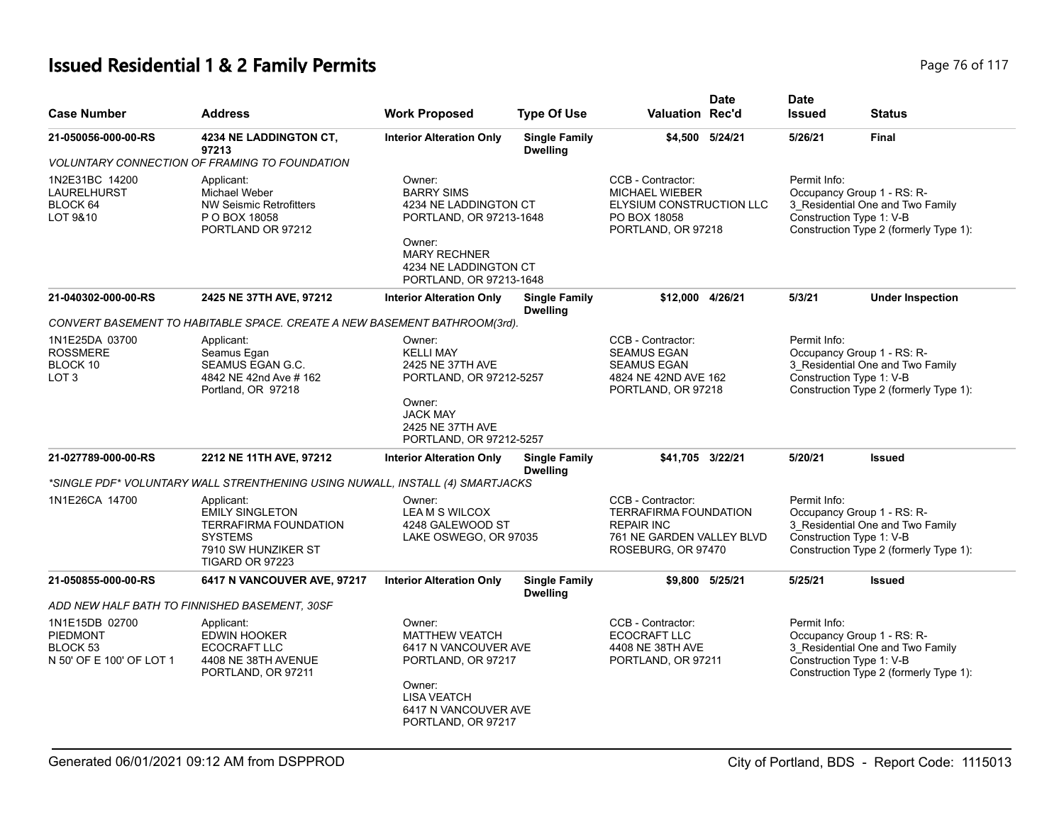# Issued Residential 1 & 2 Family Permits

| Case Number | Address | Work Proposed | Type Of Use | Valuation | Date Rec'd | Date Issued | Status |
|---|---|---|---|---|---|---|---|
| 21-050056-000-00-RS | 4234 NE LADDINGTON CT, 97213 | Interior Alteration Only | Single Family Dwelling | $4,500 | 5/24/21 | 5/26/21 | Final |

VOLUNTARY CONNECTION OF FRAMING TO FOUNDATION

1N2E31BC 14200
LAURELHURST
BLOCK 64
LOT 9&10

Applicant:
Michael Weber
NW Seismic Retrofitters
P O BOX 18058
PORTLAND OR 97212

Owner:
BARRY SIMS
4234 NE LADDINGTON CT
PORTLAND, OR 97213-1648

Owner:
MARY RECHNER
4234 NE LADDINGTON CT
PORTLAND, OR 97213-1648

CCB - Contractor:
MICHAEL WIEBER
ELYSIUM CONSTRUCTION LLC
PO BOX 18058
PORTLAND, OR 97218

Permit Info:
Occupancy Group 1 - RS: R-3_Residential One and Two Family
Construction Type 1: V-B
Construction Type 2 (formerly Type 1):

| Case Number | Address | Work Proposed | Type Of Use | Valuation | Date Rec'd | Date Issued | Status |
|---|---|---|---|---|---|---|---|
| 21-040302-000-00-RS | 2425 NE 37TH AVE, 97212 | Interior Alteration Only | Single Family Dwelling | $12,000 | 4/26/21 | 5/3/21 | Under Inspection |

CONVERT BASEMENT TO HABITABLE SPACE. CREATE A NEW BASEMENT BATHROOM(3rd).

1N1E25DA 03700
ROSSMERE
BLOCK 10
LOT 3

Applicant:
Seamus Egan
SEAMUS EGAN G.C.
4842 NE 42nd Ave # 162
Portland, OR 97218

Owner:
KELLI MAY
2425 NE 37TH AVE
PORTLAND, OR 97212-5257

Owner:
JACK MAY
2425 NE 37TH AVE
PORTLAND, OR 97212-5257

CCB - Contractor:
SEAMUS EGAN
SEAMUS EGAN
4824 NE 42ND AVE 162
PORTLAND, OR 97218

Permit Info:
Occupancy Group 1 - RS: R-3_Residential One and Two Family
Construction Type 1: V-B
Construction Type 2 (formerly Type 1):

| Case Number | Address | Work Proposed | Type Of Use | Valuation | Date Rec'd | Date Issued | Status |
|---|---|---|---|---|---|---|---|
| 21-027789-000-00-RS | 2212 NE 11TH AVE, 97212 | Interior Alteration Only | Single Family Dwelling | $41,705 | 3/22/21 | 5/20/21 | Issued |

*SINGLE PDF* VOLUNTARY WALL STRENTHENING USING NUWALL, INSTALL (4) SMARTJACKS

1N1E26CA 14700

Applicant:
EMILY SINGLETON
TERRAFIRMA FOUNDATION SYSTEMS
7910 SW HUNZIKER ST
TIGARD OR 97223

Owner:
LEA M S WILCOX
4248 GALEWOOD ST
LAKE OSWEGO, OR 97035

CCB - Contractor:
TERRAFIRMA FOUNDATION REPAIR INC
761 NE GARDEN VALLEY BLVD
ROSEBURG, OR 97470

Permit Info:
Occupancy Group 1 - RS: R-3_Residential One and Two Family
Construction Type 1: V-B
Construction Type 2 (formerly Type 1):

| Case Number | Address | Work Proposed | Type Of Use | Valuation | Date Rec'd | Date Issued | Status |
|---|---|---|---|---|---|---|---|
| 21-050855-000-00-RS | 6417 N VANCOUVER AVE, 97217 | Interior Alteration Only | Single Family Dwelling | $9,800 | 5/25/21 | 5/25/21 | Issued |

ADD NEW HALF BATH TO FINNISHED BASEMENT, 30SF

1N1E15DB 02700
PIEDMONT
BLOCK 53
N 50' OF E 100' OF LOT 1

Applicant:
EDWIN HOOKER
ECOCRAFT LLC
4408 NE 38TH AVENUE
PORTLAND, OR 97211

Owner:
MATTHEW VEATCH
6417 N VANCOUVER AVE
PORTLAND, OR 97217

Owner:
LISA VEATCH
6417 N VANCOUVER AVE
PORTLAND, OR 97217

CCB - Contractor:
ECOCRAFT LLC
4408 NE 38TH AVE
PORTLAND, OR 97211

Permit Info:
Occupancy Group 1 - RS: R-3_Residential One and Two Family
Construction Type 1: V-B
Construction Type 2 (formerly Type 1):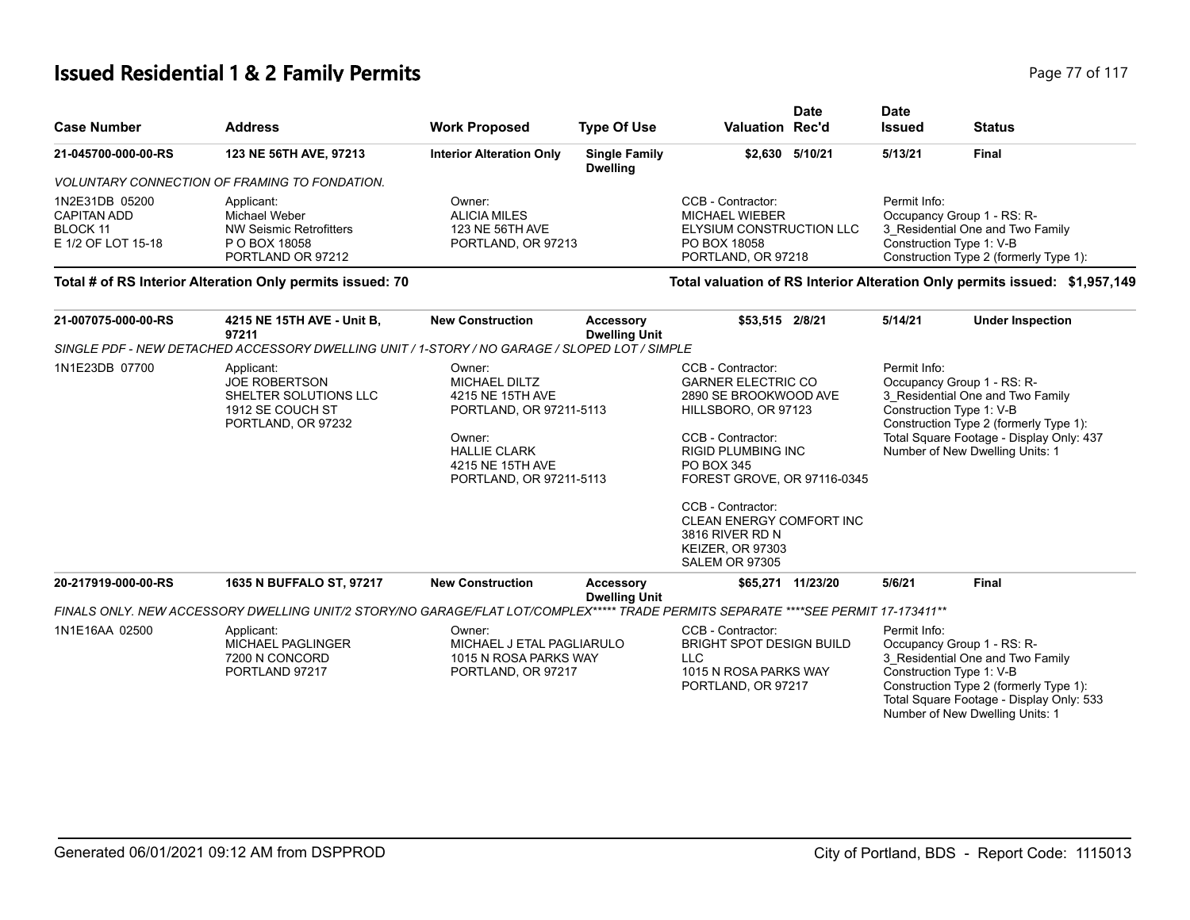## Issued Residential 1 & 2 Family Permits

| Case Number | Address | Work Proposed | Type Of Use | Valuation | Date Rec'd | Date Issued | Status |
|---|---|---|---|---|---|---|---|
| **21-045700-000-00-RS** | **123 NE 56TH AVE, 97213** | **Interior Alteration Only** | **Single Family Dwelling** | **$2,630** | **5/10/21** | **5/13/21** | **Final** |

*VOLUNTARY CONNECTION OF FRAMING TO FONDATION.*

1N2E31DB 05200
CAPITAN ADD
BLOCK 11
E 1/2 OF LOT 15-18

Applicant:
Michael Weber
NW Seismic Retrofitters
P O BOX 18058
PORTLAND OR 97212

Owner:
ALICIA MILES
123 NE 56TH AVE
PORTLAND, OR 97213

CCB - Contractor:
MICHAEL WIEBER
ELYSIUM CONSTRUCTION LLC
PO BOX 18058
PORTLAND, OR 97218

Permit Info:
Occupancy Group 1 - RS: R-3_Residential One and Two Family
Construction Type 1: V-B
Construction Type 2 (formerly Type 1):

**Total # of RS Interior Alteration Only permits issued: 70**

**Total valuation of RS Interior Alteration Only permits issued: $1,957,149**

| Case Number | Address | Work Proposed | Type Of Use | Valuation | Date Rec'd | Date Issued | Status |
|---|---|---|---|---|---|---|---|
| **21-007075-000-00-RS** | **4215 NE 15TH AVE - Unit B, 97211** | **New Construction** | **Accessory Dwelling Unit** | **$53,515** | **2/8/21** | **5/14/21** | **Under Inspection** |

*SINGLE PDF - NEW DETACHED ACCESSORY DWELLING UNIT / 1-STORY / NO GARAGE / SLOPED LOT / SIMPLE*

1N1E23DB 07700

Applicant:
JOE ROBERTSON
SHELTER SOLUTIONS LLC
1912 SE COUCH ST
PORTLAND, OR 97232

Owner:
MICHAEL DILTZ
4215 NE 15TH AVE
PORTLAND, OR 97211-5113

Owner:
HALLIE CLARK
4215 NE 15TH AVE
PORTLAND, OR 97211-5113

CCB - Contractor:
GARNER ELECTRIC CO
2890 SE BROOKWOOD AVE
HILLSBORO, OR 97123

CCB - Contractor:
RIGID PLUMBING INC
PO BOX 345
FOREST GROVE, OR 97116-0345

CCB - Contractor:
CLEAN ENERGY COMFORT INC
3816 RIVER RD N
KEIZER, OR 97303
SALEM OR 97305

Permit Info:
Occupancy Group 1 - RS: R-3_Residential One and Two Family
Construction Type 1: V-B
Construction Type 2 (formerly Type 1):
Total Square Footage - Display Only: 437
Number of New Dwelling Units: 1

| Case Number | Address | Work Proposed | Type Of Use | Valuation | Date Rec'd | Date Issued | Status |
|---|---|---|---|---|---|---|---|
| **20-217919-000-00-RS** | **1635 N BUFFALO ST, 97217** | **New Construction** | **Accessory Dwelling Unit** | **$65,271** | **11/23/20** | **5/6/21** | **Final** |

*FINALS ONLY. NEW ACCESSORY DWELLING UNIT/2 STORY/NO GARAGE/FLAT LOT/COMPLEX***** TRADE PERMITS SEPARATE ****SEE PERMIT 17-173411***

1N1E16AA 02500

Applicant:
MICHAEL PAGLINGER
7200 N CONCORD
PORTLAND 97217

Owner:
MICHAEL J ETAL PAGLIARULO
1015 N ROSA PARKS WAY
PORTLAND, OR 97217

CCB - Contractor:
BRIGHT SPOT DESIGN BUILD LLC
1015 N ROSA PARKS WAY
PORTLAND, OR 97217

Permit Info:
Occupancy Group 1 - RS: R-3_Residential One and Two Family
Construction Type 1: V-B
Construction Type 2 (formerly Type 1):
Total Square Footage - Display Only: 533
Number of New Dwelling Units: 1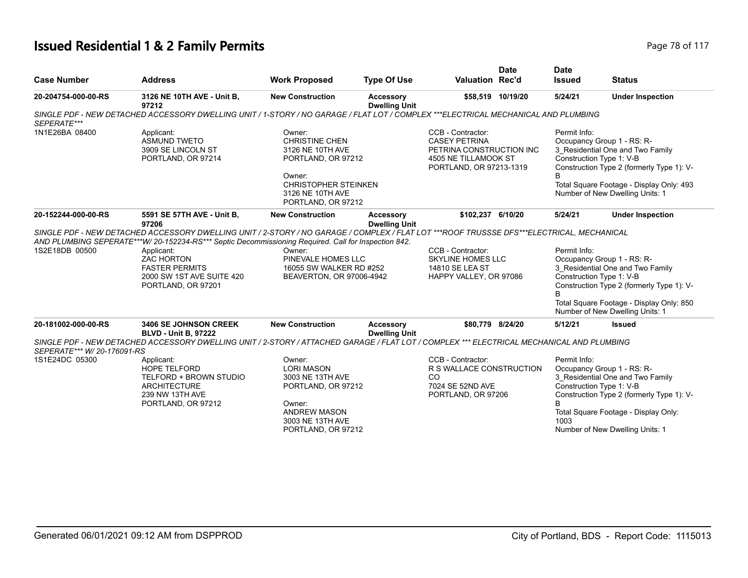# Issued Residential 1 & 2 Family Permits

| Case Number | Address | Work Proposed | Type Of Use | Valuation | Date Rec'd | Date Issued | Status |
|---|---|---|---|---|---|---|---|
| **20-204754-000-00-RS** | **3126 NE 10TH AVE - Unit B, 97212** | **New Construction** | **Accessory Dwelling Unit** | **$58,519** | **10/19/20** | **5/24/21** | **Under Inspection** |

*SINGLE PDF - NEW DETACHED ACCESSORY DWELLING UNIT / 1-STORY / NO GARAGE / FLAT LOT / COMPLEX ***ELECTRICAL MECHANICAL AND PLUMBING SEPERATE****

1N1E26BA 08400

Applicant:
ASMUND TWETO
3909 SE LINCOLN ST
PORTLAND, OR 97214

Owner:
CHRISTINE CHEN
3126 NE 10TH AVE
PORTLAND, OR 97212

Owner:
CHRISTOPHER STEINKEN
3126 NE 10TH AVE
PORTLAND, OR 97212

CCB - Contractor:
CASEY PETRINA
PETRINA CONSTRUCTION INC
4505 NE TILLAMOOK ST
PORTLAND, OR 97213-1319

Permit Info:
Occupancy Group 1 - RS: R-3_Residential One and Two Family
Construction Type 1: V-B
Construction Type 2 (formerly Type 1): V-B
Total Square Footage - Display Only: 493
Number of New Dwelling Units: 1

---

| Case Number | Address | Work Proposed | Type Of Use | Valuation | Date Rec'd | Date Issued | Status |
|---|---|---|---|---|---|---|---|
| **20-152244-000-00-RS** | **5591 SE 57TH AVE - Unit B, 97206** | **New Construction** | **Accessory Dwelling Unit** | **$102,237** | **6/10/20** | **5/24/21** | **Under Inspection** |

*SINGLE PDF - NEW DETACHED ACCESSORY DWELLING UNIT / 2-STORY / NO GARAGE / COMPLEX / FLAT LOT ***ROOF TRUSSSE DFS***ELECTRICAL, MECHANICAL AND PLUMBING SEPERATE***W/ 20-152234-RS*** Septic Decommissioning Required. Call for Inspection 842.*

1S2E18DB 00500

Applicant:
ZAC HORTON
FASTER PERMITS
2000 SW 1ST AVE SUITE 420
PORTLAND, OR 97201

Owner:
PINEVALE HOMES LLC
16055 SW WALKER RD #252
BEAVERTON, OR 97006-4942

CCB - Contractor:
SKYLINE HOMES LLC
14810 SE LEA ST
HAPPY VALLEY, OR 97086

Permit Info:
Occupancy Group 1 - RS: R-3_Residential One and Two Family
Construction Type 1: V-B
Construction Type 2 (formerly Type 1): V-B
Total Square Footage - Display Only: 850
Number of New Dwelling Units: 1

---

| Case Number | Address | Work Proposed | Type Of Use | Valuation | Date Rec'd | Date Issued | Status |
|---|---|---|---|---|---|---|---|
| **20-181002-000-00-RS** | **3406 SE JOHNSON CREEK BLVD - Unit B, 97222** | **New Construction** | **Accessory Dwelling Unit** | **$80,779** | **8/24/20** | **5/12/21** | **Issued** |

*SINGLE PDF - NEW DETACHED ACCESSORY DWELLING UNIT / 2-STORY / ATTACHED GARAGE / FLAT LOT / COMPLEX *** ELECTRICAL MECHANICAL AND PLUMBING SEPERATE*** W/ 20-176091-RS*

1S1E24DC 05300

Applicant:
HOPE TELFORD
TELFORD + BROWN STUDIO ARCHITECTURE
239 NW 13TH AVE
PORTLAND, OR 97212

Owner:
LORI MASON
3003 NE 13TH AVE
PORTLAND, OR 97212

Owner:
ANDREW MASON
3003 NE 13TH AVE
PORTLAND, OR 97212

CCB - Contractor:
R S WALLACE CONSTRUCTION CO
7024 SE 52ND AVE
PORTLAND, OR 97206

Permit Info:
Occupancy Group 1 - RS: R-3_Residential One and Two Family
Construction Type 1: V-B
Construction Type 2 (formerly Type 1): V-B
Total Square Footage - Display Only: 1003
Number of New Dwelling Units: 1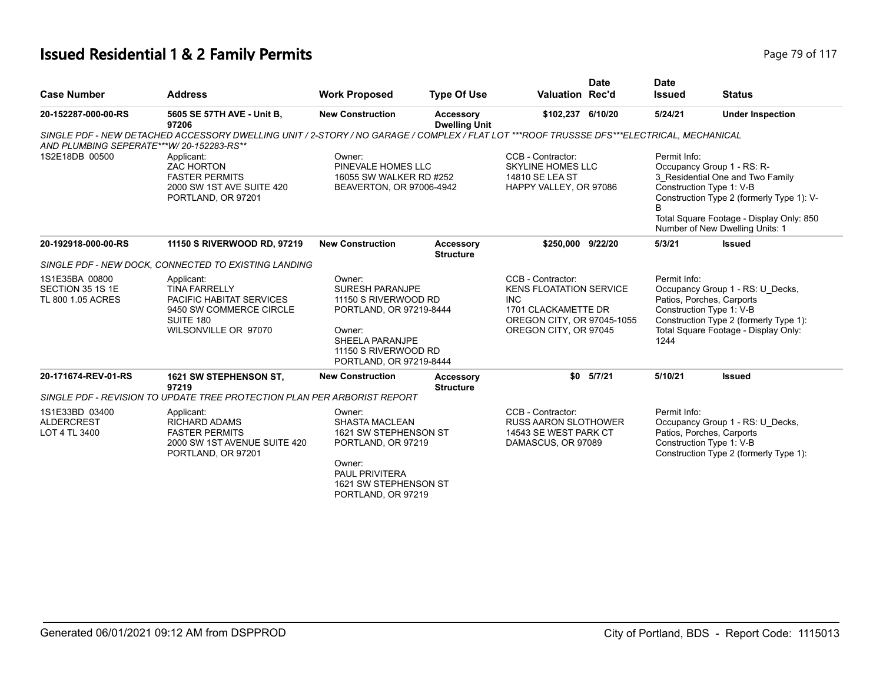# Issued Residential 1 & 2 Family Permits

| Case Number | Address | Work Proposed | Type Of Use | Valuation | Date Rec'd | Date Issued | Status |
|---|---|---|---|---|---|---|---|
| **20-152287-000-00-RS** | **5605 SE 57TH AVE - Unit B, 97206** | **New Construction** | **Accessory Dwelling Unit** | **$102,237** | **6/10/20** | **5/24/21** | **Under Inspection** |

*SINGLE PDF - NEW DETACHED ACCESSORY DWELLING UNIT / 2-STORY / NO GARAGE / COMPLEX / FLAT LOT ***ROOF TRUSSSE DFS***ELECTRICAL, MECHANICAL AND PLUMBING SEPERATE***W/ 20-152283-RS***

1S2E18DB 00500

Applicant:
ZAC HORTON
FASTER PERMITS
2000 SW 1ST AVE SUITE 420
PORTLAND, OR 97201

Owner:
PINEVALE HOMES LLC
16055 SW WALKER RD #252
BEAVERTON, OR 97006-4942

CCB - Contractor:
SKYLINE HOMES LLC
14810 SE LEA ST
HAPPY VALLEY, OR 97086

Permit Info:
Occupancy Group 1 - RS: R-3_Residential One and Two Family
Construction Type 1: V-B
Construction Type 2 (formerly Type 1): V-B
Total Square Footage - Display Only: 850
Number of New Dwelling Units: 1

| Case Number | Address | Work Proposed | Type Of Use | Valuation | Date Rec'd | Date Issued | Status |
|---|---|---|---|---|---|---|---|
| **20-192918-000-00-RS** | **11150 S RIVERWOOD RD, 97219** | **New Construction** | **Accessory Structure** | **$250,000** | **9/22/20** | **5/3/21** | **Issued** |

*SINGLE PDF - NEW DOCK, CONNECTED TO EXISTING LANDING*

1S1E35BA 00800
SECTION 35 1S 1E
TL 800 1.05 ACRES

Applicant:
TINA FARRELLY
PACIFIC HABITAT SERVICES
9450 SW COMMERCE CIRCLE
SUITE 180
WILSONVILLE OR 97070

Owner:
SURESH PARANJPE
11150 S RIVERWOOD RD
PORTLAND, OR 97219-8444

Owner:
SHEELA PARANJPE
11150 S RIVERWOOD RD
PORTLAND, OR 97219-8444

CCB - Contractor:
KENS FLOATATION SERVICE INC
1701 CLACKAMETTE DR
OREGON CITY, OR 97045-1055
OREGON CITY, OR 97045

Permit Info:
Occupancy Group 1 - RS: U_Decks, Patios, Porches, Carports
Construction Type 1: V-B
Construction Type 2 (formerly Type 1):
Total Square Footage - Display Only: 1244

| Case Number | Address | Work Proposed | Type Of Use | Valuation | Date Rec'd | Date Issued | Status |
|---|---|---|---|---|---|---|---|
| **20-171674-REV-01-RS** | **1621 SW STEPHENSON ST, 97219** | **New Construction** | **Accessory Structure** | **$0** | **5/7/21** | **5/10/21** | **Issued** |

*SINGLE PDF - REVISION TO UPDATE TREE PROTECTION PLAN PER ARBORIST REPORT*

1S1E33BD 03400
ALDERCREST
LOT 4 TL 3400

Applicant:
RICHARD ADAMS
FASTER PERMITS
2000 SW 1ST AVENUE SUITE 420
PORTLAND, OR 97201

Owner:
SHASTA MACLEAN
1621 SW STEPHENSON ST
PORTLAND, OR 97219

Owner:
PAUL PRIVITERA
1621 SW STEPHENSON ST
PORTLAND, OR 97219

CCB - Contractor:
RUSS AARON SLOTHOWER
14543 SE WEST PARK CT
DAMASCUS, OR 97089

Permit Info:
Occupancy Group 1 - RS: U_Decks, Patios, Porches, Carports
Construction Type 1: V-B
Construction Type 2 (formerly Type 1):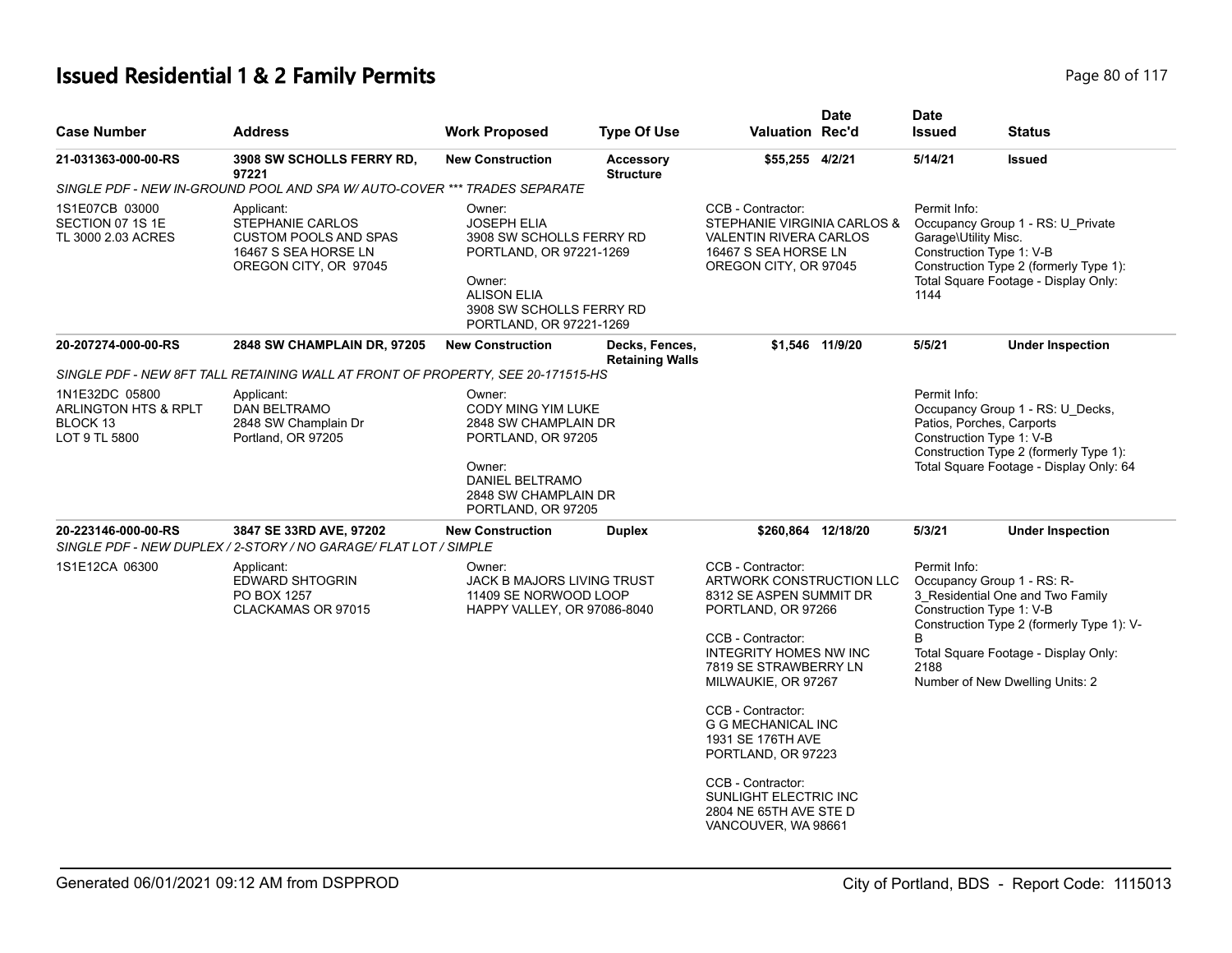# Issued Residential 1 & 2 Family Permits

| Case Number | Address | Work Proposed | Type Of Use | Valuation | Date Rec'd | Date Issued | Status |
|---|---|---|---|---|---|---|---|
| 21-031363-000-00-RS | 3908 SW SCHOLLS FERRY RD, 97221 | New Construction | Accessory Structure | $55,255 | 4/2/21 | 5/14/21 | Issued |

SINGLE PDF - NEW IN-GROUND POOL AND SPA W/ AUTO-COVER *** TRADES SEPARATE

1S1E07CB 03000
SECTION 07 1S 1E
TL 3000 2.03 ACRES

Applicant:
STEPHANIE CARLOS
CUSTOM POOLS AND SPAS
16467 S SEA HORSE LN
OREGON CITY, OR 97045

Owner:
JOSEPH ELIA
3908 SW SCHOLLS FERRY RD
PORTLAND, OR 97221-1269

Owner:
ALISON ELIA
3908 SW SCHOLLS FERRY RD
PORTLAND, OR 97221-1269

CCB - Contractor:
STEPHANIE VIRGINIA CARLOS & VALENTIN RIVERA CARLOS
16467 S SEA HORSE LN
OREGON CITY, OR 97045

Permit Info:
Occupancy Group 1 - RS: U_Private Garage\Utility Misc.
Construction Type 1: V-B
Construction Type 2 (formerly Type 1):
Total Square Footage - Display Only: 1144

| Case Number | Address | Work Proposed | Type Of Use | Valuation | Date Rec'd | Date Issued | Status |
|---|---|---|---|---|---|---|---|
| 20-207274-000-00-RS | 2848 SW CHAMPLAIN DR, 97205 | New Construction | Decks, Fences, Retaining Walls | $1,546 | 11/9/20 | 5/5/21 | Under Inspection |

SINGLE PDF - NEW 8FT TALL RETAINING WALL AT FRONT OF PROPERTY, SEE 20-171515-HS

1N1E32DC 05800
ARLINGTON HTS & RPLT
BLOCK 13
LOT 9 TL 5800

Applicant:
DAN BELTRAMO
2848 SW Champlain Dr
Portland, OR 97205

Owner:
CODY MING YIM LUKE
2848 SW CHAMPLAIN DR
PORTLAND, OR 97205

Owner:
DANIEL BELTRAMO
2848 SW CHAMPLAIN DR
PORTLAND, OR 97205

Permit Info:
Occupancy Group 1 - RS: U_Decks, Patios, Porches, Carports
Construction Type 1: V-B
Construction Type 2 (formerly Type 1):
Total Square Footage - Display Only: 64

| Case Number | Address | Work Proposed | Type Of Use | Valuation | Date Rec'd | Date Issued | Status |
|---|---|---|---|---|---|---|---|
| 20-223146-000-00-RS | 3847 SE 33RD AVE, 97202 | New Construction | Duplex | $260,864 | 12/18/20 | 5/3/21 | Under Inspection |

SINGLE PDF - NEW DUPLEX / 2-STORY / NO GARAGE/ FLAT LOT / SIMPLE

1S1E12CA 06300

Applicant:
EDWARD SHTOGRIN
PO BOX 1257
CLACKAMAS OR 97015

Owner:
JACK B MAJORS LIVING TRUST
11409 SE NORWOOD LOOP
HAPPY VALLEY, OR 97086-8040

CCB - Contractor:
ARTWORK CONSTRUCTION LLC
8312 SE ASPEN SUMMIT DR
PORTLAND, OR 97266

CCB - Contractor:
INTEGRITY HOMES NW INC
7819 SE STRAWBERRY LN
MILWAUKIE, OR 97267

CCB - Contractor:
G G MECHANICAL INC
1931 SE 176TH AVE
PORTLAND, OR 97223

CCB - Contractor:
SUNLIGHT ELECTRIC INC
2804 NE 65TH AVE STE D
VANCOUVER, WA 98661

Permit Info:
Occupancy Group 1 - RS: R-3_Residential One and Two Family
Construction Type 1: V-B
Construction Type 2 (formerly Type 1): V-B
Total Square Footage - Display Only: 2188
Number of New Dwelling Units: 2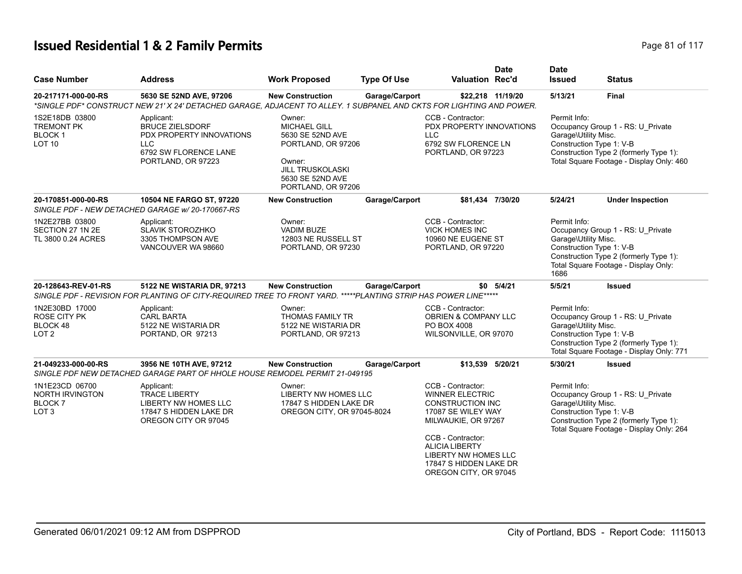# Issued Residential 1 & 2 Family Permits

| Case Number | Address | Work Proposed | Type Of Use | Valuation | Date Rec'd | Date Issued | Status |
|---|---|---|---|---|---|---|---|
| **20-217171-000-00-RS** | **5630 SE 52ND AVE, 97206** | **New Construction** | **Garage/Carport** | **$22,218** | **11/19/20** | **5/13/21** | **Final** |
| *\*SINGLE PDF\* CONSTRUCT NEW 21' X 24' DETACHED GARAGE, ADJACENT TO ALLEY. 1 SUBPANEL AND CKTS FOR LIGHTING AND POWER.* | | | | | | | |
| 1S2E18DB 03800<br>TREMONT PK<br>BLOCK 1<br>LOT 10 | Applicant:<br>BRUCE ZIELSDORF<br>PDX PROPERTY INNOVATIONS LLC<br>6792 SW FLORENCE LANE<br>PORTLAND, OR 97223 | Owner:<br>MICHAEL GILL<br>5630 SE 52ND AVE<br>PORTLAND, OR 97206<br>Owner:<br>JILL TRUSKOLASKI<br>5630 SE 52ND AVE<br>PORTLAND, OR 97206 | | CCB - Contractor:<br>PDX PROPERTY INNOVATIONS LLC<br>6792 SW FLORENCE LN<br>PORTLAND, OR 97223 | | Permit Info:<br>Occupancy Group 1 - RS: U_Private Garage\Utility Misc.<br>Construction Type 1: V-B<br>Construction Type 2 (formerly Type 1):<br>Total Square Footage - Display Only: 460 | |
| **20-170851-000-00-RS** | **10504 NE FARGO ST, 97220** | **New Construction** | **Garage/Carport** | **$81,434** | **7/30/20** | **5/24/21** | **Under Inspection** |
| SINGLE PDF - NEW DETACHED GARAGE w/ 20-170667-RS | | | | | | | |
| 1N2E27BB 03800<br>SECTION 27 1N 2E<br>TL 3800 0.24 ACRES | Applicant:<br>SLAVIK STOROZHKO<br>3305 THOMPSON AVE<br>VANCOUVER WA 98660 | Owner:<br>VADIM BUZE<br>12803 NE RUSSELL ST<br>PORTLAND, OR 97230 | | CCB - Contractor:<br>VICK HOMES INC<br>10960 NE EUGENE ST<br>PORTLAND, OR 97220 | | Permit Info:<br>Occupancy Group 1 - RS: U_Private Garage\Utility Misc.<br>Construction Type 1: V-B<br>Construction Type 2 (formerly Type 1):<br>Total Square Footage - Display Only: 1686 | |
| **20-128643-REV-01-RS** | **5122 NE WISTARIA DR, 97213** | **New Construction** | **Garage/Carport** | **$0** | **5/4/21** | **5/5/21** | **Issued** |
| SINGLE PDF - REVISION FOR PLANTING OF CITY-REQUIRED TREE TO FRONT YARD. \*\*\*\*\*PLANTING STRIP HAS POWER LINE\*\*\*\*\* | | | | | | | |
| 1N2E30BD 17000<br>ROSE CITY PK<br>BLOCK 48<br>LOT 2 | Applicant:<br>CARL BARTA<br>5122 NE WISTARIA DR<br>PORTAND, OR 97213 | Owner:<br>THOMAS FAMILY TR<br>5122 NE WISTARIA DR<br>PORTLAND, OR 97213 | | CCB - Contractor:<br>OBRIEN & COMPANY LLC<br>PO BOX 4008<br>WILSONVILLE, OR 97070 | | Permit Info:<br>Occupancy Group 1 - RS: U_Private Garage\Utility Misc.<br>Construction Type 1: V-B<br>Construction Type 2 (formerly Type 1):<br>Total Square Footage - Display Only: 771 | |
| **21-049233-000-00-RS** | **3956 NE 10TH AVE, 97212** | **New Construction** | **Garage/Carport** | **$13,539** | **5/20/21** | **5/30/21** | **Issued** |
| SINGLE PDF NEW DETACHED GARAGE PART OF HHOLE HOUSE REMODEL PERMIT 21-049195 | | | | | | | |
| 1N1E23CD 06700<br>NORTH IRVINGTON<br>BLOCK 7<br>LOT 3 | Applicant:<br>TRACE LIBERTY<br>LIBERTY NW HOMES LLC<br>17847 S HIDDEN LAKE DR<br>OREGON CITY OR 97045 | Owner:<br>LIBERTY NW HOMES LLC<br>17847 S HIDDEN LAKE DR<br>OREGON CITY, OR 97045-8024 | | CCB - Contractor:<br>WINNER ELECTRIC CONSTRUCTION INC<br>17087 SE WILEY WAY<br>MILWAUKIE, OR 97267<br>CCB - Contractor:<br>ALICIA LIBERTY<br>LIBERTY NW HOMES LLC<br>17847 S HIDDEN LAKE DR<br>OREGON CITY, OR 97045 | | Permit Info:<br>Occupancy Group 1 - RS: U_Private Garage\Utility Misc.<br>Construction Type 1: V-B<br>Construction Type 2 (formerly Type 1):<br>Total Square Footage - Display Only: 264 | |

Generated 06/01/2021 09:12 AM from DSPPROD

City of Portland, BDS - Report Code: 1115013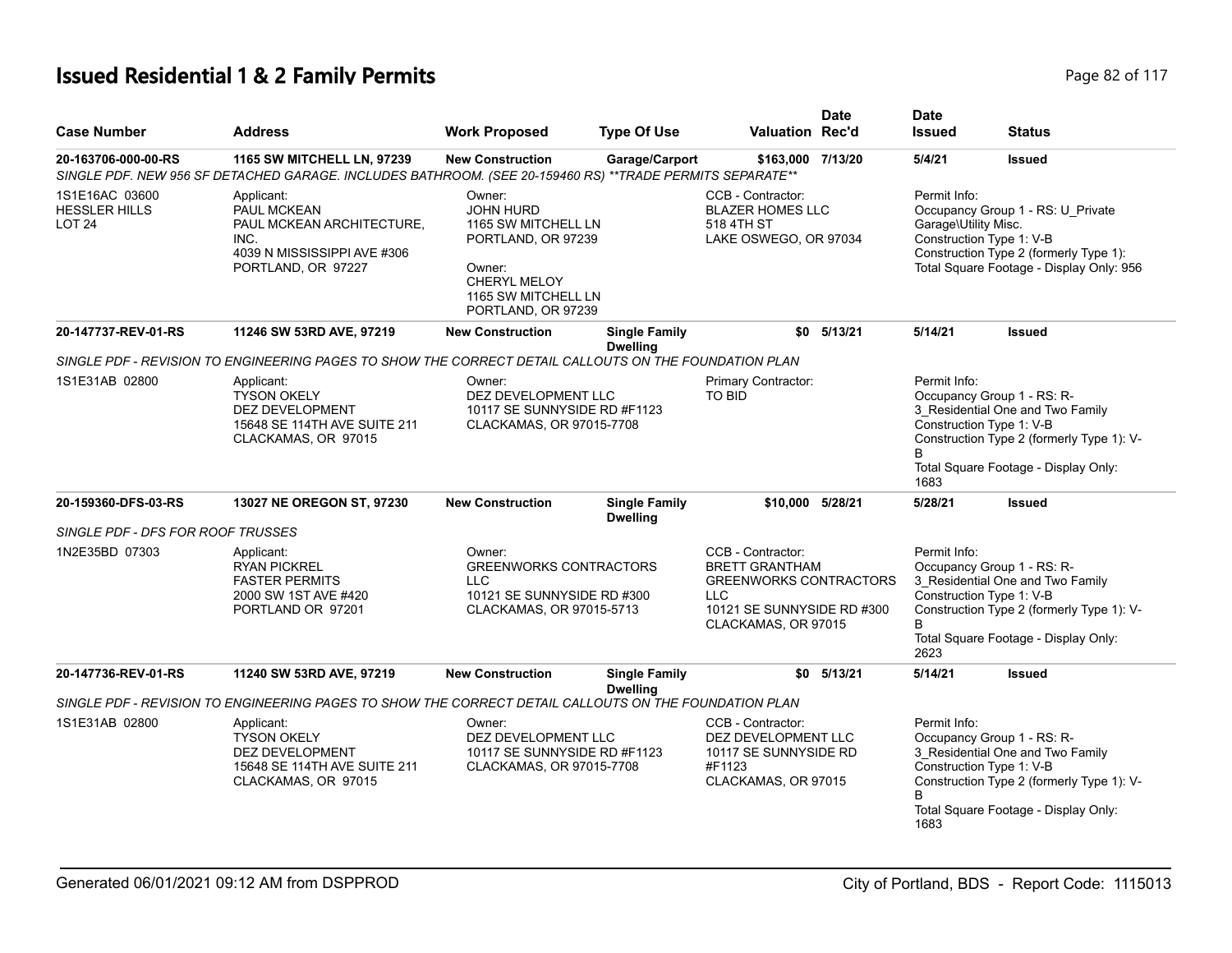# Issued Residential 1 & 2 Family Permits

| Case Number | Address | Work Proposed | Type Of Use | Valuation | Date Rec'd | Date Issued | Status |
|---|---|---|---|---|---|---|---|
| 20-163706-000-00-RS | 1165 SW MITCHELL LN, 97239 | New Construction | Garage/Carport | $163,000 | 7/13/20 | 5/4/21 | Issued |
| *SINGLE PDF. NEW 956 SF DETACHED GARAGE. INCLUDES BATHROOM. (SEE 20-159460 RS) **TRADE PERMITS SEPARATE*** | | | | | | | |
| 1S1E16AC 03600<br>HESSLER HILLS<br>LOT 24 | Applicant:<br>PAUL MCKEAN<br>PAUL MCKEAN ARCHITECTURE, INC.<br>4039 N MISSISSIPPI AVE #306<br>PORTLAND, OR 97227 | Owner:<br>JOHN HURD<br>1165 SW MITCHELL LN<br>PORTLAND, OR 97239<br>Owner:<br>CHERYL MELOY<br>1165 SW MITCHELL LN<br>PORTLAND, OR 97239 | | CCB - Contractor:<br>BLAZER HOMES LLC<br>518 4TH ST<br>LAKE OSWEGO, OR 97034 | | Permit Info:<br>Occupancy Group 1 - RS: U_Private Garage\Utility Misc.<br>Construction Type 1: V-B<br>Construction Type 2 (formerly Type 1):<br>Total Square Footage - Display Only: 956 | |
| 20-147737-REV-01-RS | 11246 SW 53RD AVE, 97219 | New Construction | Single Family Dwelling | $0 | 5/13/21 | 5/14/21 | Issued |
| *SINGLE PDF - REVISION TO ENGINEERING PAGES TO SHOW THE CORRECT DETAIL CALLOUTS ON THE FOUNDATION PLAN* | | | | | | | |
| 1S1E31AB 02800 | Applicant:<br>TYSON OKELY<br>DEZ DEVELOPMENT<br>15648 SE 114TH AVE SUITE 211<br>CLACKAMAS, OR 97015 | Owner:<br>DEZ DEVELOPMENT LLC<br>10117 SE SUNNYSIDE RD #F1123<br>CLACKAMAS, OR 97015-7708 | | Primary Contractor:<br>TO BID | | Permit Info:<br>Occupancy Group 1 - RS: R-3_Residential One and Two Family<br>Construction Type 1: V-B<br>Construction Type 2 (formerly Type 1): V-B<br>Total Square Footage - Display Only: 1683 | |
| 20-159360-DFS-03-RS | 13027 NE OREGON ST, 97230 | New Construction | Single Family Dwelling | $10,000 | 5/28/21 | 5/28/21 | Issued |
| *SINGLE PDF - DFS FOR ROOF TRUSSES* | | | | | | | |
| 1N2E35BD 07303 | Applicant:<br>RYAN PICKREL<br>FASTER PERMITS<br>2000 SW 1ST AVE #420<br>PORTLAND OR 97201 | Owner:<br>GREENWORKS CONTRACTORS LLC<br>10121 SE SUNNYSIDE RD #300<br>CLACKAMAS, OR 97015-5713 | | CCB - Contractor:<br>BRETT GRANTHAM<br>GREENWORKS CONTRACTORS LLC<br>10121 SE SUNNYSIDE RD #300<br>CLACKAMAS, OR 97015 | | Permit Info:<br>Occupancy Group 1 - RS: R-3_Residential One and Two Family<br>Construction Type 1: V-B<br>Construction Type 2 (formerly Type 1): V-B<br>Total Square Footage - Display Only: 2623 | |
| 20-147736-REV-01-RS | 11240 SW 53RD AVE, 97219 | New Construction | Single Family Dwelling | $0 | 5/13/21 | 5/14/21 | Issued |
| *SINGLE PDF - REVISION TO ENGINEERING PAGES TO SHOW THE CORRECT DETAIL CALLOUTS ON THE FOUNDATION PLAN* | | | | | | | |
| 1S1E31AB 02800 | Applicant:<br>TYSON OKELY<br>DEZ DEVELOPMENT<br>15648 SE 114TH AVE SUITE 211<br>CLACKAMAS, OR 97015 | Owner:<br>DEZ DEVELOPMENT LLC<br>10117 SE SUNNYSIDE RD #F1123<br>CLACKAMAS, OR 97015-7708 | | CCB - Contractor:<br>DEZ DEVELOPMENT LLC<br>10117 SE SUNNYSIDE RD #F1123<br>CLACKAMAS, OR 97015 | | Permit Info:<br>Occupancy Group 1 - RS: R-3_Residential One and Two Family<br>Construction Type 1: V-B<br>Construction Type 2 (formerly Type 1): V-B<br>Total Square Footage - Display Only: 1683 | |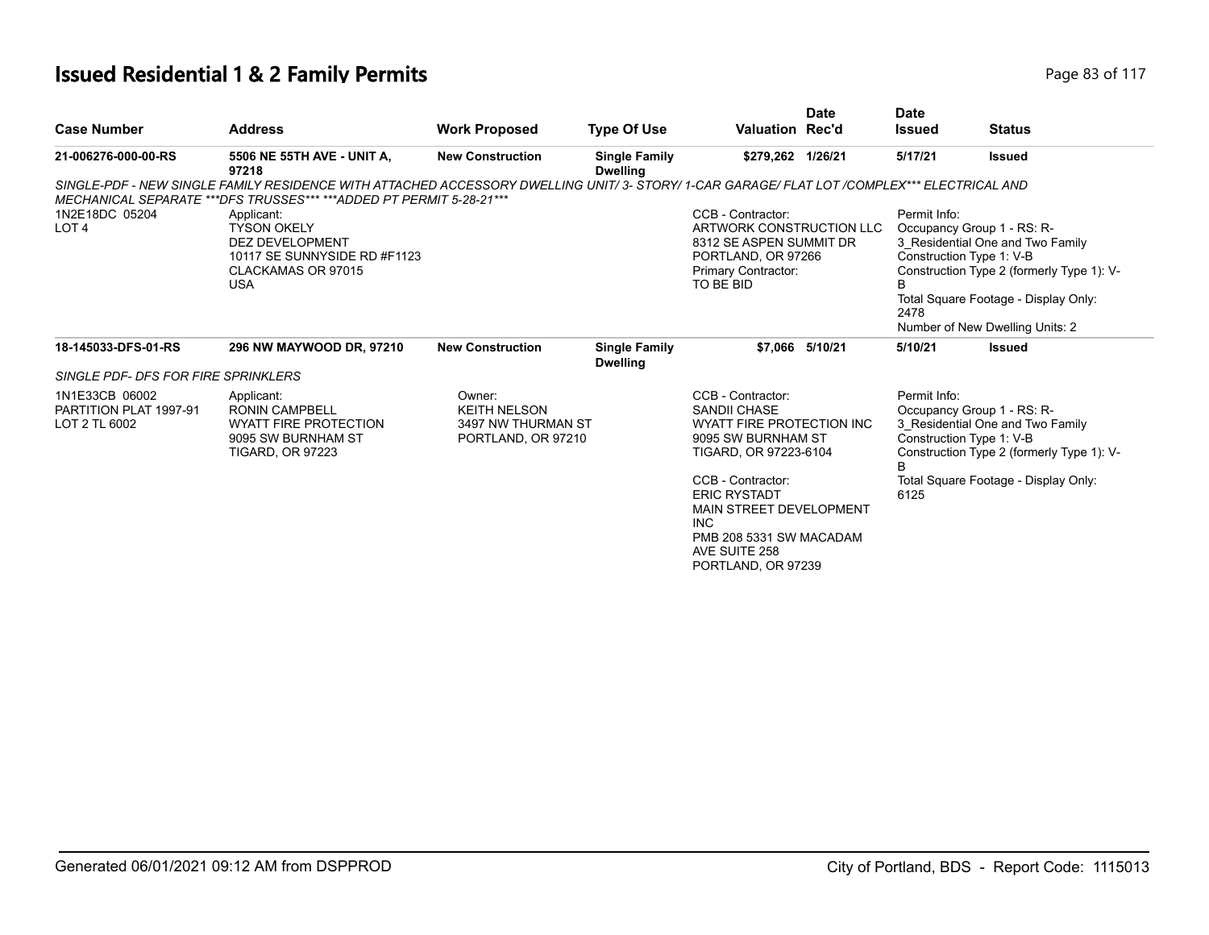## Issued Residential 1 & 2 Family Permits

| Case Number | Address | Work Proposed | Type Of Use | Valuation | Date Rec'd | Date Issued | Status |
|---|---|---|---|---|---|---|---|
| 21-006276-000-00-RS | 5506 NE 55TH AVE - UNIT A, 97218 | New Construction | Single Family Dwelling | $279,262 | 1/26/21 | 5/17/21 | Issued |

*SINGLE-PDF - NEW SINGLE FAMILY RESIDENCE WITH ATTACHED ACCESSORY DWELLING UNIT/ 3- STORY/ 1-CAR GARAGE/ FLAT LOT /COMPLEX*** ELECTRICAL AND MECHANICAL SEPARATE ***DFS TRUSSES*** ***ADDED PT PERMIT 5-28-21****

1N2E18DC 05204
LOT 4

Applicant:
TYSON OKELY
DEZ DEVELOPMENT
10117 SE SUNNYSIDE RD #F1123
CLACKAMAS OR 97015
USA

CCB - Contractor:
ARTWORK CONSTRUCTION LLC
8312 SE ASPEN SUMMIT DR
PORTLAND, OR 97266
Primary Contractor:
TO BE BID

Permit Info:
Occupancy Group 1 - RS: R-3_Residential One and Two Family
Construction Type 1: V-B
Construction Type 2 (formerly Type 1): V-B
Total Square Footage - Display Only: 2478
Number of New Dwelling Units: 2

| Case Number | Address | Work Proposed | Type Of Use | Valuation | Date Rec'd | Date Issued | Status |
|---|---|---|---|---|---|---|---|
| 18-145033-DFS-01-RS | 296 NW MAYWOOD DR, 97210 | New Construction | Single Family Dwelling | $7,066 | 5/10/21 | 5/10/21 | Issued |

*SINGLE PDF- DFS FOR FIRE SPRINKLERS*

1N1E33CB 06002
PARTITION PLAT 1997-91
LOT 2 TL 6002

Applicant:
RONIN CAMPBELL
WYATT FIRE PROTECTION
9095 SW BURNHAM ST
TIGARD, OR 97223

Owner:
KEITH NELSON
3497 NW THURMAN ST
PORTLAND, OR 97210

CCB - Contractor:
SANDII CHASE
WYATT FIRE PROTECTION INC
9095 SW BURNHAM ST
TIGARD, OR 97223-6104

CCB - Contractor:
ERIC RYSTADT
MAIN STREET DEVELOPMENT INC
PMB 208 5331 SW MACADAM AVE SUITE 258
PORTLAND, OR 97239

Permit Info:
Occupancy Group 1 - RS: R-3_Residential One and Two Family
Construction Type 1: V-B
Construction Type 2 (formerly Type 1): V-B
Total Square Footage - Display Only: 6125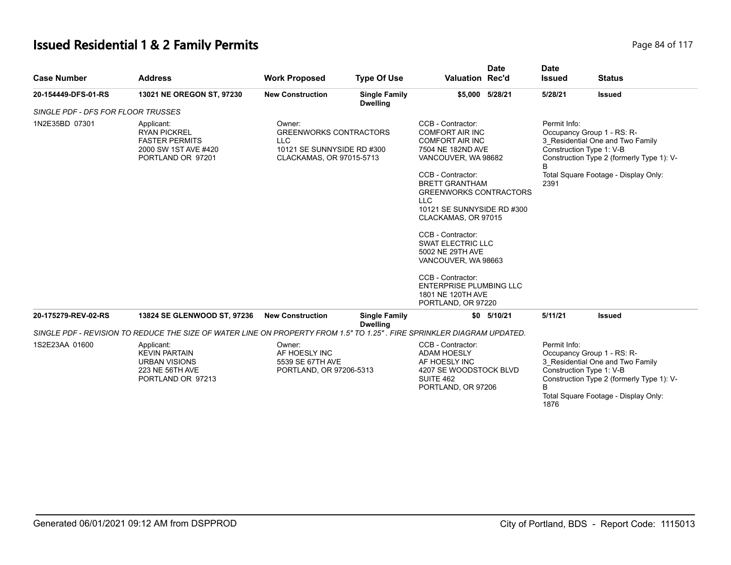# Issued Residential 1 & 2 Family Permits

| Case Number | Address | Work Proposed | Type Of Use | Valuation | Date Rec'd | Date Issued | Status |
|---|---|---|---|---|---|---|---|
| 20-154449-DFS-01-RS | 13021 NE OREGON ST, 97230 | New Construction | Single Family Dwelling | $5,000 | 5/28/21 | 5/28/21 | Issued |

*SINGLE PDF - DFS FOR FLOOR TRUSSES*

1N2E35BD 07301

Applicant:
RYAN PICKREL
FASTER PERMITS
2000 SW 1ST AVE #420
PORTLAND OR 97201

Owner:
GREENWORKS CONTRACTORS LLC
10121 SE SUNNYSIDE RD #300
CLACKAMAS, OR 97015-5713

CCB - Contractor:
COMFORT AIR INC
COMFORT AIR INC
7504 NE 182ND AVE
VANCOUVER, WA 98682

CCB - Contractor:
BRETT GRANTHAM
GREENWORKS CONTRACTORS LLC
10121 SE SUNNYSIDE RD #300
CLACKAMAS, OR 97015

CCB - Contractor:
SWAT ELECTRIC LLC
5002 NE 29TH AVE
VANCOUVER, WA 98663

CCB - Contractor:
ENTERPRISE PLUMBING LLC
1801 NE 120TH AVE
PORTLAND, OR 97220

Permit Info:
Occupancy Group 1 - RS: R-3_Residential One and Two Family
Construction Type 1: V-B
Construction Type 2 (formerly Type 1): V-B
Total Square Footage - Display Only: 2391

| Case Number | Address | Work Proposed | Type Of Use | Valuation | Date Rec'd | Date Issued | Status |
|---|---|---|---|---|---|---|---|
| 20-175279-REV-02-RS | 13824 SE GLENWOOD ST, 97236 | New Construction | Single Family Dwelling | $0 | 5/10/21 | 5/11/21 | Issued |

*SINGLE PDF - REVISION TO REDUCE THE SIZE OF WATER LINE ON PROPERTY FROM 1.5" TO 1.25" . FIRE SPRINKLER DIAGRAM UPDATED.*

1S2E23AA 01600

Applicant:
KEVIN PARTAIN
URBAN VISIONS
223 NE 56TH AVE
PORTLAND OR 97213

Owner:
AF HOESLY INC
5539 SE 67TH AVE
PORTLAND, OR 97206-5313

CCB - Contractor:
ADAM HOESLY
AF HOESLY INC
4207 SE WOODSTOCK BLVD
SUITE 462
PORTLAND, OR 97206

Permit Info:
Occupancy Group 1 - RS: R-3_Residential One and Two Family
Construction Type 1: V-B
Construction Type 2 (formerly Type 1): V-B
Total Square Footage - Display Only: 1876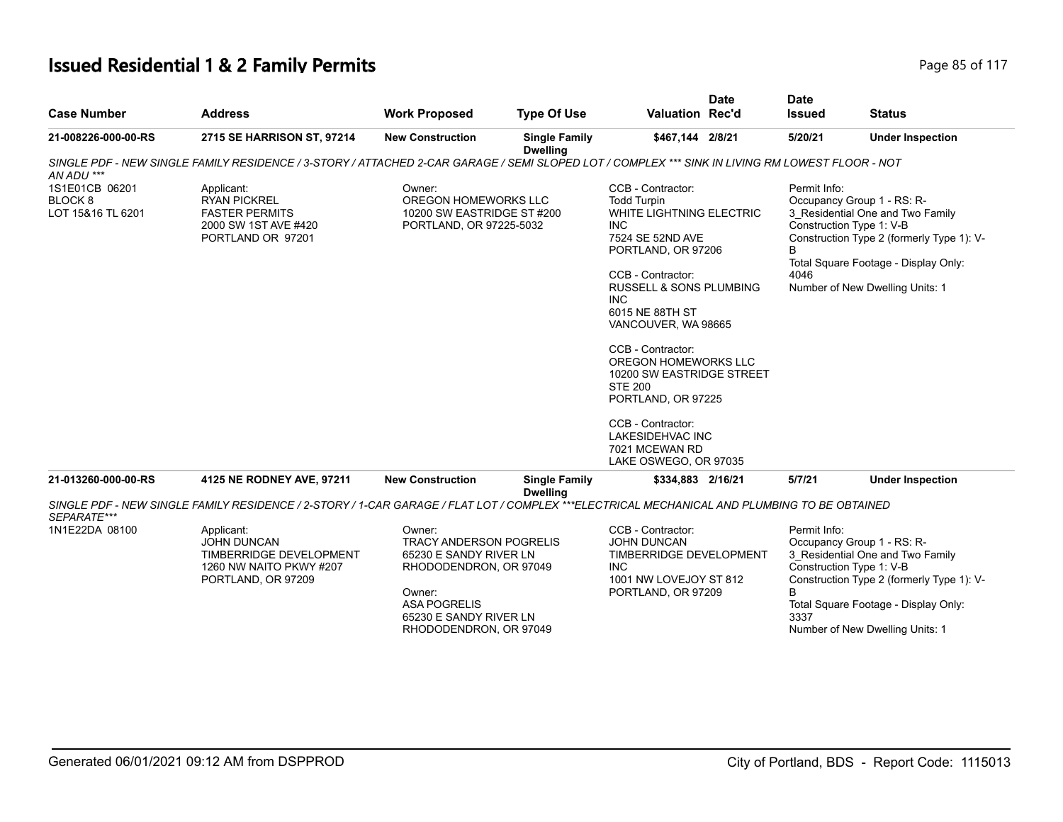# Issued Residential 1 & 2 Family Permits

| Case Number | Address | Work Proposed | Type Of Use | Valuation | Date Rec'd | Date Issued | Status |
|---|---|---|---|---|---|---|---|
| **21-008226-000-00-RS** | **2715 SE HARRISON ST, 97214** | **New Construction** | **Single Family Dwelling** | **$467,144** | **2/8/21** | **5/20/21** | **Under Inspection** |

*SINGLE PDF - NEW SINGLE FAMILY RESIDENCE / 3-STORY / ATTACHED 2-CAR GARAGE / SEMI SLOPED LOT / COMPLEX *** SINK IN LIVING RM LOWEST FLOOR - NOT AN ADU ****

1S1E01CB 06201
BLOCK 8
LOT 15&16 TL 6201

Applicant:
RYAN PICKREL
FASTER PERMITS
2000 SW 1ST AVE #420
PORTLAND OR 97201

Owner:
OREGON HOMEWORKS LLC
10200 SW EASTRIDGE ST #200
PORTLAND, OR 97225-5032

CCB - Contractor:
Todd Turpin
WHITE LIGHTNING ELECTRIC INC
7524 SE 52ND AVE
PORTLAND, OR 97206

CCB - Contractor:
RUSSELL & SONS PLUMBING INC
6015 NE 88TH ST
VANCOUVER, WA 98665

CCB - Contractor:
OREGON HOMEWORKS LLC
10200 SW EASTRIDGE STREET STE 200
PORTLAND, OR 97225

CCB - Contractor:
LAKESIDEHVAC INC
7021 MCEWAN RD
LAKE OSWEGO, OR 97035

Permit Info:
Occupancy Group 1 - RS: R-3_Residential One and Two Family
Construction Type 1: V-B
Construction Type 2 (formerly Type 1): V-B
Total Square Footage - Display Only: 4046
Number of New Dwelling Units: 1

| Case Number | Address | Work Proposed | Type Of Use | Valuation | Date Rec'd | Date Issued | Status |
|---|---|---|---|---|---|---|---|
| **21-013260-000-00-RS** | **4125 NE RODNEY AVE, 97211** | **New Construction** | **Single Family Dwelling** | **$334,883** | **2/16/21** | **5/7/21** | **Under Inspection** |

*SINGLE PDF - NEW SINGLE FAMILY RESIDENCE / 2-STORY / 1-CAR GARAGE / FLAT LOT / COMPLEX ***ELECTRICAL MECHANICAL AND PLUMBING TO BE OBTAINED SEPARATE****

1N1E22DA 08100

Applicant:
JOHN DUNCAN
TIMBERRIDGE DEVELOPMENT
1260 NW NAITO PKWY #207
PORTLAND, OR 97209

Owner:
TRACY ANDERSON POGRELIS
65230 E SANDY RIVER LN
RHODODENDRON, OR 97049

Owner:
ASA POGRELIS
65230 E SANDY RIVER LN
RHODODENDRON, OR 97049

CCB - Contractor:
JOHN DUNCAN
TIMBERRIDGE DEVELOPMENT INC
1001 NW LOVEJOY ST 812
PORTLAND, OR 97209

Permit Info:
Occupancy Group 1 - RS: R-3_Residential One and Two Family
Construction Type 1: V-B
Construction Type 2 (formerly Type 1): V-B
Total Square Footage - Display Only: 3337
Number of New Dwelling Units: 1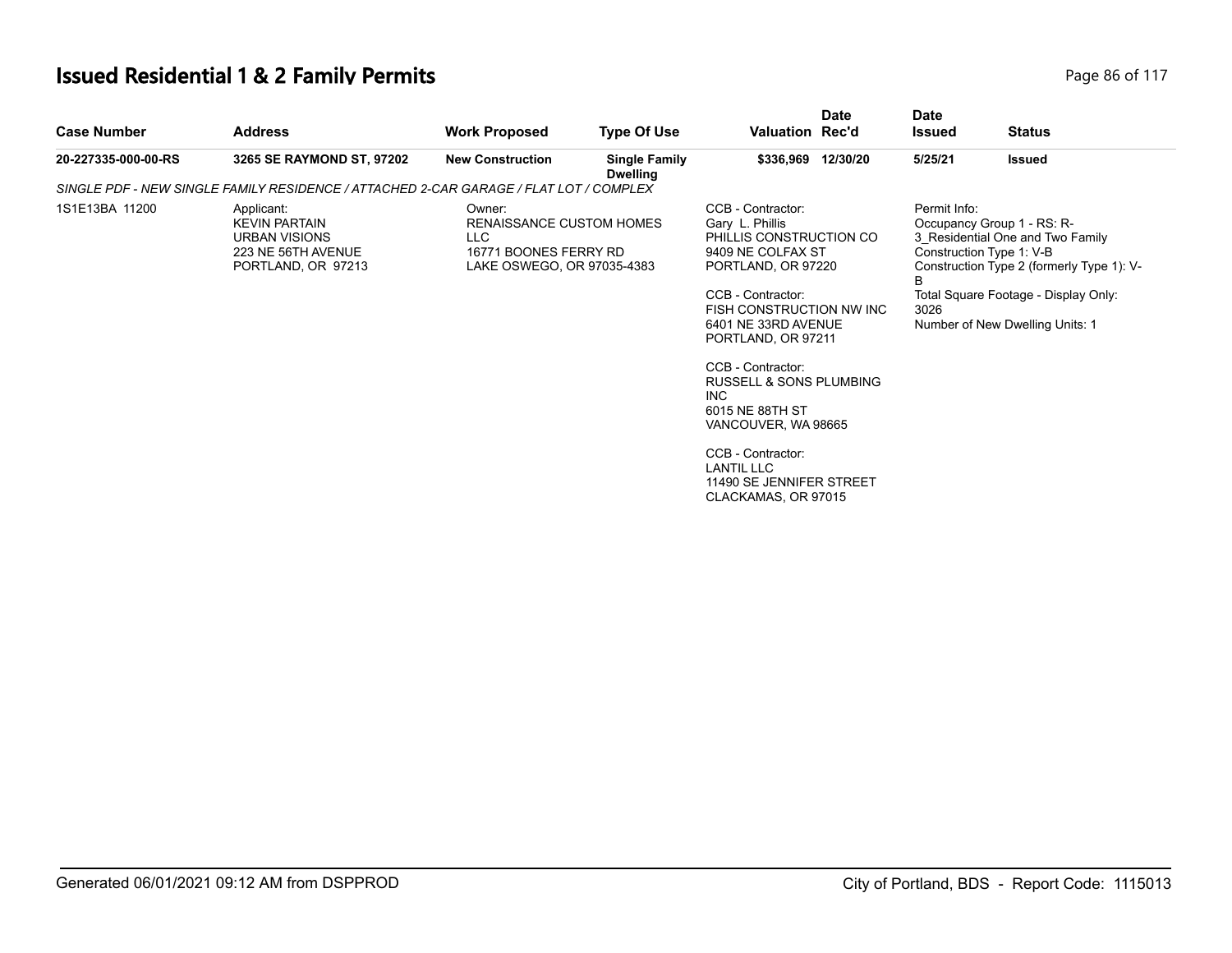# Issued Residential 1 & 2 Family Permits

| Case Number | Address | Work Proposed | Type Of Use | Valuation | Date Rec'd | Date Issued | Status |
|---|---|---|---|---|---|---|---|
| 20-227335-000-00-RS | 3265 SE RAYMOND ST, 97202 | New Construction | Single Family Dwelling | $336,969 | 12/30/20 | 5/25/21 | Issued |

*SINGLE PDF - NEW SINGLE FAMILY RESIDENCE / ATTACHED 2-CAR GARAGE / FLAT LOT / COMPLEX*

1S1E13BA 11200

Applicant:
KEVIN PARTAIN
URBAN VISIONS
223 NE 56TH AVENUE
PORTLAND, OR 97213

Owner:
RENAISSANCE CUSTOM HOMES LLC
16771 BOONES FERRY RD
LAKE OSWEGO, OR 97035-4383

CCB - Contractor:
Gary L. Phillis
PHILLIS CONSTRUCTION CO
9409 NE COLFAX ST
PORTLAND, OR 97220

CCB - Contractor:
FISH CONSTRUCTION NW INC
6401 NE 33RD AVENUE
PORTLAND, OR 97211

CCB - Contractor:
RUSSELL & SONS PLUMBING INC
6015 NE 88TH ST
VANCOUVER, WA 98665

CCB - Contractor:
LANTIL LLC
11490 SE JENNIFER STREET
CLACKAMAS, OR 97015

Permit Info:
Occupancy Group 1 - RS: R-3_Residential One and Two Family
Construction Type 1: V-B
Construction Type 2 (formerly Type 1): V-B
Total Square Footage - Display Only: 3026
Number of New Dwelling Units: 1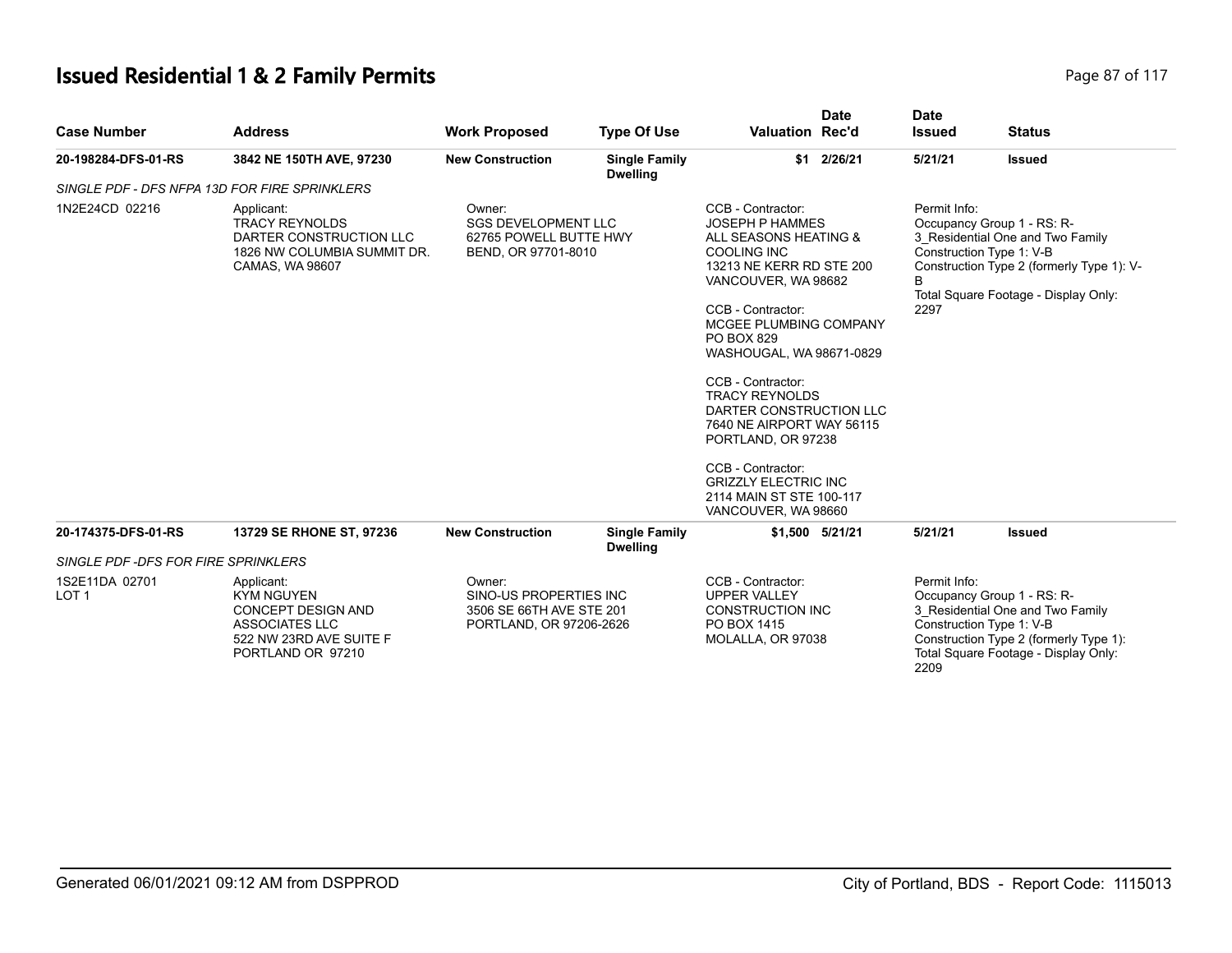# Issued Residential 1 & 2 Family Permits

| Case Number | Address | Work Proposed | Type Of Use | Valuation | Date Rec'd | Date Issued | Status |
|---|---|---|---|---|---|---|---|
| 20-198284-DFS-01-RS | 3842 NE 150TH AVE, 97230 | New Construction | Single Family Dwelling | $1 | 2/26/21 | 5/21/21 | Issued |
| *SINGLE PDF - DFS NFPA 13D FOR FIRE SPRINKLERS* | | | | | | | |
| 1N2E24CD 02216 | Applicant: TRACY REYNOLDS DARTER CONSTRUCTION LLC 1826 NW COLUMBIA SUMMIT DR. CAMAS, WA 98607 | Owner: SGS DEVELOPMENT LLC 62765 POWELL BUTTE HWY BEND, OR 97701-8010 | | CCB - Contractor: JOSEPH P HAMMES ALL SEASONS HEATING & COOLING INC 13213 NE KERR RD STE 200 VANCOUVER, WA 98682<br>CCB - Contractor: MCGEE PLUMBING COMPANY PO BOX 829 WASHOUGAL, WA 98671-0829<br>CCB - Contractor: TRACY REYNOLDS DARTER CONSTRUCTION LLC 7640 NE AIRPORT WAY 56115 PORTLAND, OR 97238<br>CCB - Contractor: GRIZZLY ELECTRIC INC 2114 MAIN ST STE 100-117 VANCOUVER, WA 98660 | | Permit Info: Occupancy Group 1 - RS: R-3_Residential One and Two Family Construction Type 1: V-B Construction Type 2 (formerly Type 1): V-B Total Square Footage - Display Only: 2297 | |
| 20-174375-DFS-01-RS | 13729 SE RHONE ST, 97236 | New Construction | Single Family Dwelling | $1,500 | 5/21/21 | 5/21/21 | Issued |
| *SINGLE PDF -DFS FOR FIRE SPRINKLERS* | | | | | | | |
| 1S2E11DA 02701 LOT 1 | Applicant: KYM NGUYEN CONCEPT DESIGN AND ASSOCIATES LLC 522 NW 23RD AVE SUITE F PORTLAND OR 97210 | Owner: SINO-US PROPERTIES INC 3506 SE 66TH AVE STE 201 PORTLAND, OR 97206-2626 | | CCB - Contractor: UPPER VALLEY CONSTRUCTION INC PO BOX 1415 MOLALLA, OR 97038 | | Permit Info: Occupancy Group 1 - RS: R-3_Residential One and Two Family Construction Type 1: V-B Construction Type 2 (formerly Type 1): Total Square Footage - Display Only: 2209 | |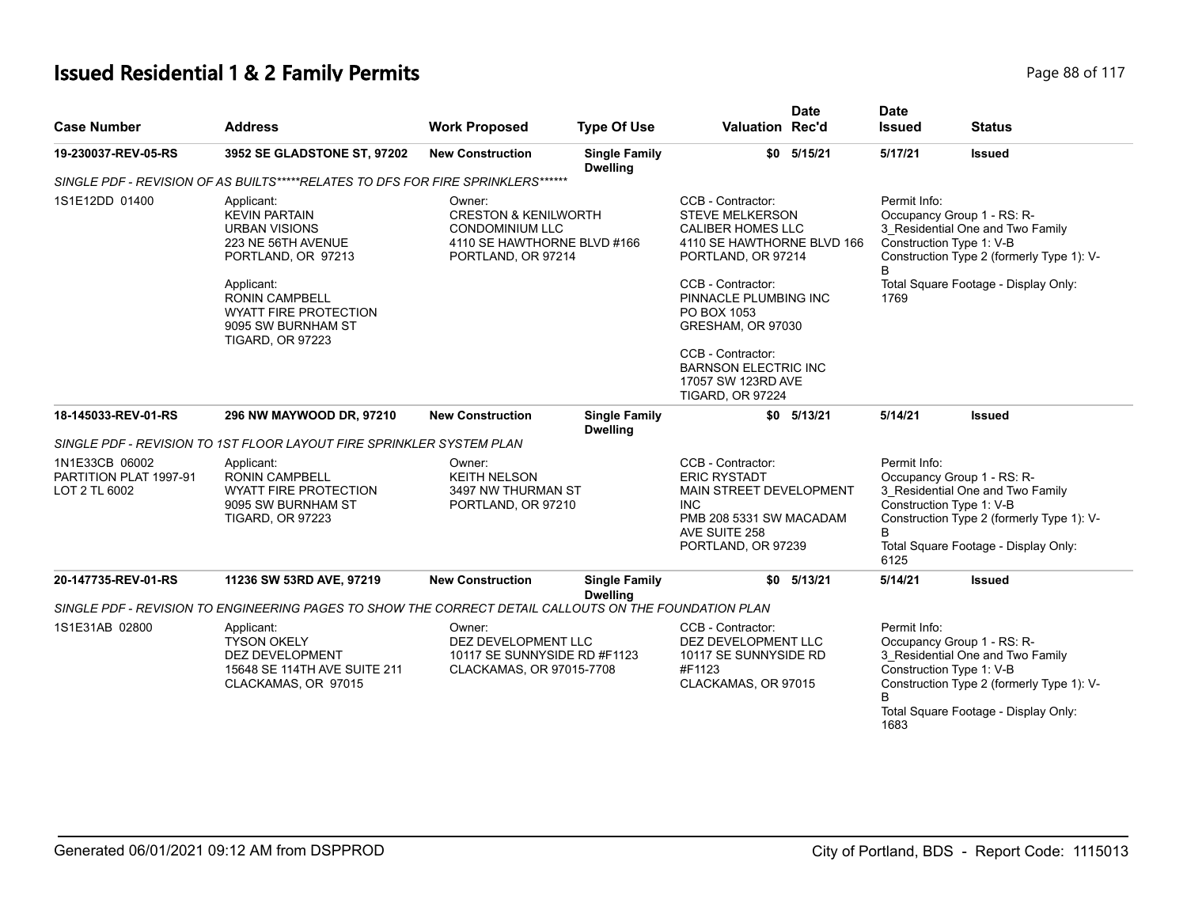# Issued Residential 1 & 2 Family Permits

| Case Number | Address | Work Proposed | Type Of Use | Valuation | Date Rec'd | Date Issued | Status |
|---|---|---|---|---|---|---|---|
| 19-230037-REV-05-RS | 3952 SE GLADSTONE ST, 97202 | New Construction | Single Family Dwelling | $0 | 5/15/21 | 5/17/21 | Issued |

*SINGLE PDF - REVISION OF AS BUILTS*****RELATES TO DFS FOR FIRE SPRINKLERS******

1S1E12DD 01400

Applicant:
KEVIN PARTAIN
URBAN VISIONS
223 NE 56TH AVENUE
PORTLAND, OR 97213

Applicant:
RONIN CAMPBELL
WYATT FIRE PROTECTION
9095 SW BURNHAM ST
TIGARD, OR 97223

Owner:
CRESTON & KENILWORTH CONDOMINIUM LLC
4110 SE HAWTHORNE BLVD #166
PORTLAND, OR 97214

CCB - Contractor:
STEVE MELKERSON
CALIBER HOMES LLC
4110 SE HAWTHORNE BLVD 166
PORTLAND, OR 97214

CCB - Contractor:
PINNACLE PLUMBING INC
PO BOX 1053
GRESHAM, OR 97030

CCB - Contractor:
BARNSON ELECTRIC INC
17057 SW 123RD AVE
TIGARD, OR 97224

Permit Info:
Occupancy Group 1 - RS: R-3_Residential One and Two Family
Construction Type 1: V-B
Construction Type 2 (formerly Type 1): V-B
Total Square Footage - Display Only: 1769

| Case Number | Address | Work Proposed | Type Of Use | Valuation | Date Rec'd | Date Issued | Status |
|---|---|---|---|---|---|---|---|
| 18-145033-REV-01-RS | 296 NW MAYWOOD DR, 97210 | New Construction | Single Family Dwelling | $0 | 5/13/21 | 5/14/21 | Issued |

*SINGLE PDF - REVISION TO 1ST FLOOR LAYOUT FIRE SPRINKLER SYSTEM PLAN*

1N1E33CB 06002
PARTITION PLAT 1997-91
LOT 2 TL 6002

Applicant:
RONIN CAMPBELL
WYATT FIRE PROTECTION
9095 SW BURNHAM ST
TIGARD, OR 97223

Owner:
KEITH NELSON
3497 NW THURMAN ST
PORTLAND, OR 97210

CCB - Contractor:
ERIC RYSTADT
MAIN STREET DEVELOPMENT INC
PMB 208 5331 SW MACADAM AVE SUITE 258
PORTLAND, OR 97239

Permit Info:
Occupancy Group 1 - RS: R-3_Residential One and Two Family
Construction Type 1: V-B
Construction Type 2 (formerly Type 1): V-B
Total Square Footage - Display Only: 6125

| Case Number | Address | Work Proposed | Type Of Use | Valuation | Date Rec'd | Date Issued | Status |
|---|---|---|---|---|---|---|---|
| 20-147735-REV-01-RS | 11236 SW 53RD AVE, 97219 | New Construction | Single Family Dwelling | $0 | 5/13/21 | 5/14/21 | Issued |

*SINGLE PDF - REVISION TO ENGINEERING PAGES TO SHOW THE CORRECT DETAIL CALLOUTS ON THE FOUNDATION PLAN*

1S1E31AB 02800

Applicant:
TYSON OKELY
DEZ DEVELOPMENT
15648 SE 114TH AVE SUITE 211
CLACKAMAS, OR 97015

Owner:
DEZ DEVELOPMENT LLC
10117 SE SUNNYSIDE RD #F1123
CLACKAMAS, OR 97015-7708

CCB - Contractor:
DEZ DEVELOPMENT LLC
10117 SE SUNNYSIDE RD #F1123
CLACKAMAS, OR 97015

Permit Info:
Occupancy Group 1 - RS: R-3_Residential One and Two Family
Construction Type 1: V-B
Construction Type 2 (formerly Type 1): V-B
Total Square Footage - Display Only: 1683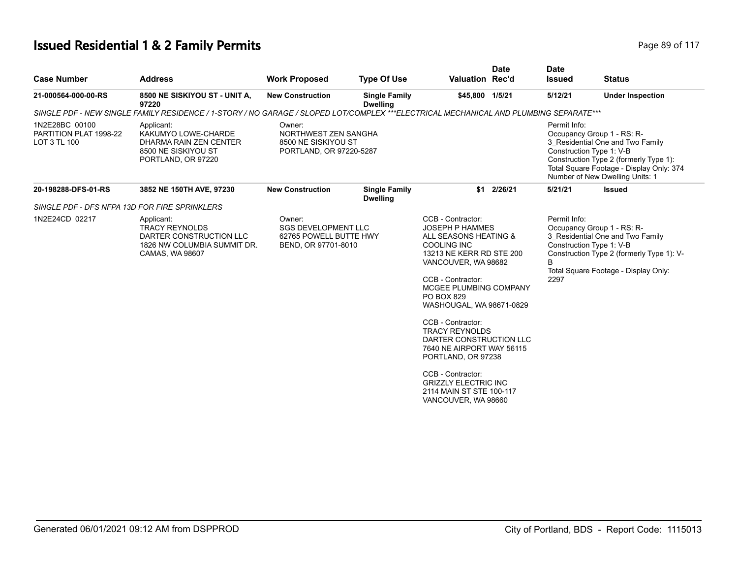# Issued Residential 1 & 2 Family Permits

| Case Number | Address | Work Proposed | Type Of Use | Valuation | Date Rec'd | Date Issued | Status |
|---|---|---|---|---|---|---|---|
| 21-000564-000-00-RS | 8500 NE SISKIYOU ST - UNIT A, 97220 | New Construction | Single Family Dwelling | $45,800 | 1/5/21 | 5/12/21 | Under Inspection |

*SINGLE PDF - NEW SINGLE FAMILY RESIDENCE / 1-STORY / NO GARAGE / SLOPED LOT/COMPLEX ***ELECTRICAL MECHANICAL AND PLUMBING SEPARATE****

1N2E28BC 00100
PARTITION PLAT 1998-22
LOT 3 TL 100

Applicant:
KAKUMYO LOWE-CHARDE
DHARMA RAIN ZEN CENTER
8500 NE SISKIYOU ST
PORTLAND, OR 97220

Owner:
NORTHWEST ZEN SANGHA
8500 NE SISKIYOU ST
PORTLAND, OR 97220-5287

Permit Info:
Occupancy Group 1 - RS: R-3_Residential One and Two Family
Construction Type 1: V-B
Construction Type 2 (formerly Type 1):
Total Square Footage - Display Only: 374
Number of New Dwelling Units: 1

| Case Number | Address | Work Proposed | Type Of Use | Valuation | Date Rec'd | Date Issued | Status |
|---|---|---|---|---|---|---|---|
| 20-198288-DFS-01-RS | 3852 NE 150TH AVE, 97230 | New Construction | Single Family Dwelling | $1 | 2/26/21 | 5/21/21 | Issued |

*SINGLE PDF - DFS NFPA 13D FOR FIRE SPRINKLERS*

1N2E24CD 02217

Applicant:
TRACY REYNOLDS
DARTER CONSTRUCTION LLC
1826 NW COLUMBIA SUMMIT DR.
CAMAS, WA 98607

Owner:
SGS DEVELOPMENT LLC
62765 POWELL BUTTE HWY
BEND, OR 97701-8010

CCB - Contractor:
JOSEPH P HAMMES
ALL SEASONS HEATING & COOLING INC
13213 NE KERR RD STE 200
VANCOUVER, WA 98682

CCB - Contractor:
MCGEE PLUMBING COMPANY
PO BOX 829
WASHOUGAL, WA 98671-0829

CCB - Contractor:
TRACY REYNOLDS
DARTER CONSTRUCTION LLC
7640 NE AIRPORT WAY 56115
PORTLAND, OR 97238

CCB - Contractor:
GRIZZLY ELECTRIC INC
2114 MAIN ST STE 100-117
VANCOUVER, WA 98660

Permit Info:
Occupancy Group 1 - RS: R-3_Residential One and Two Family
Construction Type 1: V-B
Construction Type 2 (formerly Type 1): V-B
Total Square Footage - Display Only: 2297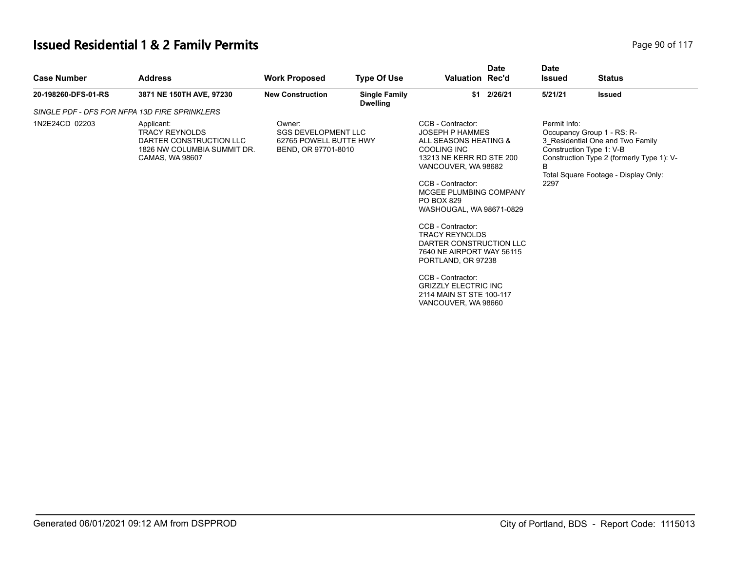# Issued Residential 1 & 2 Family Permits

| Case Number | Address | Work Proposed | Type Of Use | Valuation | Date Rec'd | Date Issued | Status |
|---|---|---|---|---|---|---|---|
| 20-198260-DFS-01-RS | 3871 NE 150TH AVE, 97230 | New Construction | Single Family Dwelling | $1 | 2/26/21 | 5/21/21 | Issued |

*SINGLE PDF - DFS FOR NFPA 13D FIRE SPRINKLERS*

1N2E24CD 02203

Applicant:
TRACY REYNOLDS
DARTER CONSTRUCTION LLC
1826 NW COLUMBIA SUMMIT DR.
CAMAS, WA 98607

Owner:
SGS DEVELOPMENT LLC
62765 POWELL BUTTE HWY
BEND, OR 97701-8010

CCB - Contractor:
JOSEPH P HAMMES
ALL SEASONS HEATING & COOLING INC
13213 NE KERR RD STE 200
VANCOUVER, WA 98682

CCB - Contractor:
MCGEE PLUMBING COMPANY
PO BOX 829
WASHOUGAL, WA 98671-0829

CCB - Contractor:
TRACY REYNOLDS
DARTER CONSTRUCTION LLC
7640 NE AIRPORT WAY 56115
PORTLAND, OR 97238

CCB - Contractor:
GRIZZLY ELECTRIC INC
2114 MAIN ST STE 100-117
VANCOUVER, WA 98660

Permit Info:
Occupancy Group 1 - RS: R-3_Residential One and Two Family
Construction Type 1: V-B
Construction Type 2 (formerly Type 1): V-B
Total Square Footage - Display Only: 2297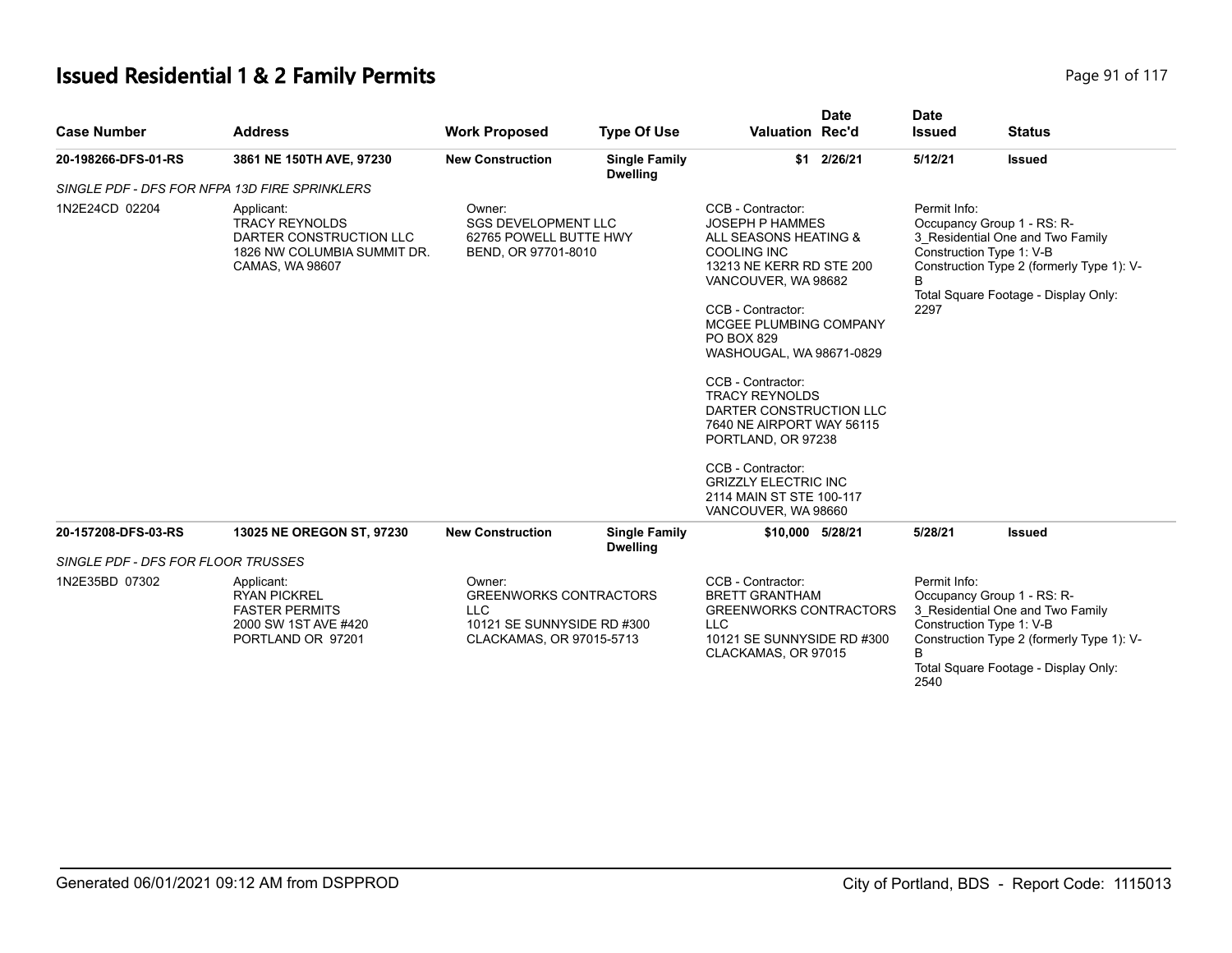# Issued Residential 1 & 2 Family Permits

| Case Number | Address | Work Proposed | Type Of Use | Valuation | Date Rec'd | Date Issued | Status |
|---|---|---|---|---|---|---|---|
| 20-198266-DFS-01-RS | 3861 NE 150TH AVE, 97230 | New Construction | Single Family Dwelling | $1 | 2/26/21 | 5/12/21 | Issued |
| SINGLE PDF - DFS FOR NFPA 13D FIRE SPRINKLERS | | | | | | | |
| 1N2E24CD 02204 | Applicant: TRACY REYNOLDS DARTER CONSTRUCTION LLC 1826 NW COLUMBIA SUMMIT DR. CAMAS, WA 98607 | Owner: SGS DEVELOPMENT LLC 62765 POWELL BUTTE HWY BEND, OR 97701-8010 | | CCB - Contractor: JOSEPH P HAMMES ALL SEASONS HEATING & COOLING INC 13213 NE KERR RD STE 200 VANCOUVER, WA 98682<br>CCB - Contractor: MCGEE PLUMBING COMPANY PO BOX 829 WASHOUGAL, WA 98671-0829<br>CCB - Contractor: TRACY REYNOLDS DARTER CONSTRUCTION LLC 7640 NE AIRPORT WAY 56115 PORTLAND, OR 97238<br>CCB - Contractor: GRIZZLY ELECTRIC INC 2114 MAIN ST STE 100-117 VANCOUVER, WA 98660 | | Permit Info: Occupancy Group 1 - RS: R-3_Residential One and Two Family Construction Type 1: V-B Construction Type 2 (formerly Type 1): V-B Total Square Footage - Display Only: 2297 | |
| 20-157208-DFS-03-RS | 13025 NE OREGON ST, 97230 | New Construction | Single Family Dwelling | $10,000 | 5/28/21 | 5/28/21 | Issued |
| SINGLE PDF - DFS FOR FLOOR TRUSSES | | | | | | | |
| 1N2E35BD 07302 | Applicant: RYAN PICKREL FASTER PERMITS 2000 SW 1ST AVE #420 PORTLAND OR 97201 | Owner: GREENWORKS CONTRACTORS LLC 10121 SE SUNNYSIDE RD #300 CLACKAMAS, OR 97015-5713 | | CCB - Contractor: BRETT GRANTHAM GREENWORKS CONTRACTORS LLC 10121 SE SUNNYSIDE RD #300 CLACKAMAS, OR 97015 | | Permit Info: Occupancy Group 1 - RS: R-3_Residential One and Two Family Construction Type 1: V-B Construction Type 2 (formerly Type 1): V-B Total Square Footage - Display Only: 2540 | |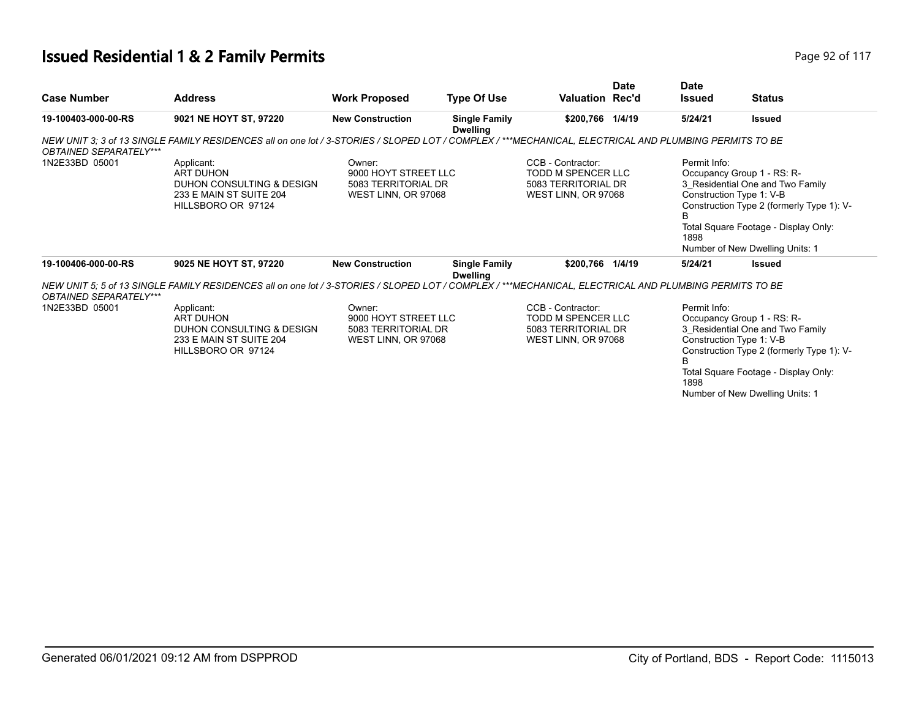# Issued Residential 1 & 2 Family Permits

| Case Number | Address | Work Proposed | Type Of Use | Valuation | Date Rec'd | Date Issued | Status |
|---|---|---|---|---|---|---|---|
| **19-100403-000-00-RS** | **9021 NE HOYT ST, 97220** | **New Construction** | **Single Family Dwelling** | **$200,766** | **1/4/19** | **5/24/21** | **Issued** |

*NEW UNIT 3; 3 of 13 SINGLE FAMILY RESIDENCES all on one lot / 3-STORIES / SLOPED LOT / COMPLEX / ***MECHANICAL, ELECTRICAL AND PLUMBING PERMITS TO BE OBTAINED SEPARATELY****

1N2E33BD 05001

Applicant:
ART DUHON
DUHON CONSULTING & DESIGN
233 E MAIN ST SUITE 204
HILLSBORO OR 97124

Owner:
9000 HOYT STREET LLC
5083 TERRITORIAL DR
WEST LINN, OR 97068

CCB - Contractor:
TODD M SPENCER LLC
5083 TERRITORIAL DR
WEST LINN, OR 97068

Permit Info:
Occupancy Group 1 - RS: R-3_Residential One and Two Family
Construction Type 1: V-B
Construction Type 2 (formerly Type 1): V-B
Total Square Footage - Display Only: 1898
Number of New Dwelling Units: 1

| Case Number | Address | Work Proposed | Type Of Use | Valuation | Date Rec'd | Date Issued | Status |
|---|---|---|---|---|---|---|---|
| **19-100406-000-00-RS** | **9025 NE HOYT ST, 97220** | **New Construction** | **Single Family Dwelling** | **$200,766** | **1/4/19** | **5/24/21** | **Issued** |

*NEW UNIT 5; 5 of 13 SINGLE FAMILY RESIDENCES all on one lot / 3-STORIES / SLOPED LOT / COMPLEX / ***MECHANICAL, ELECTRICAL AND PLUMBING PERMITS TO BE OBTAINED SEPARATELY****

1N2E33BD 05001

Applicant:
ART DUHON
DUHON CONSULTING & DESIGN
233 E MAIN ST SUITE 204
HILLSBORO OR 97124

Owner:
9000 HOYT STREET LLC
5083 TERRITORIAL DR
WEST LINN, OR 97068

CCB - Contractor:
TODD M SPENCER LLC
5083 TERRITORIAL DR
WEST LINN, OR 97068

Permit Info:
Occupancy Group 1 - RS: R-3_Residential One and Two Family
Construction Type 1: V-B
Construction Type 2 (formerly Type 1): V-B
Total Square Footage - Display Only: 1898
Number of New Dwelling Units: 1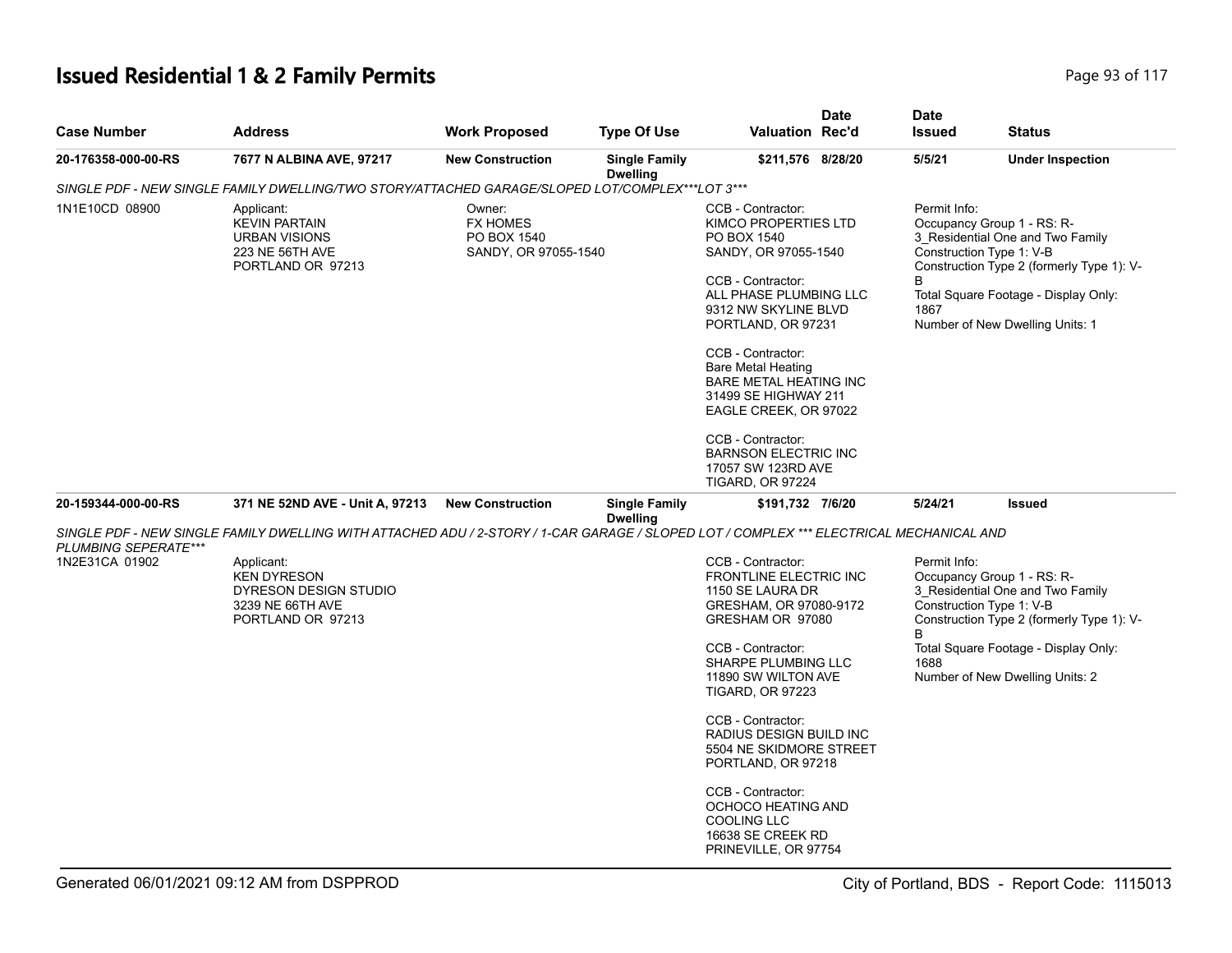# Issued Residential 1 & 2 Family Permits

| Case Number | Address | Work Proposed | Type Of Use | Valuation | Date Rec'd | Date Issued | Status |
|---|---|---|---|---|---|---|---|
| 20-176358-000-00-RS | 7677 N ALBINA AVE, 97217 | New Construction | Single Family Dwelling | $211,576 | 8/28/20 | 5/5/21 | Under Inspection |

*SINGLE PDF - NEW SINGLE FAMILY DWELLING/TWO STORY/ATTACHED GARAGE/SLOPED LOT/COMPLEX***LOT 3****

1N1E10CD 08900

Applicant:
KEVIN PARTAIN
URBAN VISIONS
223 NE 56TH AVE
PORTLAND OR 97213

Owner:
FX HOMES
PO BOX 1540
SANDY, OR 97055-1540

CCB - Contractor:
KIMCO PROPERTIES LTD
PO BOX 1540
SANDY, OR 97055-1540

CCB - Contractor:
ALL PHASE PLUMBING LLC
9312 NW SKYLINE BLVD
PORTLAND, OR 97231

CCB - Contractor:
Bare Metal Heating
BARE METAL HEATING INC
31499 SE HIGHWAY 211
EAGLE CREEK, OR 97022

CCB - Contractor:
BARNSON ELECTRIC INC
17057 SW 123RD AVE
TIGARD, OR 97224

Permit Info:
Occupancy Group 1 - RS: R-3_Residential One and Two Family
Construction Type 1: V-B
Construction Type 2 (formerly Type 1): V-B
Total Square Footage - Display Only: 1867
Number of New Dwelling Units: 1

| Case Number | Address | Work Proposed | Type Of Use | Valuation | Date Rec'd | Date Issued | Status |
|---|---|---|---|---|---|---|---|
| 20-159344-000-00-RS | 371 NE 52ND AVE - Unit A, 97213 | New Construction | Single Family Dwelling | $191,732 | 7/6/20 | 5/24/21 | Issued |

*SINGLE PDF - NEW SINGLE FAMILY DWELLING WITH ATTACHED ADU / 2-STORY / 1-CAR GARAGE / SLOPED LOT / COMPLEX *** ELECTRICAL MECHANICAL AND PLUMBING SEPERATE****

1N2E31CA 01902

Applicant:
KEN DYRESON
DYRESON DESIGN STUDIO
3239 NE 66TH AVE
PORTLAND OR 97213

CCB - Contractor:
FRONTLINE ELECTRIC INC
1150 SE LAURA DR
GRESHAM, OR 97080-9172
GRESHAM OR 97080

CCB - Contractor:
SHARPE PLUMBING LLC
11890 SW WILTON AVE
TIGARD, OR 97223

CCB - Contractor:
RADIUS DESIGN BUILD INC
5504 NE SKIDMORE STREET
PORTLAND, OR 97218

CCB - Contractor:
OCHOCO HEATING AND COOLING LLC
16638 SE CREEK RD
PRINEVILLE, OR 97754

Permit Info:
Occupancy Group 1 - RS: R-3_Residential One and Two Family
Construction Type 1: V-B
Construction Type 2 (formerly Type 1): V-B
Total Square Footage - Display Only: 1688
Number of New Dwelling Units: 2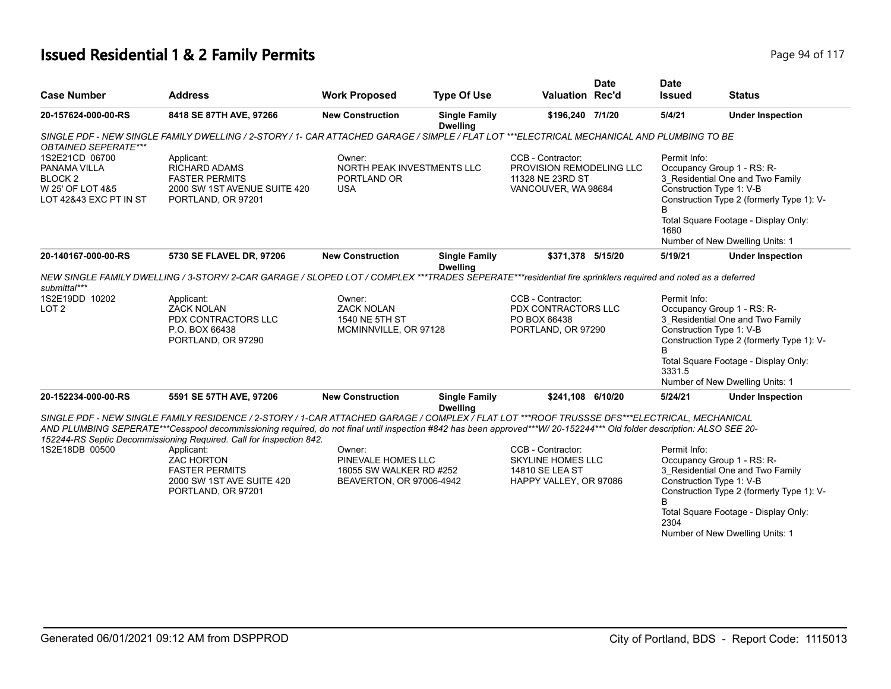# Issued Residential 1 & 2 Family Permits

| Case Number | Address | Work Proposed | Type Of Use | Valuation | Date Rec'd | Date Issued | Status |
|---|---|---|---|---|---|---|---|
| 20-157624-000-00-RS | 8418 SE 87TH AVE, 97266 | New Construction | Single Family Dwelling | $196,240 | 7/1/20 | 5/4/21 | Under Inspection |

*SINGLE PDF - NEW SINGLE FAMILY DWELLING / 2-STORY / 1- CAR ATTACHED GARAGE / SIMPLE / FLAT LOT ***ELECTRICAL MECHANICAL AND PLUMBING TO BE OBTAINED SEPERATE****

1S2E21CD 06700
PANAMA VILLA
BLOCK 2
W 25' OF LOT 4&5
LOT 42&43 EXC PT IN ST

Applicant:
RICHARD ADAMS
FASTER PERMITS
2000 SW 1ST AVENUE SUITE 420
PORTLAND, OR 97201

Owner:
NORTH PEAK INVESTMENTS LLC
PORTLAND OR
USA

CCB - Contractor:
PROVISION REMODELING LLC
11328 NE 23RD ST
VANCOUVER, WA 98684

Permit Info:
Occupancy Group 1 - RS: R-3_Residential One and Two Family
Construction Type 1: V-B
Construction Type 2 (formerly Type 1): V-B
Total Square Footage - Display Only: 1680
Number of New Dwelling Units: 1

| Case Number | Address | Work Proposed | Type Of Use | Valuation | Date Rec'd | Date Issued | Status |
|---|---|---|---|---|---|---|---|
| 20-140167-000-00-RS | 5730 SE FLAVEL DR, 97206 | New Construction | Single Family Dwelling | $371,378 | 5/15/20 | 5/19/21 | Under Inspection |

*NEW SINGLE FAMILY DWELLING / 3-STORY/ 2-CAR GARAGE / SLOPED LOT / COMPLEX ***TRADES SEPERATE***residential fire sprinklers required and noted as a deferred submittal****

1S2E19DD 10202
LOT 2

Applicant:
ZACK NOLAN
PDX CONTRACTORS LLC
P.O. BOX 66438
PORTLAND, OR 97290

Owner:
ZACK NOLAN
1540 NE 5TH ST
MCMINNVILLE, OR 97128

CCB - Contractor:
PDX CONTRACTORS LLC
PO BOX 66438
PORTLAND, OR 97290

Permit Info:
Occupancy Group 1 - RS: R-3_Residential One and Two Family
Construction Type 1: V-B
Construction Type 2 (formerly Type 1): V-B
Total Square Footage - Display Only: 3331.5
Number of New Dwelling Units: 1

| Case Number | Address | Work Proposed | Type Of Use | Valuation | Date Rec'd | Date Issued | Status |
|---|---|---|---|---|---|---|---|
| 20-152234-000-00-RS | 5591 SE 57TH AVE, 97206 | New Construction | Single Family Dwelling | $241,108 | 6/10/20 | 5/24/21 | Under Inspection |

*SINGLE PDF - NEW SINGLE FAMILY RESIDENCE / 2-STORY / 1-CAR ATTACHED GARAGE / COMPLEX / FLAT LOT ***ROOF TRUSSSE DFS***ELECTRICAL, MECHANICAL AND PLUMBING SEPERATE***Cesspool decommissioning required, do not final until inspection #842 has been approved***W/ 20-152244*** Old folder description: ALSO SEE 20-152244-RS Septic Decommissioning Required. Call for Inspection 842.*

1S2E18DB 00500

Applicant:
ZAC HORTON
FASTER PERMITS
2000 SW 1ST AVE SUITE 420
PORTLAND, OR 97201

Owner:
PINEVALE HOMES LLC
16055 SW WALKER RD #252
BEAVERTON, OR 97006-4942

CCB - Contractor:
SKYLINE HOMES LLC
14810 SE LEA ST
HAPPY VALLEY, OR 97086

Permit Info:
Occupancy Group 1 - RS: R-3_Residential One and Two Family
Construction Type 1: V-B
Construction Type 2 (formerly Type 1): V-B
Total Square Footage - Display Only: 2304
Number of New Dwelling Units: 1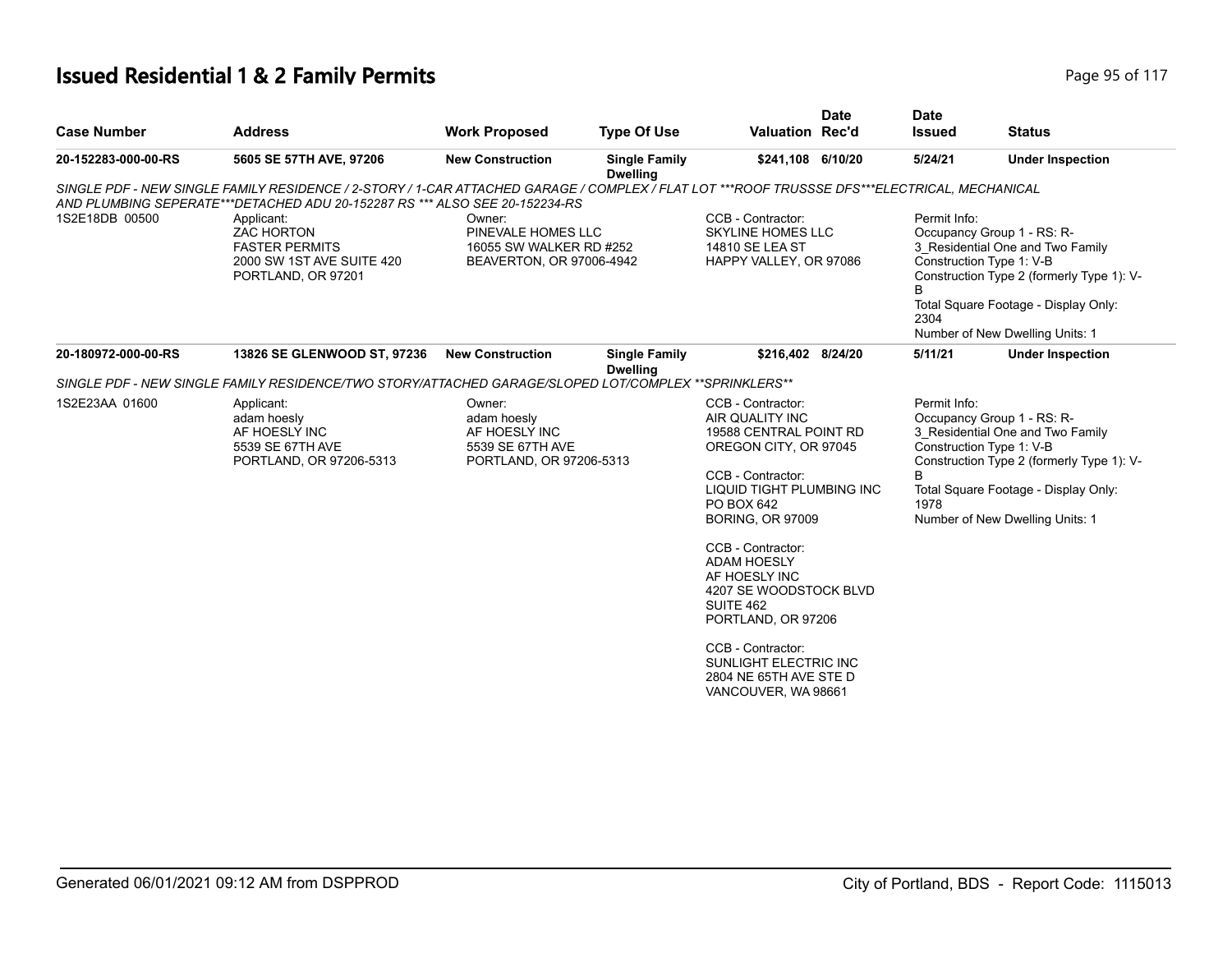# Issued Residential 1 & 2 Family Permits

| Case Number | Address | Work Proposed | Type Of Use | Valuation | Date Rec'd | Date Issued | Status |
|---|---|---|---|---|---|---|---|
| 20-152283-000-00-RS | 5605 SE 57TH AVE, 97206 | New Construction | Single Family Dwelling | $241,108 | 6/10/20 | 5/24/21 | Under Inspection |

*SINGLE PDF - NEW SINGLE FAMILY RESIDENCE / 2-STORY / 1-CAR ATTACHED GARAGE / COMPLEX / FLAT LOT ***ROOF TRUSSSE DFS***ELECTRICAL, MECHANICAL AND PLUMBING SEPERATE***DETACHED ADU 20-152287 RS *** ALSO SEE 20-152234-RS*

1S2E18DB 00500

Applicant:
ZAC HORTON
FASTER PERMITS
2000 SW 1ST AVE SUITE 420
PORTLAND, OR 97201

Owner:
PINEVALE HOMES LLC
16055 SW WALKER RD #252
BEAVERTON, OR 97006-4942

CCB - Contractor:
SKYLINE HOMES LLC
14810 SE LEA ST
HAPPY VALLEY, OR 97086

Permit Info:
Occupancy Group 1 - RS: R-3_Residential One and Two Family
Construction Type 1: V-B
Construction Type 2 (formerly Type 1): V-B
Total Square Footage - Display Only: 2304
Number of New Dwelling Units: 1

| Case Number | Address | Work Proposed | Type Of Use | Valuation | Date Rec'd | Date Issued | Status |
|---|---|---|---|---|---|---|---|
| 20-180972-000-00-RS | 13826 SE GLENWOOD ST, 97236 | New Construction | Single Family Dwelling | $216,402 | 8/24/20 | 5/11/21 | Under Inspection |

*SINGLE PDF - NEW SINGLE FAMILY RESIDENCE/TWO STORY/ATTACHED GARAGE/SLOPED LOT/COMPLEX **SPRINKLERS***

1S2E23AA 01600

Applicant:
adam hoesly
AF HOESLY INC
5539 SE 67TH AVE
PORTLAND, OR 97206-5313

Owner:
adam hoesly
AF HOESLY INC
5539 SE 67TH AVE
PORTLAND, OR 97206-5313

CCB - Contractor:
AIR QUALITY INC
19588 CENTRAL POINT RD
OREGON CITY, OR 97045

CCB - Contractor:
LIQUID TIGHT PLUMBING INC
PO BOX 642
BORING, OR 97009

CCB - Contractor:
ADAM HOESLY
AF HOESLY INC
4207 SE WOODSTOCK BLVD
SUITE 462
PORTLAND, OR 97206

CCB - Contractor:
SUNLIGHT ELECTRIC INC
2804 NE 65TH AVE STE D
VANCOUVER, WA 98661

Permit Info:
Occupancy Group 1 - RS: R-3_Residential One and Two Family
Construction Type 1: V-B
Construction Type 2 (formerly Type 1): V-B
Total Square Footage - Display Only: 1978
Number of New Dwelling Units: 1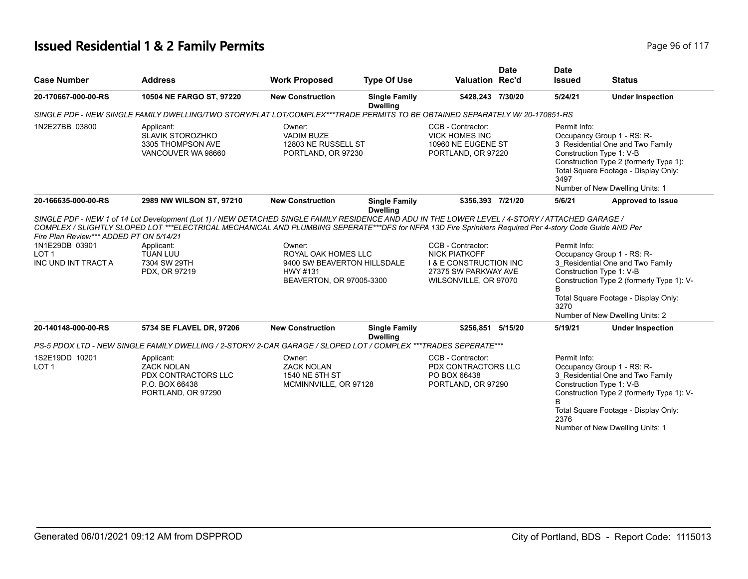# Issued Residential 1 & 2 Family Permits

| Case Number | Address | Work Proposed | Type Of Use | Valuation | Date Rec'd | Date Issued | Status |
|---|---|---|---|---|---|---|---|
| 20-170667-000-00-RS | 10504 NE FARGO ST, 97220 | New Construction | Single Family Dwelling | $428,243 | 7/30/20 | 5/24/21 | Under Inspection |

*SINGLE PDF - NEW SINGLE FAMILY DWELLING/TWO STORY/FLAT LOT/COMPLEX***TRADE PERMITS TO BE OBTAINED SEPARATELY W/ 20-170851-RS*

1N2E27BB 03800

Applicant:
SLAVIK STOROZHKO
3305 THOMPSON AVE
VANCOUVER WA 98660

Owner:
VADIM BUZE
12803 NE RUSSELL ST
PORTLAND, OR 97230

CCB - Contractor:
VICK HOMES INC
10960 NE EUGENE ST
PORTLAND, OR 97220

Permit Info:
Occupancy Group 1 - RS: R-3_Residential One and Two Family
Construction Type 1: V-B
Construction Type 2 (formerly Type 1):
Total Square Footage - Display Only: 3497
Number of New Dwelling Units: 1

| Case Number | Address | Work Proposed | Type Of Use | Valuation | Date Rec'd | Date Issued | Status |
|---|---|---|---|---|---|---|---|
| 20-166635-000-00-RS | 2989 NW WILSON ST, 97210 | New Construction | Single Family Dwelling | $356,393 | 7/21/20 | 5/6/21 | Approved to Issue |

*SINGLE PDF - NEW 1 of 14 Lot Development (Lot 1) / NEW DETACHED SINGLE FAMILY RESIDENCE AND ADU IN THE LOWER LEVEL / 4-STORY / ATTACHED GARAGE / COMPLEX / SLIGHTLY SLOPED LOT ***ELECTRICAL MECHANICAL AND PLUMBING SEPERATE***DFS for NFPA 13D Fire Sprinklers Required Per 4-story Code Guide AND Per Fire Plan Review*** ADDED PT ON 5/14/21*

1N1E29DB 03901
LOT 1
INC UND INT TRACT A

Applicant:
TUAN LUU
7304 SW 29TH
PDX, OR 97219

Owner:
ROYAL OAK HOMES LLC
9400 SW BEAVERTON HILLSDALE HWY #131
BEAVERTON, OR 97005-3300

CCB - Contractor:
NICK PIATKOFF
I & E CONSTRUCTION INC
27375 SW PARKWAY AVE
WILSONVILLE, OR 97070

Permit Info:
Occupancy Group 1 - RS: R-3_Residential One and Two Family
Construction Type 1: V-B
Construction Type 2 (formerly Type 1): V-B
Total Square Footage - Display Only: 3270
Number of New Dwelling Units: 2

| Case Number | Address | Work Proposed | Type Of Use | Valuation | Date Rec'd | Date Issued | Status |
|---|---|---|---|---|---|---|---|
| 20-140148-000-00-RS | 5734 SE FLAVEL DR, 97206 | New Construction | Single Family Dwelling | $256,851 | 5/15/20 | 5/19/21 | Under Inspection |

*PS-5 PDOX LTD - NEW SINGLE FAMILY DWELLING / 2-STORY/ 2-CAR GARAGE / SLOPED LOT / COMPLEX ***TRADES SEPERATE****

1S2E19DD 10201
LOT 1

Applicant:
ZACK NOLAN
PDX CONTRACTORS LLC
P.O. BOX 66438
PORTLAND, OR 97290

Owner:
ZACK NOLAN
1540 NE 5TH ST
MCMINNVILLE, OR 97128

CCB - Contractor:
PDX CONTRACTORS LLC
PO BOX 66438
PORTLAND, OR 97290

Permit Info:
Occupancy Group 1 - RS: R-3_Residential One and Two Family
Construction Type 1: V-B
Construction Type 2 (formerly Type 1): V-B
Total Square Footage - Display Only: 2376
Number of New Dwelling Units: 1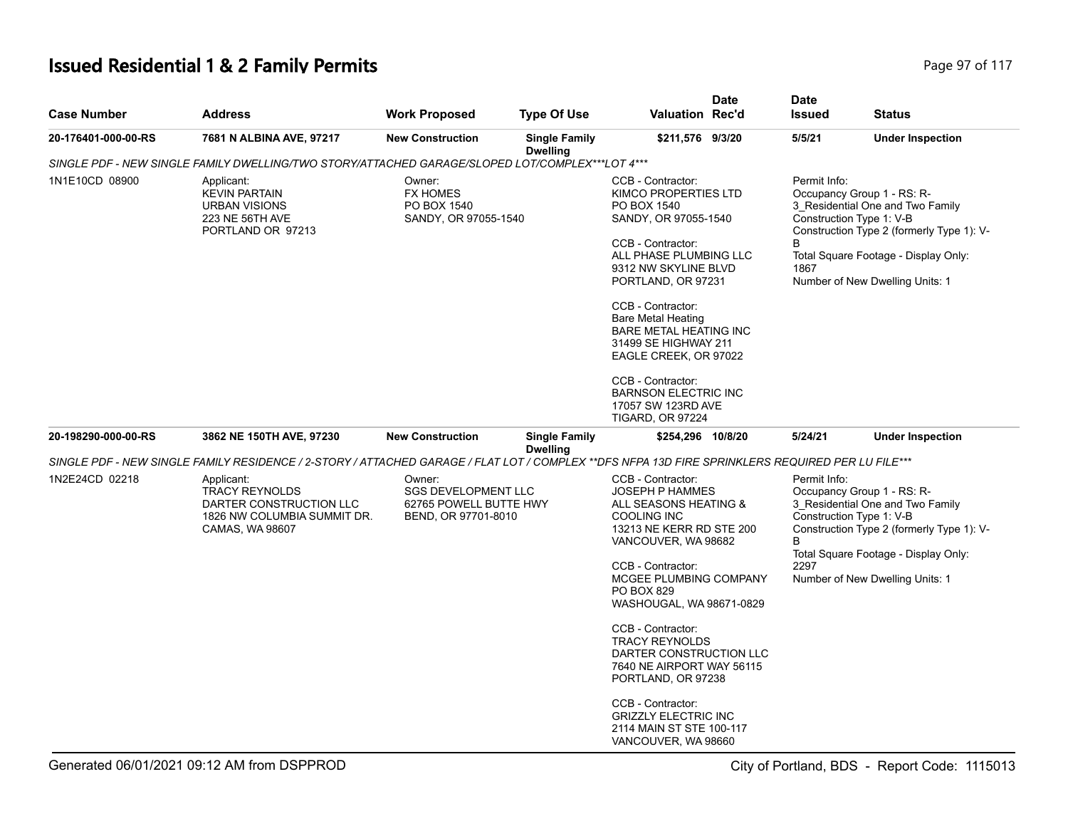# Issued Residential 1 & 2 Family Permits

| Case Number | Address | Work Proposed | Type Of Use | Valuation | Date Rec'd | Date Issued | Status |
|---|---|---|---|---|---|---|---|
| 20-176401-000-00-RS | 7681 N ALBINA AVE, 97217 | New Construction | Single Family Dwelling | $211,576 | 9/3/20 | 5/5/21 | Under Inspection |

SINGLE PDF - NEW SINGLE FAMILY DWELLING/TWO STORY/ATTACHED GARAGE/SLOPED LOT/COMPLEX***LOT 4***

1N1E10CD 08900

Applicant:
KEVIN PARTAIN
URBAN VISIONS
223 NE 56TH AVE
PORTLAND OR 97213

Owner:
FX HOMES
PO BOX 1540
SANDY, OR 97055-1540

CCB - Contractor:
KIMCO PROPERTIES LTD
PO BOX 1540
SANDY, OR 97055-1540

CCB - Contractor:
ALL PHASE PLUMBING LLC
9312 NW SKYLINE BLVD
PORTLAND, OR 97231

CCB - Contractor:
Bare Metal Heating
BARE METAL HEATING INC
31499 SE HIGHWAY 211
EAGLE CREEK, OR 97022

CCB - Contractor:
BARNSON ELECTRIC INC
17057 SW 123RD AVE
TIGARD, OR 97224

Permit Info:
Occupancy Group 1 - RS: R-3_Residential One and Two Family
Construction Type 1: V-B
Construction Type 2 (formerly Type 1): V-B
Total Square Footage - Display Only: 1867
Number of New Dwelling Units: 1

| Case Number | Address | Work Proposed | Type Of Use | Valuation | Date Rec'd | Date Issued | Status |
|---|---|---|---|---|---|---|---|
| 20-198290-000-00-RS | 3862 NE 150TH AVE, 97230 | New Construction | Single Family Dwelling | $254,296 | 10/8/20 | 5/24/21 | Under Inspection |

SINGLE PDF - NEW SINGLE FAMILY RESIDENCE / 2-STORY / ATTACHED GARAGE / FLAT LOT / COMPLEX **DFS NFPA 13D FIRE SPRINKLERS REQUIRED PER LU FILE***

1N2E24CD 02218

Applicant:
TRACY REYNOLDS
DARTER CONSTRUCTION LLC
1826 NW COLUMBIA SUMMIT DR.
CAMAS, WA 98607

Owner:
SGS DEVELOPMENT LLC
62765 POWELL BUTTE HWY
BEND, OR 97701-8010

CCB - Contractor:
JOSEPH P HAMMES
ALL SEASONS HEATING & COOLING INC
13213 NE KERR RD STE 200
VANCOUVER, WA 98682

CCB - Contractor:
MCGEE PLUMBING COMPANY
PO BOX 829
WASHOUGAL, WA 98671-0829

CCB - Contractor:
TRACY REYNOLDS
DARTER CONSTRUCTION LLC
7640 NE AIRPORT WAY 56115
PORTLAND, OR 97238

CCB - Contractor:
GRIZZLY ELECTRIC INC
2114 MAIN ST STE 100-117
VANCOUVER, WA 98660

Permit Info:
Occupancy Group 1 - RS: R-3_Residential One and Two Family
Construction Type 1: V-B
Construction Type 2 (formerly Type 1): V-B
Total Square Footage - Display Only: 2297
Number of New Dwelling Units: 1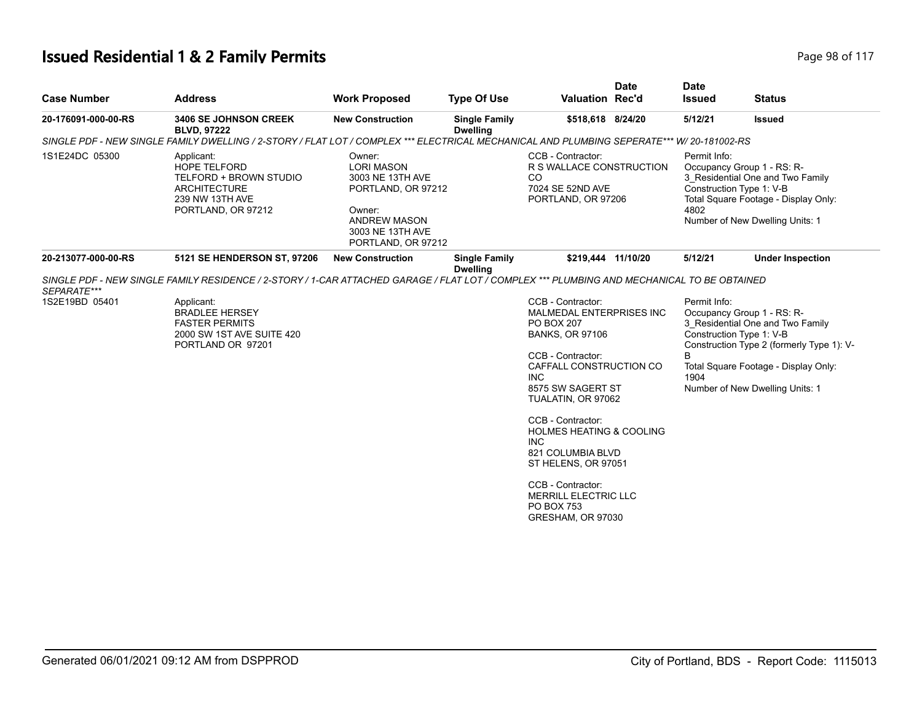# Issued Residential 1 & 2 Family Permits

| Case Number | Address | Work Proposed | Type Of Use | Valuation | Date Rec'd | Date Issued | Status |
|---|---|---|---|---|---|---|---|
| 20-176091-000-00-RS | 3406 SE JOHNSON CREEK BLVD, 97222 | New Construction | Single Family Dwelling | $518,618 | 8/24/20 | 5/12/21 | Issued |

SINGLE PDF - NEW SINGLE FAMILY DWELLING / 2-STORY / FLAT LOT / COMPLEX *** ELECTRICAL MECHANICAL AND PLUMBING SEPERATE*** W/ 20-181002-RS

1S1E24DC 05300

Applicant:
HOPE TELFORD
TELFORD + BROWN STUDIO ARCHITECTURE
239 NW 13TH AVE
PORTLAND, OR 97212

Owner:
LORI MASON
3003 NE 13TH AVE
PORTLAND, OR 97212

Owner:
ANDREW MASON
3003 NE 13TH AVE
PORTLAND, OR 97212

CCB - Contractor:
R S WALLACE CONSTRUCTION CO
7024 SE 52ND AVE
PORTLAND, OR 97206

Permit Info:
Occupancy Group 1 - RS: R-3_Residential One and Two Family
Construction Type 1: V-B
Total Square Footage - Display Only: 4802
Number of New Dwelling Units: 1

| Case Number | Address | Work Proposed | Type Of Use | Valuation | Date Rec'd | Date Issued | Status |
|---|---|---|---|---|---|---|---|
| 20-213077-000-00-RS | 5121 SE HENDERSON ST, 97206 | New Construction | Single Family Dwelling | $219,444 | 11/10/20 | 5/12/21 | Under Inspection |

SINGLE PDF - NEW SINGLE FAMILY RESIDENCE / 2-STORY / 1-CAR ATTACHED GARAGE / FLAT LOT / COMPLEX *** PLUMBING AND MECHANICAL TO BE OBTAINED SEPARATE***

1S2E19BD 05401

Applicant:
BRADLEE HERSEY
FASTER PERMITS
2000 SW 1ST AVE SUITE 420
PORTLAND OR 97201

CCB - Contractor:
MALMEDAL ENTERPRISES INC
PO BOX 207
BANKS, OR 97106

CCB - Contractor:
CAFFALL CONSTRUCTION CO INC
8575 SW SAGERT ST
TUALATIN, OR 97062

CCB - Contractor:
HOLMES HEATING & COOLING INC
821 COLUMBIA BLVD
ST HELENS, OR 97051

CCB - Contractor:
MERRILL ELECTRIC LLC
PO BOX 753
GRESHAM, OR 97030

Permit Info:
Occupancy Group 1 - RS: R-3_Residential One and Two Family
Construction Type 1: V-B
Construction Type 2 (formerly Type 1): V-B
Total Square Footage - Display Only: 1904
Number of New Dwelling Units: 1

Generated 06/01/2021 09:12 AM from DSPPROD — City of Portland, BDS - Report Code: 1115013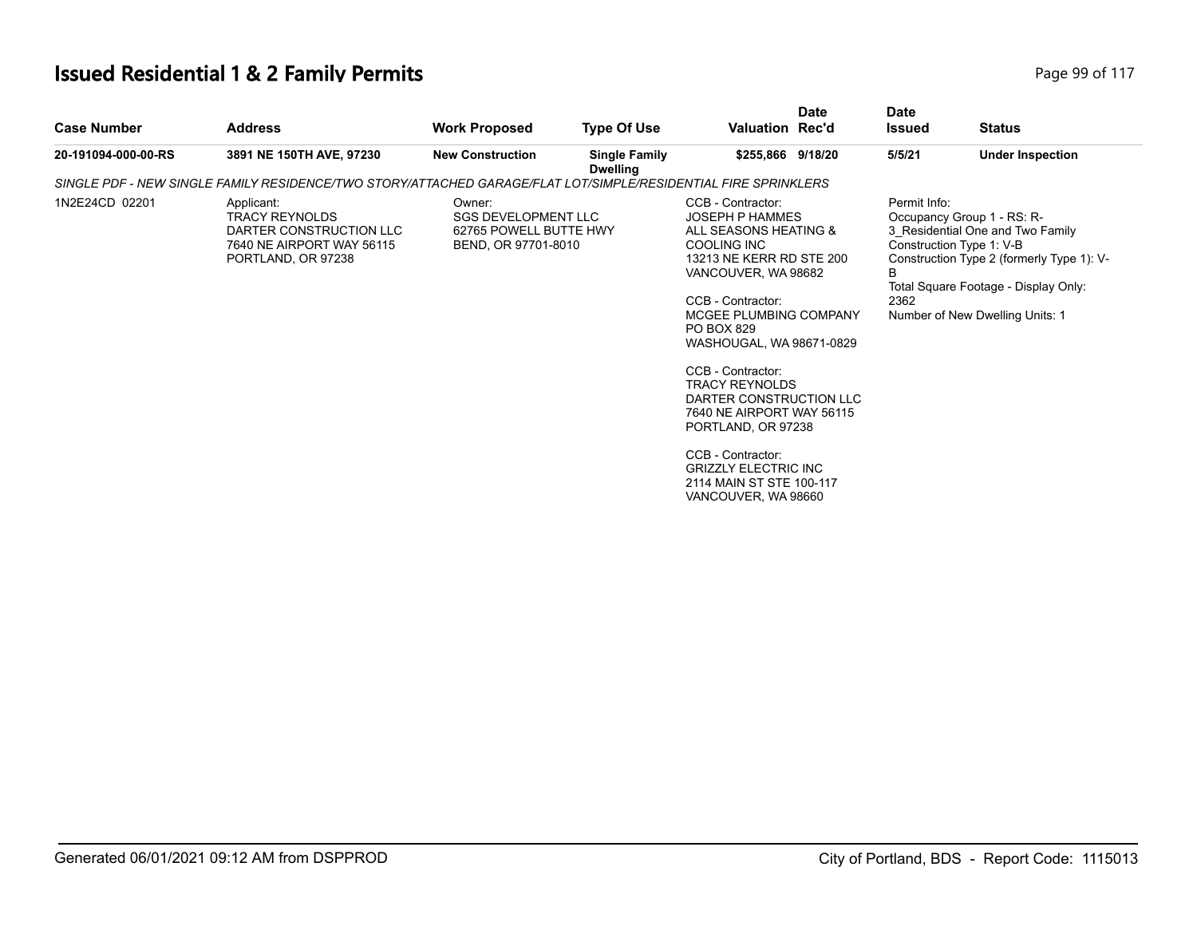# Issued Residential 1 & 2 Family Permits

| Case Number | Address | Work Proposed | Type Of Use | Valuation | Date Rec'd | Date Issued | Status |
|---|---|---|---|---|---|---|---|
| 20-191094-000-00-RS | 3891 NE 150TH AVE, 97230 | New Construction | Single Family Dwelling | $255,866 | 9/18/20 | 5/5/21 | Under Inspection |

*SINGLE PDF - NEW SINGLE FAMILY RESIDENCE/TWO STORY/ATTACHED GARAGE/FLAT LOT/SIMPLE/RESIDENTIAL FIRE SPRINKLERS*

1N2E24CD 02201

Applicant:
TRACY REYNOLDS
DARTER CONSTRUCTION LLC
7640 NE AIRPORT WAY 56115
PORTLAND, OR 97238

Owner:
SGS DEVELOPMENT LLC
62765 POWELL BUTTE HWY
BEND, OR 97701-8010

CCB - Contractor:
JOSEPH P HAMMES
ALL SEASONS HEATING & COOLING INC
13213 NE KERR RD STE 200
VANCOUVER, WA 98682

CCB - Contractor:
MCGEE PLUMBING COMPANY
PO BOX 829
WASHOUGAL, WA 98671-0829

CCB - Contractor:
TRACY REYNOLDS
DARTER CONSTRUCTION LLC
7640 NE AIRPORT WAY 56115
PORTLAND, OR 97238

CCB - Contractor:
GRIZZLY ELECTRIC INC
2114 MAIN ST STE 100-117
VANCOUVER, WA 98660

Permit Info:
Occupancy Group 1 - RS: R-3_Residential One and Two Family
Construction Type 1: V-B
Construction Type 2 (formerly Type 1): V-B
Total Square Footage - Display Only: 2362
Number of New Dwelling Units: 1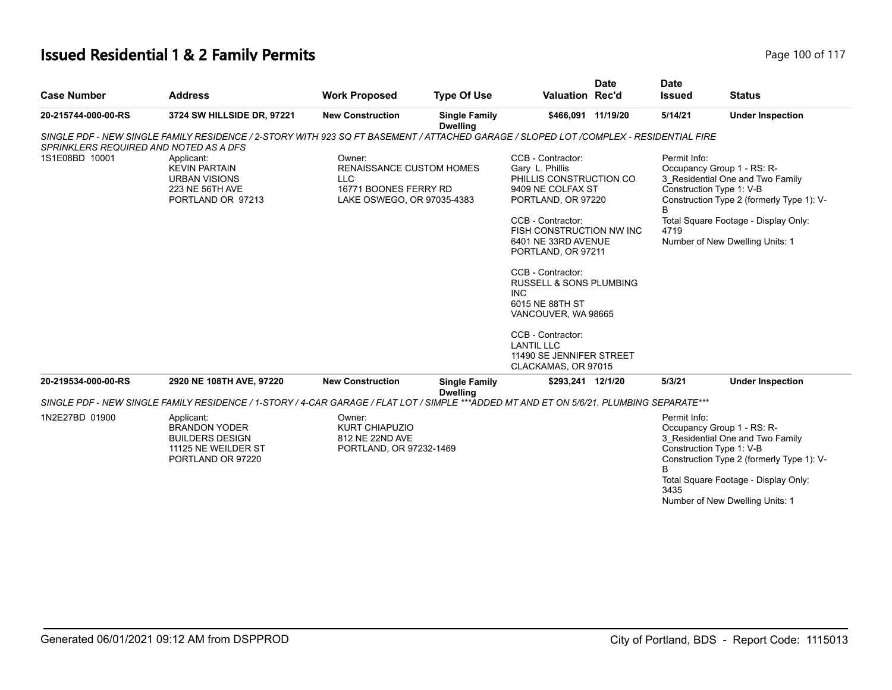# Issued Residential 1 & 2 Family Permits

| Case Number | Address | Work Proposed | Type Of Use | Valuation | Date Rec'd | Date Issued | Status |
|---|---|---|---|---|---|---|---|
| 20-215744-000-00-RS | 3724 SW HILLSIDE DR, 97221 | New Construction | Single Family Dwelling | $466,091 | 11/19/20 | 5/14/21 | Under Inspection |

*SINGLE PDF - NEW SINGLE FAMILY RESIDENCE / 2-STORY WITH 923 SQ FT BASEMENT / ATTACHED GARAGE / SLOPED LOT /COMPLEX - RESIDENTIAL FIRE SPRINKLERS REQUIRED AND NOTED AS A DFS*

1S1E08BD 10001

Applicant:
KEVIN PARTAIN
URBAN VISIONS
223 NE 56TH AVE
PORTLAND OR 97213

Owner:
RENAISSANCE CUSTOM HOMES LLC
16771 BOONES FERRY RD
LAKE OSWEGO, OR 97035-4383

CCB - Contractor:
Gary L. Phillis
PHILLIS CONSTRUCTION CO
9409 NE COLFAX ST
PORTLAND, OR 97220

CCB - Contractor:
FISH CONSTRUCTION NW INC
6401 NE 33RD AVENUE
PORTLAND, OR 97211

CCB - Contractor:
RUSSELL & SONS PLUMBING INC
6015 NE 88TH ST
VANCOUVER, WA 98665

CCB - Contractor:
LANTIL LLC
11490 SE JENNIFER STREET
CLACKAMAS, OR 97015

Permit Info:
Occupancy Group 1 - RS: R-3_Residential One and Two Family
Construction Type 1: V-B
Construction Type 2 (formerly Type 1): V-B
Total Square Footage - Display Only: 4719
Number of New Dwelling Units: 1

| Case Number | Address | Work Proposed | Type Of Use | Valuation | Date Rec'd | Date Issued | Status |
|---|---|---|---|---|---|---|---|
| 20-219534-000-00-RS | 2920 NE 108TH AVE, 97220 | New Construction | Single Family Dwelling | $293,241 | 12/1/20 | 5/3/21 | Under Inspection |

*SINGLE PDF - NEW SINGLE FAMILY RESIDENCE / 1-STORY / 4-CAR GARAGE / FLAT LOT / SIMPLE ***ADDED MT AND ET ON 5/6/21. PLUMBING SEPARATE****

1N2E27BD 01900

Applicant:
BRANDON YODER
BUILDERS DESIGN
11125 NE WEILDER ST
PORTLAND OR 97220

Owner:
KURT CHIAPUZIO
812 NE 22ND AVE
PORTLAND, OR 97232-1469

Permit Info:
Occupancy Group 1 - RS: R-3_Residential One and Two Family
Construction Type 1: V-B
Construction Type 2 (formerly Type 1): V-B
Total Square Footage - Display Only: 3435
Number of New Dwelling Units: 1

Generated 06/01/2021 09:12 AM from DSPPROD — City of Portland, BDS - Report Code: 1115013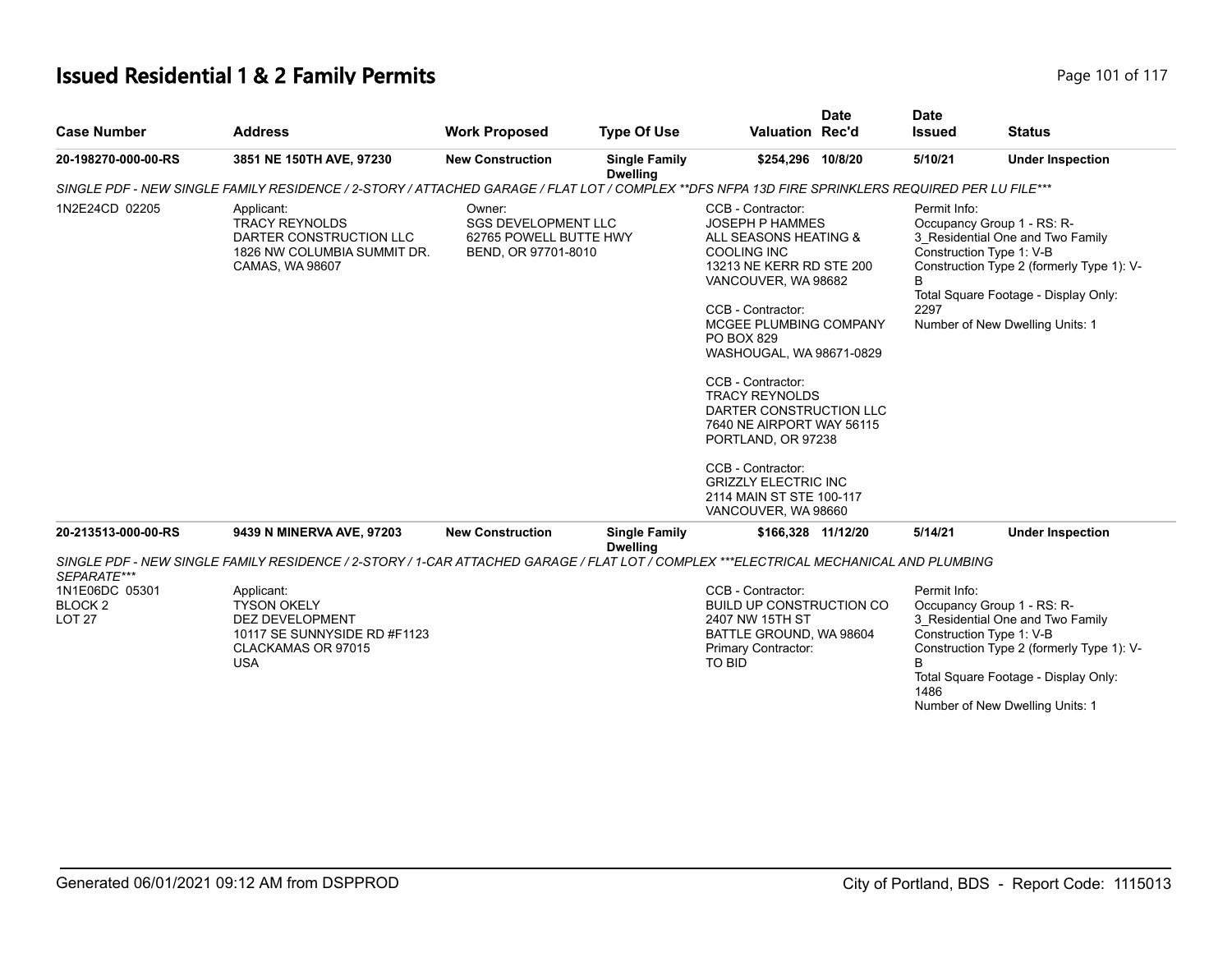# Issued Residential 1 & 2 Family Permits

| Case Number | Address | Work Proposed | Type Of Use | Valuation | Date Rec'd | Date Issued | Status |
|---|---|---|---|---|---|---|---|
| 20-198270-000-00-RS | 3851 NE 150TH AVE, 97230 | New Construction | Single Family Dwelling | $254,296 | 10/8/20 | 5/10/21 | Under Inspection |

*SINGLE PDF - NEW SINGLE FAMILY RESIDENCE / 2-STORY / ATTACHED GARAGE / FLAT LOT / COMPLEX **DFS NFPA 13D FIRE SPRINKLERS REQUIRED PER LU FILE****

1N2E24CD 02205

Applicant:
TRACY REYNOLDS
DARTER CONSTRUCTION LLC
1826 NW COLUMBIA SUMMIT DR.
CAMAS, WA 98607

Owner:
SGS DEVELOPMENT LLC
62765 POWELL BUTTE HWY
BEND, OR 97701-8010

CCB - Contractor:
JOSEPH P HAMMES
ALL SEASONS HEATING & COOLING INC
13213 NE KERR RD STE 200
VANCOUVER, WA 98682

CCB - Contractor:
MCGEE PLUMBING COMPANY
PO BOX 829
WASHOUGAL, WA 98671-0829

CCB - Contractor:
TRACY REYNOLDS
DARTER CONSTRUCTION LLC
7640 NE AIRPORT WAY 56115
PORTLAND, OR 97238

CCB - Contractor:
GRIZZLY ELECTRIC INC
2114 MAIN ST STE 100-117
VANCOUVER, WA 98660

Permit Info:
Occupancy Group 1 - RS: R-3_Residential One and Two Family
Construction Type 1: V-B
Construction Type 2 (formerly Type 1): V-B
Total Square Footage - Display Only: 2297
Number of New Dwelling Units: 1

| Case Number | Address | Work Proposed | Type Of Use | Valuation | Date Rec'd | Date Issued | Status |
|---|---|---|---|---|---|---|---|
| 20-213513-000-00-RS | 9439 N MINERVA AVE, 97203 | New Construction | Single Family Dwelling | $166,328 | 11/12/20 | 5/14/21 | Under Inspection |

*SINGLE PDF - NEW SINGLE FAMILY RESIDENCE / 2-STORY / 1-CAR ATTACHED GARAGE / FLAT LOT / COMPLEX ***ELECTRICAL MECHANICAL AND PLUMBING SEPARATE****

1N1E06DC 05301
BLOCK 2
LOT 27

Applicant:
TYSON OKELY
DEZ DEVELOPMENT
10117 SE SUNNYSIDE RD #F1123
CLACKAMAS OR 97015
USA

CCB - Contractor:
BUILD UP CONSTRUCTION CO
2407 NW 15TH ST
BATTLE GROUND, WA 98604
Primary Contractor:
TO BID

Permit Info:
Occupancy Group 1 - RS: R-3_Residential One and Two Family
Construction Type 1: V-B
Construction Type 2 (formerly Type 1): V-B
Total Square Footage - Display Only: 1486
Number of New Dwelling Units: 1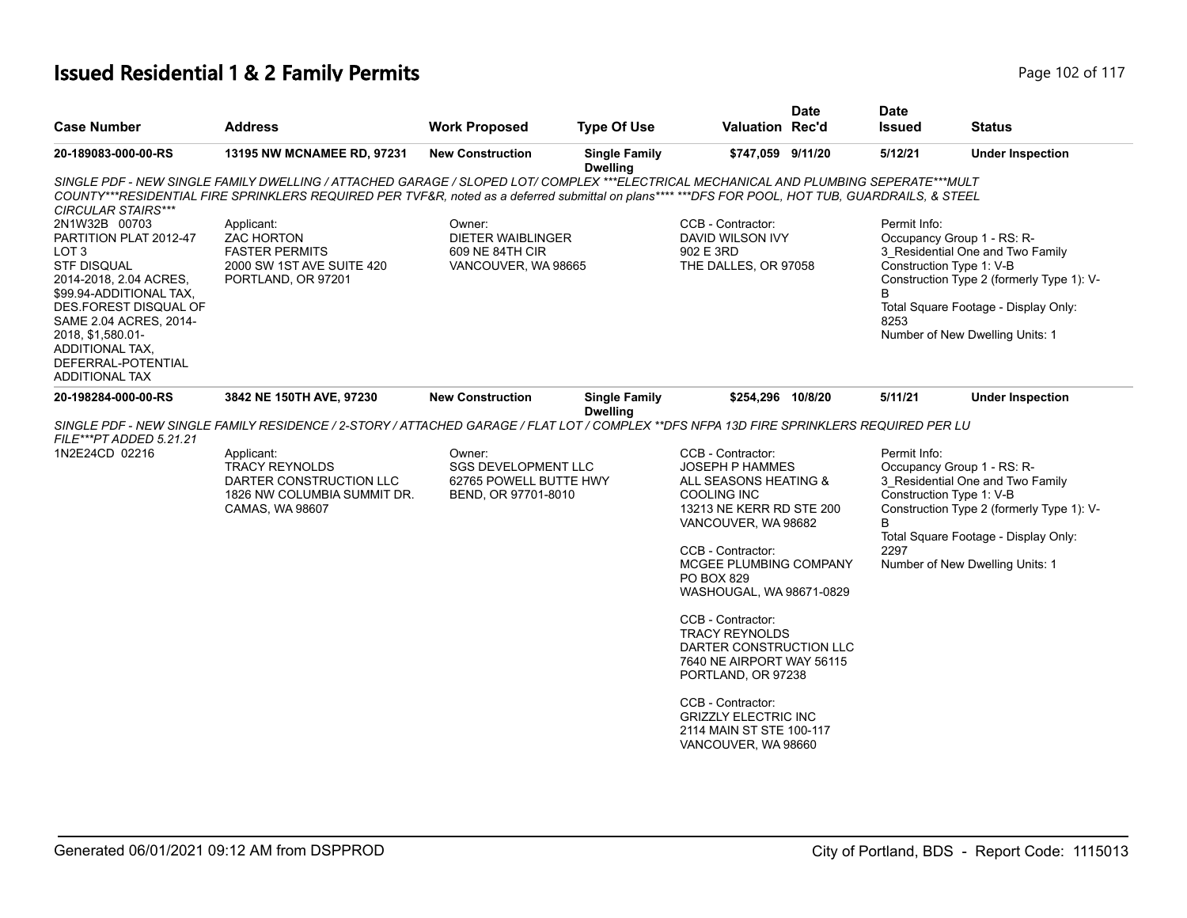# Issued Residential 1 & 2 Family Permits

| Case Number | Address | Work Proposed | Type Of Use | Valuation | Date Rec'd | Date Issued | Status |
|---|---|---|---|---|---|---|---|
| **20-189083-000-00-RS** | **13195 NW MCNAMEE RD, 97231** | **New Construction** | **Single Family Dwelling** | **$747,059** | **9/11/20** | **5/12/21** | **Under Inspection** |

*SINGLE PDF - NEW SINGLE FAMILY DWELLING / ATTACHED GARAGE / SLOPED LOT/ COMPLEX ***ELECTRICAL MECHANICAL AND PLUMBING SEPERATE***MULT COUNTY***RESIDENTIAL FIRE SPRINKLERS REQUIRED PER TVF&R, noted as a deferred submittal on plans**** ***DFS FOR POOL, HOT TUB, GUARDRAILS, & STEEL CIRCULAR STAIRS****

2N1W32B 00703
PARTITION PLAT 2012-47
LOT 3
STF DISQUAL
2014-2018, 2.04 ACRES, $99.94-ADDITIONAL TAX, DES.FOREST DISQUAL OF SAME 2.04 ACRES, 2014-2018, $1,580.01-ADDITIONAL TAX, DEFERRAL-POTENTIAL ADDITIONAL TAX

Applicant:
ZAC HORTON
FASTER PERMITS
2000 SW 1ST AVE SUITE 420
PORTLAND, OR 97201

Owner:
DIETER WAIBLINGER
609 NE 84TH CIR
VANCOUVER, WA 98665

CCB - Contractor:
DAVID WILSON IVY
902 E 3RD
THE DALLES, OR 97058

Permit Info:
Occupancy Group 1 - RS: R-3_Residential One and Two Family
Construction Type 1: V-B
Construction Type 2 (formerly Type 1): V-B
Total Square Footage - Display Only: 8253
Number of New Dwelling Units: 1

| Case Number | Address | Work Proposed | Type Of Use | Valuation | Date Rec'd | Date Issued | Status |
|---|---|---|---|---|---|---|---|
| **20-198284-000-00-RS** | **3842 NE 150TH AVE, 97230** | **New Construction** | **Single Family Dwelling** | **$254,296** | **10/8/20** | **5/11/21** | **Under Inspection** |

*SINGLE PDF - NEW SINGLE FAMILY RESIDENCE / 2-STORY / ATTACHED GARAGE / FLAT LOT / COMPLEX **DFS NFPA 13D FIRE SPRINKLERS REQUIRED PER LU FILE***PT ADDED 5.21.21*

1N2E24CD 02216

Applicant:
TRACY REYNOLDS
DARTER CONSTRUCTION LLC
1826 NW COLUMBIA SUMMIT DR.
CAMAS, WA 98607

Owner:
SGS DEVELOPMENT LLC
62765 POWELL BUTTE HWY
BEND, OR 97701-8010

CCB - Contractor:
JOSEPH P HAMMES
ALL SEASONS HEATING & COOLING INC
13213 NE KERR RD STE 200
VANCOUVER, WA 98682

CCB - Contractor:
MCGEE PLUMBING COMPANY
PO BOX 829
WASHOUGAL, WA 98671-0829

CCB - Contractor:
TRACY REYNOLDS
DARTER CONSTRUCTION LLC
7640 NE AIRPORT WAY 56115
PORTLAND, OR 97238

CCB - Contractor:
GRIZZLY ELECTRIC INC
2114 MAIN ST STE 100-117
VANCOUVER, WA 98660

Permit Info:
Occupancy Group 1 - RS: R-3_Residential One and Two Family
Construction Type 1: V-B
Construction Type 2 (formerly Type 1): V-B
Total Square Footage - Display Only: 2297
Number of New Dwelling Units: 1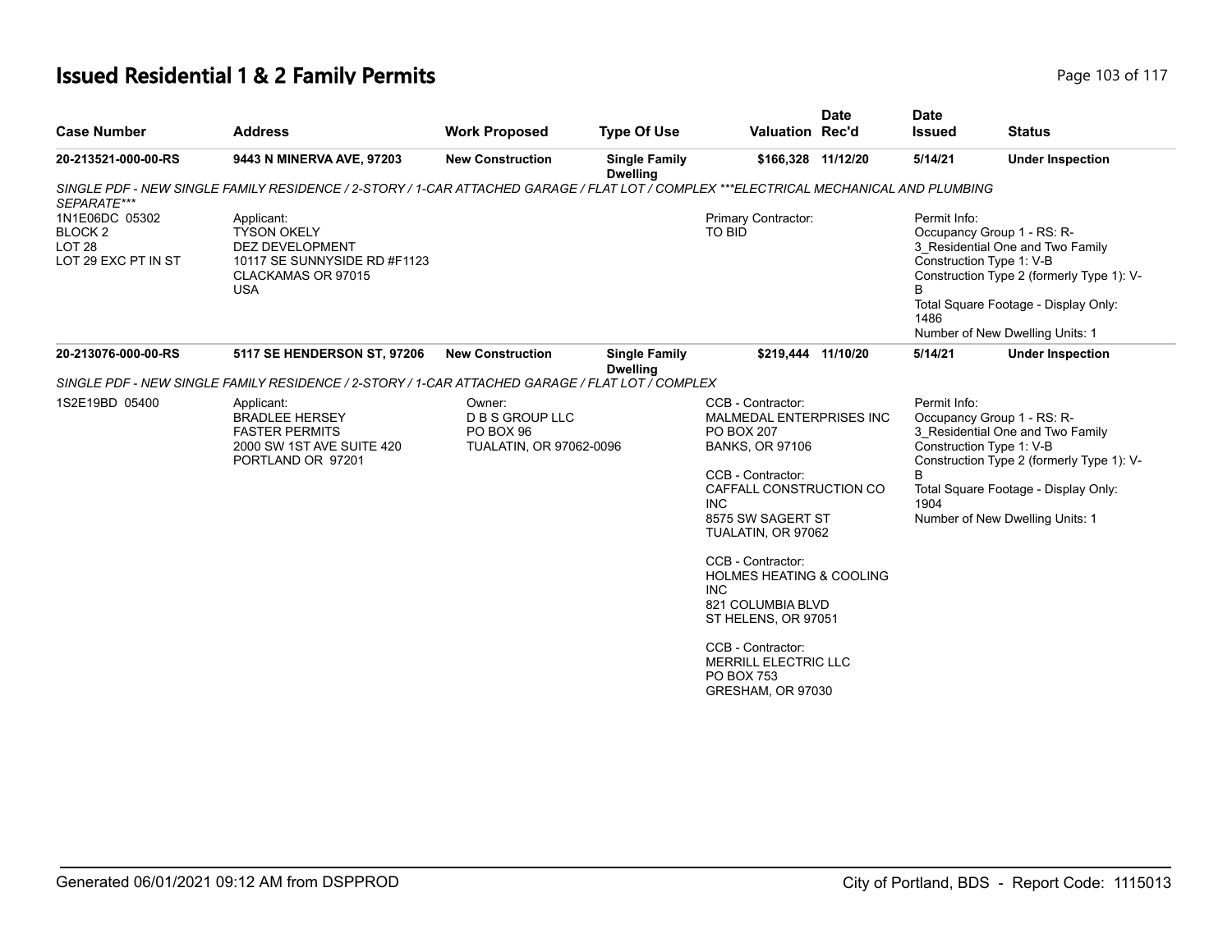# Issued Residential 1 & 2 Family Permits

| Case Number | Address | Work Proposed | Type Of Use | Valuation | Date Rec'd | Date Issued | Status |
|---|---|---|---|---|---|---|---|
| 20-213521-000-00-RS | 9443 N MINERVA AVE, 97203 | New Construction | Single Family Dwelling | $166,328 | 11/12/20 | 5/14/21 | Under Inspection |

*SINGLE PDF - NEW SINGLE FAMILY RESIDENCE / 2-STORY / 1-CAR ATTACHED GARAGE / FLAT LOT / COMPLEX ***ELECTRICAL MECHANICAL AND PLUMBING SEPARATE****

1N1E06DC 05302
BLOCK 2
LOT 28
LOT 29 EXC PT IN ST

Applicant:
TYSON OKELY
DEZ DEVELOPMENT
10117 SE SUNNYSIDE RD #F1123
CLACKAMAS OR 97015
USA

Primary Contractor:
TO BID

Permit Info:
Occupancy Group 1 - RS: R-3_Residential One and Two Family
Construction Type 1: V-B
Construction Type 2 (formerly Type 1): V-B
Total Square Footage - Display Only: 1486
Number of New Dwelling Units: 1

| Case Number | Address | Work Proposed | Type Of Use | Valuation | Date Rec'd | Date Issued | Status |
|---|---|---|---|---|---|---|---|
| 20-213076-000-00-RS | 5117 SE HENDERSON ST, 97206 | New Construction | Single Family Dwelling | $219,444 | 11/10/20 | 5/14/21 | Under Inspection |

*SINGLE PDF - NEW SINGLE FAMILY RESIDENCE / 2-STORY / 1-CAR ATTACHED GARAGE / FLAT LOT / COMPLEX*

1S2E19BD 05400

Applicant:
BRADLEE HERSEY
FASTER PERMITS
2000 SW 1ST AVE SUITE 420
PORTLAND OR 97201

Owner:
D B S GROUP LLC
PO BOX 96
TUALATIN, OR 97062-0096

CCB - Contractor:
MALMEDAL ENTERPRISES INC
PO BOX 207
BANKS, OR 97106

CCB - Contractor:
CAFFALL CONSTRUCTION CO INC
8575 SW SAGERT ST
TUALATIN, OR 97062

CCB - Contractor:
HOLMES HEATING & COOLING INC
821 COLUMBIA BLVD
ST HELENS, OR 97051

CCB - Contractor:
MERRILL ELECTRIC LLC
PO BOX 753
GRESHAM, OR 97030

Permit Info:
Occupancy Group 1 - RS: R-3_Residential One and Two Family
Construction Type 1: V-B
Construction Type 2 (formerly Type 1): V-B
Total Square Footage - Display Only: 1904
Number of New Dwelling Units: 1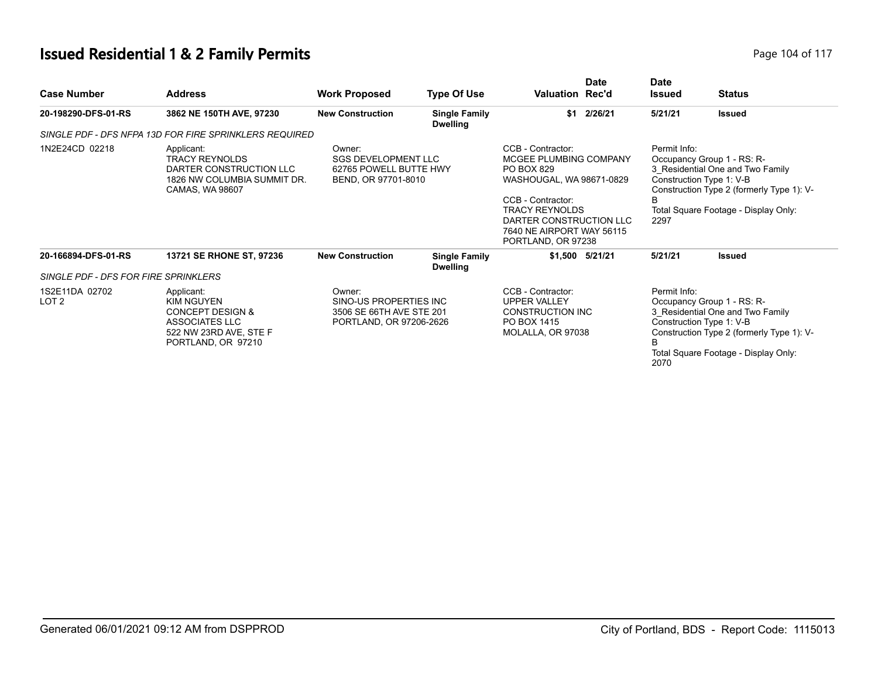## Issued Residential 1 & 2 Family Permits

| Case Number | Address | Work Proposed | Type Of Use | Valuation | Date Rec'd | Date Issued | Status |
|---|---|---|---|---|---|---|---|
| 20-198290-DFS-01-RS | 3862 NE 150TH AVE, 97230 | New Construction | Single Family Dwelling | $1 | 2/26/21 | 5/21/21 | Issued |

*SINGLE PDF - DFS NFPA 13D FOR FIRE SPRINKLERS REQUIRED*

1N2E24CD 02218

Applicant:
TRACY REYNOLDS
DARTER CONSTRUCTION LLC
1826 NW COLUMBIA SUMMIT DR.
CAMAS, WA 98607

Owner:
SGS DEVELOPMENT LLC
62765 POWELL BUTTE HWY
BEND, OR 97701-8010

CCB - Contractor:
MCGEE PLUMBING COMPANY
PO BOX 829
WASHOUGAL, WA 98671-0829

CCB - Contractor:
TRACY REYNOLDS
DARTER CONSTRUCTION LLC
7640 NE AIRPORT WAY 56115
PORTLAND, OR 97238

Permit Info:
Occupancy Group 1 - RS: R-3_Residential One and Two Family
Construction Type 1: V-B
Construction Type 2 (formerly Type 1): V-B
Total Square Footage - Display Only: 2297

| Case Number | Address | Work Proposed | Type Of Use | Valuation | Date Rec'd | Date Issued | Status |
|---|---|---|---|---|---|---|---|
| 20-166894-DFS-01-RS | 13721 SE RHONE ST, 97236 | New Construction | Single Family Dwelling | $1,500 | 5/21/21 | 5/21/21 | Issued |

*SINGLE PDF - DFS FOR FIRE SPRINKLERS*

1S2E11DA 02702
LOT 2

Applicant:
KIM NGUYEN
CONCEPT DESIGN & ASSOCIATES LLC
522 NW 23RD AVE, STE F
PORTLAND, OR 97210

Owner:
SINO-US PROPERTIES INC
3506 SE 66TH AVE STE 201
PORTLAND, OR 97206-2626

CCB - Contractor:
UPPER VALLEY CONSTRUCTION INC
PO BOX 1415
MOLALLA, OR 97038

Permit Info:
Occupancy Group 1 - RS: R-3_Residential One and Two Family
Construction Type 1: V-B
Construction Type 2 (formerly Type 1): V-B
Total Square Footage - Display Only: 2070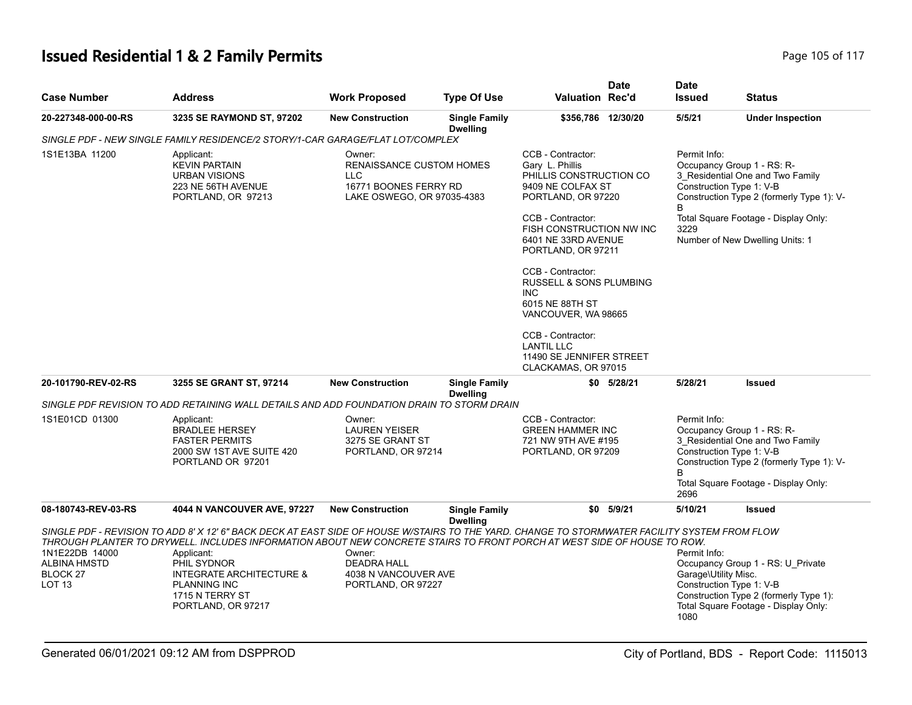# Issued Residential 1 & 2 Family Permits

| Case Number | Address | Work Proposed | Type Of Use | Valuation | Date Rec'd | Date Issued | Status |
|---|---|---|---|---|---|---|---|
| 20-227348-000-00-RS | 3235 SE RAYMOND ST, 97202 | New Construction | Single Family Dwelling | $356,786 | 12/30/20 | 5/5/21 | Under Inspection |

*SINGLE PDF - NEW SINGLE FAMILY RESIDENCE/2 STORY/1-CAR GARAGE/FLAT LOT/COMPLEX*

1S1E13BA 11200

Applicant:
KEVIN PARTAIN
URBAN VISIONS
223 NE 56TH AVENUE
PORTLAND, OR 97213

Owner:
RENAISSANCE CUSTOM HOMES LLC
16771 BOONES FERRY RD
LAKE OSWEGO, OR 97035-4383

CCB - Contractor:
Gary L. Phillis
PHILLIS CONSTRUCTION CO
9409 NE COLFAX ST
PORTLAND, OR 97220

CCB - Contractor:
FISH CONSTRUCTION NW INC
6401 NE 33RD AVENUE
PORTLAND, OR 97211

CCB - Contractor:
RUSSELL & SONS PLUMBING INC
6015 NE 88TH ST
VANCOUVER, WA 98665

CCB - Contractor:
LANTIL LLC
11490 SE JENNIFER STREET
CLACKAMAS, OR 97015

Permit Info:
Occupancy Group 1 - RS: R-3_Residential One and Two Family
Construction Type 1: V-B
Construction Type 2 (formerly Type 1): V-B
Total Square Footage - Display Only: 3229
Number of New Dwelling Units: 1

| Case Number | Address | Work Proposed | Type Of Use | Valuation | Date Rec'd | Date Issued | Status |
|---|---|---|---|---|---|---|---|
| 20-101790-REV-02-RS | 3255 SE GRANT ST, 97214 | New Construction | Single Family Dwelling | $0 | 5/28/21 | 5/28/21 | Issued |

*SINGLE PDF REVISION TO ADD RETAINING WALL DETAILS AND ADD FOUNDATION DRAIN TO STORM DRAIN*

1S1E01CD 01300

Applicant:
BRADLEE HERSEY
FASTER PERMITS
2000 SW 1ST AVE SUITE 420
PORTLAND OR 97201

Owner:
LAUREN YEISER
3275 SE GRANT ST
PORTLAND, OR 97214

CCB - Contractor:
GREEN HAMMER INC
721 NW 9TH AVE #195
PORTLAND, OR 97209

Permit Info:
Occupancy Group 1 - RS: R-3_Residential One and Two Family
Construction Type 1: V-B
Construction Type 2 (formerly Type 1): V-B
Total Square Footage - Display Only: 2696

| Case Number | Address | Work Proposed | Type Of Use | Valuation | Date Rec'd | Date Issued | Status |
|---|---|---|---|---|---|---|---|
| 08-180743-REV-03-RS | 4044 N VANCOUVER AVE, 97227 | New Construction | Single Family Dwelling | $0 | 5/9/21 | 5/10/21 | Issued |

*SINGLE PDF - REVISION TO ADD 8' X 12' 6" BACK DECK AT EAST SIDE OF HOUSE W/STAIRS TO THE YARD. CHANGE TO STORMWATER FACILITY SYSTEM FROM FLOW THROUGH PLANTER TO DRYWELL. INCLUDES INFORMATION ABOUT NEW CONCRETE STAIRS TO FRONT PORCH AT WEST SIDE OF HOUSE TO ROW.*

1N1E22DB 14000
ALBINA HMSTD
BLOCK 27
LOT 13

Applicant:
PHIL SYDNOR
INTEGRATE ARCHITECTURE & PLANNING INC
1715 N TERRY ST
PORTLAND, OR 97217

Owner:
DEADRA HALL
4038 N VANCOUVER AVE
PORTLAND, OR 97227

Permit Info:
Occupancy Group 1 - RS: U_Private Garage\Utility Misc.
Construction Type 1: V-B
Construction Type 2 (formerly Type 1):
Total Square Footage - Display Only: 1080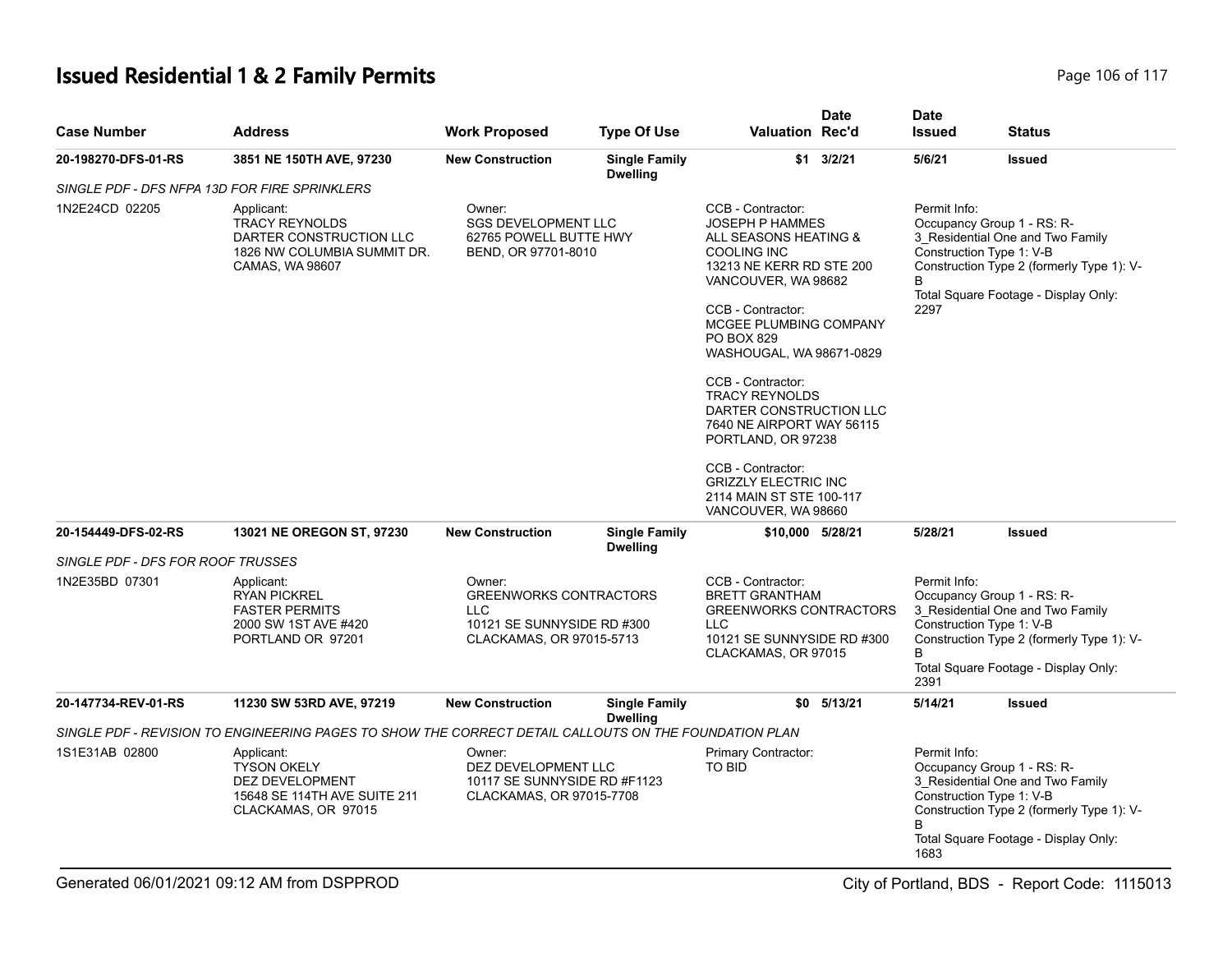# Issued Residential 1 & 2 Family Permits

| Case Number | Address | Work Proposed | Type Of Use | Valuation | Date Rec'd | Date Issued | Status |
|---|---|---|---|---|---|---|---|
| 20-198270-DFS-01-RS | 3851 NE 150TH AVE, 97230 | New Construction | Single Family Dwelling | $1 | 3/2/21 | 5/6/21 | Issued |

SINGLE PDF - DFS NFPA 13D FOR FIRE SPRINKLERS

1N2E24CD 02205

Applicant:
TRACY REYNOLDS
DARTER CONSTRUCTION LLC
1826 NW COLUMBIA SUMMIT DR.
CAMAS, WA 98607

Owner:
SGS DEVELOPMENT LLC
62765 POWELL BUTTE HWY
BEND, OR 97701-8010

CCB - Contractor:
JOSEPH P HAMMES
ALL SEASONS HEATING & COOLING INC
13213 NE KERR RD STE 200
VANCOUVER, WA 98682

CCB - Contractor:
MCGEE PLUMBING COMPANY
PO BOX 829
WASHOUGAL, WA 98671-0829

CCB - Contractor:
TRACY REYNOLDS
DARTER CONSTRUCTION LLC
7640 NE AIRPORT WAY 56115
PORTLAND, OR 97238

CCB - Contractor:
GRIZZLY ELECTRIC INC
2114 MAIN ST STE 100-117
VANCOUVER, WA 98660

Permit Info:
Occupancy Group 1 - RS: R-3_Residential One and Two Family
Construction Type 1: V-B
Construction Type 2 (formerly Type 1): V-B
Total Square Footage - Display Only: 2297

| Case Number | Address | Work Proposed | Type Of Use | Valuation | Date Rec'd | Date Issued | Status |
|---|---|---|---|---|---|---|---|
| 20-154449-DFS-02-RS | 13021 NE OREGON ST, 97230 | New Construction | Single Family Dwelling | $10,000 | 5/28/21 | 5/28/21 | Issued |

SINGLE PDF - DFS FOR ROOF TRUSSES

1N2E35BD 07301

Applicant:
RYAN PICKREL
FASTER PERMITS
2000 SW 1ST AVE #420
PORTLAND OR 97201

Owner:
GREENWORKS CONTRACTORS LLC
10121 SE SUNNYSIDE RD #300
CLACKAMAS, OR 97015-5713

CCB - Contractor:
BRETT GRANTHAM
GREENWORKS CONTRACTORS LLC
10121 SE SUNNYSIDE RD #300
CLACKAMAS, OR 97015

Permit Info:
Occupancy Group 1 - RS: R-3_Residential One and Two Family
Construction Type 1: V-B
Construction Type 2 (formerly Type 1): V-B
Total Square Footage - Display Only: 2391

| Case Number | Address | Work Proposed | Type Of Use | Valuation | Date Rec'd | Date Issued | Status |
|---|---|---|---|---|---|---|---|
| 20-147734-REV-01-RS | 11230 SW 53RD AVE, 97219 | New Construction | Single Family Dwelling | $0 | 5/13/21 | 5/14/21 | Issued |

SINGLE PDF - REVISION TO ENGINEERING PAGES TO SHOW THE CORRECT DETAIL CALLOUTS ON THE FOUNDATION PLAN

1S1E31AB 02800

Applicant:
TYSON OKELY
DEZ DEVELOPMENT
15648 SE 114TH AVE SUITE 211
CLACKAMAS, OR 97015

Owner:
DEZ DEVELOPMENT LLC
10117 SE SUNNYSIDE RD #F1123
CLACKAMAS, OR 97015-7708

Primary Contractor:
TO BID

Permit Info:
Occupancy Group 1 - RS: R-3_Residential One and Two Family
Construction Type 1: V-B
Construction Type 2 (formerly Type 1): V-B
Total Square Footage - Display Only: 1683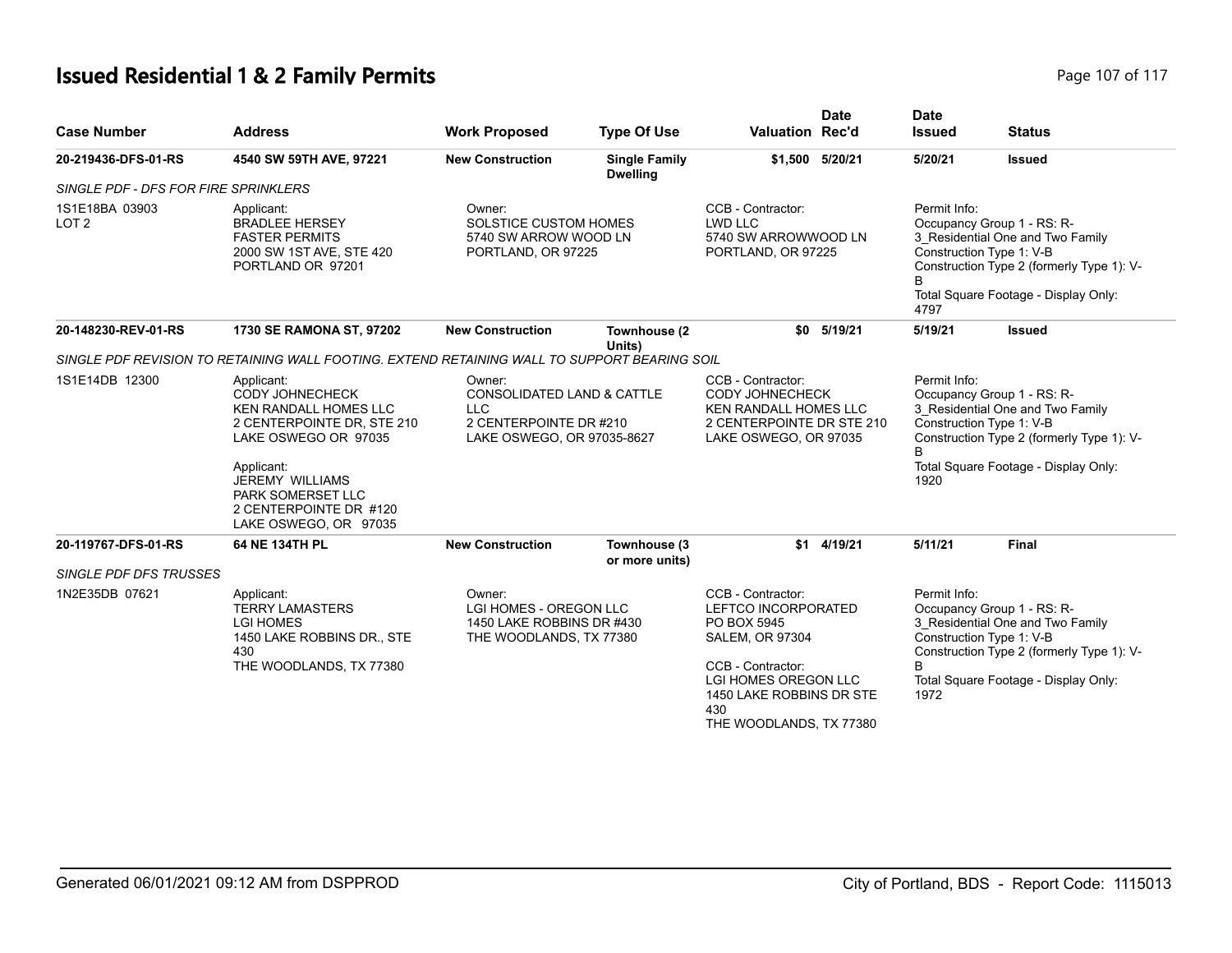# Issued Residential 1 & 2 Family Permits

| Case Number | Address | Work Proposed | Type Of Use | Valuation | Date Rec'd | Date Issued | Status |
|---|---|---|---|---|---|---|---|
| 20-219436-DFS-01-RS | 4540 SW 59TH AVE, 97221 | New Construction | Single Family Dwelling | $1,500 | 5/20/21 | 5/20/21 | Issued |
| *SINGLE PDF - DFS FOR FIRE SPRINKLERS* | | | | | | | |
| 1S1E18BA 03903<br>LOT 2 | Applicant:<br>BRADLEE HERSEY<br>FASTER PERMITS<br>2000 SW 1ST AVE, STE 420<br>PORTLAND OR 97201 | Owner:<br>SOLSTICE CUSTOM HOMES<br>5740 SW ARROW WOOD LN<br>PORTLAND, OR 97225 | | CCB - Contractor:<br>LWD LLC<br>5740 SW ARROWWOOD LN<br>PORTLAND, OR 97225 | | Permit Info:<br>Occupancy Group 1 - RS: R-3_Residential One and Two Family<br>Construction Type 1: V-B<br>Construction Type 2 (formerly Type 1): V-B<br>Total Square Footage - Display Only: 4797 | |
| 20-148230-REV-01-RS | 1730 SE RAMONA ST, 97202 | New Construction | Townhouse (2 Units) | $0 | 5/19/21 | 5/19/21 | Issued |
| *SINGLE PDF REVISION TO RETAINING WALL FOOTING. EXTEND RETAINING WALL TO SUPPORT BEARING SOIL* | | | | | | | |
| 1S1E14DB 12300 | Applicant:<br>CODY JOHNECHECK<br>KEN RANDALL HOMES LLC<br>2 CENTERPOINTE DR, STE 210<br>LAKE OSWEGO OR 97035<br><br>Applicant:<br>JEREMY WILLIAMS<br>PARK SOMERSET LLC<br>2 CENTERPOINTE DR #120<br>LAKE OSWEGO, OR 97035 | Owner:<br>CONSOLIDATED LAND & CATTLE LLC<br>2 CENTERPOINTE DR #210<br>LAKE OSWEGO, OR 97035-8627 | | CCB - Contractor:<br>CODY JOHNECHECK<br>KEN RANDALL HOMES LLC<br>2 CENTERPOINTE DR STE 210<br>LAKE OSWEGO, OR 97035 | | Permit Info:<br>Occupancy Group 1 - RS: R-3_Residential One and Two Family<br>Construction Type 1: V-B<br>Construction Type 2 (formerly Type 1): V-B<br>Total Square Footage - Display Only: 1920 | |
| 20-119767-DFS-01-RS | 64 NE 134TH PL | New Construction | Townhouse (3 or more units) | $1 | 4/19/21 | 5/11/21 | Final |
| *SINGLE PDF DFS TRUSSES* | | | | | | | |
| 1N2E35DB 07621 | Applicant:<br>TERRY LAMASTERS<br>LGI HOMES<br>1450 LAKE ROBBINS DR., STE 430<br>THE WOODLANDS, TX 77380 | Owner:<br>LGI HOMES - OREGON LLC<br>1450 LAKE ROBBINS DR #430<br>THE WOODLANDS, TX 77380 | | CCB - Contractor:<br>LEFTCO INCORPORATED<br>PO BOX 5945<br>SALEM, OR 97304<br><br>CCB - Contractor:<br>LGI HOMES OREGON LLC<br>1450 LAKE ROBBINS DR STE 430<br>THE WOODLANDS, TX 77380 | | Permit Info:<br>Occupancy Group 1 - RS: R-3_Residential One and Two Family<br>Construction Type 1: V-B<br>Construction Type 2 (formerly Type 1): V-B<br>Total Square Footage - Display Only: 1972 | |

Generated 06/01/2021 09:12 AM from DSPPROD — City of Portland, BDS - Report Code: 1115013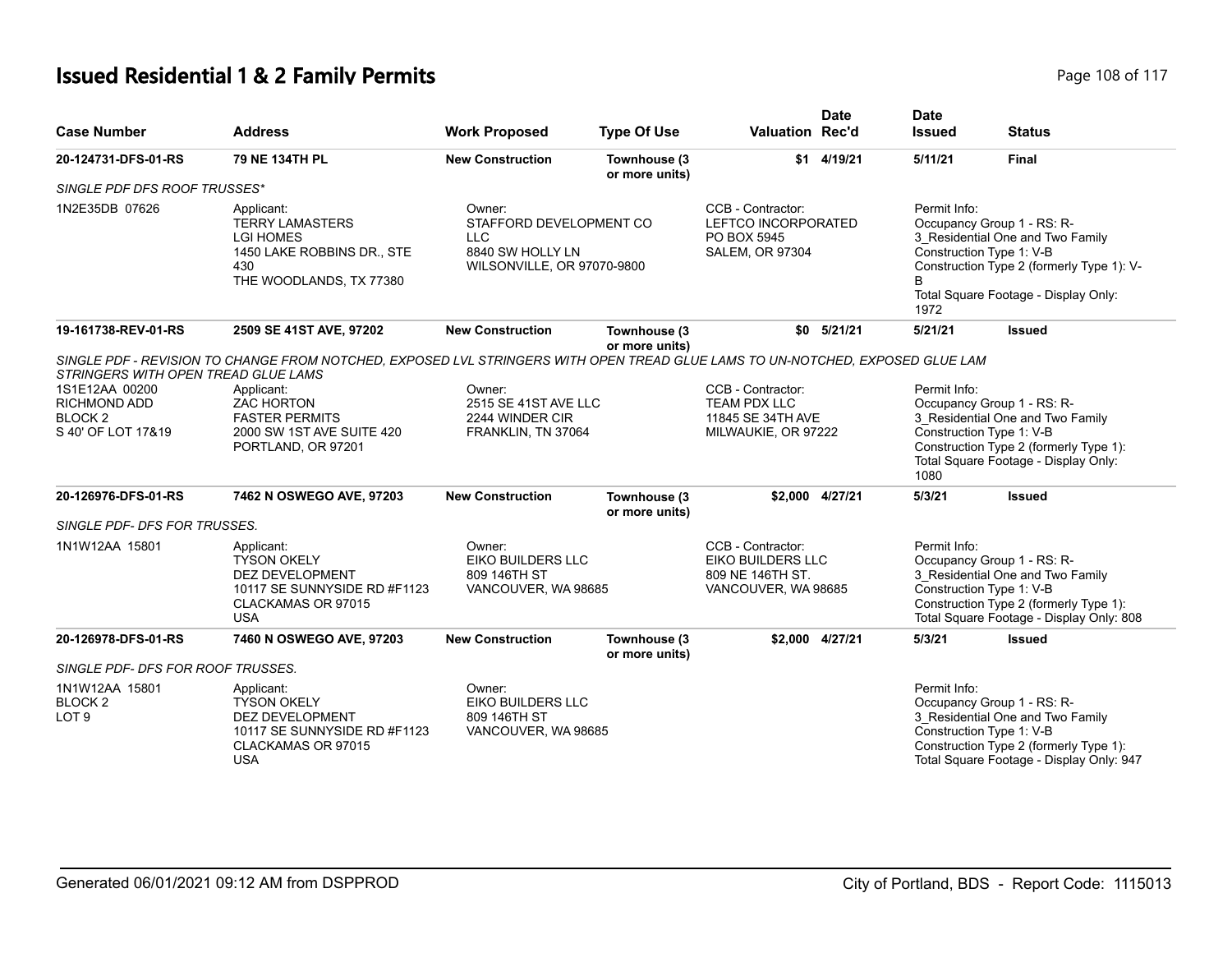# Issued Residential 1 & 2 Family Permits

| Case Number | Address | Work Proposed | Type Of Use | Valuation | Date Rec'd | Date Issued | Status |
|---|---|---|---|---|---|---|---|
| 20-124731-DFS-01-RS | 79 NE 134TH PL | New Construction | Townhouse (3 or more units) | $1 | 4/19/21 | 5/11/21 | Final |

*SINGLE PDF DFS ROOF TRUSSES**

1N2E35DB 07626

Applicant:
TERRY LAMASTERS
LGI HOMES
1450 LAKE ROBBINS DR., STE 430
THE WOODLANDS, TX 77380

Owner:
STAFFORD DEVELOPMENT CO LLC
8840 SW HOLLY LN
WILSONVILLE, OR 97070-9800

CCB - Contractor:
LEFTCO INCORPORATED
PO BOX 5945
SALEM, OR 97304

Permit Info:
Occupancy Group 1 - RS: R-3_Residential One and Two Family
Construction Type 1: V-B
Construction Type 2 (formerly Type 1): V-B
Total Square Footage - Display Only: 1972

| Case Number | Address | Work Proposed | Type Of Use | Valuation | Date Rec'd | Date Issued | Status |
|---|---|---|---|---|---|---|---|
| 19-161738-REV-01-RS | 2509 SE 41ST AVE, 97202 | New Construction | Townhouse (3 or more units) | $0 | 5/21/21 | 5/21/21 | Issued |

*SINGLE PDF - REVISION TO CHANGE FROM NOTCHED, EXPOSED LVL STRINGERS WITH OPEN TREAD GLUE LAMS TO UN-NOTCHED, EXPOSED GLUE LAM STRINGERS WITH OPEN TREAD GLUE LAMS*

1S1E12AA 00200
RICHMOND ADD
BLOCK 2
S 40' OF LOT 17&19

Applicant:
ZAC HORTON
FASTER PERMITS
2000 SW 1ST AVE SUITE 420
PORTLAND, OR 97201

Owner:
2515 SE 41ST AVE LLC
2244 WINDER CIR
FRANKLIN, TN 37064

CCB - Contractor:
TEAM PDX LLC
11845 SE 34TH AVE
MILWAUKIE, OR 97222

Permit Info:
Occupancy Group 1 - RS: R-3_Residential One and Two Family
Construction Type 1: V-B
Construction Type 2 (formerly Type 1):
Total Square Footage - Display Only: 1080

| Case Number | Address | Work Proposed | Type Of Use | Valuation | Date Rec'd | Date Issued | Status |
|---|---|---|---|---|---|---|---|
| 20-126976-DFS-01-RS | 7462 N OSWEGO AVE, 97203 | New Construction | Townhouse (3 or more units) | $2,000 | 4/27/21 | 5/3/21 | Issued |

*SINGLE PDF- DFS FOR TRUSSES.*

1N1W12AA 15801

Applicant:
TYSON OKELY
DEZ DEVELOPMENT
10117 SE SUNNYSIDE RD #F1123
CLACKAMAS OR 97015
USA

Owner:
EIKO BUILDERS LLC
809 146TH ST
VANCOUVER, WA 98685

CCB - Contractor:
EIKO BUILDERS LLC
809 NE 146TH ST.
VANCOUVER, WA 98685

Permit Info:
Occupancy Group 1 - RS: R-3_Residential One and Two Family
Construction Type 1: V-B
Construction Type 2 (formerly Type 1):
Total Square Footage - Display Only: 808

| Case Number | Address | Work Proposed | Type Of Use | Valuation | Date Rec'd | Date Issued | Status |
|---|---|---|---|---|---|---|---|
| 20-126978-DFS-01-RS | 7460 N OSWEGO AVE, 97203 | New Construction | Townhouse (3 or more units) | $2,000 | 4/27/21 | 5/3/21 | Issued |

*SINGLE PDF- DFS FOR ROOF TRUSSES.*

1N1W12AA 15801
BLOCK 2
LOT 9

Applicant:
TYSON OKELY
DEZ DEVELOPMENT
10117 SE SUNNYSIDE RD #F1123
CLACKAMAS OR 97015
USA

Owner:
EIKO BUILDERS LLC
809 146TH ST
VANCOUVER, WA 98685

Permit Info:
Occupancy Group 1 - RS: R-3_Residential One and Two Family
Construction Type 1: V-B
Construction Type 2 (formerly Type 1):
Total Square Footage - Display Only: 947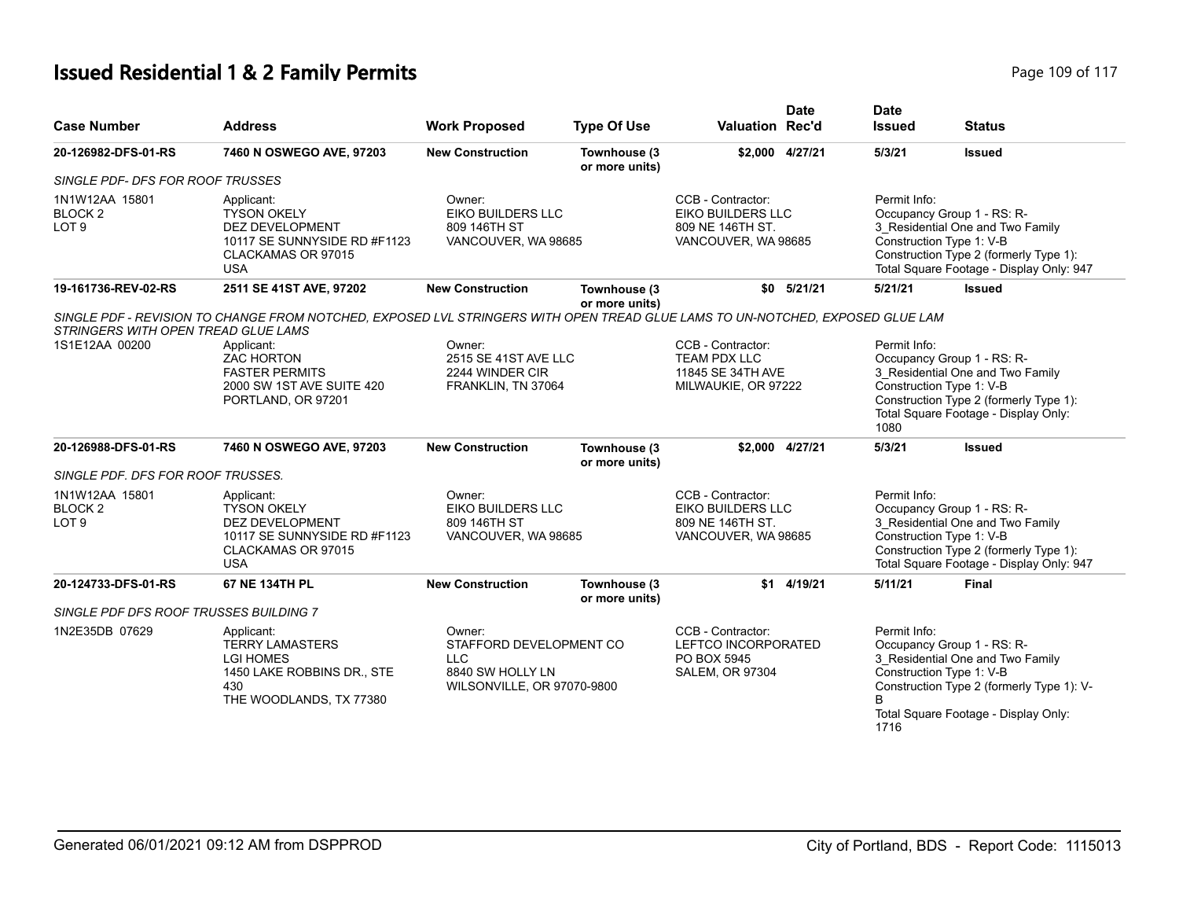# Issued Residential 1 & 2 Family Permits

| Case Number | Address | Work Proposed | Type Of Use | Valuation | Date Rec'd | Date Issued | Status |
|---|---|---|---|---|---|---|---|
| 20-126982-DFS-01-RS | 7460 N OSWEGO AVE, 97203 | New Construction | Townhouse (3 or more units) | $2,000 | 4/27/21 | 5/3/21 | Issued |

*SINGLE PDF- DFS FOR ROOF TRUSSES*

1N1W12AA 15801
BLOCK 2
LOT 9

Applicant:
TYSON OKELY
DEZ DEVELOPMENT
10117 SE SUNNYSIDE RD #F1123
CLACKAMAS OR 97015
USA

Owner:
EIKO BUILDERS LLC
809 146TH ST
VANCOUVER, WA 98685

CCB - Contractor:
EIKO BUILDERS LLC
809 NE 146TH ST.
VANCOUVER, WA 98685

Permit Info:
Occupancy Group 1 - RS: R-3_Residential One and Two Family
Construction Type 1: V-B
Construction Type 2 (formerly Type 1):
Total Square Footage - Display Only: 947

| Case Number | Address | Work Proposed | Type Of Use | Valuation | Date Rec'd | Date Issued | Status |
|---|---|---|---|---|---|---|---|
| 19-161736-REV-02-RS | 2511 SE 41ST AVE, 97202 | New Construction | Townhouse (3 or more units) | $0 | 5/21/21 | 5/21/21 | Issued |

*SINGLE PDF - REVISION TO CHANGE FROM NOTCHED, EXPOSED LVL STRINGERS WITH OPEN TREAD GLUE LAMS TO UN-NOTCHED, EXPOSED GLUE LAM STRINGERS WITH OPEN TREAD GLUE LAMS*

1S1E12AA 00200

Applicant:
ZAC HORTON
FASTER PERMITS
2000 SW 1ST AVE SUITE 420
PORTLAND, OR 97201

Owner:
2515 SE 41ST AVE LLC
2244 WINDER CIR
FRANKLIN, TN 37064

CCB - Contractor:
TEAM PDX LLC
11845 SE 34TH AVE
MILWAUKIE, OR 97222

Permit Info:
Occupancy Group 1 - RS: R-3_Residential One and Two Family
Construction Type 1: V-B
Construction Type 2 (formerly Type 1):
Total Square Footage - Display Only: 1080

| Case Number | Address | Work Proposed | Type Of Use | Valuation | Date Rec'd | Date Issued | Status |
|---|---|---|---|---|---|---|---|
| 20-126988-DFS-01-RS | 7460 N OSWEGO AVE, 97203 | New Construction | Townhouse (3 or more units) | $2,000 | 4/27/21 | 5/3/21 | Issued |

*SINGLE PDF. DFS FOR ROOF TRUSSES.*

1N1W12AA 15801
BLOCK 2
LOT 9

Applicant:
TYSON OKELY
DEZ DEVELOPMENT
10117 SE SUNNYSIDE RD #F1123
CLACKAMAS OR 97015
USA

Owner:
EIKO BUILDERS LLC
809 146TH ST
VANCOUVER, WA 98685

CCB - Contractor:
EIKO BUILDERS LLC
809 NE 146TH ST.
VANCOUVER, WA 98685

Permit Info:
Occupancy Group 1 - RS: R-3_Residential One and Two Family
Construction Type 1: V-B
Construction Type 2 (formerly Type 1):
Total Square Footage - Display Only: 947

| Case Number | Address | Work Proposed | Type Of Use | Valuation | Date Rec'd | Date Issued | Status |
|---|---|---|---|---|---|---|---|
| 20-124733-DFS-01-RS | 67 NE 134TH PL | New Construction | Townhouse (3 or more units) | $1 | 4/19/21 | 5/11/21 | Final |

*SINGLE PDF DFS ROOF TRUSSES BUILDING 7*

1N2E35DB 07629

Applicant:
TERRY LAMASTERS
LGI HOMES
1450 LAKE ROBBINS DR., STE 430
THE WOODLANDS, TX 77380

Owner:
STAFFORD DEVELOPMENT CO LLC
8840 SW HOLLY LN
WILSONVILLE, OR 97070-9800

CCB - Contractor:
LEFTCO INCORPORATED
PO BOX 5945
SALEM, OR 97304

Permit Info:
Occupancy Group 1 - RS: R-3_Residential One and Two Family
Construction Type 1: V-B
Construction Type 2 (formerly Type 1): V-B
Total Square Footage - Display Only: 1716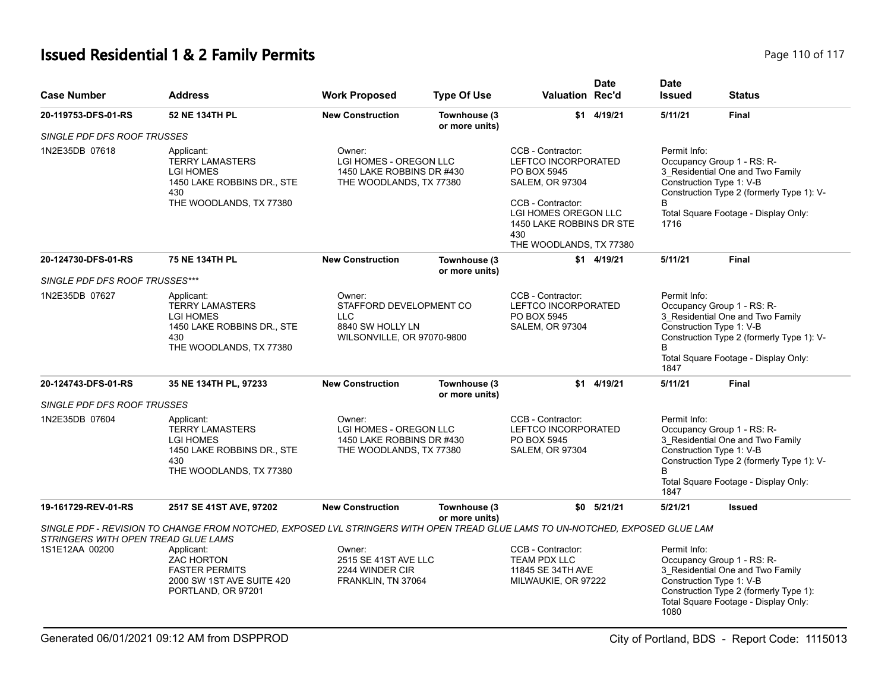# Issued Residential 1 & 2 Family Permits

| Case Number | Address | Work Proposed | Type Of Use | Valuation | Date Rec'd | Date Issued | Status |
|---|---|---|---|---|---|---|---|
| 20-119753-DFS-01-RS | 52 NE 134TH PL | New Construction | Townhouse (3 or more units) | $1 | 4/19/21 | 5/11/21 | Final |

*SINGLE PDF DFS ROOF TRUSSES*

1N2E35DB 07618

Applicant:
TERRY LAMASTERS
LGI HOMES
1450 LAKE ROBBINS DR., STE 430
THE WOODLANDS, TX 77380

Owner:
LGI HOMES - OREGON LLC
1450 LAKE ROBBINS DR #430
THE WOODLANDS, TX 77380

CCB - Contractor:
LEFTCO INCORPORATED
PO BOX 5945
SALEM, OR 97304

CCB - Contractor:
LGI HOMES OREGON LLC
1450 LAKE ROBBINS DR STE 430
THE WOODLANDS, TX 77380

Permit Info:
Occupancy Group 1 - RS: R-3_Residential One and Two Family
Construction Type 1: V-B
Construction Type 2 (formerly Type 1): V-B
Total Square Footage - Display Only: 1716

| Case Number | Address | Work Proposed | Type Of Use | Valuation | Date Rec'd | Date Issued | Status |
|---|---|---|---|---|---|---|---|
| 20-124730-DFS-01-RS | 75 NE 134TH PL | New Construction | Townhouse (3 or more units) | $1 | 4/19/21 | 5/11/21 | Final |

*SINGLE PDF DFS ROOF TRUSSES****

1N2E35DB 07627

Applicant:
TERRY LAMASTERS
LGI HOMES
1450 LAKE ROBBINS DR., STE 430
THE WOODLANDS, TX 77380

Owner:
STAFFORD DEVELOPMENT CO LLC
8840 SW HOLLY LN
WILSONVILLE, OR 97070-9800

CCB - Contractor:
LEFTCO INCORPORATED
PO BOX 5945
SALEM, OR 97304

Permit Info:
Occupancy Group 1 - RS: R-3_Residential One and Two Family
Construction Type 1: V-B
Construction Type 2 (formerly Type 1): V-B
Total Square Footage - Display Only: 1847

| Case Number | Address | Work Proposed | Type Of Use | Valuation | Date Rec'd | Date Issued | Status |
|---|---|---|---|---|---|---|---|
| 20-124743-DFS-01-RS | 35 NE 134TH PL, 97233 | New Construction | Townhouse (3 or more units) | $1 | 4/19/21 | 5/11/21 | Final |

*SINGLE PDF DFS ROOF TRUSSES*

1N2E35DB 07604

Applicant:
TERRY LAMASTERS
LGI HOMES
1450 LAKE ROBBINS DR., STE 430
THE WOODLANDS, TX 77380

Owner:
LGI HOMES - OREGON LLC
1450 LAKE ROBBINS DR #430
THE WOODLANDS, TX 77380

CCB - Contractor:
LEFTCO INCORPORATED
PO BOX 5945
SALEM, OR 97304

Permit Info:
Occupancy Group 1 - RS: R-3_Residential One and Two Family
Construction Type 1: V-B
Construction Type 2 (formerly Type 1): V-B
Total Square Footage - Display Only: 1847

| Case Number | Address | Work Proposed | Type Of Use | Valuation | Date Rec'd | Date Issued | Status |
|---|---|---|---|---|---|---|---|
| 19-161729-REV-01-RS | 2517 SE 41ST AVE, 97202 | New Construction | Townhouse (3 or more units) | $0 | 5/21/21 | 5/21/21 | Issued |

*SINGLE PDF - REVISION TO CHANGE FROM NOTCHED, EXPOSED LVL STRINGERS WITH OPEN TREAD GLUE LAMS TO UN-NOTCHED, EXPOSED GLUE LAM STRINGERS WITH OPEN TREAD GLUE LAMS*

1S1E12AA 00200

Applicant:
ZAC HORTON
FASTER PERMITS
2000 SW 1ST AVE SUITE 420
PORTLAND, OR 97201

Owner:
2515 SE 41ST AVE LLC
2244 WINDER CIR
FRANKLIN, TN 37064

CCB - Contractor:
TEAM PDX LLC
11845 SE 34TH AVE
MILWAUKIE, OR 97222

Permit Info:
Occupancy Group 1 - RS: R-3_Residential One and Two Family
Construction Type 1: V-B
Construction Type 2 (formerly Type 1):
Total Square Footage - Display Only: 1080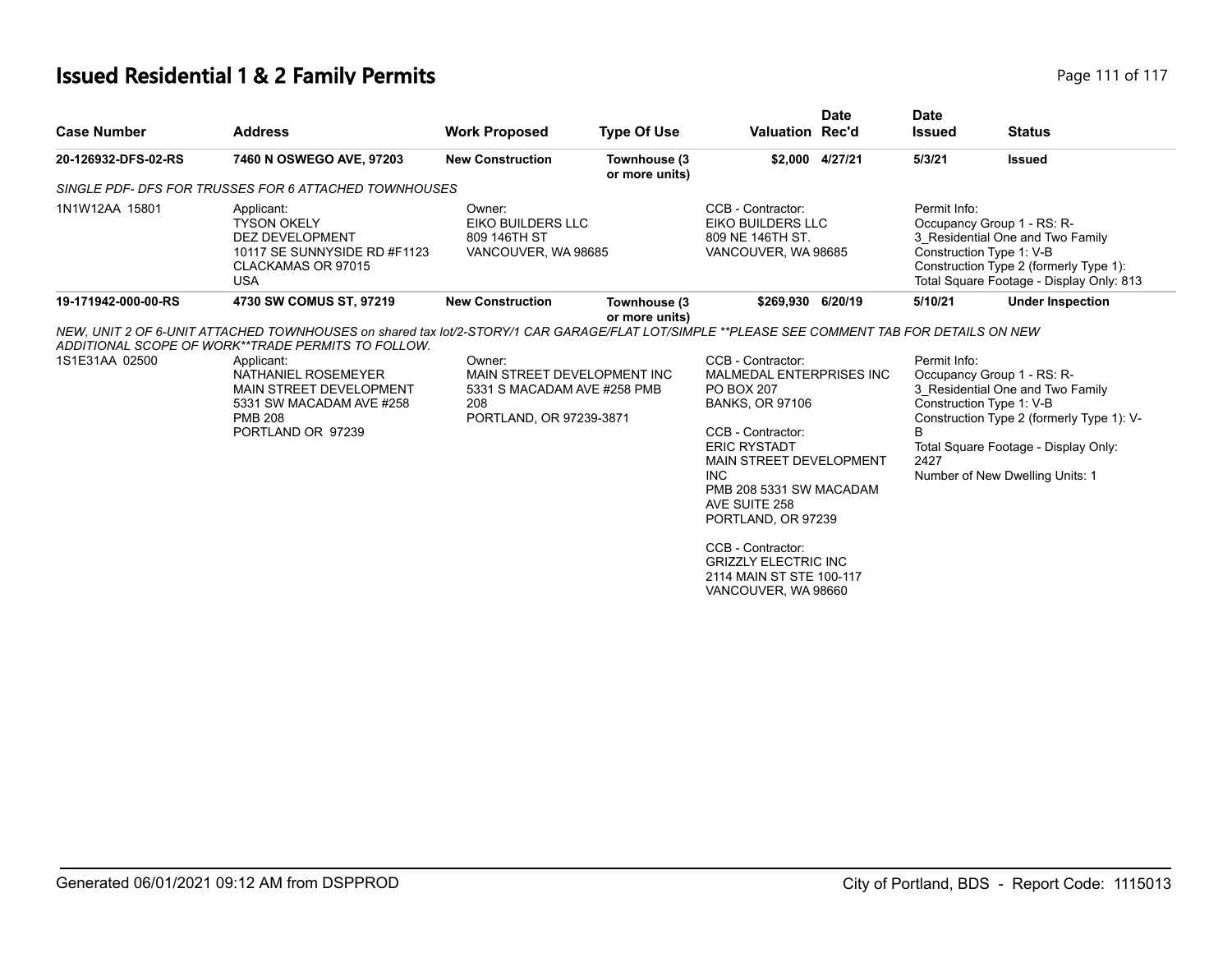## Issued Residential 1 & 2 Family Permits

| Case Number | Address | Work Proposed | Type Of Use | Valuation | Date Rec'd | Date Issued | Status |
|---|---|---|---|---|---|---|---|
| 20-126932-DFS-02-RS | 7460 N OSWEGO AVE, 97203 | New Construction | Townhouse (3 or more units) | $2,000 | 4/27/21 | 5/3/21 | Issued |

*SINGLE PDF- DFS FOR TRUSSES FOR 6 ATTACHED TOWNHOUSES*

| | Applicant | Owner | CCB - Contractor | Permit Info |
|---|---|---|---|---|
| 1N1W12AA 15801 | Applicant:<br>TYSON OKELY<br>DEZ DEVELOPMENT<br>10117 SE SUNNYSIDE RD #F1123<br>CLACKAMAS OR 97015<br>USA | Owner:<br>EIKO BUILDERS LLC<br>809 146TH ST<br>VANCOUVER, WA 98685 | CCB - Contractor:<br>EIKO BUILDERS LLC<br>809 NE 146TH ST.<br>VANCOUVER, WA 98685 | Permit Info:<br>Occupancy Group 1 - RS: R-3_Residential One and Two Family<br>Construction Type 1: V-B<br>Construction Type 2 (formerly Type 1):<br>Total Square Footage - Display Only: 813 |

| Case Number | Address | Work Proposed | Type Of Use | Valuation | Date Rec'd | Date Issued | Status |
|---|---|---|---|---|---|---|---|
| 19-171942-000-00-RS | 4730 SW COMUS ST, 97219 | New Construction | Townhouse (3 or more units) | $269,930 | 6/20/19 | 5/10/21 | Under Inspection |

*NEW, UNIT 2 OF 6-UNIT ATTACHED TOWNHOUSES on shared tax lot/2-STORY/1 CAR GARAGE/FLAT LOT/SIMPLE **PLEASE SEE COMMENT TAB FOR DETAILS ON NEW ADDITIONAL SCOPE OF WORK**TRADE PERMITS TO FOLLOW.*

| | Applicant | Owner | CCB - Contractor | Permit Info |
|---|---|---|---|---|
| 1S1E31AA 02500 | Applicant:<br>NATHANIEL ROSEMEYER<br>MAIN STREET DEVELOPMENT<br>5331 SW MACADAM AVE #258<br>PMB 208<br>PORTLAND OR 97239 | Owner:<br>MAIN STREET DEVELOPMENT INC<br>5331 S MACADAM AVE #258 PMB 208<br>PORTLAND, OR 97239-3871 | CCB - Contractor:<br>MALMEDAL ENTERPRISES INC<br>PO BOX 207<br>BANKS, OR 97106<br><br>CCB - Contractor:<br>ERIC RYSTADT<br>MAIN STREET DEVELOPMENT INC<br>PMB 208 5331 SW MACADAM AVE SUITE 258<br>PORTLAND, OR 97239<br><br>CCB - Contractor:<br>GRIZZLY ELECTRIC INC<br>2114 MAIN ST STE 100-117<br>VANCOUVER, WA 98660 | Permit Info:<br>Occupancy Group 1 - RS: R-3_Residential One and Two Family<br>Construction Type 1: V-B<br>Construction Type 2 (formerly Type 1): V-B<br>Total Square Footage - Display Only: 2427<br>Number of New Dwelling Units: 1 |

Generated 06/01/2021 09:12 AM from DSPPROD

City of Portland, BDS - Report Code: 1115013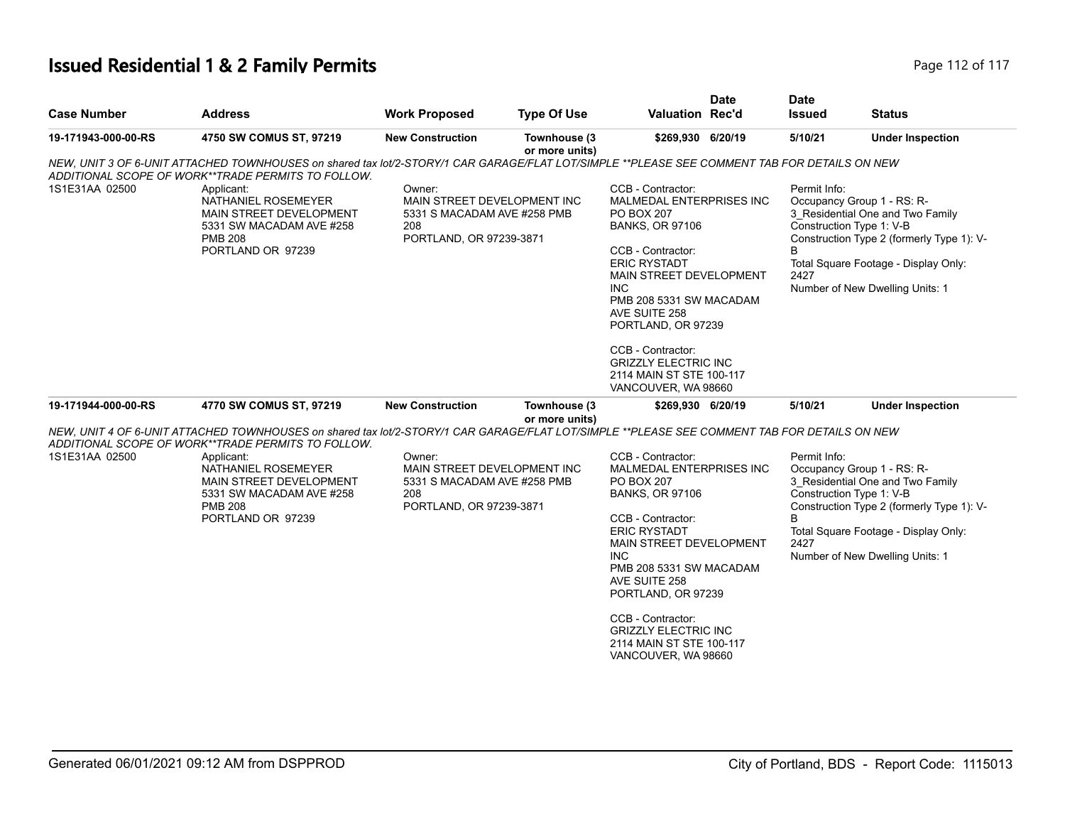# Issued Residential 1 & 2 Family Permits

| Case Number | Address | Work Proposed | Type Of Use | Valuation | Date Rec'd | Date Issued | Status |
|---|---|---|---|---|---|---|---|
| 19-171943-000-00-RS | 4750 SW COMUS ST, 97219 | New Construction | Townhouse (3 or more units) | $269,930 | 6/20/19 | 5/10/21 | Under Inspection |

*NEW, UNIT 3 OF 6-UNIT ATTACHED TOWNHOUSES on shared tax lot/2-STORY/1 CAR GARAGE/FLAT LOT/SIMPLE **PLEASE SEE COMMENT TAB FOR DETAILS ON NEW ADDITIONAL SCOPE OF WORK**TRADE PERMITS TO FOLLOW.*

1S1E31AA 02500

Applicant:
NATHANIEL ROSEMEYER
MAIN STREET DEVELOPMENT
5331 SW MACADAM AVE #258
PMB 208
PORTLAND OR 97239

Owner:
MAIN STREET DEVELOPMENT INC
5331 S MACADAM AVE #258 PMB 208
PORTLAND, OR 97239-3871

CCB - Contractor:
MALMEDAL ENTERPRISES INC
PO BOX 207
BANKS, OR 97106

CCB - Contractor:
ERIC RYSTADT
MAIN STREET DEVELOPMENT INC
PMB 208 5331 SW MACADAM AVE SUITE 258
PORTLAND, OR 97239

CCB - Contractor:
GRIZZLY ELECTRIC INC
2114 MAIN ST STE 100-117
VANCOUVER, WA 98660

Permit Info:
Occupancy Group 1 - RS: R-3_Residential One and Two Family
Construction Type 1: V-B
Construction Type 2 (formerly Type 1): V-B
Total Square Footage - Display Only: 2427
Number of New Dwelling Units: 1

| Case Number | Address | Work Proposed | Type Of Use | Valuation | Date Rec'd | Date Issued | Status |
|---|---|---|---|---|---|---|---|
| 19-171944-000-00-RS | 4770 SW COMUS ST, 97219 | New Construction | Townhouse (3 or more units) | $269,930 | 6/20/19 | 5/10/21 | Under Inspection |

*NEW, UNIT 4 OF 6-UNIT ATTACHED TOWNHOUSES on shared tax lot/2-STORY/1 CAR GARAGE/FLAT LOT/SIMPLE **PLEASE SEE COMMENT TAB FOR DETAILS ON NEW ADDITIONAL SCOPE OF WORK**TRADE PERMITS TO FOLLOW.*

1S1E31AA 02500

Applicant:
NATHANIEL ROSEMEYER
MAIN STREET DEVELOPMENT
5331 SW MACADAM AVE #258
PMB 208
PORTLAND OR 97239

Owner:
MAIN STREET DEVELOPMENT INC
5331 S MACADAM AVE #258 PMB 208
PORTLAND, OR 97239-3871

CCB - Contractor:
MALMEDAL ENTERPRISES INC
PO BOX 207
BANKS, OR 97106

CCB - Contractor:
ERIC RYSTADT
MAIN STREET DEVELOPMENT INC
PMB 208 5331 SW MACADAM AVE SUITE 258
PORTLAND, OR 97239

CCB - Contractor:
GRIZZLY ELECTRIC INC
2114 MAIN ST STE 100-117
VANCOUVER, WA 98660

Permit Info:
Occupancy Group 1 - RS: R-3_Residential One and Two Family
Construction Type 1: V-B
Construction Type 2 (formerly Type 1): V-B
Total Square Footage - Display Only: 2427
Number of New Dwelling Units: 1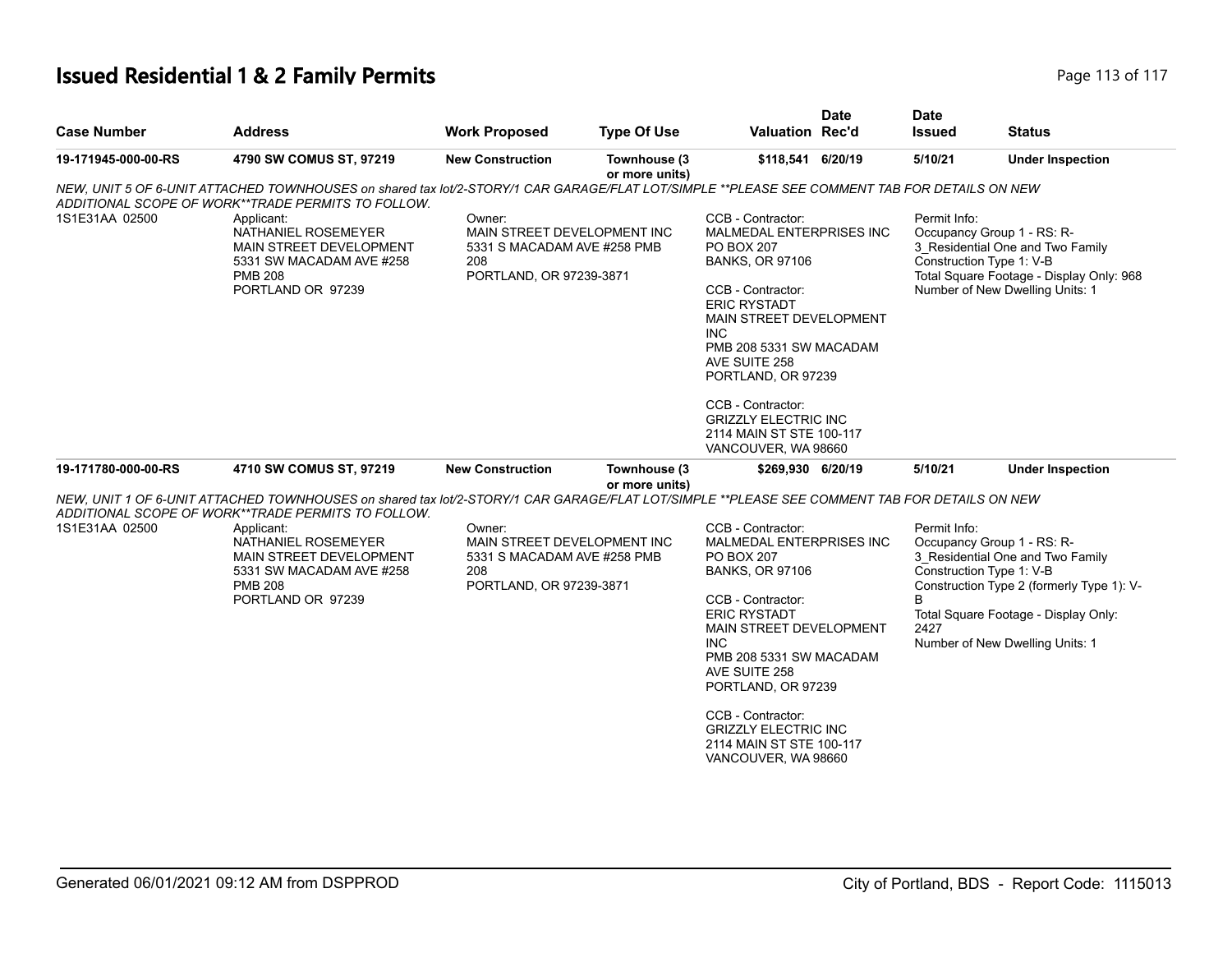# Issued Residential 1 & 2 Family Permits

| Case Number | Address | Work Proposed | Type Of Use | Valuation | Date Rec'd | Date Issued | Status |
|---|---|---|---|---|---|---|---|
| **19-171945-000-00-RS** | **4790 SW COMUS ST, 97219** | **New Construction** | **Townhouse (3 or more units)** | **$118,541** | **6/20/19** | **5/10/21** | **Under Inspection** |

*NEW, UNIT 5 OF 6-UNIT ATTACHED TOWNHOUSES on shared tax lot/2-STORY/1 CAR GARAGE/FLAT LOT/SIMPLE **PLEASE SEE COMMENT TAB FOR DETAILS ON NEW ADDITIONAL SCOPE OF WORK**TRADE PERMITS TO FOLLOW.*

1S1E31AA 02500

Applicant:
NATHANIEL ROSEMEYER
MAIN STREET DEVELOPMENT
5331 SW MACADAM AVE #258
PMB 208
PORTLAND OR 97239

Owner:
MAIN STREET DEVELOPMENT INC
5331 S MACADAM AVE #258 PMB 208
PORTLAND, OR 97239-3871

CCB - Contractor:
MALMEDAL ENTERPRISES INC
PO BOX 207
BANKS, OR 97106

CCB - Contractor:
ERIC RYSTADT
MAIN STREET DEVELOPMENT INC
PMB 208 5331 SW MACADAM AVE SUITE 258
PORTLAND, OR 97239

CCB - Contractor:
GRIZZLY ELECTRIC INC
2114 MAIN ST STE 100-117
VANCOUVER, WA 98660

Permit Info:
Occupancy Group 1 - RS: R-3_Residential One and Two Family
Construction Type 1: V-B
Total Square Footage - Display Only: 968
Number of New Dwelling Units: 1

| Case Number | Address | Work Proposed | Type Of Use | Valuation | Date Rec'd | Date Issued | Status |
|---|---|---|---|---|---|---|---|
| **19-171780-000-00-RS** | **4710 SW COMUS ST, 97219** | **New Construction** | **Townhouse (3 or more units)** | **$269,930** | **6/20/19** | **5/10/21** | **Under Inspection** |

*NEW, UNIT 1 OF 6-UNIT ATTACHED TOWNHOUSES on shared tax lot/2-STORY/1 CAR GARAGE/FLAT LOT/SIMPLE **PLEASE SEE COMMENT TAB FOR DETAILS ON NEW ADDITIONAL SCOPE OF WORK**TRADE PERMITS TO FOLLOW.*

1S1E31AA 02500

Applicant:
NATHANIEL ROSEMEYER
MAIN STREET DEVELOPMENT
5331 SW MACADAM AVE #258
PMB 208
PORTLAND OR 97239

Owner:
MAIN STREET DEVELOPMENT INC
5331 S MACADAM AVE #258 PMB 208
PORTLAND, OR 97239-3871

CCB - Contractor:
MALMEDAL ENTERPRISES INC
PO BOX 207
BANKS, OR 97106

CCB - Contractor:
ERIC RYSTADT
MAIN STREET DEVELOPMENT INC
PMB 208 5331 SW MACADAM AVE SUITE 258
PORTLAND, OR 97239

CCB - Contractor:
GRIZZLY ELECTRIC INC
2114 MAIN ST STE 100-117
VANCOUVER, WA 98660

Permit Info:
Occupancy Group 1 - RS: R-3_Residential One and Two Family
Construction Type 1: V-B
Construction Type 2 (formerly Type 1): V-B
Total Square Footage - Display Only: 2427
Number of New Dwelling Units: 1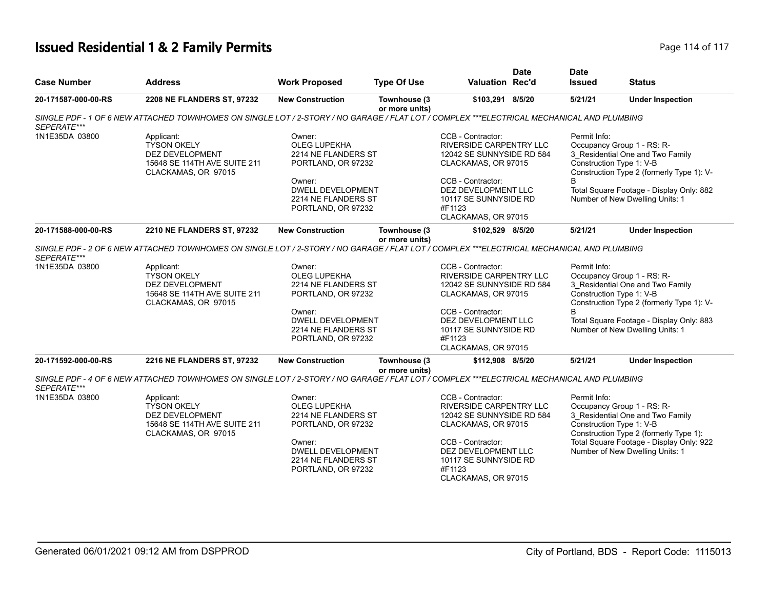# Issued Residential 1 & 2 Family Permits

| Case Number | Address | Work Proposed | Type Of Use | Valuation | Date Rec'd | Date Issued | Status |
|---|---|---|---|---|---|---|---|
| 20-171587-000-00-RS | 2208 NE FLANDERS ST, 97232 | New Construction | Townhouse (3 or more units) | $103,291 | 8/5/20 | 5/21/21 | Under Inspection |

SINGLE PDF - 1 OF 6 NEW ATTACHED TOWNHOMES ON SINGLE LOT / 2-STORY / NO GARAGE / FLAT LOT / COMPLEX ***ELECTRICAL MECHANICAL AND PLUMBING SEPERATE***

1N1E35DA 03800

Applicant:
TYSON OKELY
DEZ DEVELOPMENT
15648 SE 114TH AVE SUITE 211
CLACKAMAS, OR 97015

Owner:
OLEG LUPEKHA
2214 NE FLANDERS ST
PORTLAND, OR 97232

Owner:
DWELL DEVELOPMENT
2214 NE FLANDERS ST
PORTLAND, OR 97232

CCB - Contractor:
RIVERSIDE CARPENTRY LLC
12042 SE SUNNYSIDE RD 584
CLACKAMAS, OR 97015

CCB - Contractor:
DEZ DEVELOPMENT LLC
10117 SE SUNNYSIDE RD
#F1123
CLACKAMAS, OR 97015

Permit Info:
Occupancy Group 1 - RS: R-3_Residential One and Two Family
Construction Type 1: V-B
Construction Type 2 (formerly Type 1): V-B
Total Square Footage - Display Only: 882
Number of New Dwelling Units: 1

| Case Number | Address | Work Proposed | Type Of Use | Valuation | Date Rec'd | Date Issued | Status |
|---|---|---|---|---|---|---|---|
| 20-171588-000-00-RS | 2210 NE FLANDERS ST, 97232 | New Construction | Townhouse (3 or more units) | $102,529 | 8/5/20 | 5/21/21 | Under Inspection |

SINGLE PDF - 2 OF 6 NEW ATTACHED TOWNHOMES ON SINGLE LOT / 2-STORY / NO GARAGE / FLAT LOT / COMPLEX ***ELECTRICAL MECHANICAL AND PLUMBING SEPERATE***

1N1E35DA 03800

Applicant:
TYSON OKELY
DEZ DEVELOPMENT
15648 SE 114TH AVE SUITE 211
CLACKAMAS, OR 97015

Owner:
OLEG LUPEKHA
2214 NE FLANDERS ST
PORTLAND, OR 97232

Owner:
DWELL DEVELOPMENT
2214 NE FLANDERS ST
PORTLAND, OR 97232

CCB - Contractor:
RIVERSIDE CARPENTRY LLC
12042 SE SUNNYSIDE RD 584
CLACKAMAS, OR 97015

CCB - Contractor:
DEZ DEVELOPMENT LLC
10117 SE SUNNYSIDE RD
#F1123
CLACKAMAS, OR 97015

Permit Info:
Occupancy Group 1 - RS: R-3_Residential One and Two Family
Construction Type 1: V-B
Construction Type 2 (formerly Type 1): V-B
Total Square Footage - Display Only: 883
Number of New Dwelling Units: 1

| Case Number | Address | Work Proposed | Type Of Use | Valuation | Date Rec'd | Date Issued | Status |
|---|---|---|---|---|---|---|---|
| 20-171592-000-00-RS | 2216 NE FLANDERS ST, 97232 | New Construction | Townhouse (3 or more units) | $112,908 | 8/5/20 | 5/21/21 | Under Inspection |

SINGLE PDF - 4 OF 6 NEW ATTACHED TOWNHOMES ON SINGLE LOT / 2-STORY / NO GARAGE / FLAT LOT / COMPLEX ***ELECTRICAL MECHANICAL AND PLUMBING SEPERATE***

1N1E35DA 03800

Applicant:
TYSON OKELY
DEZ DEVELOPMENT
15648 SE 114TH AVE SUITE 211
CLACKAMAS, OR 97015

Owner:
OLEG LUPEKHA
2214 NE FLANDERS ST
PORTLAND, OR 97232

Owner:
DWELL DEVELOPMENT
2214 NE FLANDERS ST
PORTLAND, OR 97232

CCB - Contractor:
RIVERSIDE CARPENTRY LLC
12042 SE SUNNYSIDE RD 584
CLACKAMAS, OR 97015

CCB - Contractor:
DEZ DEVELOPMENT LLC
10117 SE SUNNYSIDE RD
#F1123
CLACKAMAS, OR 97015

Permit Info:
Occupancy Group 1 - RS: R-3_Residential One and Two Family
Construction Type 1: V-B
Construction Type 2 (formerly Type 1):
Total Square Footage - Display Only: 922
Number of New Dwelling Units: 1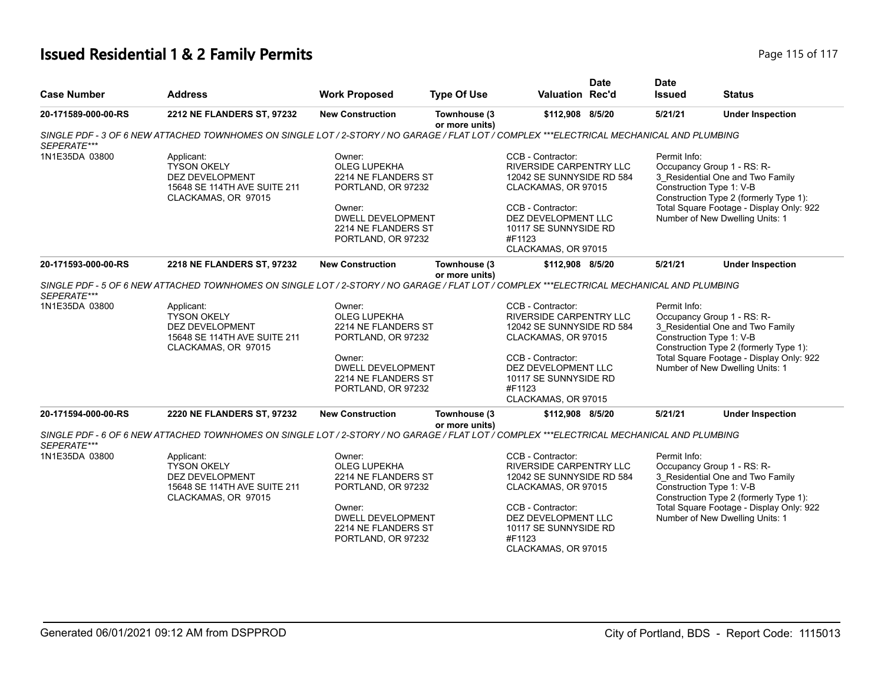# Issued Residential 1 & 2 Family Permits

| Case Number | Address | Work Proposed | Type Of Use | Valuation | Date Rec'd | Date Issued | Status |
|---|---|---|---|---|---|---|---|
| 20-171589-000-00-RS | 2212 NE FLANDERS ST, 97232 | New Construction | Townhouse (3 or more units) | $112,908 | 8/5/20 | 5/21/21 | Under Inspection |

*SINGLE PDF - 3 OF 6 NEW ATTACHED TOWNHOMES ON SINGLE LOT / 2-STORY / NO GARAGE / FLAT LOT / COMPLEX ***ELECTRICAL MECHANICAL AND PLUMBING SEPERATE****

1N1E35DA 03800

Applicant:
TYSON OKELY
DEZ DEVELOPMENT
15648 SE 114TH AVE SUITE 211
CLACKAMAS, OR 97015

Owner:
OLEG LUPEKHA
2214 NE FLANDERS ST
PORTLAND, OR 97232

Owner:
DWELL DEVELOPMENT
2214 NE FLANDERS ST
PORTLAND, OR 97232

CCB - Contractor:
RIVERSIDE CARPENTRY LLC
12042 SE SUNNYSIDE RD 584
CLACKAMAS, OR 97015

CCB - Contractor:
DEZ DEVELOPMENT LLC
10117 SE SUNNYSIDE RD
#F1123
CLACKAMAS, OR 97015

Permit Info:
Occupancy Group 1 - RS: R-3_Residential One and Two Family
Construction Type 1: V-B
Construction Type 2 (formerly Type 1):
Total Square Footage - Display Only: 922
Number of New Dwelling Units: 1

| Case Number | Address | Work Proposed | Type Of Use | Valuation | Date Rec'd | Date Issued | Status |
|---|---|---|---|---|---|---|---|
| 20-171593-000-00-RS | 2218 NE FLANDERS ST, 97232 | New Construction | Townhouse (3 or more units) | $112,908 | 8/5/20 | 5/21/21 | Under Inspection |

*SINGLE PDF - 5 OF 6 NEW ATTACHED TOWNHOMES ON SINGLE LOT / 2-STORY / NO GARAGE / FLAT LOT / COMPLEX ***ELECTRICAL MECHANICAL AND PLUMBING SEPERATE****

1N1E35DA 03800

Applicant:
TYSON OKELY
DEZ DEVELOPMENT
15648 SE 114TH AVE SUITE 211
CLACKAMAS, OR 97015

Owner:
OLEG LUPEKHA
2214 NE FLANDERS ST
PORTLAND, OR 97232

Owner:
DWELL DEVELOPMENT
2214 NE FLANDERS ST
PORTLAND, OR 97232

CCB - Contractor:
RIVERSIDE CARPENTRY LLC
12042 SE SUNNYSIDE RD 584
CLACKAMAS, OR 97015

CCB - Contractor:
DEZ DEVELOPMENT LLC
10117 SE SUNNYSIDE RD
#F1123
CLACKAMAS, OR 97015

Permit Info:
Occupancy Group 1 - RS: R-3_Residential One and Two Family
Construction Type 1: V-B
Construction Type 2 (formerly Type 1):
Total Square Footage - Display Only: 922
Number of New Dwelling Units: 1

| Case Number | Address | Work Proposed | Type Of Use | Valuation | Date Rec'd | Date Issued | Status |
|---|---|---|---|---|---|---|---|
| 20-171594-000-00-RS | 2220 NE FLANDERS ST, 97232 | New Construction | Townhouse (3 or more units) | $112,908 | 8/5/20 | 5/21/21 | Under Inspection |

*SINGLE PDF - 6 OF 6 NEW ATTACHED TOWNHOMES ON SINGLE LOT / 2-STORY / NO GARAGE / FLAT LOT / COMPLEX ***ELECTRICAL MECHANICAL AND PLUMBING SEPERATE****

1N1E35DA 03800

Applicant:
TYSON OKELY
DEZ DEVELOPMENT
15648 SE 114TH AVE SUITE 211
CLACKAMAS, OR 97015

Owner:
OLEG LUPEKHA
2214 NE FLANDERS ST
PORTLAND, OR 97232

Owner:
DWELL DEVELOPMENT
2214 NE FLANDERS ST
PORTLAND, OR 97232

CCB - Contractor:
RIVERSIDE CARPENTRY LLC
12042 SE SUNNYSIDE RD 584
CLACKAMAS, OR 97015

CCB - Contractor:
DEZ DEVELOPMENT LLC
10117 SE SUNNYSIDE RD
#F1123
CLACKAMAS, OR 97015

Permit Info:
Occupancy Group 1 - RS: R-3_Residential One and Two Family
Construction Type 1: V-B
Construction Type 2 (formerly Type 1):
Total Square Footage - Display Only: 922
Number of New Dwelling Units: 1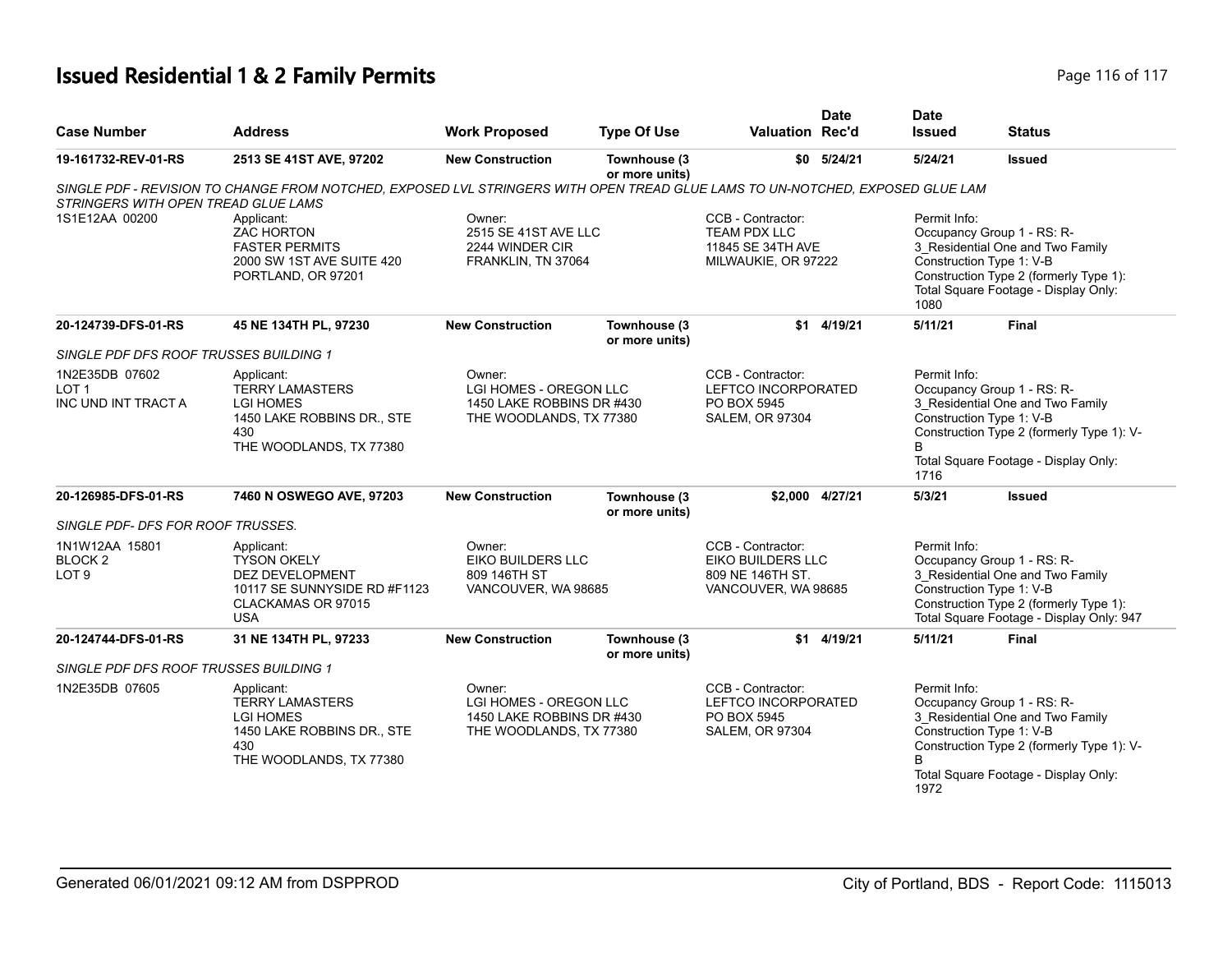# Issued Residential 1 & 2 Family Permits

| Case Number | Address | Work Proposed | Type Of Use | Valuation | Date Rec'd | Date Issued | Status |
|---|---|---|---|---|---|---|---|
| 19-161732-REV-01-RS | 2513 SE 41ST AVE, 97202 | New Construction | Townhouse (3 or more units) | $0 | 5/24/21 | 5/24/21 | Issued |

*SINGLE PDF - REVISION TO CHANGE FROM NOTCHED, EXPOSED LVL STRINGERS WITH OPEN TREAD GLUE LAMS TO UN-NOTCHED, EXPOSED GLUE LAM STRINGERS WITH OPEN TREAD GLUE LAMS*

1S1E12AA 00200

Applicant: ZAC HORTON, FASTER PERMITS, 2000 SW 1ST AVE SUITE 420, PORTLAND, OR 97201

Owner: 2515 SE 41ST AVE LLC, 2244 WINDER CIR, FRANKLIN, TN 37064

CCB - Contractor: TEAM PDX LLC, 11845 SE 34TH AVE, MILWAUKIE, OR 97222

Permit Info: Occupancy Group 1 - RS: R-3_Residential One and Two Family; Construction Type 1: V-B; Construction Type 2 (formerly Type 1):; Total Square Footage - Display Only: 1080

| Case Number | Address | Work Proposed | Type Of Use | Valuation | Date Rec'd | Date Issued | Status |
|---|---|---|---|---|---|---|---|
| 20-124739-DFS-01-RS | 45 NE 134TH PL, 97230 | New Construction | Townhouse (3 or more units) | $1 | 4/19/21 | 5/11/21 | Final |

*SINGLE PDF DFS ROOF TRUSSES BUILDING 1*

1N2E35DB 07602, LOT 1, INC UND INT TRACT A

Applicant: TERRY LAMASTERS, LGI HOMES, 1450 LAKE ROBBINS DR., STE 430, THE WOODLANDS, TX 77380

Owner: LGI HOMES - OREGON LLC, 1450 LAKE ROBBINS DR #430, THE WOODLANDS, TX 77380

CCB - Contractor: LEFTCO INCORPORATED, PO BOX 5945, SALEM, OR 97304

Permit Info: Occupancy Group 1 - RS: R-3_Residential One and Two Family; Construction Type 1: V-B; Construction Type 2 (formerly Type 1): V-B; Total Square Footage - Display Only: 1716

| Case Number | Address | Work Proposed | Type Of Use | Valuation | Date Rec'd | Date Issued | Status |
|---|---|---|---|---|---|---|---|
| 20-126985-DFS-01-RS | 7460 N OSWEGO AVE, 97203 | New Construction | Townhouse (3 or more units) | $2,000 | 4/27/21 | 5/3/21 | Issued |

*SINGLE PDF- DFS FOR ROOF TRUSSES.*

1N1W12AA 15801, BLOCK 2, LOT 9

Applicant: TYSON OKELY, DEZ DEVELOPMENT, 10117 SE SUNNYSIDE RD #F1123, CLACKAMAS OR 97015, USA

Owner: EIKO BUILDERS LLC, 809 146TH ST, VANCOUVER, WA 98685

CCB - Contractor: EIKO BUILDERS LLC, 809 NE 146TH ST., VANCOUVER, WA 98685

Permit Info: Occupancy Group 1 - RS: R-3_Residential One and Two Family; Construction Type 1: V-B; Construction Type 2 (formerly Type 1):; Total Square Footage - Display Only: 947

| Case Number | Address | Work Proposed | Type Of Use | Valuation | Date Rec'd | Date Issued | Status |
|---|---|---|---|---|---|---|---|
| 20-124744-DFS-01-RS | 31 NE 134TH PL, 97233 | New Construction | Townhouse (3 or more units) | $1 | 4/19/21 | 5/11/21 | Final |

*SINGLE PDF DFS ROOF TRUSSES BUILDING 1*

1N2E35DB 07605

Applicant: TERRY LAMASTERS, LGI HOMES, 1450 LAKE ROBBINS DR., STE 430, THE WOODLANDS, TX 77380

Owner: LGI HOMES - OREGON LLC, 1450 LAKE ROBBINS DR #430, THE WOODLANDS, TX 77380

CCB - Contractor: LEFTCO INCORPORATED, PO BOX 5945, SALEM, OR 97304

Permit Info: Occupancy Group 1 - RS: R-3_Residential One and Two Family; Construction Type 1: V-B; Construction Type 2 (formerly Type 1): V-B; Total Square Footage - Display Only: 1972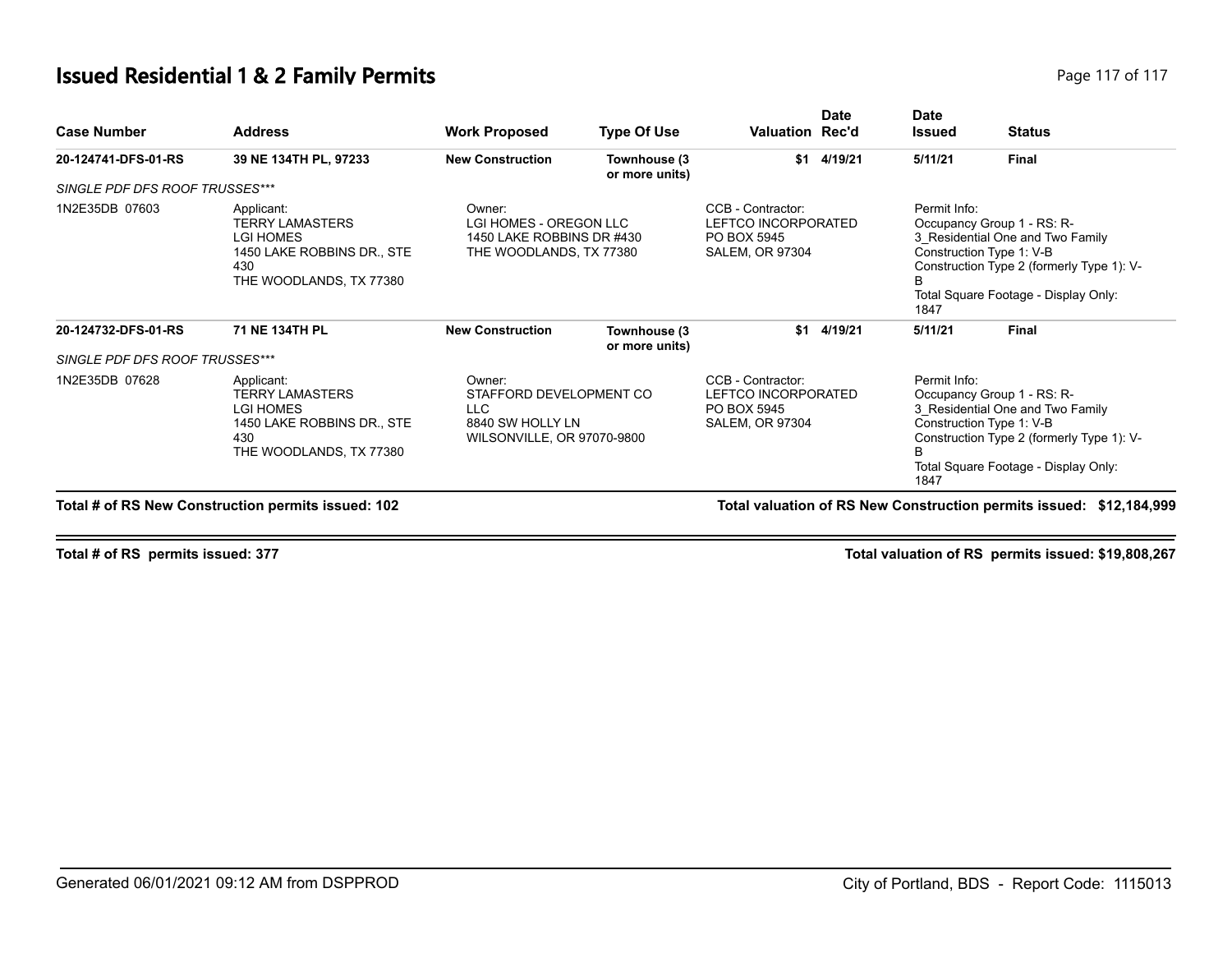# Issued Residential 1 & 2 Family Permits

| Case Number | Address | Work Proposed | Type Of Use | Valuation | Date Rec'd | Date Issued | Status |
|---|---|---|---|---|---|---|---|
| **20-124741-DFS-01-RS** | **39 NE 134TH PL, 97233** | **New Construction** | **Townhouse (3 or more units)** | **$1** | **4/19/21** | **5/11/21** | **Final** |
| *SINGLE PDF DFS ROOF TRUSSES**** | | | | | | | |
| 1N2E35DB 07603 | Applicant: TERRY LAMASTERS LGI HOMES 1450 LAKE ROBBINS DR., STE 430 THE WOODLANDS, TX 77380 | Owner: LGI HOMES - OREGON LLC 1450 LAKE ROBBINS DR #430 THE WOODLANDS, TX 77380 | | CCB - Contractor: LEFTCO INCORPORATED PO BOX 5945 SALEM, OR 97304 | | Permit Info: Occupancy Group 1 - RS: R-3_Residential One and Two Family Construction Type 1: V-B Construction Type 2 (formerly Type 1): V-B Total Square Footage - Display Only: 1847 | |
| **20-124732-DFS-01-RS** | **71 NE 134TH PL** | **New Construction** | **Townhouse (3 or more units)** | **$1** | **4/19/21** | **5/11/21** | **Final** |
| *SINGLE PDF DFS ROOF TRUSSES**** | | | | | | | |
| 1N2E35DB 07628 | Applicant: TERRY LAMASTERS LGI HOMES 1450 LAKE ROBBINS DR., STE 430 THE WOODLANDS, TX 77380 | Owner: STAFFORD DEVELOPMENT CO LLC 8840 SW HOLLY LN WILSONVILLE, OR 97070-9800 | | CCB - Contractor: LEFTCO INCORPORATED PO BOX 5945 SALEM, OR 97304 | | Permit Info: Occupancy Group 1 - RS: R-3_Residential One and Two Family Construction Type 1: V-B Construction Type 2 (formerly Type 1): V-B Total Square Footage - Display Only: 1847 | |

**Total # of RS New Construction permits issued: 102**

**Total valuation of RS New Construction permits issued: $12,184,999**

**Total # of RS permits issued: 377**

**Total valuation of RS permits issued: $19,808,267**

Generated 06/01/2021 09:12 AM from DSPPROD

City of Portland, BDS - Report Code: 1115013